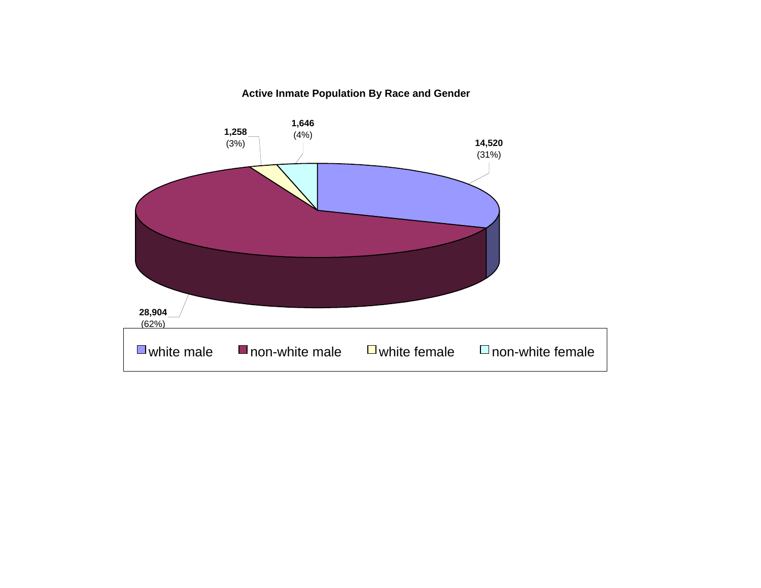**Active Inmate Population By Race and Gender**

| Category | Count | Percent |
| --- | --- | --- |
| white male | 14,520 | (31%) |
| non-white male | 28,904 | (62%) |
| white female | 1,258 | (3%) |
| non-white female | 1,646 | (4%) |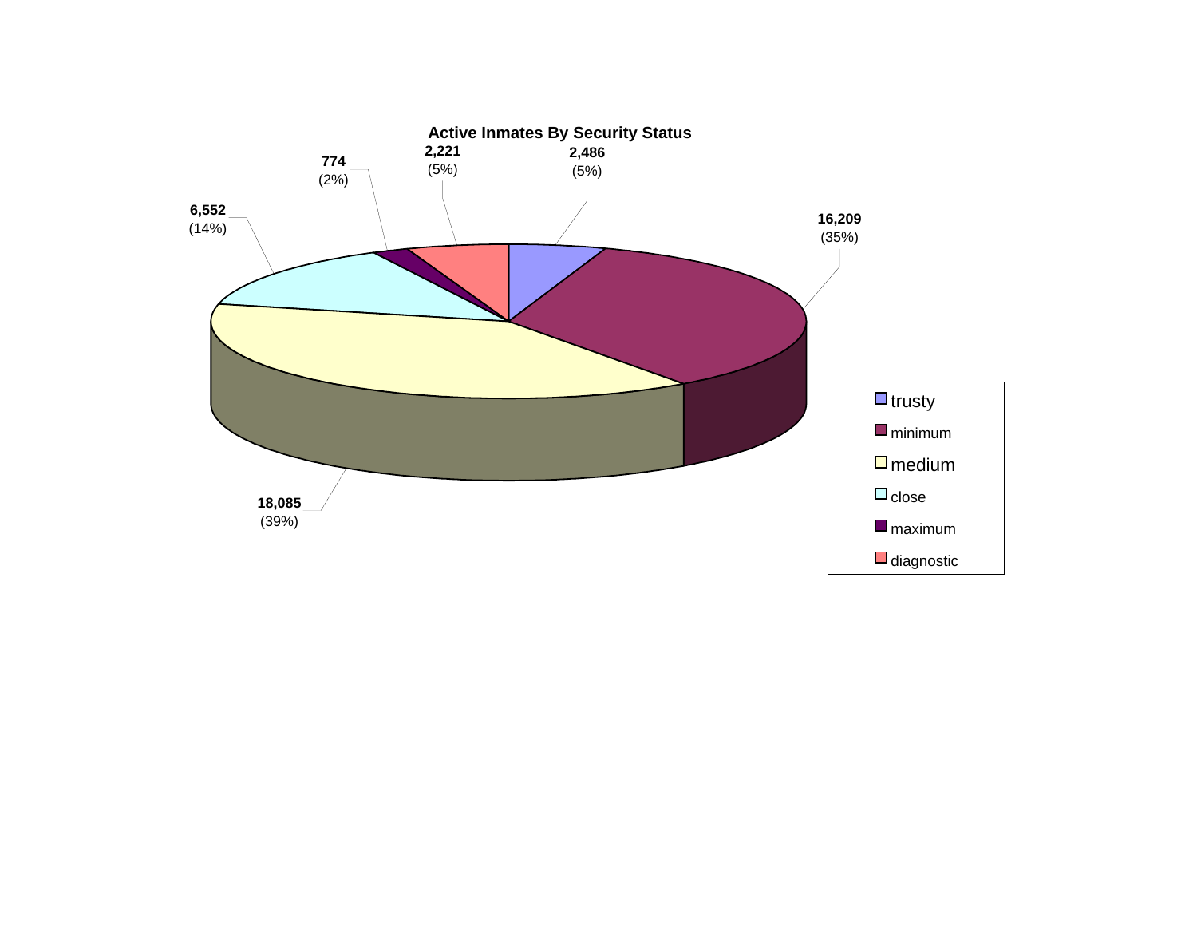## Active Inmates By Security Status

| Security Status | Count | Percent |
|---|---|---|
| trusty | 2,486 | (5%) |
| minimum | 16,209 | (35%) |
| medium | 18,085 | (39%) |
| close | 6,552 | (14%) |
| maximum | 774 | (2%) |
| diagnostic | 2,221 | (5%) |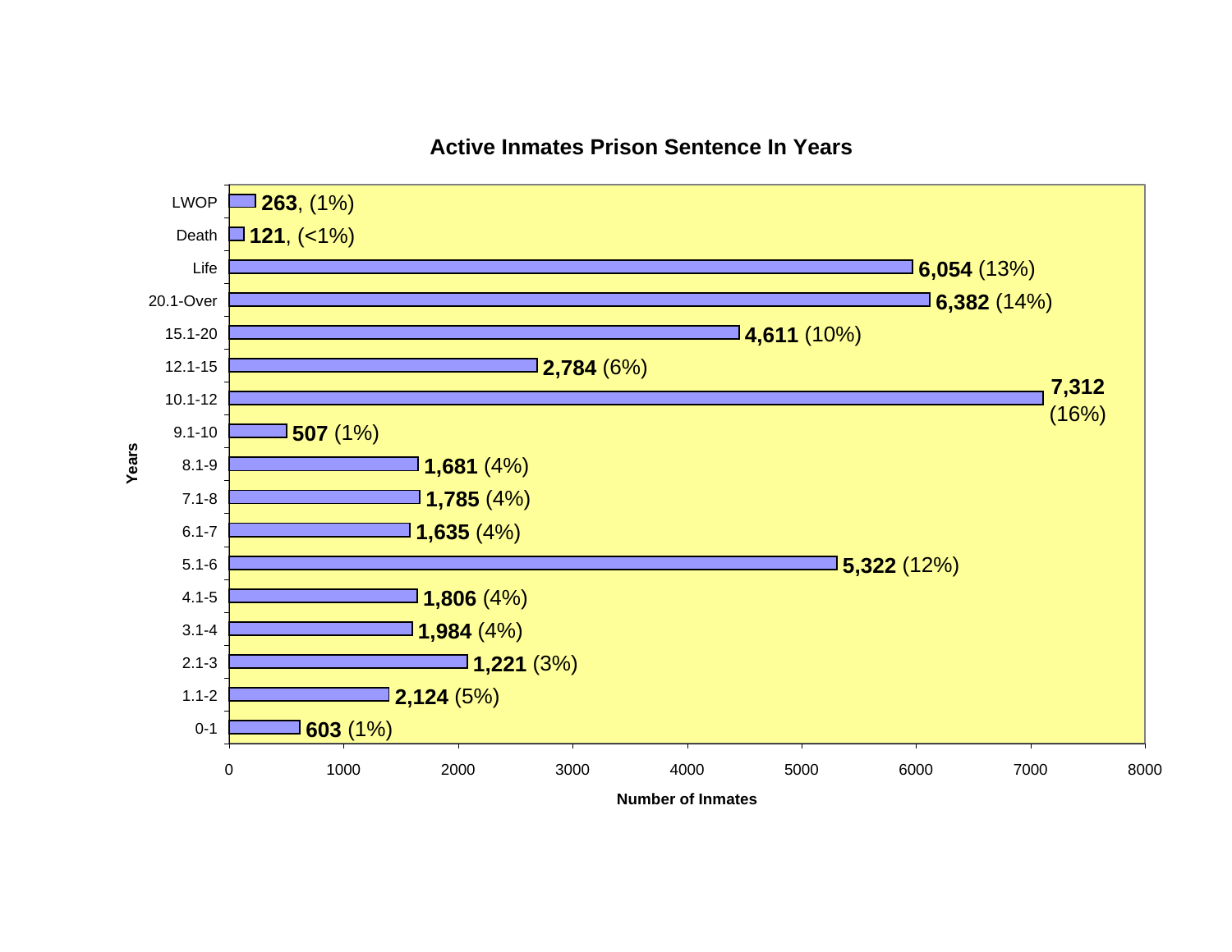## Active Inmates Prison Sentence In Years

| Years | Number of Inmates |
| --- | --- |
| LWOP | **263**, (1%) |
| Death | **121**, (<1%) |
| Life | **6,054** (13%) |
| 20.1-Over | **6,382** (14%) |
| 15.1-20 | **4,611** (10%) |
| 12.1-15 | **2,784** (6%) |
| 10.1-12 | **7,312** (16%) |
| 9.1-10 | **507** (1%) |
| 8.1-9 | **1,681** (4%) |
| 7.1-8 | **1,785** (4%) |
| 6.1-7 | **1,635** (4%) |
| 5.1-6 | **5,322** (12%) |
| 4.1-5 | **1,806** (4%) |
| 3.1-4 | **1,984** (4%) |
| 2.1-3 | **1,221** (3%) |
| 1.1-2 | **2,124** (5%) |
| 0-1 | **603** (1%) |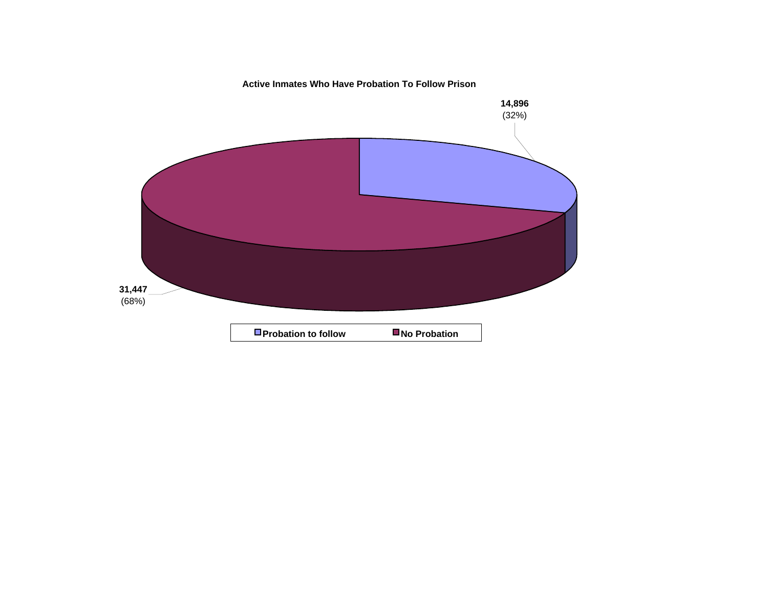**Active Inmates Who Have Probation To Follow Prison**

**14,896**
(32%)

**31,447**
(68%)

**Probation to follow** **No Probation**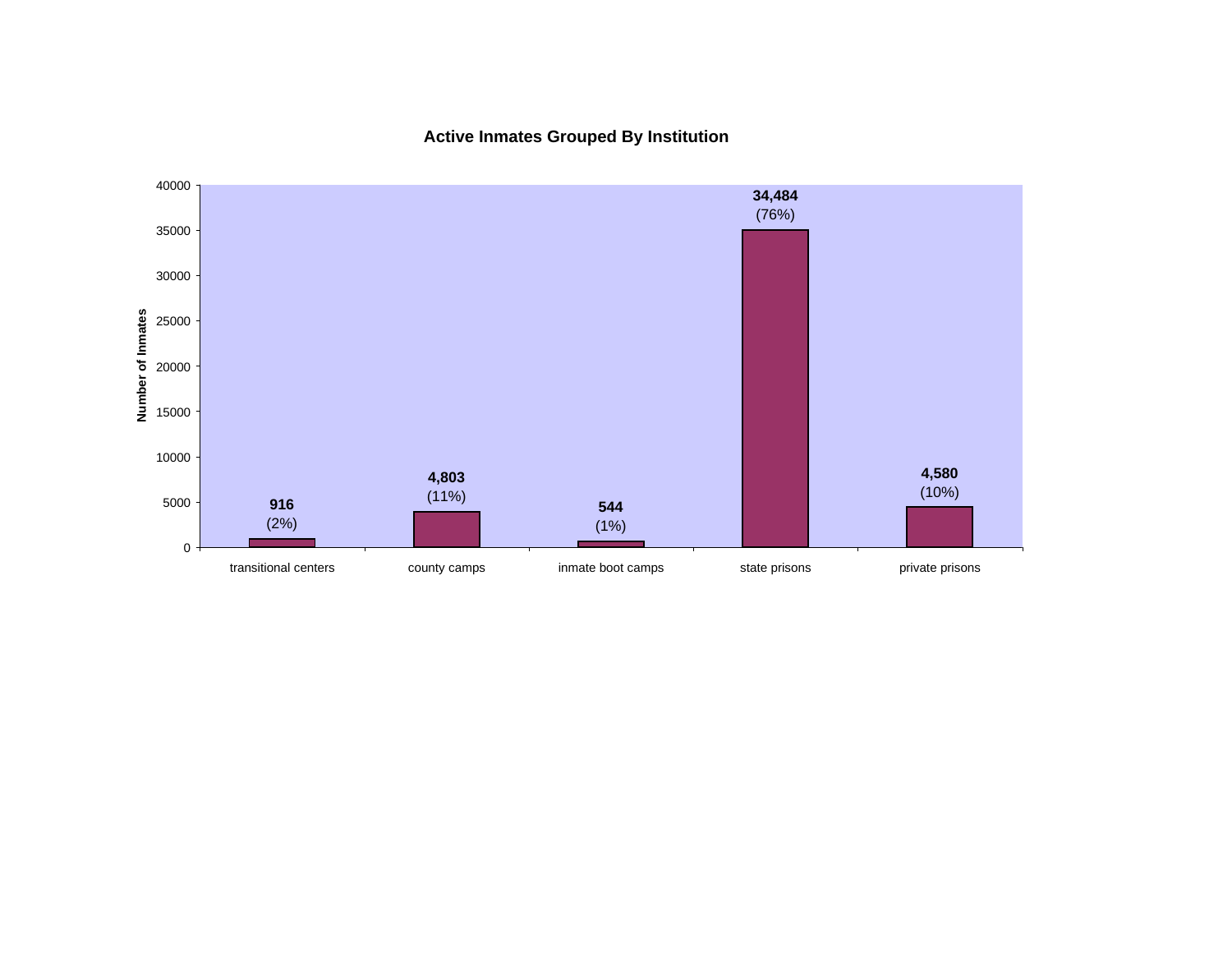## Active Inmates Grouped By Institution

| Institution | Number of Inmates | Percent |
|---|---|---|
| transitional centers | 916 | (2%) |
| county camps | 4,803 | (11%) |
| inmate boot camps | 544 | (1%) |
| state prisons | 34,484 | (76%) |
| private prisons | 4,580 | (10%) |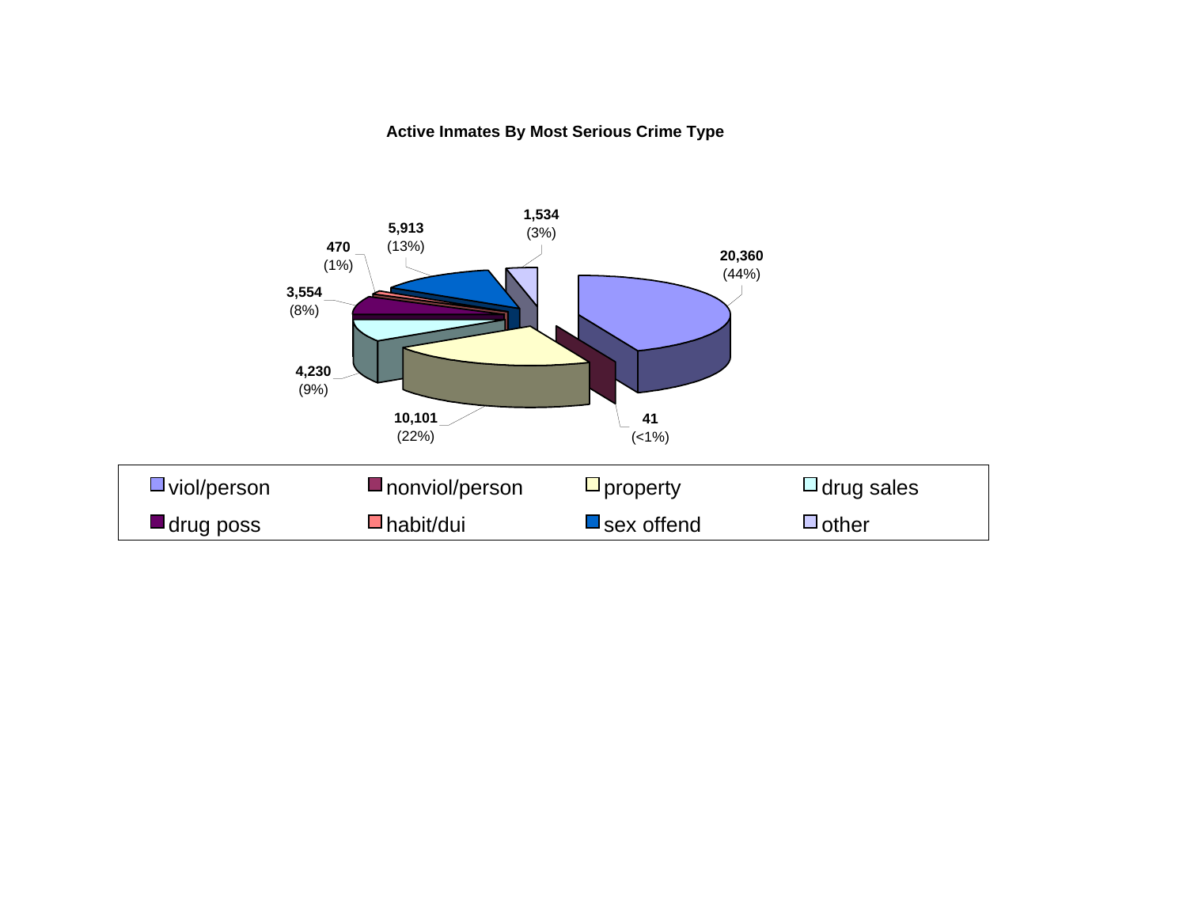**Active Inmates By Most Serious Crime Type**

| Crime Type | Count | Percent |
|---|---|---|
| viol/person | 20,360 | (44%) |
| nonviol/person | 41 | (<1%) |
| property | 10,101 | (22%) |
| drug sales | 4,230 | (9%) |
| drug poss | 3,554 | (8%) |
| habit/dui | 470 | (1%) |
| sex offend | 5,913 | (13%) |
| other | 1,534 | (3%) |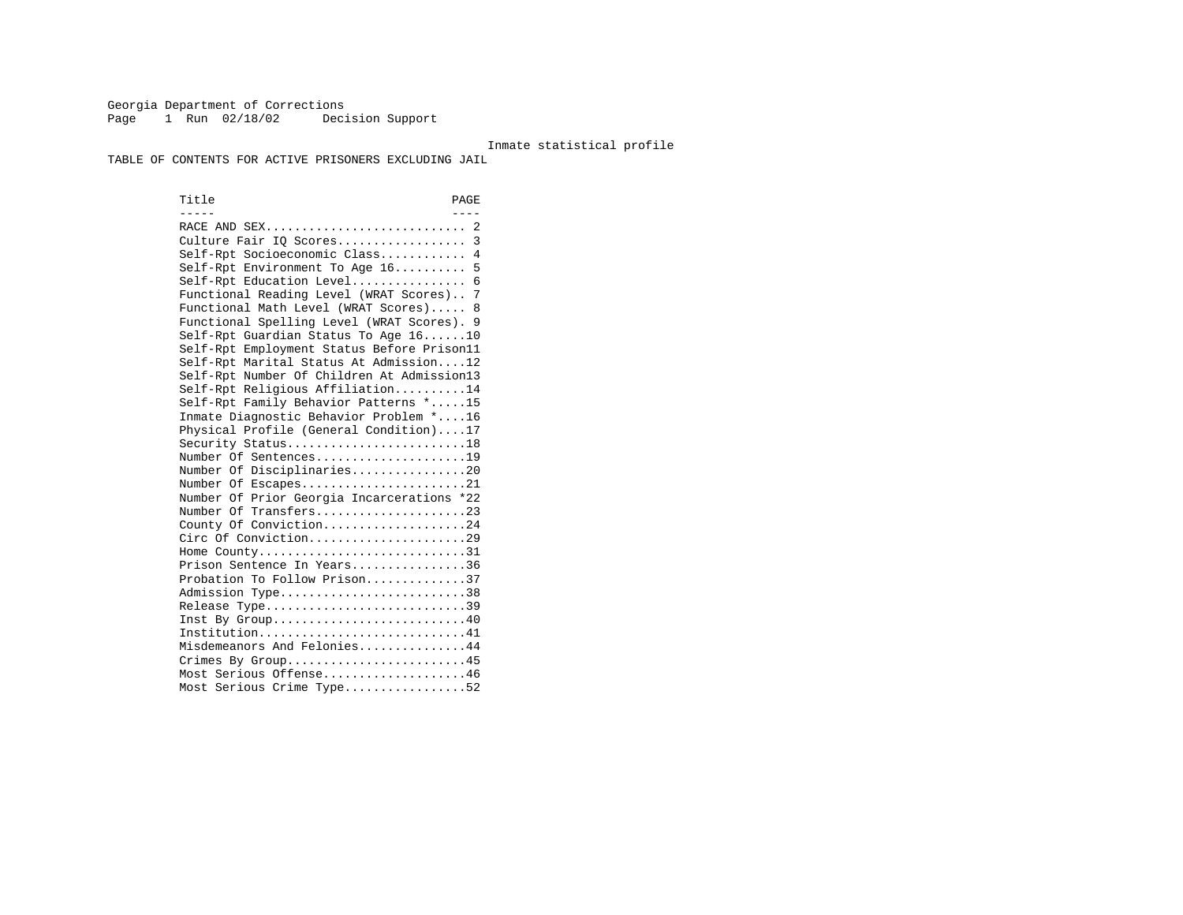Georgia Department of Corrections
Page 1 Run 02/18/02 Decision Support

Inmate statistical profile

TABLE OF CONTENTS FOR ACTIVE PRISONERS EXCLUDING JAIL

| Title | PAGE |
|---|---|
| RACE AND SEX | 2 |
| Culture Fair IQ Scores | 3 |
| Self-Rpt Socioeconomic Class | 4 |
| Self-Rpt Environment To Age 16 | 5 |
| Self-Rpt Education Level | 6 |
| Functional Reading Level (WRAT Scores) | 7 |
| Functional Math Level (WRAT Scores) | 8 |
| Functional Spelling Level (WRAT Scores) | 9 |
| Self-Rpt Guardian Status To Age 16 | 10 |
| Self-Rpt Employment Status Before Prison | 11 |
| Self-Rpt Marital Status At Admission | 12 |
| Self-Rpt Number Of Children At Admission | 13 |
| Self-Rpt Religious Affiliation | 14 |
| Self-Rpt Family Behavior Patterns * | 15 |
| Inmate Diagnostic Behavior Problem * | 16 |
| Physical Profile (General Condition) | 17 |
| Security Status | 18 |
| Number Of Sentences | 19 |
| Number Of Disciplinaries | 20 |
| Number Of Escapes | 21 |
| Number Of Prior Georgia Incarcerations * | 22 |
| Number Of Transfers | 23 |
| County Of Conviction | 24 |
| Circ Of Conviction | 29 |
| Home County | 31 |
| Prison Sentence In Years | 36 |
| Probation To Follow Prison | 37 |
| Admission Type | 38 |
| Release Type | 39 |
| Inst By Group | 40 |
| Institution | 41 |
| Misdemeanors And Felonies | 44 |
| Crimes By Group | 45 |
| Most Serious Offense | 46 |
| Most Serious Crime Type | 52 |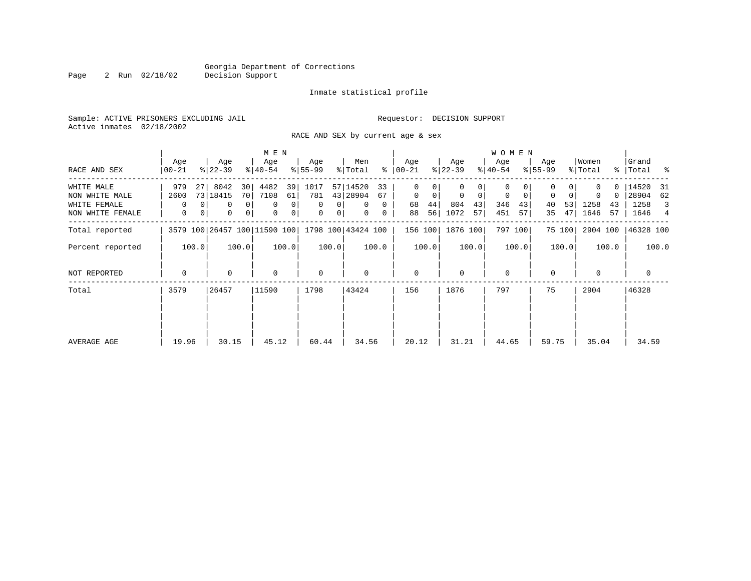Georgia Department of Corrections
Decision Support

Inmate statistical profile

Sample: ACTIVE PRISONERS EXCLUDING JAIL                    Requestor: DECISION SUPPORT
Active inmates 02/18/2002

RACE AND SEX by current age & sex

| RACE AND SEX | MEN Age 00-21 | % | Age 22-39 | % | Age 40-54 | % | Age 55-99 | % | Men Total | % | WOMEN Age 00-21 | % | Age 22-39 | % | Age 40-54 | % | Age 55-99 | % | Women Total | % | Grand Total | % |
|---|---|---|---|---|---|---|---|---|---|---|---|---|---|---|---|---|---|---|---|---|---|---|
| WHITE MALE | 979 | 27 | 8042 | 30 | 4482 | 39 | 1017 | 57 | 14520 | 33 | 0 | 0 | 0 | 0 | 0 | 0 | 0 | 0 | 0 | 0 | 14520 | 31 |
| NON WHITE MALE | 2600 | 73 | 18415 | 70 | 7108 | 61 | 781 | 43 | 28904 | 67 | 0 | 0 | 0 | 0 | 0 | 0 | 0 | 0 | 0 | 0 | 28904 | 62 |
| WHITE FEMALE | 0 | 0 | 0 | 0 | 0 | 0 | 0 | 0 | 0 | 0 | 68 | 44 | 804 | 43 | 346 | 43 | 40 | 53 | 1258 | 43 | 1258 | 3 |
| NON WHITE FEMALE | 0 | 0 | 0 | 0 | 0 | 0 | 0 | 0 | 0 | 0 | 88 | 56 | 1072 | 57 | 451 | 57 | 35 | 47 | 1646 | 57 | 1646 | 4 |
| Total reported | 3579 | 100 | 26457 | 100 | 11590 | 100 | 1798 | 100 | 43424 | 100 | 156 | 100 | 1876 | 100 | 797 | 100 | 75 | 100 | 2904 | 100 | 46328 | 100 |
| Percent reported | | 100.0 | | 100.0 | | 100.0 | | 100.0 | | 100.0 | | 100.0 | | 100.0 | | 100.0 | | 100.0 | | 100.0 | | 100.0 |
| NOT REPORTED | 0 | | 0 | | 0 | | 0 | | 0 | | 0 | | 0 | | 0 | | 0 | | 0 | | 0 | |
| Total | 3579 | | 26457 | | 11590 | | 1798 | | 43424 | | 156 | | 1876 | | 797 | | 75 | | 2904 | | 46328 | |
| AVERAGE AGE | 19.96 | | 30.15 | | 45.12 | | 60.44 | | 34.56 | | 20.12 | | 31.21 | | 44.65 | | 59.75 | | 35.04 | | 34.59 | |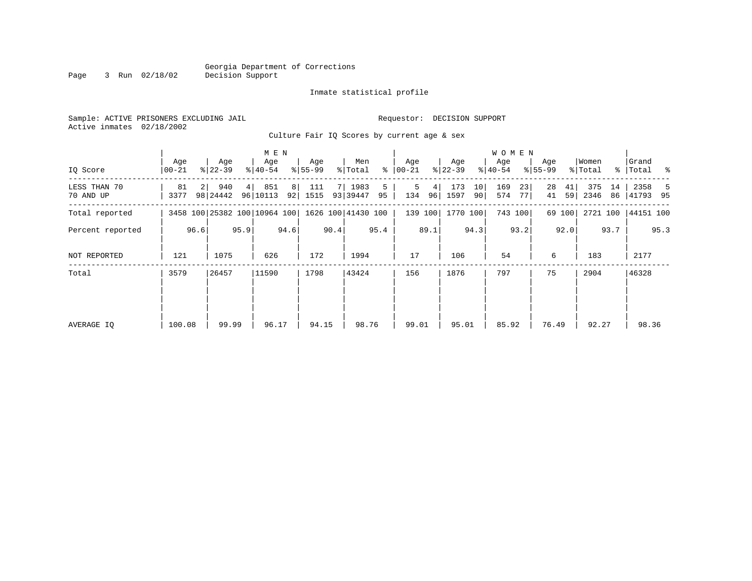Georgia Department of Corrections
Decision Support

Inmate statistical profile

Sample: ACTIVE PRISONERS EXCLUDING JAIL

Requestor: DECISION SUPPORT

Active inmates 02/18/2002

Culture Fair IQ Scores by current age & sex

| IQ Score | MEN Age 00-21 | % | Age 22-39 | % | Age 40-54 | % | Age 55-99 | % | Men Total | % | WOMEN Age 00-21 | % | Age 22-39 | % | Age 40-54 | % | Age 55-99 | % | Women Total | % | Grand Total | % |
|---|---|---|---|---|---|---|---|---|---|---|---|---|---|---|---|---|---|---|---|---|---|---|
| LESS THAN 70 | 81 | 2 | 940 | 4 | 851 | 8 | 111 | 7 | 1983 | 5 | 5 | 4 | 173 | 10 | 169 | 23 | 28 | 41 | 375 | 14 | 2358 | 5 |
| 70 AND UP | 3377 | 98 | 24442 | 96 | 10113 | 92 | 1515 | 93 | 39447 | 95 | 134 | 96 | 1597 | 90 | 574 | 77 | 41 | 59 | 2346 | 86 | 41793 | 95 |
| Total reported | 3458 | 100 | 25382 | 100 | 10964 | 100 | 1626 | 100 | 41430 | 100 | 139 | 100 | 1770 | 100 | 743 | 100 | 69 | 100 | 2721 | 100 | 44151 | 100 |
| Percent reported | | 96.6 | | 95.9 | | 94.6 | | 90.4 | | 95.4 | | 89.1 | | 94.3 | | 93.2 | | 92.0 | | 93.7 | | 95.3 |
| NOT REPORTED | 121 | | 1075 | | 626 | | 172 | | 1994 | | 17 | | 106 | | 54 | | 6 | | 183 | | 2177 | |
| Total | 3579 | | 26457 | | 11590 | | 1798 | | 43424 | | 156 | | 1876 | | 797 | | 75 | | 2904 | | 46328 | |
| AVERAGE IQ | 100.08 | | 99.99 | | 96.17 | | 94.15 | | 98.76 | | 99.01 | | 95.01 | | 85.92 | | 76.49 | | 92.27 | | 98.36 | |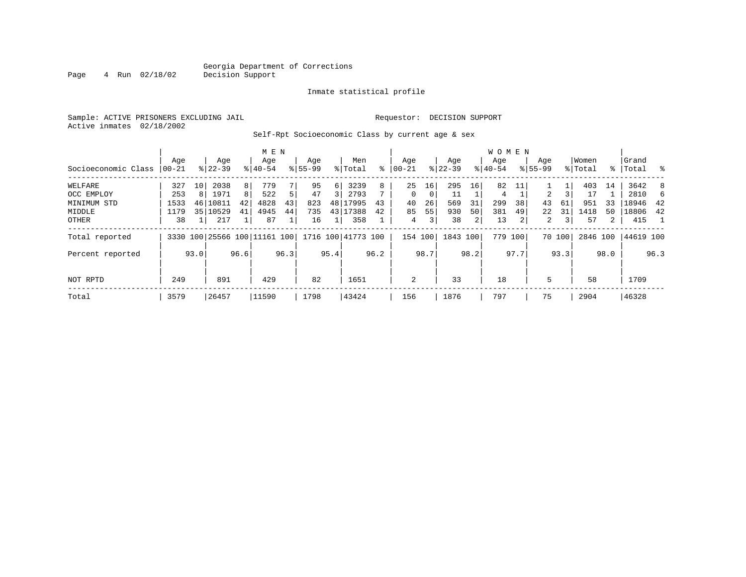Georgia Department of Corrections
Decision Support

Inmate statistical profile

Sample: ACTIVE PRISONERS EXCLUDING JAIL        Requestor: DECISION SUPPORT
Active inmates 02/18/2002

Self-Rpt Socioeconomic Class by current age & sex

| | MEN | | | | | | | | | | WOMEN | | | | | | | | | | | |
|---|---|---|---|---|---|---|---|---|---|---|---|---|---|---|---|---|---|---|---|---|---|---|
| Socioeconomic Class | Age 00-21 | % | Age 22-39 | % | Age 40-54 | % | Age 55-99 | % | Men Total | % | Age 00-21 | % | Age 22-39 | % | Age 40-54 | % | Age 55-99 | % | Women Total | % | Grand Total | % |
| WELFARE | 327 | 10 | 2038 | 8 | 779 | 7 | 95 | 6 | 3239 | 8 | 25 | 16 | 295 | 16 | 82 | 11 | 1 | 1 | 403 | 14 | 3642 | 8 |
| OCC EMPLOY | 253 | 8 | 1971 | 8 | 522 | 5 | 47 | 3 | 2793 | 7 | 0 | 0 | 11 | 1 | 4 | 1 | 2 | 3 | 17 | 1 | 2810 | 6 |
| MINIMUM STD | 1533 | 46 | 10811 | 42 | 4828 | 43 | 823 | 48 | 17995 | 43 | 40 | 26 | 569 | 31 | 299 | 38 | 43 | 61 | 951 | 33 | 18946 | 42 |
| MIDDLE | 1179 | 35 | 10529 | 41 | 4945 | 44 | 735 | 43 | 17388 | 42 | 85 | 55 | 930 | 50 | 381 | 49 | 22 | 31 | 1418 | 50 | 18806 | 42 |
| OTHER | 38 | 1 | 217 | 1 | 87 | 1 | 16 | 1 | 358 | 1 | 4 | 3 | 38 | 2 | 13 | 2 | 2 | 3 | 57 | 2 | 415 | 1 |
| Total reported | 3330 | 100 | 25566 | 100 | 11161 | 100 | 1716 | 100 | 41773 | 100 | 154 | 100 | 1843 | 100 | 779 | 100 | 70 | 100 | 2846 | 100 | 44619 | 100 |
| Percent reported | | 93.0 | | 96.6 | | 96.3 | | 95.4 | | 96.2 | | 98.7 | | 98.2 | | 97.7 | | 93.3 | | 98.0 | | 96.3 |
| NOT RPTD | 249 | | 891 | | 429 | | 82 | | 1651 | | 2 | | 33 | | 18 | | 5 | | 58 | | 1709 | |
| Total | 3579 | | 26457 | | 11590 | | 1798 | | 43424 | | 156 | | 1876 | | 797 | | 75 | | 2904 | | 46328 | |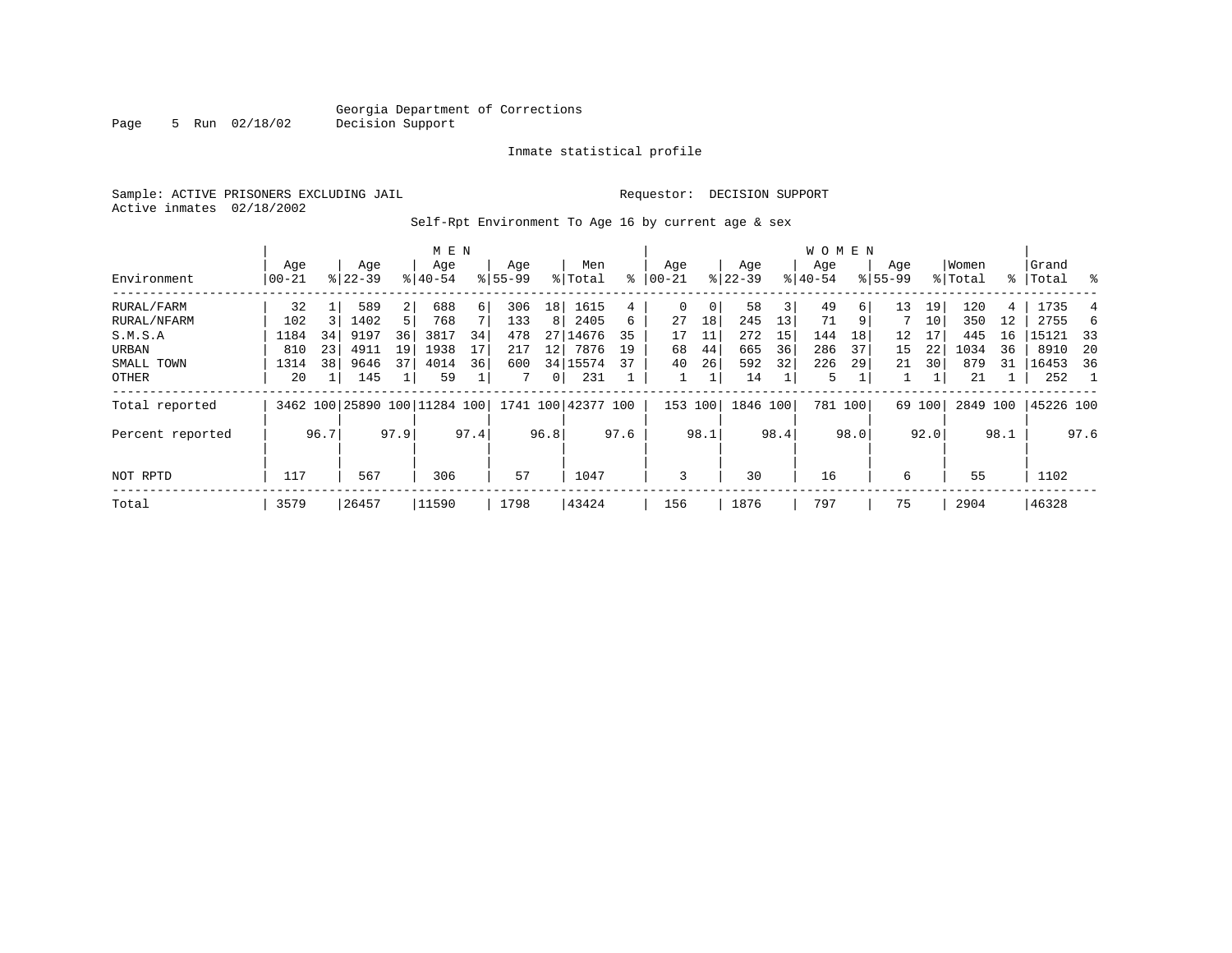Georgia Department of Corrections
Decision Support

Inmate statistical profile

Sample: ACTIVE PRISONERS EXCLUDING JAIL

Requestor: DECISION SUPPORT

Active inmates 02/18/2002

Self-Rpt Environment To Age 16 by current age & sex

| Environment | MEN Age 00-21 | % | Age 22-39 | % | Age 40-54 | % | Age 55-99 | % | Men Total | % | WOMEN Age 00-21 | % | Age 22-39 | % | Age 40-54 | % | Age 55-99 | % | Women Total | % | Grand Total | % |
|---|---|---|---|---|---|---|---|---|---|---|---|---|---|---|---|---|---|---|---|---|---|---|
| RURAL/FARM | 32 | 1 | 589 | 2 | 688 | 6 | 306 | 18 | 1615 | 4 | 0 | 0 | 58 | 3 | 49 | 6 | 13 | 19 | 120 | 4 | 1735 | 4 |
| RURAL/NFARM | 102 | 3 | 1402 | 5 | 768 | 7 | 133 | 8 | 2405 | 6 | 27 | 18 | 245 | 13 | 71 | 9 | 7 | 10 | 350 | 12 | 2755 | 6 |
| S.M.S.A | 1184 | 34 | 9197 | 36 | 3817 | 34 | 478 | 27 | 14676 | 35 | 17 | 11 | 272 | 15 | 144 | 18 | 12 | 17 | 445 | 16 | 15121 | 33 |
| URBAN | 810 | 23 | 4911 | 19 | 1938 | 17 | 217 | 12 | 7876 | 19 | 68 | 44 | 665 | 36 | 286 | 37 | 15 | 22 | 1034 | 36 | 8910 | 20 |
| SMALL TOWN | 1314 | 38 | 9646 | 37 | 4014 | 36 | 600 | 34 | 15574 | 37 | 40 | 26 | 592 | 32 | 226 | 29 | 21 | 30 | 879 | 31 | 16453 | 36 |
| OTHER | 20 | 1 | 145 | 1 | 59 | 1 | 7 | 0 | 231 | 1 | 1 | 1 | 14 | 1 | 5 | 1 | 1 | 1 | 21 | 1 | 252 | 1 |
| Total reported | 3462 | 100 | 25890 | 100 | 11284 | 100 | 1741 | 100 | 42377 | 100 | 153 | 100 | 1846 | 100 | 781 | 100 | 69 | 100 | 2849 | 100 | 45226 | 100 |
| Percent reported | | 96.7 | | 97.9 | | 97.4 | | 96.8 | | 97.6 | | 98.1 | | 98.4 | | 98.0 | | 92.0 | | 98.1 | | 97.6 |
| NOT RPTD | 117 | | 567 | | 306 | | 57 | | 1047 | | 3 | | 30 | | 16 | | 6 | | 55 | | 1102 | |
| Total | 3579 | | 26457 | | 11590 | | 1798 | | 43424 | | 156 | | 1876 | | 797 | | 75 | | 2904 | | 46328 | |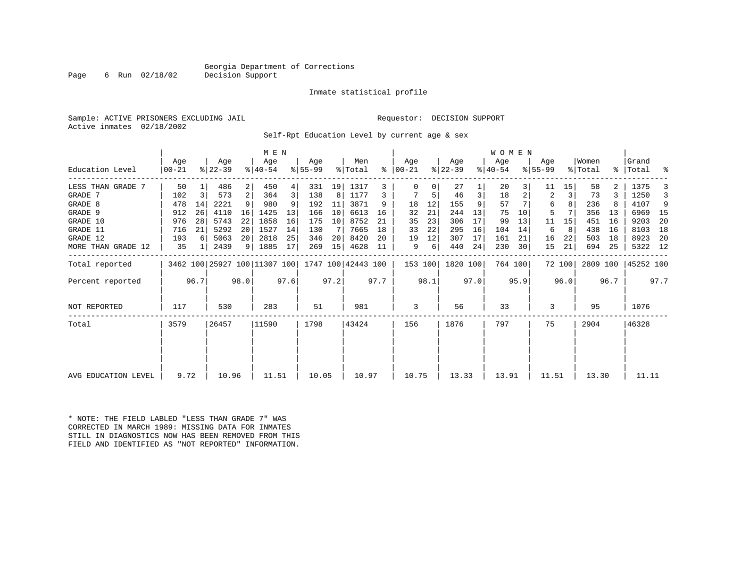Georgia Department of Corrections
Decision Support

Inmate statistical profile

Sample: ACTIVE PRISONERS EXCLUDING JAIL

Requestor: DECISION SUPPORT

Active inmates 02/18/2002

Self-Rpt Education Level by current age & sex

| Education Level | MEN Age 00-21 | % | Age 22-39 | % | Age 40-54 | % | Age 55-99 | % | Men Total | % | WOMEN Age 00-21 | % | Age 22-39 | % | Age 40-54 | % | Age 55-99 | % | Women Total | % | Grand Total | % |
|---|---|---|---|---|---|---|---|---|---|---|---|---|---|---|---|---|---|---|---|---|---|---|
| LESS THAN GRADE 7 | 50 | 1 | 486 | 2 | 450 | 4 | 331 | 19 | 1317 | 3 | 0 | 0 | 27 | 1 | 20 | 3 | 11 | 15 | 58 | 2 | 1375 | 3 |
| GRADE 7 | 102 | 3 | 573 | 2 | 364 | 3 | 138 | 8 | 1177 | 3 | 7 | 5 | 46 | 3 | 18 | 2 | 2 | 3 | 73 | 3 | 1250 | 3 |
| GRADE 8 | 478 | 14 | 2221 | 9 | 980 | 9 | 192 | 11 | 3871 | 9 | 18 | 12 | 155 | 9 | 57 | 7 | 6 | 8 | 236 | 8 | 4107 | 9 |
| GRADE 9 | 912 | 26 | 4110 | 16 | 1425 | 13 | 166 | 10 | 6613 | 16 | 32 | 21 | 244 | 13 | 75 | 10 | 5 | 7 | 356 | 13 | 6969 | 15 |
| GRADE 10 | 976 | 28 | 5743 | 22 | 1858 | 16 | 175 | 10 | 8752 | 21 | 35 | 23 | 306 | 17 | 99 | 13 | 11 | 15 | 451 | 16 | 9203 | 20 |
| GRADE 11 | 716 | 21 | 5292 | 20 | 1527 | 14 | 130 | 7 | 7665 | 18 | 33 | 22 | 295 | 16 | 104 | 14 | 6 | 8 | 438 | 16 | 8103 | 18 |
| GRADE 12 | 193 | 6 | 5063 | 20 | 2818 | 25 | 346 | 20 | 8420 | 20 | 19 | 12 | 307 | 17 | 161 | 21 | 16 | 22 | 503 | 18 | 8923 | 20 |
| MORE THAN GRADE 12 | 35 | 1 | 2439 | 9 | 1885 | 17 | 269 | 15 | 4628 | 11 | 9 | 6 | 440 | 24 | 230 | 30 | 15 | 21 | 694 | 25 | 5322 | 12 |
| Total reported | 3462 | 100 | 25927 | 100 | 11307 | 100 | 1747 | 100 | 42443 | 100 | 153 | 100 | 1820 | 100 | 764 | 100 | 72 | 100 | 2809 | 100 | 45252 | 100 |
| Percent reported | | 96.7 | | 98.0 | | 97.6 | | 97.2 | | 97.7 | | 98.1 | | 97.0 | | 95.9 | | 96.0 | | 96.7 | | 97.7 |
| NOT REPORTED | 117 | | 530 | | 283 | | 51 | | 981 | | 3 | | 56 | | 33 | | 3 | | 95 | | 1076 | |
| Total | 3579 | | 26457 | | 11590 | | 1798 | | 43424 | | 156 | | 1876 | | 797 | | 75 | | 2904 | | 46328 | |
| AVG EDUCATION LEVEL | 9.72 | | 10.96 | | 11.51 | | 10.05 | | 10.97 | | 10.75 | | 13.33 | | 13.91 | | 11.51 | | 13.30 | | 11.11 | |

* NOTE: THE FIELD LABLED "LESS THAN GRADE 7" WAS
CORRECTED IN MARCH 1989: MISSING DATA FOR INMATES
STILL IN DIAGNOSTICS NOW HAS BEEN REMOVED FROM THIS
FIELD AND IDENTIFIED AS "NOT REPORTED" INFORMATION.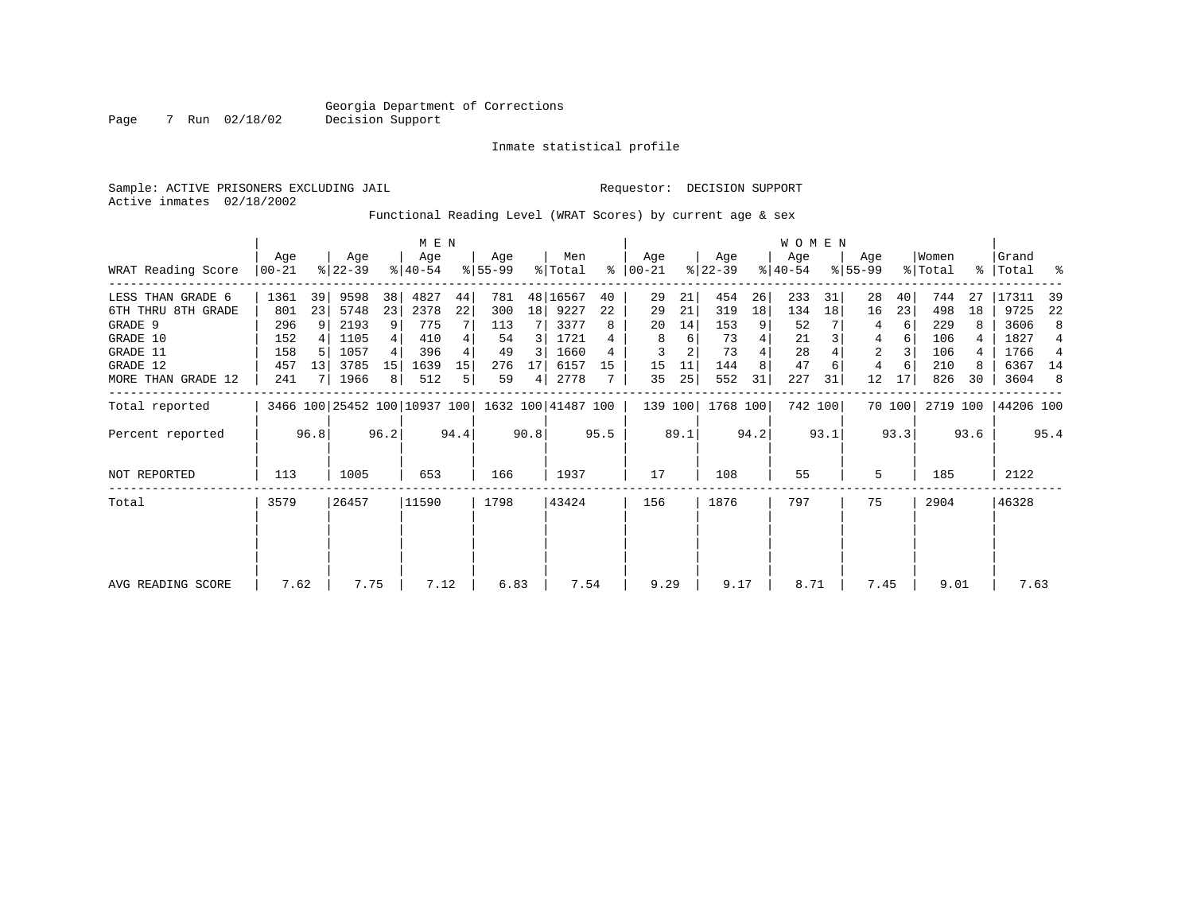Georgia Department of Corrections
Decision Support

Inmate statistical profile

Sample: ACTIVE PRISONERS EXCLUDING JAIL

Requestor: DECISION SUPPORT

Active inmates 02/18/2002

Functional Reading Level (WRAT Scores) by current age & sex

| WRAT Reading Score | MEN Age 00-21 | % | Age 22-39 | % | Age 40-54 | % | Age 55-99 | % | Men Total | % | WOMEN Age 00-21 | % | Age 22-39 | % | Age 40-54 | % | Age 55-99 | % | Women Total | % | Grand Total | % |
|---|---|---|---|---|---|---|---|---|---|---|---|---|---|---|---|---|---|---|---|---|---|---|
| LESS THAN GRADE 6 | 1361 | 39 | 9598 | 38 | 4827 | 44 | 781 | 48 | 16567 | 40 | 29 | 21 | 454 | 26 | 233 | 31 | 28 | 40 | 744 | 27 | 17311 | 39 |
| 6TH THRU 8TH GRADE | 801 | 23 | 5748 | 23 | 2378 | 22 | 300 | 18 | 9227 | 22 | 29 | 21 | 319 | 18 | 134 | 18 | 16 | 23 | 498 | 18 | 9725 | 22 |
| GRADE 9 | 296 | 9 | 2193 | 9 | 775 | 7 | 113 | 7 | 3377 | 8 | 20 | 14 | 153 | 9 | 52 | 7 | 4 | 6 | 229 | 8 | 3606 | 8 |
| GRADE 10 | 152 | 4 | 1105 | 4 | 410 | 4 | 54 | 3 | 1721 | 4 | 8 | 6 | 73 | 4 | 21 | 3 | 4 | 6 | 106 | 4 | 1827 | 4 |
| GRADE 11 | 158 | 5 | 1057 | 4 | 396 | 4 | 49 | 3 | 1660 | 4 | 3 | 2 | 73 | 4 | 28 | 4 | 2 | 3 | 106 | 4 | 1766 | 4 |
| GRADE 12 | 457 | 13 | 3785 | 15 | 1639 | 15 | 276 | 17 | 6157 | 15 | 15 | 11 | 144 | 8 | 47 | 6 | 4 | 6 | 210 | 8 | 6367 | 14 |
| MORE THAN GRADE 12 | 241 | 7 | 1966 | 8 | 512 | 5 | 59 | 4 | 2778 | 7 | 35 | 25 | 552 | 31 | 227 | 31 | 12 | 17 | 826 | 30 | 3604 | 8 |
| Total reported | 3466 | 100 | 25452 | 100 | 10937 | 100 | 1632 | 100 | 41487 | 100 | 139 | 100 | 1768 | 100 | 742 | 100 | 70 | 100 | 2719 | 100 | 44206 | 100 |
| Percent reported | | 96.8 | | 96.2 | | 94.4 | | 90.8 | | 95.5 | | 89.1 | | 94.2 | | 93.1 | | 93.3 | | 93.6 | | 95.4 |
| NOT REPORTED | 113 | | 1005 | | 653 | | 166 | | 1937 | | 17 | | 108 | | 55 | | 5 | | 185 | | 2122 | |
| Total | 3579 | | 26457 | | 11590 | | 1798 | | 43424 | | 156 | | 1876 | | 797 | | 75 | | 2904 | | 46328 | |
| AVG READING SCORE | 7.62 | | 7.75 | | 7.12 | | 6.83 | | 7.54 | | 9.29 | | 9.17 | | 8.71 | | 7.45 | | 9.01 | | 7.63 | |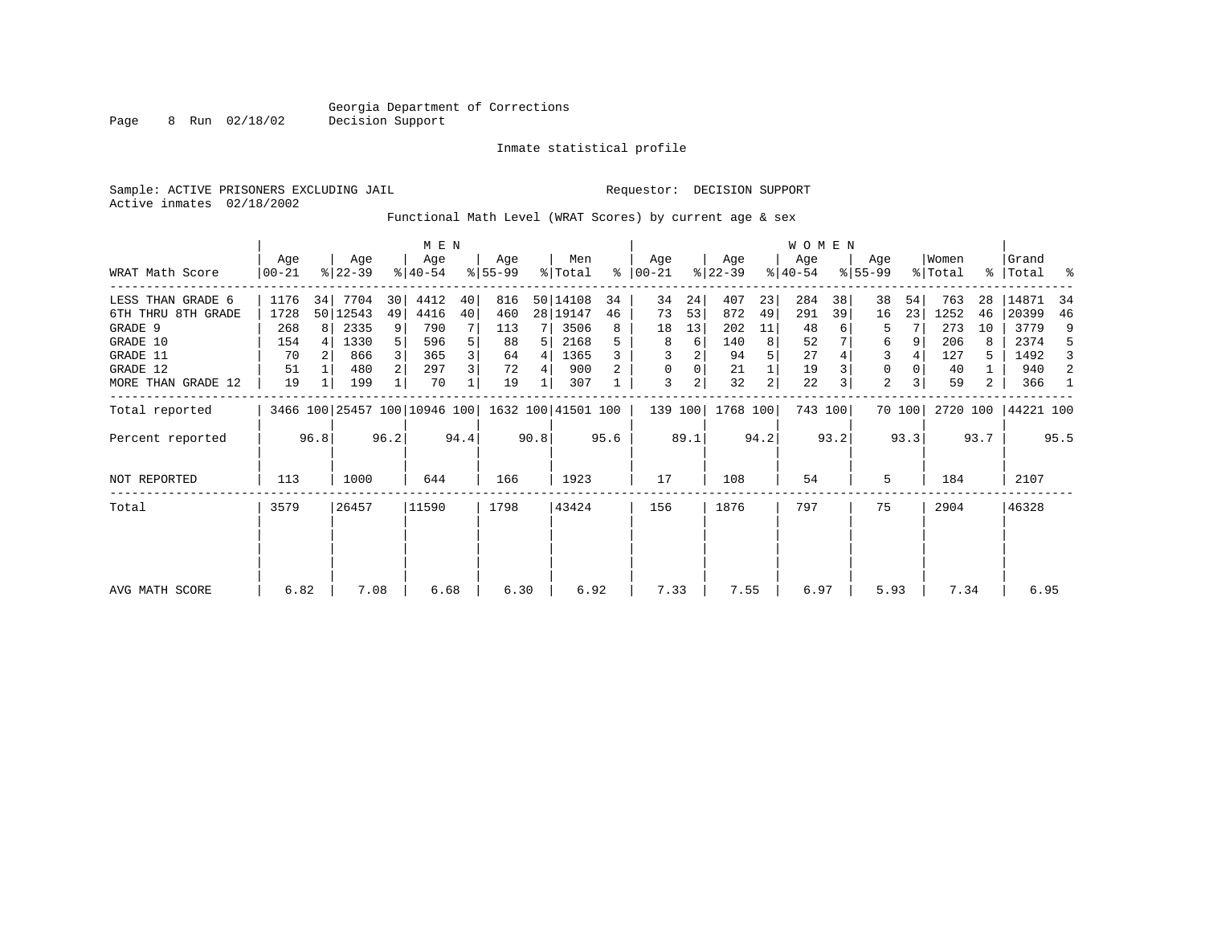Georgia Department of Corrections
Decision Support

Inmate statistical profile

Sample: ACTIVE PRISONERS EXCLUDING JAIL                    Requestor: DECISION SUPPORT
Active inmates 02/18/2002

Functional Math Level (WRAT Scores) by current age & sex

| WRAT Math Score | MEN Age 00-21 | % | Age 22-39 | % | Age 40-54 | % | Age 55-99 | % | Men Total | % | WOMEN Age 00-21 | % | Age 22-39 | % | Age 40-54 | % | Age 55-99 | % | Women Total | % | Grand Total | % |
|---|---|---|---|---|---|---|---|---|---|---|---|---|---|---|---|---|---|---|---|---|---|---|
| LESS THAN GRADE 6 | 1176 | 34 | 7704 | 30 | 4412 | 40 | 816 | 50 | 14108 | 34 | 34 | 24 | 407 | 23 | 284 | 38 | 38 | 54 | 763 | 28 | 14871 | 34 |
| 6TH THRU 8TH GRADE | 1728 | 50 | 12543 | 49 | 4416 | 40 | 460 | 28 | 19147 | 46 | 73 | 53 | 872 | 49 | 291 | 39 | 16 | 23 | 1252 | 46 | 20399 | 46 |
| GRADE 9 | 268 | 8 | 2335 | 9 | 790 | 7 | 113 | 7 | 3506 | 8 | 18 | 13 | 202 | 11 | 48 | 6 | 5 | 7 | 273 | 10 | 3779 | 9 |
| GRADE 10 | 154 | 4 | 1330 | 5 | 596 | 5 | 88 | 5 | 2168 | 5 | 8 | 6 | 140 | 8 | 52 | 7 | 6 | 9 | 206 | 8 | 2374 | 5 |
| GRADE 11 | 70 | 2 | 866 | 3 | 365 | 3 | 64 | 4 | 1365 | 3 | 3 | 2 | 94 | 5 | 27 | 4 | 3 | 4 | 127 | 5 | 1492 | 3 |
| GRADE 12 | 51 | 1 | 480 | 2 | 297 | 3 | 72 | 4 | 900 | 2 | 0 | 0 | 21 | 1 | 19 | 3 | 0 | 0 | 40 | 1 | 940 | 2 |
| MORE THAN GRADE 12 | 19 | 1 | 199 | 1 | 70 | 1 | 19 | 1 | 307 | 1 | 3 | 2 | 32 | 2 | 22 | 3 | 2 | 3 | 59 | 2 | 366 | 1 |
| Total reported | 3466 | 100 | 25457 | 100 | 10946 | 100 | 1632 | 100 | 41501 | 100 | 139 | 100 | 1768 | 100 | 743 | 100 | 70 | 100 | 2720 | 100 | 44221 | 100 |
| Percent reported | | 96.8 | | 96.2 | | 94.4 | | 90.8 | | 95.6 | | 89.1 | | 94.2 | | 93.2 | | 93.3 | | 93.7 | | 95.5 |
| NOT REPORTED | 113 | | 1000 | | 644 | | 166 | | 1923 | | 17 | | 108 | | 54 | | 5 | | 184 | | 2107 | |
| Total | 3579 | | 26457 | | 11590 | | 1798 | | 43424 | | 156 | | 1876 | | 797 | | 75 | | 2904 | | 46328 | |
| AVG MATH SCORE | 6.82 | | 7.08 | | 6.68 | | 6.30 | | 6.92 | | 7.33 | | 7.55 | | 6.97 | | 5.93 | | 7.34 | | 6.95 | |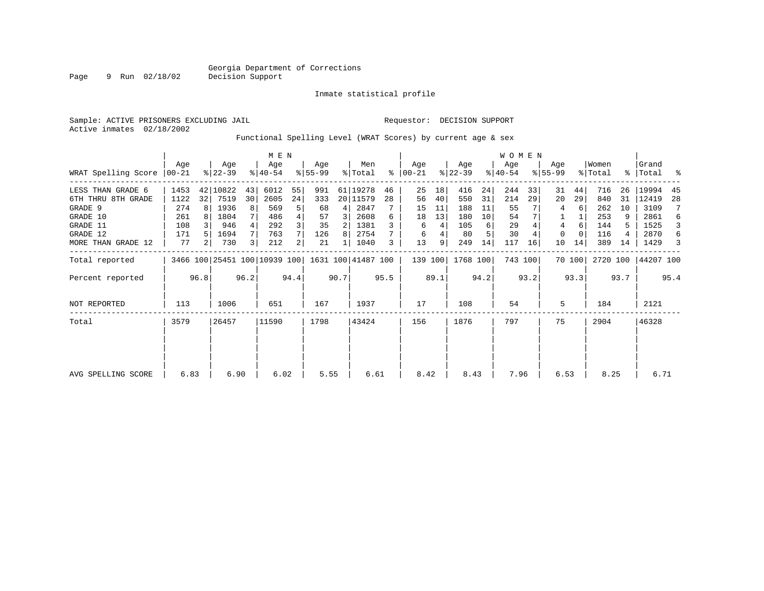Georgia Department of Corrections
Decision Support

Inmate statistical profile

Sample: ACTIVE PRISONERS EXCLUDING JAIL

Requestor: DECISION SUPPORT

Active inmates 02/18/2002

Functional Spelling Level (WRAT Scores) by current age & sex

| | MEN | | | | | | | | | | WOMEN | | | | | | | | | | | |
|---|---|---|---|---|---|---|---|---|---|---|---|---|---|---|---|---|---|---|---|---|---|---|
| WRAT Spelling Score | Age 00-21 | % | Age 22-39 | % | Age 40-54 | % | Age 55-99 | % | Men Total | % | Age 00-21 | % | Age 22-39 | % | Age 40-54 | % | Age 55-99 | % | Women Total | % | Grand Total | % |
| LESS THAN GRADE 6 | 1453 | 42 | 10822 | 43 | 6012 | 55 | 991 | 61 | 19278 | 46 | 25 | 18 | 416 | 24 | 244 | 33 | 31 | 44 | 716 | 26 | 19994 | 45 |
| 6TH THRU 8TH GRADE | 1122 | 32 | 7519 | 30 | 2605 | 24 | 333 | 20 | 11579 | 28 | 56 | 40 | 550 | 31 | 214 | 29 | 20 | 29 | 840 | 31 | 12419 | 28 |
| GRADE 9 | 274 | 8 | 1936 | 8 | 569 | 5 | 68 | 4 | 2847 | 7 | 15 | 11 | 188 | 11 | 55 | 7 | 4 | 6 | 262 | 10 | 3109 | 7 |
| GRADE 10 | 261 | 8 | 1804 | 7 | 486 | 4 | 57 | 3 | 2608 | 6 | 18 | 13 | 180 | 10 | 54 | 7 | 1 | 1 | 253 | 9 | 2861 | 6 |
| GRADE 11 | 108 | 3 | 946 | 4 | 292 | 3 | 35 | 2 | 1381 | 3 | 6 | 4 | 105 | 6 | 29 | 4 | 4 | 6 | 144 | 5 | 1525 | 3 |
| GRADE 12 | 171 | 5 | 1694 | 7 | 763 | 7 | 126 | 8 | 2754 | 7 | 6 | 4 | 80 | 5 | 30 | 4 | 0 | 0 | 116 | 4 | 2870 | 6 |
| MORE THAN GRADE 12 | 77 | 2 | 730 | 3 | 212 | 2 | 21 | 1 | 1040 | 3 | 13 | 9 | 249 | 14 | 117 | 16 | 10 | 14 | 389 | 14 | 1429 | 3 |
| Total reported | 3466 | 100 | 25451 | 100 | 10939 | 100 | 1631 | 100 | 41487 | 100 | 139 | 100 | 1768 | 100 | 743 | 100 | 70 | 100 | 2720 | 100 | 44207 | 100 |
| Percent reported | | 96.8 | | 96.2 | | 94.4 | | 90.7 | | 95.5 | | 89.1 | | 94.2 | | 93.2 | | 93.3 | | 93.7 | | 95.4 |
| NOT REPORTED | 113 | | 1006 | | 651 | | 167 | | 1937 | | 17 | | 108 | | 54 | | 5 | | 184 | | 2121 | |
| Total | 3579 | | 26457 | | 11590 | | 1798 | | 43424 | | 156 | | 1876 | | 797 | | 75 | | 2904 | | 46328 | |
| AVG SPELLING SCORE | 6.83 | | 6.90 | | 6.02 | | 5.55 | | 6.61 | | 8.42 | | 8.43 | | 7.96 | | 6.53 | | 8.25 | | 6.71 | |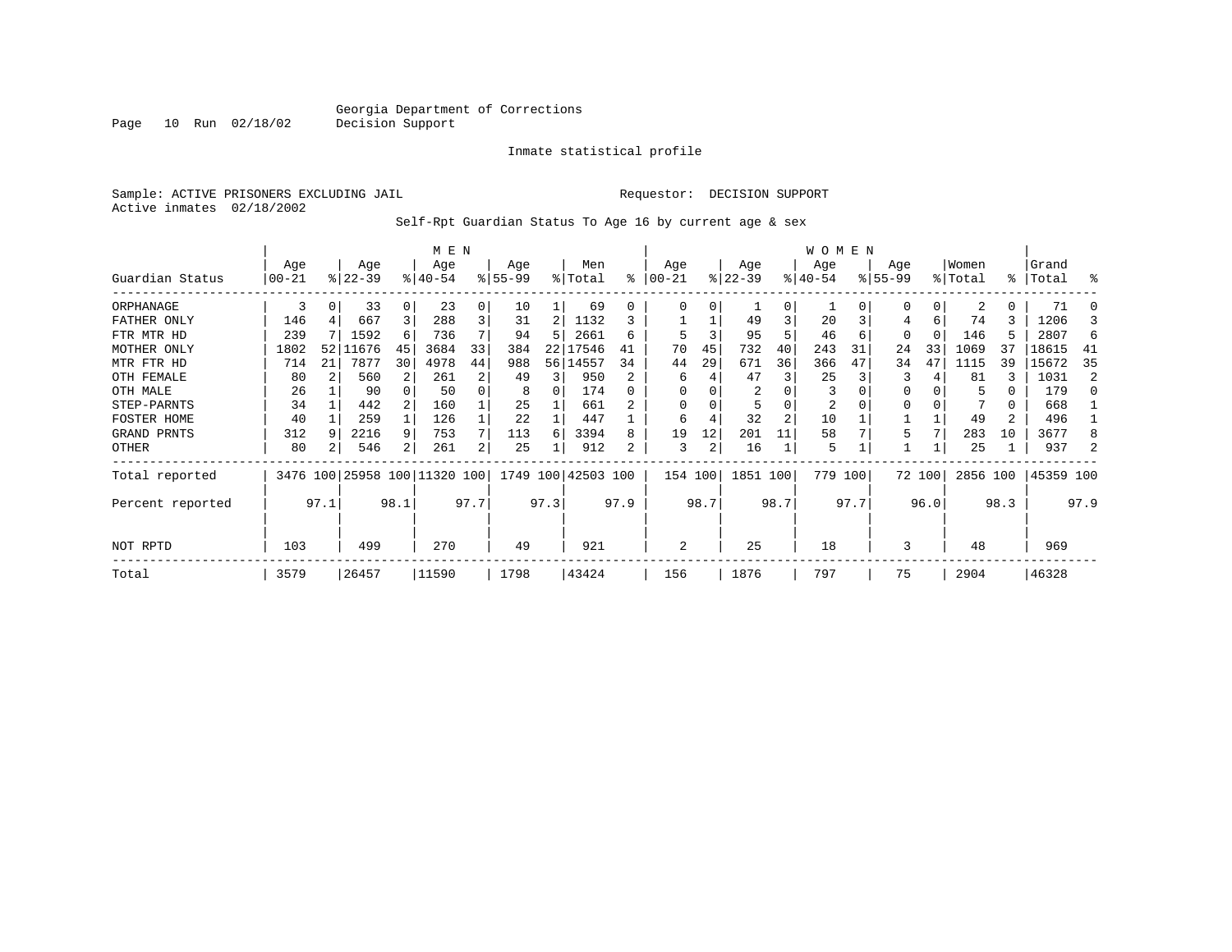Georgia Department of Corrections
Decision Support

Inmate statistical profile

Sample: ACTIVE PRISONERS EXCLUDING JAIL

Requestor: DECISION SUPPORT

Active inmates 02/18/2002

Self-Rpt Guardian Status To Age 16 by current age & sex

| Guardian Status | MEN Age 00-21 | % | Age 22-39 | % | Age 40-54 | % | Age 55-99 | % | Men Total | % | WOMEN Age 00-21 | % | Age 22-39 | % | Age 40-54 | % | Age 55-99 | % | Women Total | % | Grand Total | % |
|---|---|---|---|---|---|---|---|---|---|---|---|---|---|---|---|---|---|---|---|---|---|---|
| ORPHANAGE | 3 | 0 | 33 | 0 | 23 | 0 | 10 | 1 | 69 | 0 | 0 | 0 | 1 | 0 | 1 | 0 | 0 | 0 | 2 | 0 | 71 | 0 |
| FATHER ONLY | 146 | 4 | 667 | 3 | 288 | 3 | 31 | 2 | 1132 | 3 | 1 | 1 | 49 | 3 | 20 | 3 | 4 | 6 | 74 | 3 | 1206 | 3 |
| FTR MTR HD | 239 | 7 | 1592 | 6 | 736 | 7 | 94 | 5 | 2661 | 6 | 5 | 3 | 95 | 5 | 46 | 6 | 0 | 0 | 146 | 5 | 2807 | 6 |
| MOTHER ONLY | 1802 | 52 | 11676 | 45 | 3684 | 33 | 384 | 22 | 17546 | 41 | 70 | 45 | 732 | 40 | 243 | 31 | 24 | 33 | 1069 | 37 | 18615 | 41 |
| MTR FTR HD | 714 | 21 | 7877 | 30 | 4978 | 44 | 988 | 56 | 14557 | 34 | 44 | 29 | 671 | 36 | 366 | 47 | 34 | 47 | 1115 | 39 | 15672 | 35 |
| OTH FEMALE | 80 | 2 | 560 | 2 | 261 | 2 | 49 | 3 | 950 | 2 | 6 | 4 | 47 | 3 | 25 | 3 | 3 | 4 | 81 | 3 | 1031 | 2 |
| OTH MALE | 26 | 1 | 90 | 0 | 50 | 0 | 8 | 0 | 174 | 0 | 0 | 0 | 2 | 0 | 3 | 0 | 0 | 0 | 5 | 0 | 179 | 0 |
| STEP-PARNTS | 34 | 1 | 442 | 2 | 160 | 1 | 25 | 1 | 661 | 2 | 0 | 0 | 5 | 0 | 2 | 0 | 0 | 0 | 7 | 0 | 668 | 1 |
| FOSTER HOME | 40 | 1 | 259 | 1 | 126 | 1 | 22 | 1 | 447 | 1 | 6 | 4 | 32 | 2 | 10 | 1 | 1 | 1 | 49 | 2 | 496 | 1 |
| GRAND PRNTS | 312 | 9 | 2216 | 9 | 753 | 7 | 113 | 6 | 3394 | 8 | 19 | 12 | 201 | 11 | 58 | 7 | 5 | 7 | 283 | 10 | 3677 | 8 |
| OTHER | 80 | 2 | 546 | 2 | 261 | 2 | 25 | 1 | 912 | 2 | 3 | 2 | 16 | 1 | 5 | 1 | 1 | 1 | 25 | 1 | 937 | 2 |
| Total reported | 3476 | 100 | 25958 | 100 | 11320 | 100 | 1749 | 100 | 42503 | 100 | 154 | 100 | 1851 | 100 | 779 | 100 | 72 | 100 | 2856 | 100 | 45359 | 100 |
| Percent reported | | 97.1 | | 98.1 | | 97.7 | | 97.3 | | 97.9 | | 98.7 | | 98.7 | | 97.7 | | 96.0 | | 98.3 | | 97.9 |
| NOT RPTD | 103 | | 499 | | 270 | | 49 | | 921 | | 2 | | 25 | | 18 | | 3 | | 48 | | 969 | |
| Total | 3579 | | 26457 | | 11590 | | 1798 | | 43424 | | 156 | | 1876 | | 797 | | 75 | | 2904 | | 46328 | |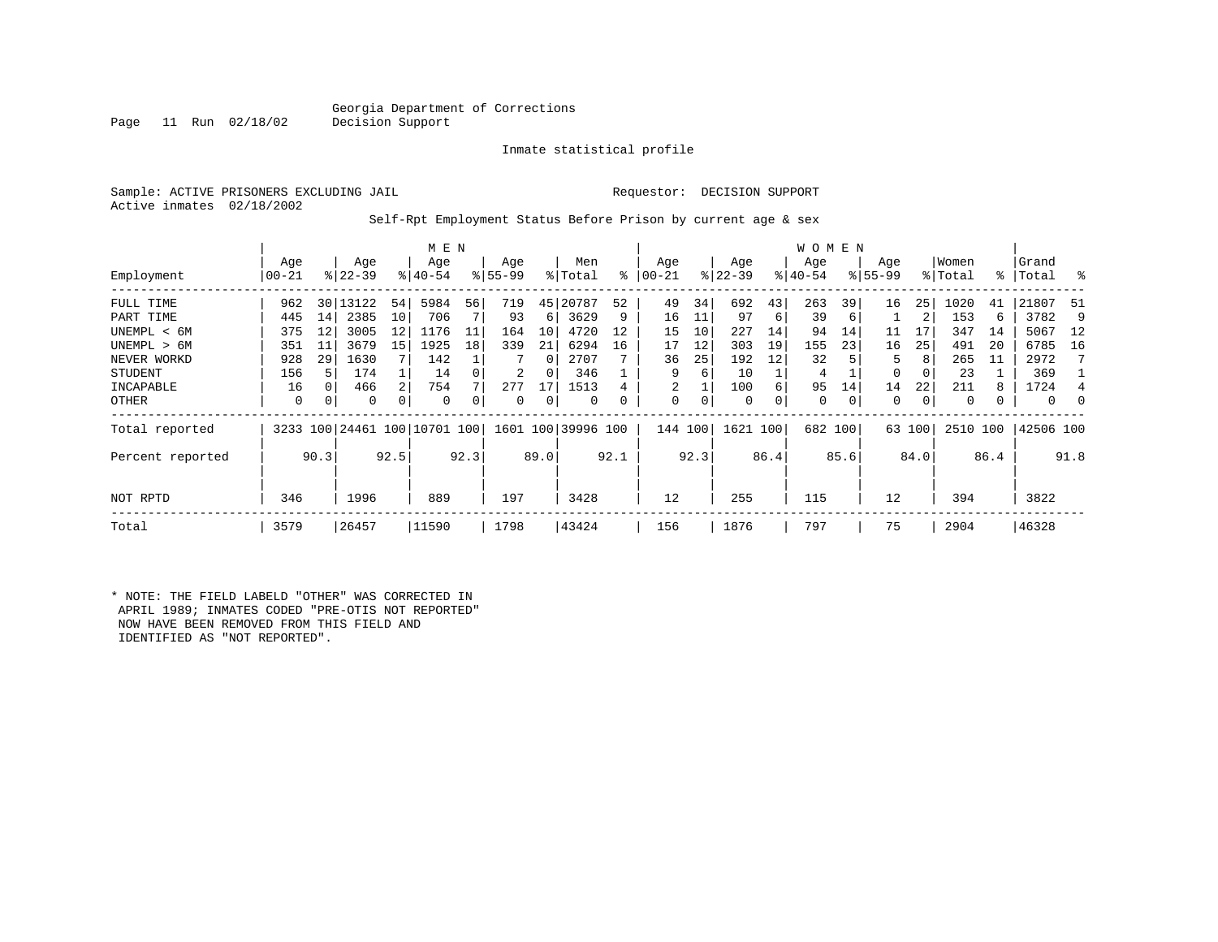Georgia Department of Corrections
Decision Support

Page 11 Run 02/18/02

Inmate statistical profile

Sample: ACTIVE PRISONERS EXCLUDING JAIL

Requestor: DECISION SUPPORT

Active inmates 02/18/2002

Self-Rpt Employment Status Before Prison by current age & sex

| Employment | MEN Age 00-21 | % | Age 22-39 | % | Age 40-54 | % | Age 55-99 | % | Men Total | % | WOMEN Age 00-21 | % | Age 22-39 | % | Age 40-54 | % | Age 55-99 | % | Women Total | % | Grand Total | % |
|---|---|---|---|---|---|---|---|---|---|---|---|---|---|---|---|---|---|---|---|---|---|---|
| FULL TIME | 962 | 30 | 13122 | 54 | 5984 | 56 | 719 | 45 | 20787 | 52 | 49 | 34 | 692 | 43 | 263 | 39 | 16 | 25 | 1020 | 41 | 21807 | 51 |
| PART TIME | 445 | 14 | 2385 | 10 | 706 | 7 | 93 | 6 | 3629 | 9 | 16 | 11 | 97 | 6 | 39 | 6 | 1 | 2 | 153 | 6 | 3782 | 9 |
| UNEMPL < 6M | 375 | 12 | 3005 | 12 | 1176 | 11 | 164 | 10 | 4720 | 12 | 15 | 10 | 227 | 14 | 94 | 14 | 11 | 17 | 347 | 14 | 5067 | 12 |
| UNEMPL > 6M | 351 | 11 | 3679 | 15 | 1925 | 18 | 339 | 21 | 6294 | 16 | 17 | 12 | 303 | 19 | 155 | 23 | 16 | 25 | 491 | 20 | 6785 | 16 |
| NEVER WORKD | 928 | 29 | 1630 | 7 | 142 | 1 | 7 | 0 | 2707 | 7 | 36 | 25 | 192 | 12 | 32 | 5 | 5 | 8 | 265 | 11 | 2972 | 7 |
| STUDENT | 156 | 5 | 174 | 1 | 14 | 0 | 2 | 0 | 346 | 1 | 9 | 6 | 10 | 1 | 4 | 1 | 0 | 0 | 23 | 1 | 369 | 1 |
| INCAPABLE | 16 | 0 | 466 | 2 | 754 | 7 | 277 | 17 | 1513 | 4 | 2 | 1 | 100 | 6 | 95 | 14 | 14 | 22 | 211 | 8 | 1724 | 4 |
| OTHER | 0 | 0 | 0 | 0 | 0 | 0 | 0 | 0 | 0 | 0 | 0 | 0 | 0 | 0 | 0 | 0 | 0 | 0 | 0 | 0 | 0 | 0 |
| Total reported | 3233 | 100 | 24461 | 100 | 10701 | 100 | 1601 | 100 | 39996 | 100 | 144 | 100 | 1621 | 100 | 682 | 100 | 63 | 100 | 2510 | 100 | 42506 | 100 |
| Percent reported | | 90.3 | | 92.5 | | 92.3 | | 89.0 | | 92.1 | | 92.3 | | 86.4 | | 85.6 | | 84.0 | | 86.4 | | 91.8 |
| NOT RPTD | 346 | | 1996 | | 889 | | 197 | | 3428 | | 12 | | 255 | | 115 | | 12 | | 394 | | 3822 | |
| Total | 3579 | | 26457 | | 11590 | | 1798 | | 43424 | | 156 | | 1876 | | 797 | | 75 | | 2904 | | 46328 | |

* NOTE: THE FIELD LABELD "OTHER" WAS CORRECTED IN APRIL 1989; INMATES CODED "PRE-OTIS NOT REPORTED" NOW HAVE BEEN REMOVED FROM THIS FIELD AND IDENTIFIED AS "NOT REPORTED".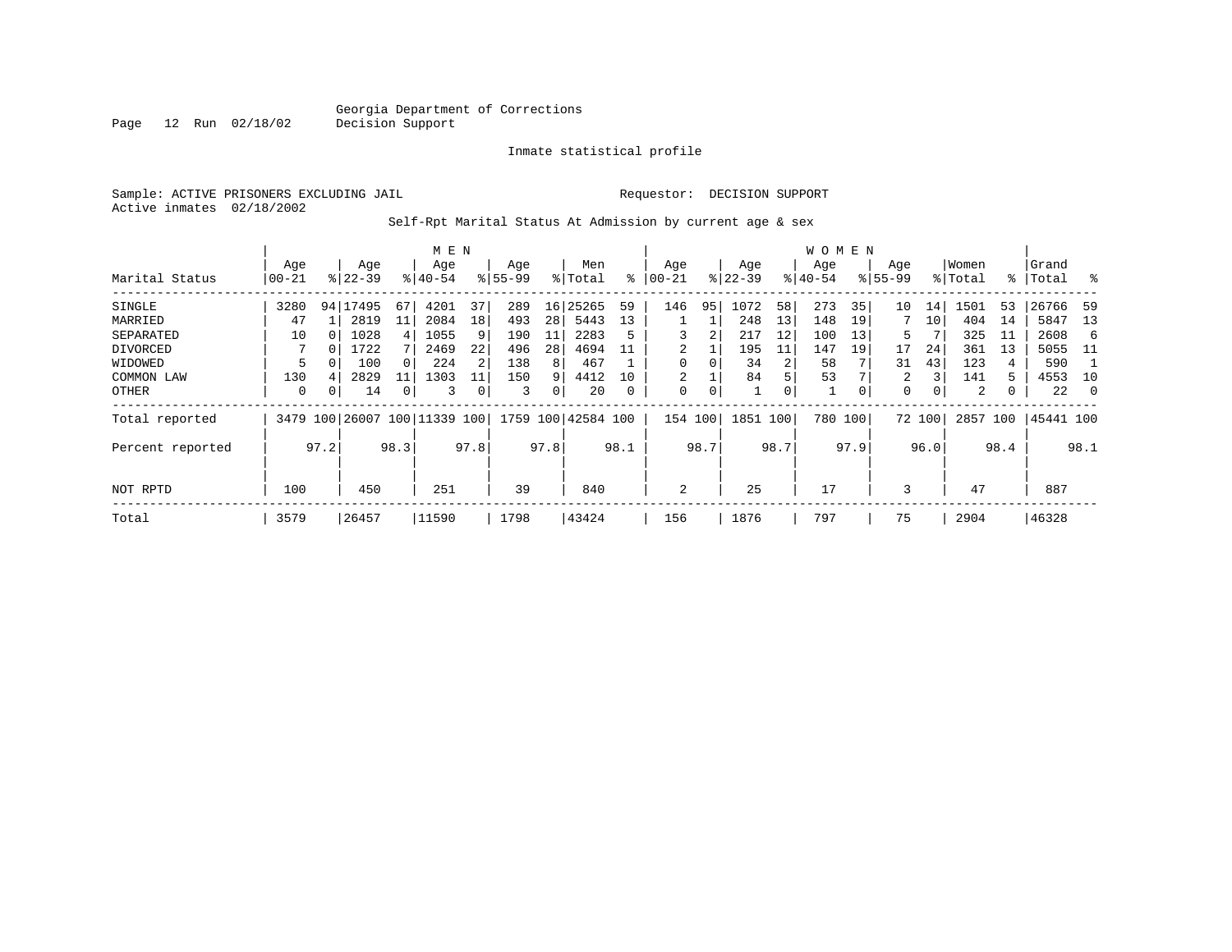Georgia Department of Corrections
Decision Support

Inmate statistical profile

Sample: ACTIVE PRISONERS EXCLUDING JAIL    Requestor: DECISION SUPPORT
Active inmates 02/18/2002

Self-Rpt Marital Status At Admission by current age & sex

| Marital Status | MEN Age 00-21 | % | Age 22-39 | % | Age 40-54 | % | Age 55-99 | % | Men Total | % | WOMEN Age 00-21 | % | Age 22-39 | % | Age 40-54 | % | Age 55-99 | % | Women Total | % | Grand Total | % |
|---|---|---|---|---|---|---|---|---|---|---|---|---|---|---|---|---|---|---|---|---|---|---|
| SINGLE | 3280 | 94 | 17495 | 67 | 4201 | 37 | 289 | 16 | 25265 | 59 | 146 | 95 | 1072 | 58 | 273 | 35 | 10 | 14 | 1501 | 53 | 26766 | 59 |
| MARRIED | 47 | 1 | 2819 | 11 | 2084 | 18 | 493 | 28 | 5443 | 13 | 1 | 1 | 248 | 13 | 148 | 19 | 7 | 10 | 404 | 14 | 5847 | 13 |
| SEPARATED | 10 | 0 | 1028 | 4 | 1055 | 9 | 190 | 11 | 2283 | 5 | 3 | 2 | 217 | 12 | 100 | 13 | 5 | 7 | 325 | 11 | 2608 | 6 |
| DIVORCED | 7 | 0 | 1722 | 7 | 2469 | 22 | 496 | 28 | 4694 | 11 | 2 | 1 | 195 | 11 | 147 | 19 | 17 | 24 | 361 | 13 | 5055 | 11 |
| WIDOWED | 5 | 0 | 100 | 0 | 224 | 2 | 138 | 8 | 467 | 1 | 0 | 0 | 34 | 2 | 58 | 7 | 31 | 43 | 123 | 4 | 590 | 1 |
| COMMON LAW | 130 | 4 | 2829 | 11 | 1303 | 11 | 150 | 9 | 4412 | 10 | 2 | 1 | 84 | 5 | 53 | 7 | 2 | 3 | 141 | 5 | 4553 | 10 |
| OTHER | 0 | 0 | 14 | 0 | 3 | 0 | 3 | 0 | 20 | 0 | 0 | 0 | 1 | 0 | 1 | 0 | 0 | 0 | 2 | 0 | 22 | 0 |
| Total reported | 3479 | 100 | 26007 | 100 | 11339 | 100 | 1759 | 100 | 42584 | 100 | 154 | 100 | 1851 | 100 | 780 | 100 | 72 | 100 | 2857 | 100 | 45441 | 100 |
| Percent reported | | 97.2 | | 98.3 | | 97.8 | | 97.8 | | 98.1 | | 98.7 | | 98.7 | | 97.9 | | 96.0 | | 98.4 | | 98.1 |
| NOT RPTD | 100 | | 450 | | 251 | | 39 | | 840 | | 2 | | 25 | | 17 | | 3 | | 47 | | 887 | |
| Total | 3579 | | 26457 | | 11590 | | 1798 | | 43424 | | 156 | | 1876 | | 797 | | 75 | | 2904 | | 46328 | |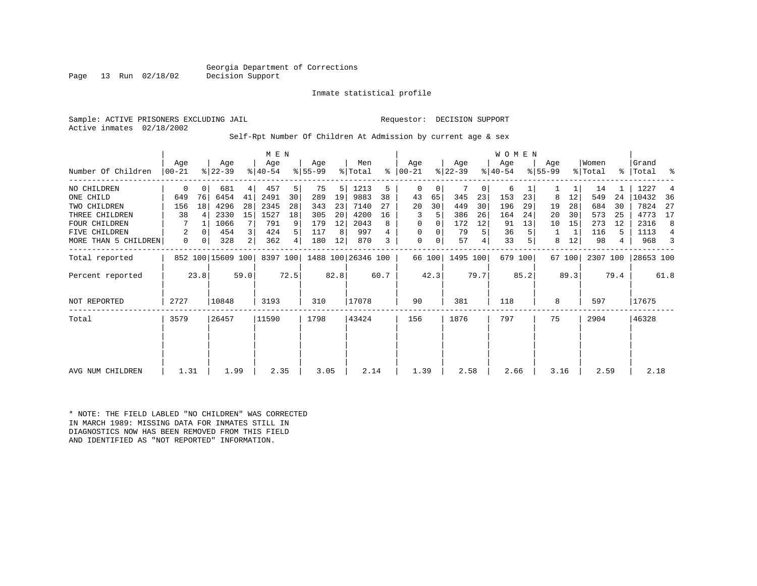Georgia Department of Corrections
Decision Support

Inmate statistical profile

Sample: ACTIVE PRISONERS EXCLUDING JAIL

Requestor: DECISION SUPPORT

Active inmates 02/18/2002

Self-Rpt Number Of Children At Admission by current age & sex

| Number Of Children | MEN Age 00-21 | % | Age 22-39 | % | Age 40-54 | % | Age 55-99 | % | Men Total | % | WOMEN Age 00-21 | % | Age 22-39 | % | Age 40-54 | % | Age 55-99 | % | Women Total | % | Grand Total | % |
|---|---|---|---|---|---|---|---|---|---|---|---|---|---|---|---|---|---|---|---|---|---|---|
| NO CHILDREN | 0 | 0 | 681 | 4 | 457 | 5 | 75 | 5 | 1213 | 5 | 0 | 0 | 7 | 0 | 6 | 1 | 1 | 1 | 14 | 1 | 1227 | 4 |
| ONE CHILD | 649 | 76 | 6454 | 41 | 2491 | 30 | 289 | 19 | 9883 | 38 | 43 | 65 | 345 | 23 | 153 | 23 | 8 | 12 | 549 | 24 | 10432 | 36 |
| TWO CHILDREN | 156 | 18 | 4296 | 28 | 2345 | 28 | 343 | 23 | 7140 | 27 | 20 | 30 | 449 | 30 | 196 | 29 | 19 | 28 | 684 | 30 | 7824 | 27 |
| THREE CHILDREN | 38 | 4 | 2330 | 15 | 1527 | 18 | 305 | 20 | 4200 | 16 | 3 | 5 | 386 | 26 | 164 | 24 | 20 | 30 | 573 | 25 | 4773 | 17 |
| FOUR CHILDREN | 7 | 1 | 1066 | 7 | 791 | 9 | 179 | 12 | 2043 | 8 | 0 | 0 | 172 | 12 | 91 | 13 | 10 | 15 | 273 | 12 | 2316 | 8 |
| FIVE CHILDREN | 2 | 0 | 454 | 3 | 424 | 5 | 117 | 8 | 997 | 4 | 0 | 0 | 79 | 5 | 36 | 5 | 1 | 1 | 116 | 5 | 1113 | 4 |
| MORE THAN 5 CHILDREN | 0 | 0 | 328 | 2 | 362 | 4 | 180 | 12 | 870 | 3 | 0 | 0 | 57 | 4 | 33 | 5 | 8 | 12 | 98 | 4 | 968 | 3 |
| Total reported | 852 | 100 | 15609 | 100 | 8397 | 100 | 1488 | 100 | 26346 | 100 | 66 | 100 | 1495 | 100 | 679 | 100 | 67 | 100 | 2307 | 100 | 28653 | 100 |
| Percent reported | | 23.8 | | 59.0 | | 72.5 | | 82.8 | | 60.7 | | 42.3 | | 79.7 | | 85.2 | | 89.3 | | 79.4 | | 61.8 |
| NOT REPORTED | 2727 | | 10848 | | 3193 | | 310 | | 17078 | | 90 | | 381 | | 118 | | 8 | | 597 | | 17675 | |
| Total | 3579 | | 26457 | | 11590 | | 1798 | | 43424 | | 156 | | 1876 | | 797 | | 75 | | 2904 | | 46328 | |
| AVG NUM CHILDREN | 1.31 | | 1.99 | | 2.35 | | 3.05 | | 2.14 | | 1.39 | | 2.58 | | 2.66 | | 3.16 | | 2.59 | | 2.18 | |

* NOTE: THE FIELD LABLED "NO CHILDREN" WAS CORRECTED IN MARCH 1989: MISSING DATA FOR INMATES STILL IN DIAGNOSTICS NOW HAS BEEN REMOVED FROM THIS FIELD AND IDENTIFIED AS "NOT REPORTED" INFORMATION.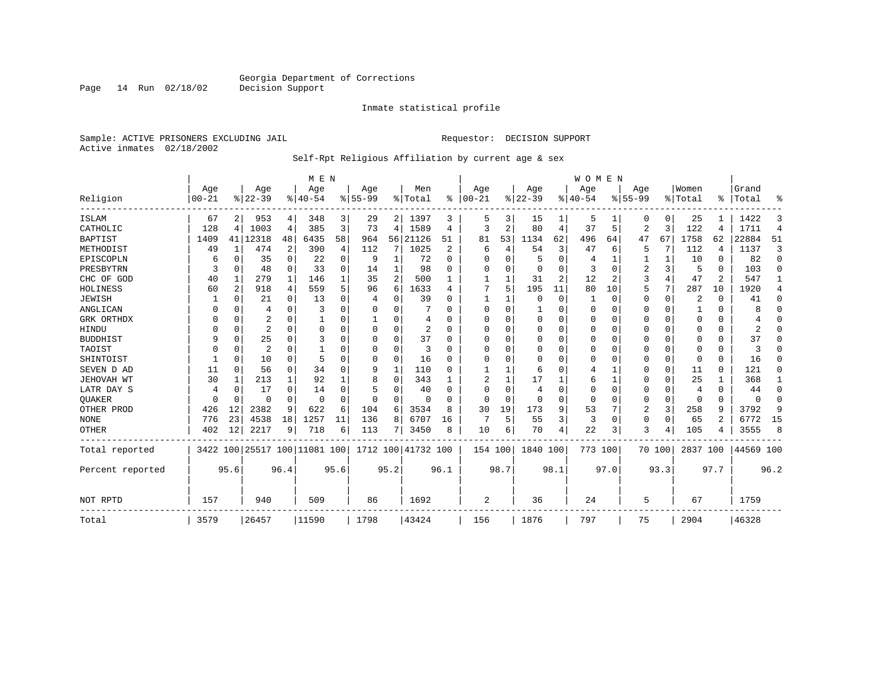Georgia Department of Corrections
Decision Support

Inmate statistical profile

Sample: ACTIVE PRISONERS EXCLUDING JAIL

Requestor: DECISION SUPPORT

Active inmates 02/18/2002

Self-Rpt Religious Affiliation by current age & sex

| Religion | MEN Age 00-21 | % | Age 22-39 | % | Age 40-54 | % | Age 55-99 | % | Men Total | % | WOMEN Age 00-21 | % | Age 22-39 | % | Age 40-54 | % | Age 55-99 | % | Women Total | % | Grand Total | % |
|---|---|---|---|---|---|---|---|---|---|---|---|---|---|---|---|---|---|---|---|---|---|---|
| ISLAM | 67 | 2 | 953 | 4 | 348 | 3 | 29 | 2 | 1397 | 3 | 5 | 3 | 15 | 1 | 5 | 1 | 0 | 0 | 25 | 1 | 1422 | 3 |
| CATHOLIC | 128 | 4 | 1003 | 4 | 385 | 3 | 73 | 4 | 1589 | 4 | 3 | 2 | 80 | 4 | 37 | 5 | 2 | 3 | 122 | 4 | 1711 | 4 |
| BAPTIST | 1409 | 41 | 12318 | 48 | 6435 | 58 | 964 | 56 | 21126 | 51 | 81 | 53 | 1134 | 62 | 496 | 64 | 47 | 67 | 1758 | 62 | 22884 | 51 |
| METHODIST | 49 | 1 | 474 | 2 | 390 | 4 | 112 | 7 | 1025 | 2 | 6 | 4 | 54 | 3 | 47 | 6 | 5 | 7 | 112 | 4 | 1137 | 3 |
| EPISCOPLN | 6 | 0 | 35 | 0 | 22 | 0 | 9 | 1 | 72 | 0 | 0 | 0 | 5 | 0 | 4 | 1 | 1 | 1 | 10 | 0 | 82 | 0 |
| PRESBYTRN | 3 | 0 | 48 | 0 | 33 | 0 | 14 | 1 | 98 | 0 | 0 | 0 | 0 | 0 | 3 | 0 | 2 | 3 | 5 | 0 | 103 | 0 |
| CHC OF GOD | 40 | 1 | 279 | 1 | 146 | 1 | 35 | 2 | 500 | 1 | 1 | 1 | 31 | 2 | 12 | 2 | 3 | 4 | 47 | 2 | 547 | 1 |
| HOLINESS | 60 | 2 | 918 | 4 | 559 | 5 | 96 | 6 | 1633 | 4 | 7 | 5 | 195 | 11 | 80 | 10 | 5 | 7 | 287 | 10 | 1920 | 4 |
| JEWISH | 1 | 0 | 21 | 0 | 13 | 0 | 4 | 0 | 39 | 0 | 1 | 1 | 0 | 0 | 1 | 0 | 0 | 0 | 2 | 0 | 41 | 0 |
| ANGLICAN | 0 | 0 | 4 | 0 | 3 | 0 | 0 | 0 | 7 | 0 | 0 | 0 | 1 | 0 | 0 | 0 | 0 | 0 | 1 | 0 | 8 | 0 |
| GRK ORTHDX | 0 | 0 | 2 | 0 | 1 | 0 | 1 | 0 | 4 | 0 | 0 | 0 | 0 | 0 | 0 | 0 | 0 | 0 | 0 | 0 | 4 | 0 |
| HINDU | 0 | 0 | 2 | 0 | 0 | 0 | 0 | 0 | 2 | 0 | 0 | 0 | 0 | 0 | 0 | 0 | 0 | 0 | 0 | 0 | 2 | 0 |
| BUDDHIST | 9 | 0 | 25 | 0 | 3 | 0 | 0 | 0 | 37 | 0 | 0 | 0 | 0 | 0 | 0 | 0 | 0 | 0 | 0 | 0 | 37 | 0 |
| TAOIST | 0 | 0 | 2 | 0 | 1 | 0 | 0 | 0 | 3 | 0 | 0 | 0 | 0 | 0 | 0 | 0 | 0 | 0 | 0 | 0 | 3 | 0 |
| SHINTOIST | 1 | 0 | 10 | 0 | 5 | 0 | 0 | 0 | 16 | 0 | 0 | 0 | 0 | 0 | 0 | 0 | 0 | 0 | 0 | 0 | 16 | 0 |
| SEVEN D AD | 11 | 0 | 56 | 0 | 34 | 0 | 9 | 1 | 110 | 0 | 1 | 1 | 6 | 0 | 4 | 1 | 0 | 0 | 11 | 0 | 121 | 0 |
| JEHOVAH WT | 30 | 1 | 213 | 1 | 92 | 1 | 8 | 0 | 343 | 1 | 2 | 1 | 17 | 1 | 6 | 1 | 0 | 0 | 25 | 1 | 368 | 1 |
| LATR DAY S | 4 | 0 | 17 | 0 | 14 | 0 | 5 | 0 | 40 | 0 | 0 | 0 | 4 | 0 | 0 | 0 | 0 | 0 | 4 | 0 | 44 | 0 |
| QUAKER | 0 | 0 | 0 | 0 | 0 | 0 | 0 | 0 | 0 | 0 | 0 | 0 | 0 | 0 | 0 | 0 | 0 | 0 | 0 | 0 | 0 | 0 |
| OTHER PROD | 426 | 12 | 2382 | 9 | 622 | 6 | 104 | 6 | 3534 | 8 | 30 | 19 | 173 | 9 | 53 | 7 | 2 | 3 | 258 | 9 | 3792 | 9 |
| NONE | 776 | 23 | 4538 | 18 | 1257 | 11 | 136 | 8 | 6707 | 16 | 7 | 5 | 55 | 3 | 3 | 0 | 0 | 0 | 65 | 2 | 6772 | 15 |
| OTHER | 402 | 12 | 2217 | 9 | 718 | 6 | 113 | 7 | 3450 | 8 | 10 | 6 | 70 | 4 | 22 | 3 | 3 | 4 | 105 | 4 | 3555 | 8 |
| Total reported | 3422 | 100 | 25517 | 100 | 11081 | 100 | 1712 | 100 | 41732 | 100 | 154 | 100 | 1840 | 100 | 773 | 100 | 70 | 100 | 2837 | 100 | 44569 | 100 |
| Percent reported | | 95.6 | | 96.4 | | 95.6 | | 95.2 | | 96.1 | | 98.7 | | 98.1 | | 97.0 | | 93.3 | | 97.7 | | 96.2 |
| NOT RPTD | 157 | | 940 | | 509 | | 86 | | 1692 | | 2 | | 36 | | 24 | | 5 | | 67 | | 1759 | |
| Total | 3579 | | 26457 | | 11590 | | 1798 | | 43424 | | 156 | | 1876 | | 797 | | 75 | | 2904 | | 46328 | |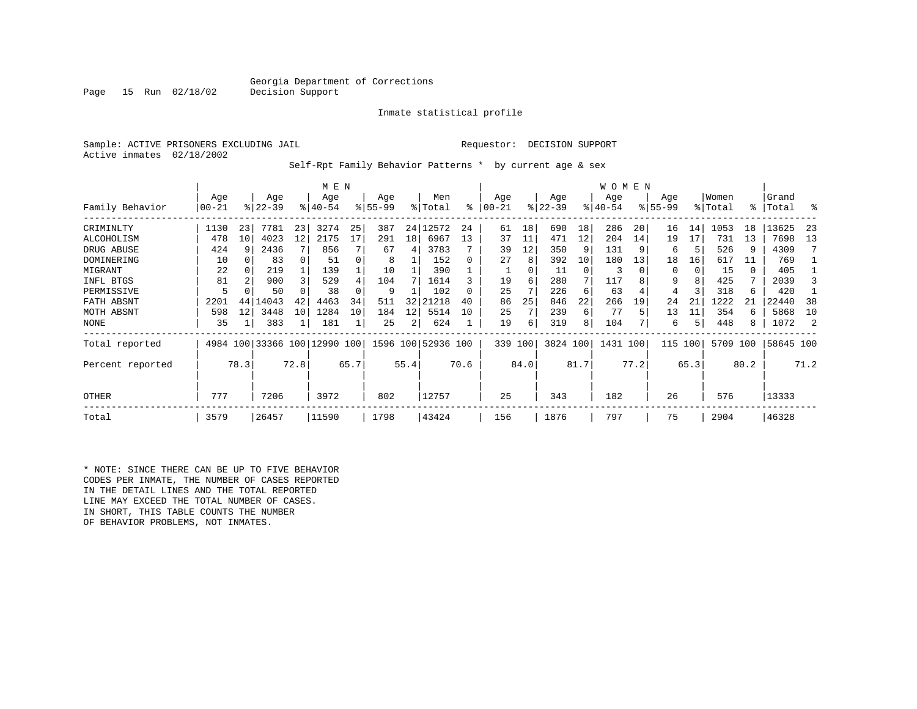Georgia Department of Corrections
Decision Support

Inmate statistical profile

Sample: ACTIVE PRISONERS EXCLUDING JAIL    Requestor: DECISION SUPPORT
Active inmates 02/18/2002

Self-Rpt Family Behavior Patterns * by current age & sex

| Family Behavior | MEN Age 00-21 | % | Age 22-39 | % | Age 40-54 | % | Age 55-99 | % | Men Total | % | WOMEN Age 00-21 | % | Age 22-39 | % | Age 40-54 | % | Age 55-99 | % | Women Total | % | Grand Total | % |
|---|---|---|---|---|---|---|---|---|---|---|---|---|---|---|---|---|---|---|---|---|---|---|
| CRIMINLTY | 1130 | 23 | 7781 | 23 | 3274 | 25 | 387 | 24 | 12572 | 24 | 61 | 18 | 690 | 18 | 286 | 20 | 16 | 14 | 1053 | 18 | 13625 | 23 |
| ALCOHOLISM | 478 | 10 | 4023 | 12 | 2175 | 17 | 291 | 18 | 6967 | 13 | 37 | 11 | 471 | 12 | 204 | 14 | 19 | 17 | 731 | 13 | 7698 | 13 |
| DRUG ABUSE | 424 | 9 | 2436 | 7 | 856 | 7 | 67 | 4 | 3783 | 7 | 39 | 12 | 350 | 9 | 131 | 9 | 6 | 5 | 526 | 9 | 4309 | 7 |
| DOMINERING | 10 | 0 | 83 | 0 | 51 | 0 | 8 | 1 | 152 | 0 | 27 | 8 | 392 | 10 | 180 | 13 | 18 | 16 | 617 | 11 | 769 | 1 |
| MIGRANT | 22 | 0 | 219 | 1 | 139 | 1 | 10 | 1 | 390 | 1 | 1 | 0 | 11 | 0 | 3 | 0 | 0 | 0 | 15 | 0 | 405 | 1 |
| INFL BTGS | 81 | 2 | 900 | 3 | 529 | 4 | 104 | 7 | 1614 | 3 | 19 | 6 | 280 | 7 | 117 | 8 | 9 | 8 | 425 | 7 | 2039 | 3 |
| PERMISSIVE | 5 | 0 | 50 | 0 | 38 | 0 | 9 | 1 | 102 | 0 | 25 | 7 | 226 | 6 | 63 | 4 | 4 | 3 | 318 | 6 | 420 | 1 |
| FATH ABSNT | 2201 | 44 | 14043 | 42 | 4463 | 34 | 511 | 32 | 21218 | 40 | 86 | 25 | 846 | 22 | 266 | 19 | 24 | 21 | 1222 | 21 | 22440 | 38 |
| MOTH ABSNT | 598 | 12 | 3448 | 10 | 1284 | 10 | 184 | 12 | 5514 | 10 | 25 | 7 | 239 | 6 | 77 | 5 | 13 | 11 | 354 | 6 | 5868 | 10 |
| NONE | 35 | 1 | 383 | 1 | 181 | 1 | 25 | 2 | 624 | 1 | 19 | 6 | 319 | 8 | 104 | 7 | 6 | 5 | 448 | 8 | 1072 | 2 |
| Total reported | 4984 | 100 | 33366 | 100 | 12990 | 100 | 1596 | 100 | 52936 | 100 | 339 | 100 | 3824 | 100 | 1431 | 100 | 115 | 100 | 5709 | 100 | 58645 | 100 |
| Percent reported | | 78.3 | | 72.8 | | 65.7 | | 55.4 | | 70.6 | | 84.0 | | 81.7 | | 77.2 | | 65.3 | | 80.2 | | 71.2 |
| OTHER | 777 | | 7206 | | 3972 | | 802 | | 12757 | | 25 | | 343 | | 182 | | 26 | | 576 | | 13333 | |
| Total | 3579 | | 26457 | | 11590 | | 1798 | | 43424 | | 156 | | 1876 | | 797 | | 75 | | 2904 | | 46328 | |

* NOTE: SINCE THERE CAN BE UP TO FIVE BEHAVIOR CODES PER INMATE, THE NUMBER OF CASES REPORTED IN THE DETAIL LINES AND THE TOTAL REPORTED LINE MAY EXCEED THE TOTAL NUMBER OF CASES. IN SHORT, THIS TABLE COUNTS THE NUMBER OF BEHAVIOR PROBLEMS, NOT INMATES.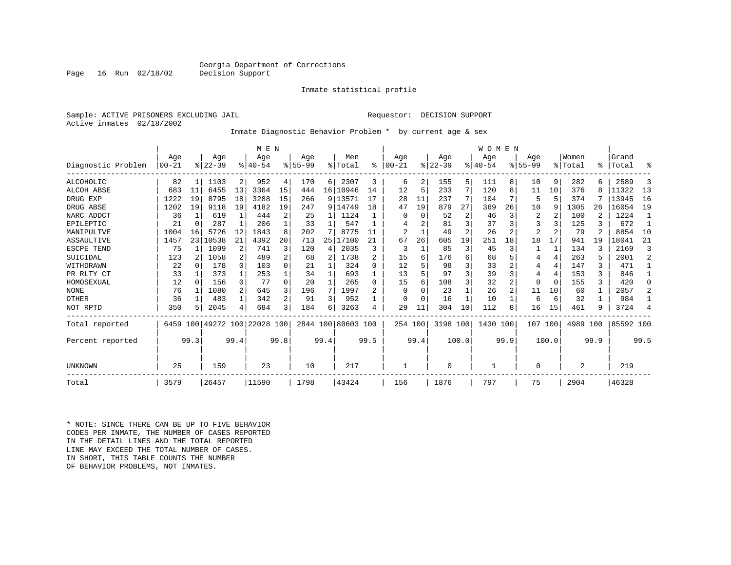Georgia Department of Corrections
Decision Support

Inmate statistical profile

Sample: ACTIVE PRISONERS EXCLUDING JAIL                                   Requestor: DECISION SUPPORT
Active inmates 02/18/2002

Inmate Diagnostic Behavior Problem * by current age & sex

| | MEN | | | | | | | | | | WOMEN | | | | | | | | | | Grand | |
|---|---|---|---|---|---|---|---|---|---|---|---|---|---|---|---|---|---|---|---|---|---|---|
| Diagnostic Problem | Age 00-21 | % | Age 22-39 | % | Age 40-54 | % | Age 55-99 | % | Men Total | % | Age 00-21 | % | Age 22-39 | % | Age 40-54 | % | Age 55-99 | % | Women Total | % | Total | % |
| ALCOHOLIC | 82 | 1 | 1103 | 2 | 952 | 4 | 170 | 6 | 2307 | 3 | 6 | 2 | 155 | 5 | 111 | 8 | 10 | 9 | 282 | 6 | 2589 | 3 |
| ALCOH ABSE | 683 | 11 | 6455 | 13 | 3364 | 15 | 444 | 16 | 10946 | 14 | 12 | 5 | 233 | 7 | 120 | 8 | 11 | 10 | 376 | 8 | 11322 | 13 |
| DRUG EXP | 1222 | 19 | 8795 | 18 | 3288 | 15 | 266 | 9 | 13571 | 17 | 28 | 11 | 237 | 7 | 104 | 7 | 5 | 5 | 374 | 7 | 13945 | 16 |
| DRUG ABSE | 1202 | 19 | 9118 | 19 | 4182 | 19 | 247 | 9 | 14749 | 18 | 47 | 19 | 879 | 27 | 369 | 26 | 10 | 9 | 1305 | 26 | 16054 | 19 |
| NARC ADDCT | 36 | 1 | 619 | 1 | 444 | 2 | 25 | 1 | 1124 | 1 | 0 | 0 | 52 | 2 | 46 | 3 | 2 | 2 | 100 | 2 | 1224 | 1 |
| EPILEPTIC | 21 | 0 | 287 | 1 | 206 | 1 | 33 | 1 | 547 | 1 | 4 | 2 | 81 | 3 | 37 | 3 | 3 | 3 | 125 | 3 | 672 | 1 |
| MANIPULTVE | 1004 | 16 | 5726 | 12 | 1843 | 8 | 202 | 7 | 8775 | 11 | 2 | 1 | 49 | 2 | 26 | 2 | 2 | 2 | 79 | 2 | 8854 | 10 |
| ASSAULTIVE | 1457 | 23 | 10538 | 21 | 4392 | 20 | 713 | 25 | 17100 | 21 | 67 | 26 | 605 | 19 | 251 | 18 | 18 | 17 | 941 | 19 | 18041 | 21 |
| ESCPE TEND | 75 | 1 | 1099 | 2 | 741 | 3 | 120 | 4 | 2035 | 3 | 3 | 1 | 85 | 3 | 45 | 3 | 1 | 1 | 134 | 3 | 2169 | 3 |
| SUICIDAL | 123 | 2 | 1058 | 2 | 489 | 2 | 68 | 2 | 1738 | 2 | 15 | 6 | 176 | 6 | 68 | 5 | 4 | 4 | 263 | 5 | 2001 | 2 |
| WITHDRAWN | 22 | 0 | 178 | 0 | 103 | 0 | 21 | 1 | 324 | 0 | 12 | 5 | 98 | 3 | 33 | 2 | 4 | 4 | 147 | 3 | 471 | 1 |
| PR RLTY CT | 33 | 1 | 373 | 1 | 253 | 1 | 34 | 1 | 693 | 1 | 13 | 5 | 97 | 3 | 39 | 3 | 4 | 4 | 153 | 3 | 846 | 1 |
| HOMOSEXUAL | 12 | 0 | 156 | 0 | 77 | 0 | 20 | 1 | 265 | 0 | 15 | 6 | 108 | 3 | 32 | 2 | 0 | 0 | 155 | 3 | 420 | 0 |
| NONE | 76 | 1 | 1080 | 2 | 645 | 3 | 196 | 7 | 1997 | 2 | 0 | 0 | 23 | 1 | 26 | 2 | 11 | 10 | 60 | 1 | 2057 | 2 |
| OTHER | 36 | 1 | 483 | 1 | 342 | 2 | 91 | 3 | 952 | 1 | 0 | 0 | 16 | 1 | 10 | 1 | 6 | 6 | 32 | 1 | 984 | 1 |
| NOT RPTD | 350 | 5 | 2045 | 4 | 684 | 3 | 184 | 6 | 3263 | 4 | 29 | 11 | 304 | 10 | 112 | 8 | 16 | 15 | 461 | 9 | 3724 | 4 |
| Total reported | 6459 | 100 | 49272 | 100 | 22028 | 100 | 2844 | 100 | 80603 | 100 | 254 | 100 | 3198 | 100 | 1430 | 100 | 107 | 100 | 4989 | 100 | 85592 | 100 |
| Percent reported | | 99.3 | | 99.4 | | 99.8 | | 99.4 | | 99.5 | | 99.4 | | 100.0 | | 99.9 | | 100.0 | | 99.9 | | 99.5 |
| UNKNOWN | 25 | | 159 | | 23 | | 10 | | 217 | | 1 | | 0 | | 1 | | 0 | | 2 | | 219 | |
| Total | 3579 | | 26457 | | 11590 | | 1798 | | 43424 | | 156 | | 1876 | | 797 | | 75 | | 2904 | | 46328 | |

* NOTE: SINCE THERE CAN BE UP TO FIVE BEHAVIOR CODES PER INMATE, THE NUMBER OF CASES REPORTED IN THE DETAIL LINES AND THE TOTAL REPORTED LINE MAY EXCEED THE TOTAL NUMBER OF CASES. IN SHORT, THIS TABLE COUNTS THE NUMBER OF BEHAVIOR PROBLEMS, NOT INMATES.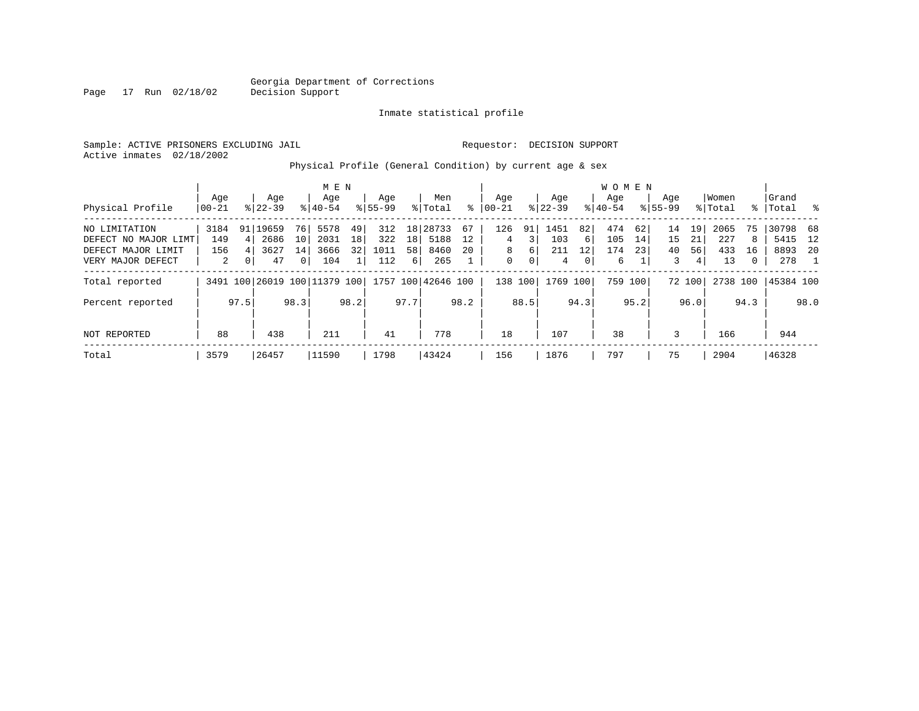Georgia Department of Corrections
Decision Support

Inmate statistical profile

Sample: ACTIVE PRISONERS EXCLUDING JAIL

Requestor: DECISION SUPPORT

Active inmates 02/18/2002

Physical Profile (General Condition) by current age & sex

| Physical Profile | MEN Age 00-21 | % | Age 22-39 | % | Age 40-54 | % | Age 55-99 | % | Men Total | % | WOMEN Age 00-21 | % | Age 22-39 | % | Age 40-54 | % | Age 55-99 | % | Women Total | % | Grand Total | % |
|---|---|---|---|---|---|---|---|---|---|---|---|---|---|---|---|---|---|---|---|---|---|---|
| NO LIMITATION | 3184 | 91 | 19659 | 76 | 5578 | 49 | 312 | 18 | 28733 | 67 | 126 | 91 | 1451 | 82 | 474 | 62 | 14 | 19 | 2065 | 75 | 30798 | 68 |
| DEFECT NO MAJOR LIMT | 149 | 4 | 2686 | 10 | 2031 | 18 | 322 | 18 | 5188 | 12 | 4 | 3 | 103 | 6 | 105 | 14 | 15 | 21 | 227 | 8 | 5415 | 12 |
| DEFECT MAJOR LIMIT | 156 | 4 | 3627 | 14 | 3666 | 32 | 1011 | 58 | 8460 | 20 | 8 | 6 | 211 | 12 | 174 | 23 | 40 | 56 | 433 | 16 | 8893 | 20 |
| VERY MAJOR DEFECT | 2 | 0 | 47 | 0 | 104 | 1 | 112 | 6 | 265 | 1 | 0 | 0 | 4 | 0 | 6 | 1 | 3 | 4 | 13 | 0 | 278 | 1 |
| Total reported | 3491 | 100 | 26019 | 100 | 11379 | 100 | 1757 | 100 | 42646 | 100 | 138 | 100 | 1769 | 100 | 759 | 100 | 72 | 100 | 2738 | 100 | 45384 | 100 |
| Percent reported | | 97.5 | | 98.3 | | 98.2 | | 97.7 | | 98.2 | | 88.5 | | 94.3 | | 95.2 | | 96.0 | | 94.3 | | 98.0 |
| NOT REPORTED | 88 | | 438 | | 211 | | 41 | | 778 | | 18 | | 107 | | 38 | | 3 | | 166 | | 944 | |
| Total | 3579 | | 26457 | | 11590 | | 1798 | | 43424 | | 156 | | 1876 | | 797 | | 75 | | 2904 | | 46328 | |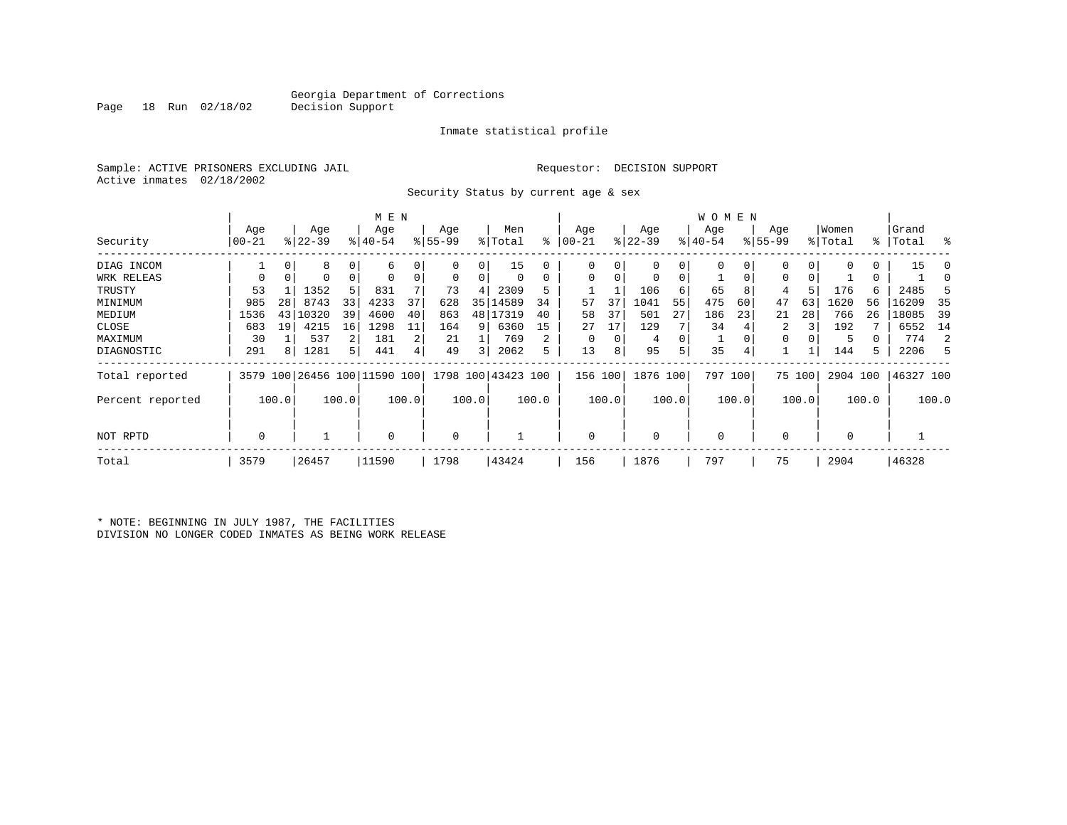Georgia Department of Corrections
Decision Support

Inmate statistical profile

Sample: ACTIVE PRISONERS EXCLUDING JAIL
Active inmates 02/18/2002

Requestor: DECISION SUPPORT

Security Status by current age & sex

| Security | MEN Age 00-21 | % | Age 22-39 | % | Age 40-54 | % | Age 55-99 | % | Men Total | % | WOMEN Age 00-21 | % | Age 22-39 | % | Age 40-54 | % | Age 55-99 | % | Women Total | % | Grand Total | % |
|---|---|---|---|---|---|---|---|---|---|---|---|---|---|---|---|---|---|---|---|---|---|---|
| DIAG INCOM | 1 | 0 | 8 | 0 | 6 | 0 | 0 | 0 | 15 | 0 | 0 | 0 | 0 | 0 | 0 | 0 | 0 | 0 | 0 | 0 | 15 | 0 |
| WRK RELEAS | 0 | 0 | 0 | 0 | 0 | 0 | 0 | 0 | 0 | 0 | 0 | 0 | 0 | 0 | 1 | 0 | 0 | 0 | 1 | 0 | 1 | 0 |
| TRUSTY | 53 | 1 | 1352 | 5 | 831 | 7 | 73 | 4 | 2309 | 5 | 1 | 1 | 106 | 6 | 65 | 8 | 4 | 5 | 176 | 6 | 2485 | 5 |
| MINIMUM | 985 | 28 | 8743 | 33 | 4233 | 37 | 628 | 35 | 14589 | 34 | 57 | 37 | 1041 | 55 | 475 | 60 | 47 | 63 | 1620 | 56 | 16209 | 35 |
| MEDIUM | 1536 | 43 | 10320 | 39 | 4600 | 40 | 863 | 48 | 17319 | 40 | 58 | 37 | 501 | 27 | 186 | 23 | 21 | 28 | 766 | 26 | 18085 | 39 |
| CLOSE | 683 | 19 | 4215 | 16 | 1298 | 11 | 164 | 9 | 6360 | 15 | 27 | 17 | 129 | 7 | 34 | 4 | 2 | 3 | 192 | 7 | 6552 | 14 |
| MAXIMUM | 30 | 1 | 537 | 2 | 181 | 2 | 21 | 1 | 769 | 2 | 0 | 0 | 4 | 0 | 1 | 0 | 0 | 0 | 5 | 0 | 774 | 2 |
| DIAGNOSTIC | 291 | 8 | 1281 | 5 | 441 | 4 | 49 | 3 | 2062 | 5 | 13 | 8 | 95 | 5 | 35 | 4 | 1 | 1 | 144 | 5 | 2206 | 5 |
| Total reported | 3579 | 100 | 26456 | 100 | 11590 | 100 | 1798 | 100 | 43423 | 100 | 156 | 100 | 1876 | 100 | 797 | 100 | 75 | 100 | 2904 | 100 | 46327 | 100 |
| Percent reported | | 100.0 | | 100.0 | | 100.0 | | 100.0 | | 100.0 | | 100.0 | | 100.0 | | 100.0 | | 100.0 | | 100.0 | | 100.0 |
| NOT RPTD | 0 | | 1 | | 0 | | 0 | | 1 | | 0 | | 0 | | 0 | | 0 | | 0 | | 1 | |
| Total | 3579 | | 26457 | | 11590 | | 1798 | | 43424 | | 156 | | 1876 | | 797 | | 75 | | 2904 | | 46328 | |

* NOTE: BEGINNING IN JULY 1987, THE FACILITIES DIVISION NO LONGER CODED INMATES AS BEING WORK RELEASE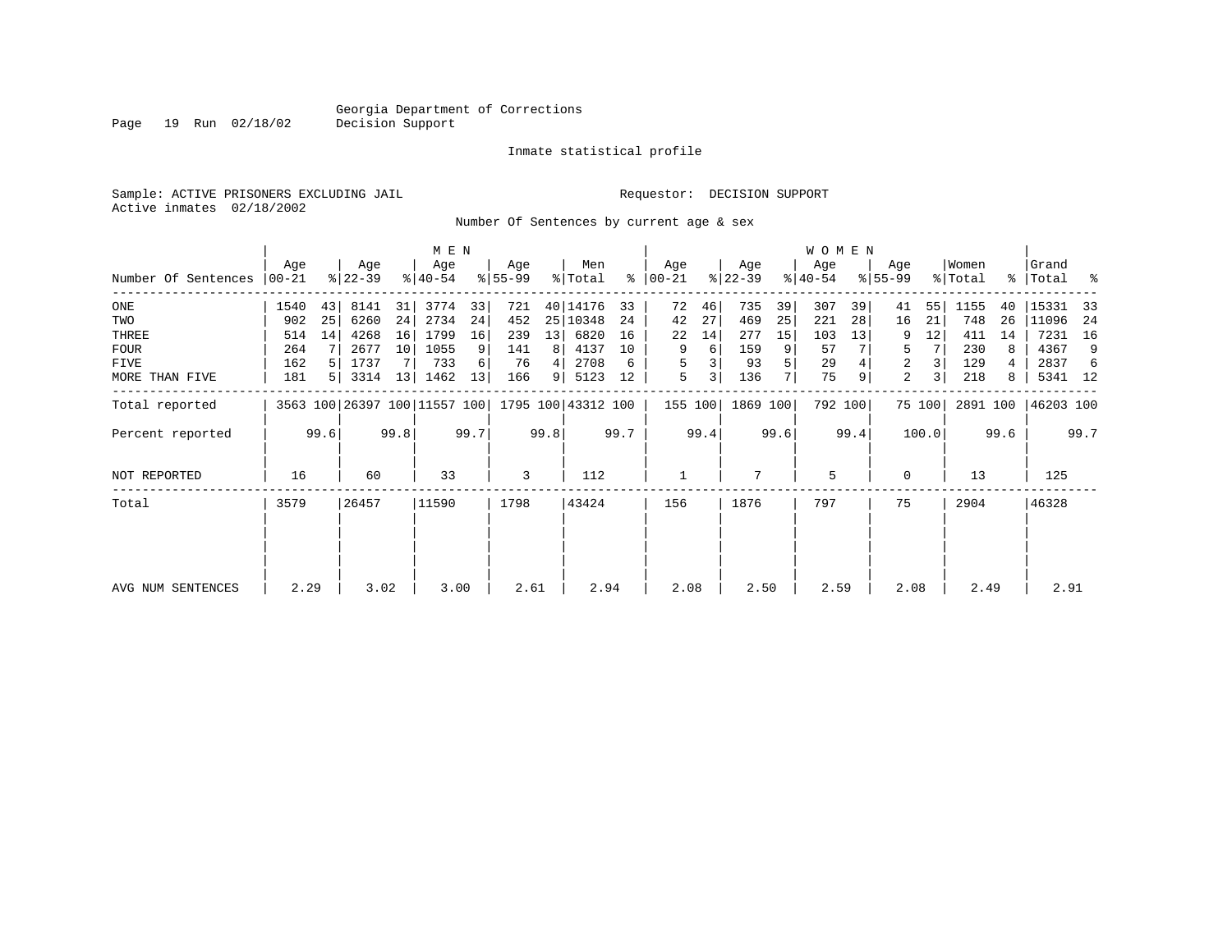Georgia Department of Corrections
Decision Support

Inmate statistical profile

Sample: ACTIVE PRISONERS EXCLUDING JAIL

Requestor: DECISION SUPPORT

Active inmates 02/18/2002

Number Of Sentences by current age & sex

| | MEN | | | | | | | | | | WOMEN | | | | | | | | | | Grand | |
|---|---|---|---|---|---|---|---|---|---|---|---|---|---|---|---|---|---|---|---|---|---|---|
| Number Of Sentences | Age 00-21 | % | Age 22-39 | % | Age 40-54 | % | Age 55-99 | % | Men Total | % | Age 00-21 | % | Age 22-39 | % | Age 40-54 | % | Age 55-99 | % | Women Total | % | Grand Total | % |
| ONE | 1540 | 43 | 8141 | 31 | 3774 | 33 | 721 | 40 | 14176 | 33 | 72 | 46 | 735 | 39 | 307 | 39 | 41 | 55 | 1155 | 40 | 15331 | 33 |
| TWO | 902 | 25 | 6260 | 24 | 2734 | 24 | 452 | 25 | 10348 | 24 | 42 | 27 | 469 | 25 | 221 | 28 | 16 | 21 | 748 | 26 | 11096 | 24 |
| THREE | 514 | 14 | 4268 | 16 | 1799 | 16 | 239 | 13 | 6820 | 16 | 22 | 14 | 277 | 15 | 103 | 13 | 9 | 12 | 411 | 14 | 7231 | 16 |
| FOUR | 264 | 7 | 2677 | 10 | 1055 | 9 | 141 | 8 | 4137 | 10 | 9 | 6 | 159 | 9 | 57 | 7 | 5 | 7 | 230 | 8 | 4367 | 9 |
| FIVE | 162 | 5 | 1737 | 7 | 733 | 6 | 76 | 4 | 2708 | 6 | 5 | 3 | 93 | 5 | 29 | 4 | 2 | 3 | 129 | 4 | 2837 | 6 |
| MORE THAN FIVE | 181 | 5 | 3314 | 13 | 1462 | 13 | 166 | 9 | 5123 | 12 | 5 | 3 | 136 | 7 | 75 | 9 | 2 | 3 | 218 | 8 | 5341 | 12 |
| Total reported | 3563 | 100 | 26397 | 100 | 11557 | 100 | 1795 | 100 | 43312 | 100 | 155 | 100 | 1869 | 100 | 792 | 100 | 75 | 100 | 2891 | 100 | 46203 | 100 |
| Percent reported | | 99.6 | | 99.8 | | 99.7 | | 99.8 | | 99.7 | | 99.4 | | 99.6 | | 99.4 | | 100.0 | | 99.6 | | 99.7 |
| NOT REPORTED | 16 | | 60 | | 33 | | 3 | | 112 | | 1 | | 7 | | 5 | | 0 | | 13 | | 125 | |
| Total | 3579 | | 26457 | | 11590 | | 1798 | | 43424 | | 156 | | 1876 | | 797 | | 75 | | 2904 | | 46328 | |
| AVG NUM SENTENCES | 2.29 | | 3.02 | | 3.00 | | 2.61 | | 2.94 | | 2.08 | | 2.50 | | 2.59 | | 2.08 | | 2.49 | | 2.91 | |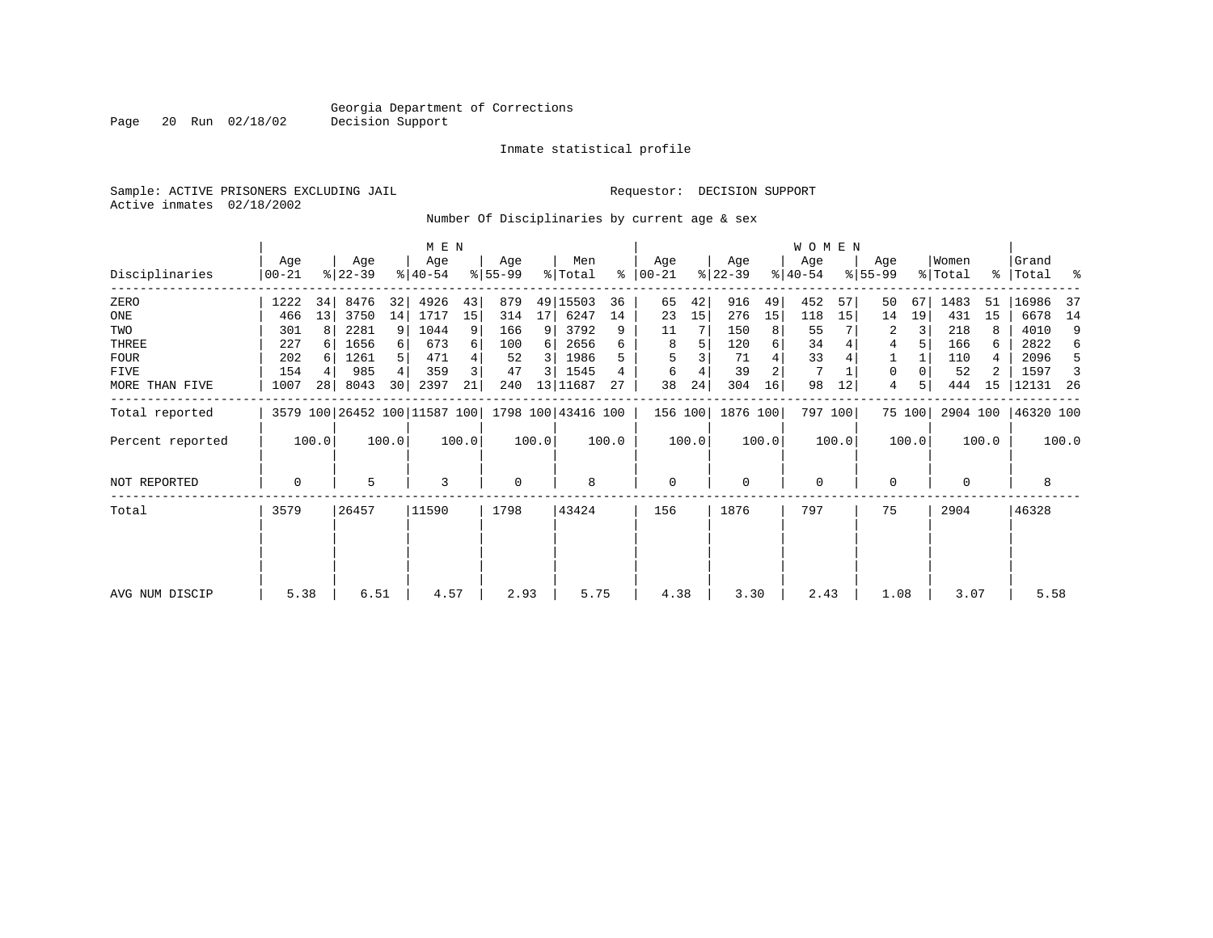Georgia Department of Corrections
Decision Support

Inmate statistical profile

Sample: ACTIVE PRISONERS EXCLUDING JAIL     Requestor: DECISION SUPPORT
Active inmates 02/18/2002

Number Of Disciplinaries by current age & sex

| Disciplinaries | MEN Age 00-21 | % | Age 22-39 | % | Age 40-54 | % | Age 55-99 | % | Men Total | % | WOMEN Age 00-21 | % | Age 22-39 | % | Age 40-54 | % | Age 55-99 | % | Women Total | % | Grand Total | % |
|---|---|---|---|---|---|---|---|---|---|---|---|---|---|---|---|---|---|---|---|---|---|---|
| ZERO | 1222 | 34 | 8476 | 32 | 4926 | 43 | 879 | 49 | 15503 | 36 | 65 | 42 | 916 | 49 | 452 | 57 | 50 | 67 | 1483 | 51 | 16986 | 37 |
| ONE | 466 | 13 | 3750 | 14 | 1717 | 15 | 314 | 17 | 6247 | 14 | 23 | 15 | 276 | 15 | 118 | 15 | 14 | 19 | 431 | 15 | 6678 | 14 |
| TWO | 301 | 8 | 2281 | 9 | 1044 | 9 | 166 | 9 | 3792 | 9 | 11 | 7 | 150 | 8 | 55 | 7 | 2 | 3 | 218 | 8 | 4010 | 9 |
| THREE | 227 | 6 | 1656 | 6 | 673 | 6 | 100 | 6 | 2656 | 6 | 8 | 5 | 120 | 6 | 34 | 4 | 4 | 5 | 166 | 6 | 2822 | 6 |
| FOUR | 202 | 6 | 1261 | 5 | 471 | 4 | 52 | 3 | 1986 | 5 | 5 | 3 | 71 | 4 | 33 | 4 | 1 | 1 | 110 | 4 | 2096 | 5 |
| FIVE | 154 | 4 | 985 | 4 | 359 | 3 | 47 | 3 | 1545 | 4 | 6 | 4 | 39 | 2 | 7 | 1 | 0 | 0 | 52 | 2 | 1597 | 3 |
| MORE THAN FIVE | 1007 | 28 | 8043 | 30 | 2397 | 21 | 240 | 13 | 11687 | 27 | 38 | 24 | 304 | 16 | 98 | 12 | 4 | 5 | 444 | 15 | 12131 | 26 |
| Total reported | 3579 | 100 | 26452 | 100 | 11587 | 100 | 1798 | 100 | 43416 | 100 | 156 | 100 | 1876 | 100 | 797 | 100 | 75 | 100 | 2904 | 100 | 46320 | 100 |
| Percent reported | | 100.0 | | 100.0 | | 100.0 | | 100.0 | | 100.0 | | 100.0 | | 100.0 | | 100.0 | | 100.0 | | 100.0 | | 100.0 |
| NOT REPORTED | 0 | | 5 | | 3 | | 0 | | 8 | | 0 | | 0 | | 0 | | 0 | | 0 | | 8 | |
| Total | 3579 | | 26457 | | 11590 | | 1798 | | 43424 | | 156 | | 1876 | | 797 | | 75 | | 2904 | | 46328 | |
| AVG NUM DISCIP | 5.38 | | 6.51 | | 4.57 | | 2.93 | | 5.75 | | 4.38 | | 3.30 | | 2.43 | | 1.08 | | 3.07 | | 5.58 | |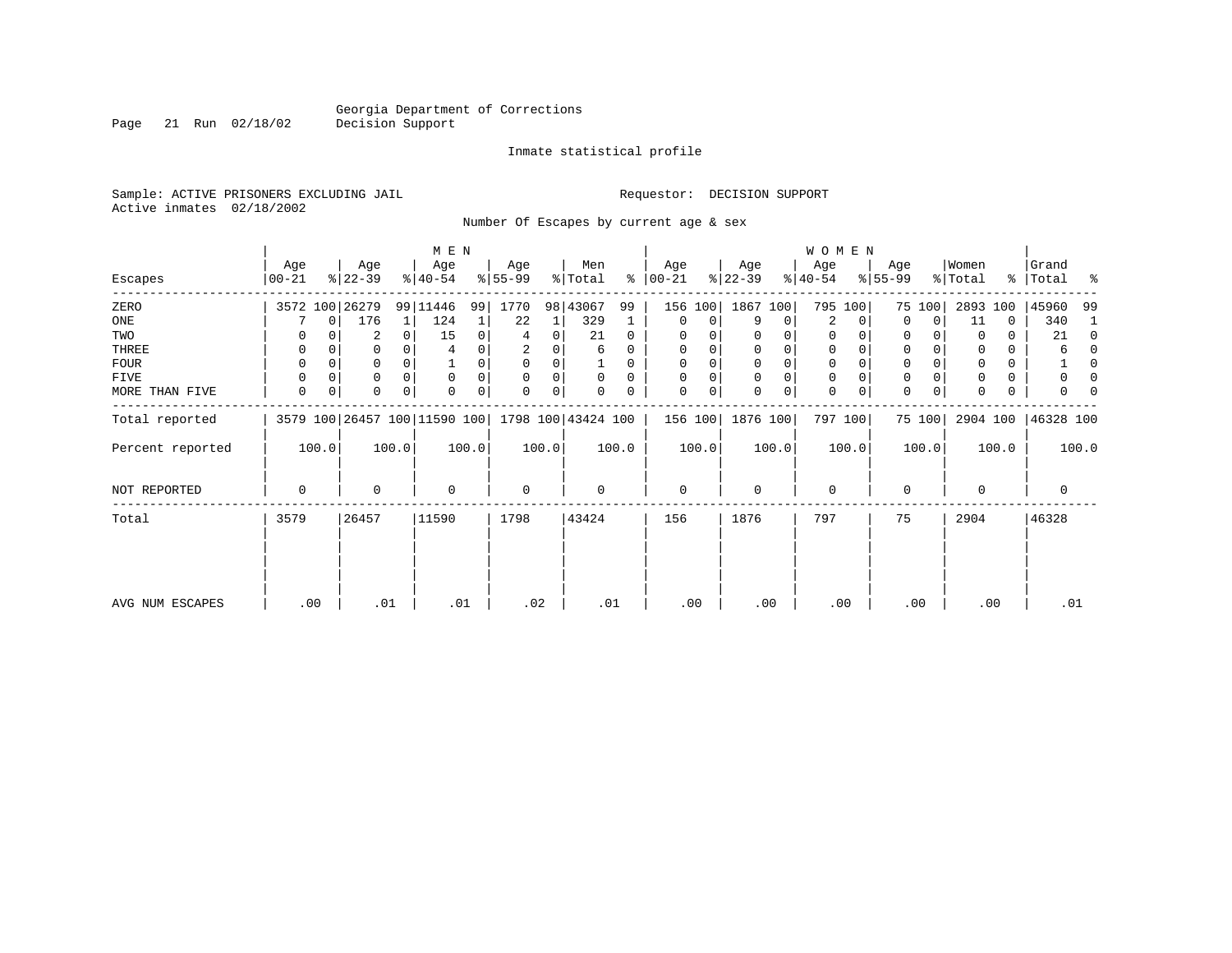Georgia Department of Corrections
Decision Support

Inmate statistical profile

Sample: ACTIVE PRISONERS EXCLUDING JAIL    Requestor: DECISION SUPPORT
Active inmates 02/18/2002

Number Of Escapes by current age & sex

| Escapes | MEN Age 00-21 | % | MEN Age 22-39 | % | MEN Age 40-54 | % | MEN Age 55-99 | % | Men Total | % | WOMEN Age 00-21 | % | WOMEN Age 22-39 | % | WOMEN Age 40-54 | % | WOMEN Age 55-99 | % | Women Total | % | Grand Total | % |
|---|---|---|---|---|---|---|---|---|---|---|---|---|---|---|---|---|---|---|---|---|---|---|
| ZERO | 3572 | 100 | 26279 | 99 | 11446 | 99 | 1770 | 98 | 43067 | 99 | 156 | 100 | 1867 | 100 | 795 | 100 | 75 | 100 | 2893 | 100 | 45960 | 99 |
| ONE | 7 | 0 | 176 | 1 | 124 | 1 | 22 | 1 | 329 | 1 | 0 | 0 | 9 | 0 | 2 | 0 | 0 | 0 | 11 | 0 | 340 | 1 |
| TWO | 0 | 0 | 2 | 0 | 15 | 0 | 4 | 0 | 21 | 0 | 0 | 0 | 0 | 0 | 0 | 0 | 0 | 0 | 0 | 0 | 21 | 0 |
| THREE | 0 | 0 | 0 | 0 | 4 | 0 | 2 | 0 | 6 | 0 | 0 | 0 | 0 | 0 | 0 | 0 | 0 | 0 | 0 | 0 | 6 | 0 |
| FOUR | 0 | 0 | 0 | 0 | 1 | 0 | 0 | 0 | 1 | 0 | 0 | 0 | 0 | 0 | 0 | 0 | 0 | 0 | 0 | 0 | 1 | 0 |
| FIVE | 0 | 0 | 0 | 0 | 0 | 0 | 0 | 0 | 0 | 0 | 0 | 0 | 0 | 0 | 0 | 0 | 0 | 0 | 0 | 0 | 0 | 0 |
| MORE THAN FIVE | 0 | 0 | 0 | 0 | 0 | 0 | 0 | 0 | 0 | 0 | 0 | 0 | 0 | 0 | 0 | 0 | 0 | 0 | 0 | 0 | 0 | 0 |
| Total reported | 3579 | 100 | 26457 | 100 | 11590 | 100 | 1798 | 100 | 43424 | 100 | 156 | 100 | 1876 | 100 | 797 | 100 | 75 | 100 | 2904 | 100 | 46328 | 100 |
| Percent reported | | 100.0 | | 100.0 | | 100.0 | | 100.0 | | 100.0 | | 100.0 | | 100.0 | | 100.0 | | 100.0 | | 100.0 | | 100.0 |
| NOT REPORTED | 0 | | 0 | | 0 | | 0 | | 0 | | 0 | | 0 | | 0 | | 0 | | 0 | | 0 | |
| Total | 3579 | | 26457 | | 11590 | | 1798 | | 43424 | | 156 | | 1876 | | 797 | | 75 | | 2904 | | 46328 | |
| AVG NUM ESCAPES | .00 | | .01 | | .01 | | .02 | | .01 | | .00 | | .00 | | .00 | | .00 | | .00 | | .01 | |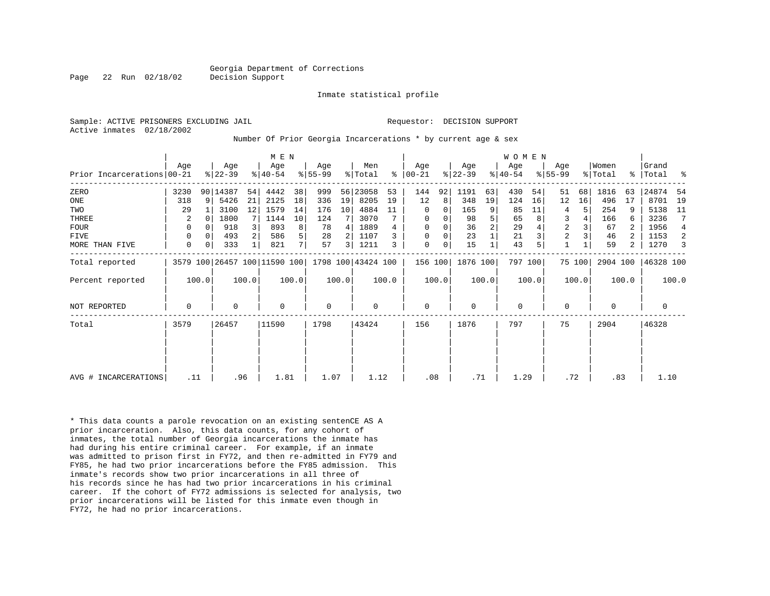Georgia Department of Corrections
Decision Support

Inmate statistical profile

Sample: ACTIVE PRISONERS EXCLUDING JAIL                    Requestor: DECISION SUPPORT
Active inmates 02/18/2002

Number Of Prior Georgia Incarcerations * by current age & sex

| Prior Incarcerations | MEN Age 00-21 | % | Age 22-39 | % | Age 40-54 | % | Age 55-99 | % | Men Total | % | WOMEN Age 00-21 | % | Age 22-39 | % | Age 40-54 | % | Age 55-99 | % | Women Total | % | Grand Total | % |
|---|---|---|---|---|---|---|---|---|---|---|---|---|---|---|---|---|---|---|---|---|---|---|
| ZERO | 3230 | 90 | 14387 | 54 | 4442 | 38 | 999 | 56 | 23058 | 53 | 144 | 92 | 1191 | 63 | 430 | 54 | 51 | 68 | 1816 | 63 | 24874 | 54 |
| ONE | 318 | 9 | 5426 | 21 | 2125 | 18 | 336 | 19 | 8205 | 19 | 12 | 8 | 348 | 19 | 124 | 16 | 12 | 16 | 496 | 17 | 8701 | 19 |
| TWO | 29 | 1 | 3100 | 12 | 1579 | 14 | 176 | 10 | 4884 | 11 | 0 | 0 | 165 | 9 | 85 | 11 | 4 | 5 | 254 | 9 | 5138 | 11 |
| THREE | 2 | 0 | 1800 | 7 | 1144 | 10 | 124 | 7 | 3070 | 7 | 0 | 0 | 98 | 5 | 65 | 8 | 3 | 4 | 166 | 6 | 3236 | 7 |
| FOUR | 0 | 0 | 918 | 3 | 893 | 8 | 78 | 4 | 1889 | 4 | 0 | 0 | 36 | 2 | 29 | 4 | 2 | 3 | 67 | 2 | 1956 | 4 |
| FIVE | 0 | 0 | 493 | 2 | 586 | 5 | 28 | 2 | 1107 | 3 | 0 | 0 | 23 | 1 | 21 | 3 | 2 | 3 | 46 | 2 | 1153 | 2 |
| MORE THAN FIVE | 0 | 0 | 333 | 1 | 821 | 7 | 57 | 3 | 1211 | 3 | 0 | 0 | 15 | 1 | 43 | 5 | 1 | 1 | 59 | 2 | 1270 | 3 |
| Total reported | 3579 | 100 | 26457 | 100 | 11590 | 100 | 1798 | 100 | 43424 | 100 | 156 | 100 | 1876 | 100 | 797 | 100 | 75 | 100 | 2904 | 100 | 46328 | 100 |
| Percent reported | 100.0 | | 100.0 | | 100.0 | | 100.0 | | 100.0 | | 100.0 | | 100.0 | | 100.0 | | 100.0 | | 100.0 | | 100.0 | |
| NOT REPORTED | 0 | | 0 | | 0 | | 0 | | 0 | | 0 | | 0 | | 0 | | 0 | | 0 | | 0 | |
| Total | 3579 | | 26457 | | 11590 | | 1798 | | 43424 | | 156 | | 1876 | | 797 | | 75 | | 2904 | | 46328 | |
| AVG # INCARCERATIONS | .11 | | .96 | | 1.81 | | 1.07 | | 1.12 | | .08 | | .71 | | 1.29 | | .72 | | .83 | | 1.10 | |

* This data counts a parole revocation on an existing sentenCE AS A prior incarceration. Also, this data counts, for any cohort of inmates, the total number of Georgia incarcerations the inmate has had during his entire criminal career. For example, if an inmate was admitted to prison first in FY72, and then re-admitted in FY79 and FY85, he had two prior incarcerations before the FY85 admission. This inmate's records show two prior incarcerations in all three of his records since he has had two prior incarcerations in his criminal career. If the cohort of FY72 admissions is selected for analysis, two prior incarcerations will be listed for this inmate even though in FY72, he had no prior incarcerations.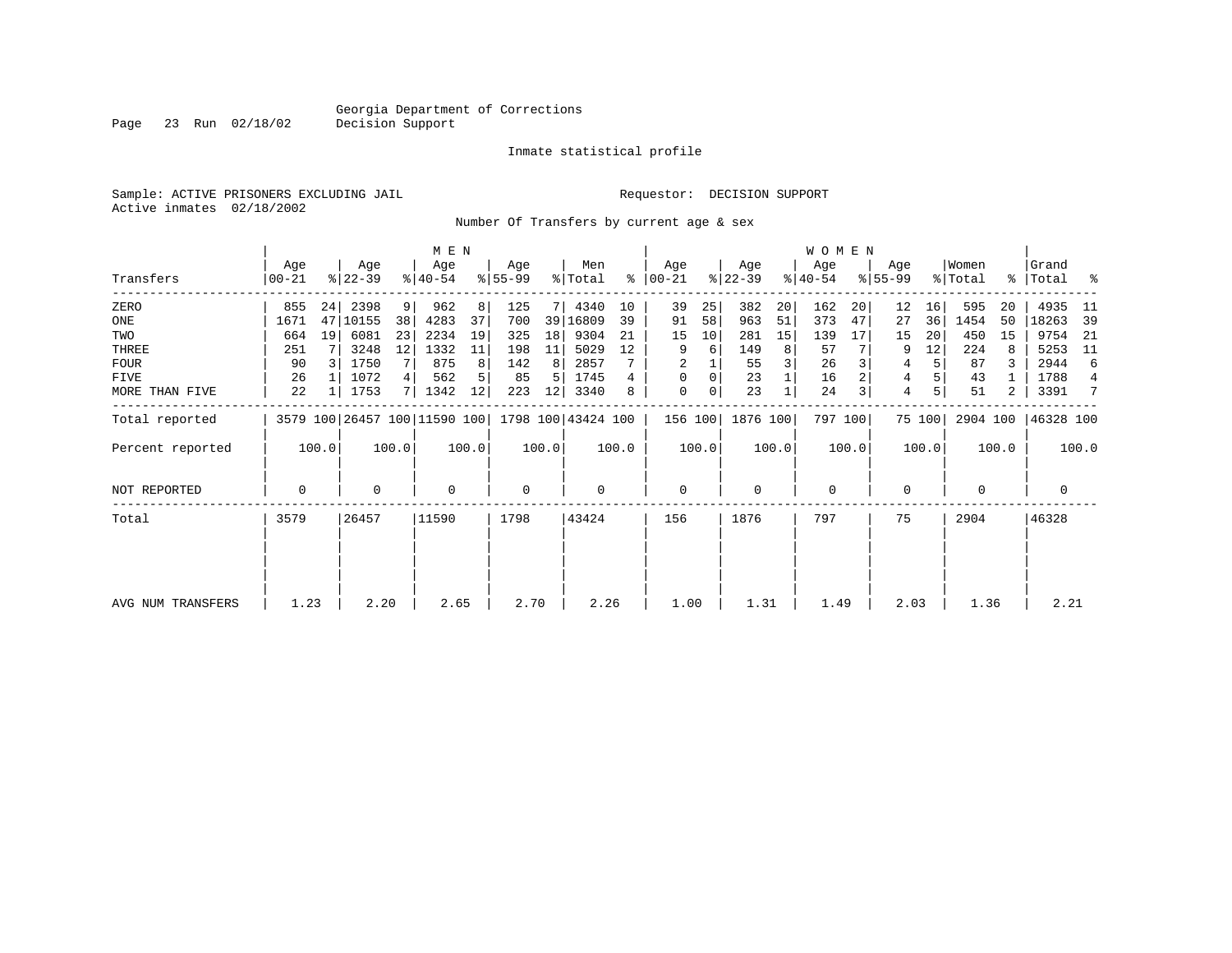Georgia Department of Corrections
Decision Support

Inmate statistical profile

Sample: ACTIVE PRISONERS EXCLUDING JAIL    Requestor: DECISION SUPPORT
Active inmates 02/18/2002

Number Of Transfers by current age & sex

| Transfers | MEN Age 00-21 | % | Age 22-39 | % | Age 40-54 | % | Age 55-99 | % | Men Total | % | WOMEN Age 00-21 | % | Age 22-39 | % | Age 40-54 | % | Age 55-99 | % | Women Total | % | Grand Total | % |
|---|---|---|---|---|---|---|---|---|---|---|---|---|---|---|---|---|---|---|---|---|---|---|
| ZERO | 855 | 24 | 2398 | 9 | 962 | 8 | 125 | 7 | 4340 | 10 | 39 | 25 | 382 | 20 | 162 | 20 | 12 | 16 | 595 | 20 | 4935 | 11 |
| ONE | 1671 | 47 | 10155 | 38 | 4283 | 37 | 700 | 39 | 16809 | 39 | 91 | 58 | 963 | 51 | 373 | 47 | 27 | 36 | 1454 | 50 | 18263 | 39 |
| TWO | 664 | 19 | 6081 | 23 | 2234 | 19 | 325 | 18 | 9304 | 21 | 15 | 10 | 281 | 15 | 139 | 17 | 15 | 20 | 450 | 15 | 9754 | 21 |
| THREE | 251 | 7 | 3248 | 12 | 1332 | 11 | 198 | 11 | 5029 | 12 | 9 | 6 | 149 | 8 | 57 | 7 | 9 | 12 | 224 | 8 | 5253 | 11 |
| FOUR | 90 | 3 | 1750 | 7 | 875 | 8 | 142 | 8 | 2857 | 7 | 2 | 1 | 55 | 3 | 26 | 3 | 4 | 5 | 87 | 3 | 2944 | 6 |
| FIVE | 26 | 1 | 1072 | 4 | 562 | 5 | 85 | 5 | 1745 | 4 | 0 | 0 | 23 | 1 | 16 | 2 | 4 | 5 | 43 | 1 | 1788 | 4 |
| MORE THAN FIVE | 22 | 1 | 1753 | 7 | 1342 | 12 | 223 | 12 | 3340 | 8 | 0 | 0 | 23 | 1 | 24 | 3 | 4 | 5 | 51 | 2 | 3391 | 7 |
| Total reported | 3579 | 100 | 26457 | 100 | 11590 | 100 | 1798 | 100 | 43424 | 100 | 156 | 100 | 1876 | 100 | 797 | 100 | 75 | 100 | 2904 | 100 | 46328 | 100 |
| Percent reported | | 100.0 | | 100.0 | | 100.0 | | 100.0 | | 100.0 | | 100.0 | | 100.0 | | 100.0 | | 100.0 | | 100.0 | | 100.0 |
| NOT REPORTED | 0 | | 0 | | 0 | | 0 | | 0 | | 0 | | 0 | | 0 | | 0 | | 0 | | 0 | |
| Total | 3579 | | 26457 | | 11590 | | 1798 | | 43424 | | 156 | | 1876 | | 797 | | 75 | | 2904 | | 46328 | |
| AVG NUM TRANSFERS | 1.23 | | 2.20 | | 2.65 | | 2.70 | | 2.26 | | 1.00 | | 1.31 | | 1.49 | | 2.03 | | 1.36 | | 2.21 | |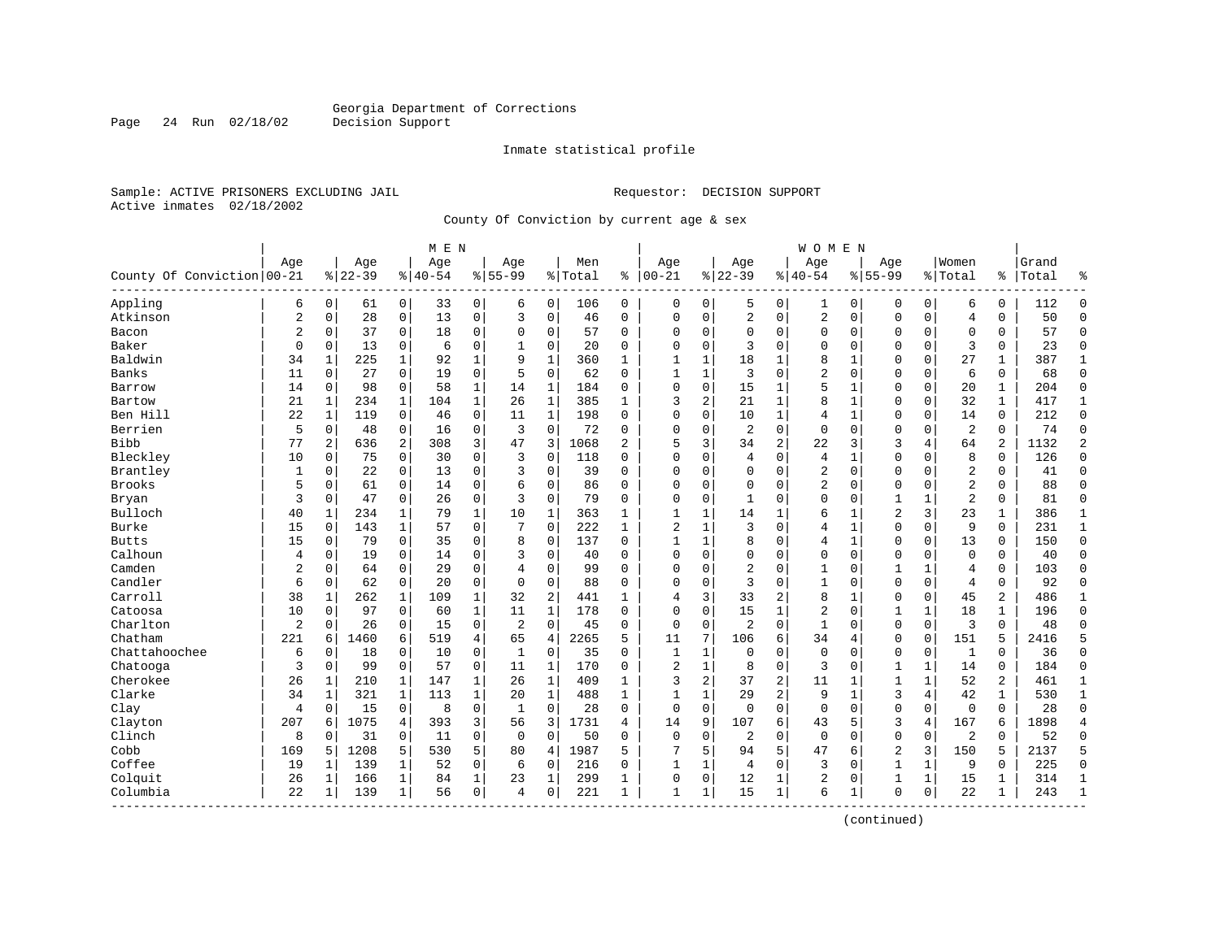Georgia Department of Corrections
Decision Support

Inmate statistical profile

Sample: ACTIVE PRISONERS EXCLUDING JAIL
Active inmates 02/18/2002

Requestor: DECISION SUPPORT

County Of Conviction by current age & sex

| County Of Conviction | MEN Age 00-21 | % | Age 22-39 | % | Age 40-54 | % | Age 55-99 | % | Men Total | % | WOMEN Age 00-21 | % | Age 22-39 | % | Age 40-54 | % | Age 55-99 | % | Women Total | % | Grand Total | % |
|---|---|---|---|---|---|---|---|---|---|---|---|---|---|---|---|---|---|---|---|---|---|---|
| Appling | 6 | 0 | 61 | 0 | 33 | 0 | 6 | 0 | 106 | 0 | 0 | 0 | 5 | 0 | 1 | 0 | 0 | 0 | 6 | 0 | 112 | 0 |
| Atkinson | 2 | 0 | 28 | 0 | 13 | 0 | 3 | 0 | 46 | 0 | 0 | 0 | 2 | 0 | 2 | 0 | 0 | 0 | 4 | 0 | 50 | 0 |
| Bacon | 2 | 0 | 37 | 0 | 18 | 0 | 0 | 0 | 57 | 0 | 0 | 0 | 0 | 0 | 0 | 0 | 0 | 0 | 0 | 0 | 57 | 0 |
| Baker | 0 | 0 | 13 | 0 | 6 | 0 | 1 | 0 | 20 | 0 | 0 | 0 | 3 | 0 | 0 | 0 | 0 | 0 | 3 | 0 | 23 | 0 |
| Baldwin | 34 | 1 | 225 | 1 | 92 | 1 | 9 | 1 | 360 | 1 | 1 | 1 | 18 | 1 | 8 | 1 | 0 | 0 | 27 | 1 | 387 | 1 |
| Banks | 11 | 0 | 27 | 0 | 19 | 0 | 5 | 0 | 62 | 0 | 1 | 1 | 3 | 0 | 2 | 0 | 0 | 0 | 6 | 0 | 68 | 0 |
| Barrow | 14 | 0 | 98 | 0 | 58 | 1 | 14 | 1 | 184 | 0 | 0 | 0 | 15 | 1 | 5 | 1 | 0 | 0 | 20 | 1 | 204 | 0 |
| Bartow | 21 | 1 | 234 | 1 | 104 | 1 | 26 | 1 | 385 | 1 | 3 | 2 | 21 | 1 | 8 | 1 | 0 | 0 | 32 | 1 | 417 | 1 |
| Ben Hill | 22 | 1 | 119 | 0 | 46 | 0 | 11 | 1 | 198 | 0 | 0 | 0 | 10 | 1 | 4 | 1 | 0 | 0 | 14 | 0 | 212 | 0 |
| Berrien | 5 | 0 | 48 | 0 | 16 | 0 | 3 | 0 | 72 | 0 | 0 | 0 | 2 | 0 | 0 | 0 | 0 | 0 | 2 | 0 | 74 | 0 |
| Bibb | 77 | 2 | 636 | 2 | 308 | 3 | 47 | 3 | 1068 | 2 | 5 | 3 | 34 | 2 | 22 | 3 | 3 | 4 | 64 | 2 | 1132 | 2 |
| Bleckley | 10 | 0 | 75 | 0 | 30 | 0 | 3 | 0 | 118 | 0 | 0 | 0 | 4 | 0 | 4 | 1 | 0 | 0 | 8 | 0 | 126 | 0 |
| Brantley | 1 | 0 | 22 | 0 | 13 | 0 | 3 | 0 | 39 | 0 | 0 | 0 | 0 | 0 | 2 | 0 | 0 | 0 | 2 | 0 | 41 | 0 |
| Brooks | 5 | 0 | 61 | 0 | 14 | 0 | 6 | 0 | 86 | 0 | 0 | 0 | 0 | 0 | 2 | 0 | 0 | 0 | 2 | 0 | 88 | 0 |
| Bryan | 3 | 0 | 47 | 0 | 26 | 0 | 3 | 0 | 79 | 0 | 0 | 0 | 1 | 0 | 0 | 0 | 1 | 1 | 2 | 0 | 81 | 0 |
| Bulloch | 40 | 1 | 234 | 1 | 79 | 1 | 10 | 1 | 363 | 1 | 1 | 1 | 14 | 1 | 6 | 1 | 2 | 3 | 23 | 1 | 386 | 1 |
| Burke | 15 | 0 | 143 | 1 | 57 | 0 | 7 | 0 | 222 | 1 | 2 | 1 | 3 | 0 | 4 | 1 | 0 | 0 | 9 | 0 | 231 | 1 |
| Butts | 15 | 0 | 79 | 0 | 35 | 0 | 8 | 0 | 137 | 0 | 1 | 1 | 8 | 0 | 4 | 1 | 0 | 0 | 13 | 0 | 150 | 0 |
| Calhoun | 4 | 0 | 19 | 0 | 14 | 0 | 3 | 0 | 40 | 0 | 0 | 0 | 0 | 0 | 0 | 0 | 0 | 0 | 0 | 0 | 40 | 0 |
| Camden | 2 | 0 | 64 | 0 | 29 | 0 | 4 | 0 | 99 | 0 | 0 | 0 | 2 | 0 | 1 | 0 | 1 | 1 | 4 | 0 | 103 | 0 |
| Candler | 6 | 0 | 62 | 0 | 20 | 0 | 0 | 0 | 88 | 0 | 0 | 0 | 3 | 0 | 1 | 0 | 0 | 0 | 4 | 0 | 92 | 0 |
| Carroll | 38 | 1 | 262 | 1 | 109 | 1 | 32 | 2 | 441 | 1 | 4 | 3 | 33 | 2 | 8 | 1 | 0 | 0 | 45 | 2 | 486 | 1 |
| Catoosa | 10 | 0 | 97 | 0 | 60 | 1 | 11 | 1 | 178 | 0 | 0 | 0 | 15 | 1 | 2 | 0 | 1 | 1 | 18 | 1 | 196 | 0 |
| Charlton | 2 | 0 | 26 | 0 | 15 | 0 | 2 | 0 | 45 | 0 | 0 | 0 | 2 | 0 | 1 | 0 | 0 | 0 | 3 | 0 | 48 | 0 |
| Chatham | 221 | 6 | 1460 | 6 | 519 | 4 | 65 | 4 | 2265 | 5 | 11 | 7 | 106 | 6 | 34 | 4 | 0 | 0 | 151 | 5 | 2416 | 5 |
| Chattahoochee | 6 | 0 | 18 | 0 | 10 | 0 | 1 | 0 | 35 | 0 | 1 | 1 | 0 | 0 | 0 | 0 | 0 | 0 | 1 | 0 | 36 | 0 |
| Chatooga | 3 | 0 | 99 | 0 | 57 | 0 | 11 | 1 | 170 | 0 | 2 | 1 | 8 | 0 | 3 | 0 | 1 | 1 | 14 | 0 | 184 | 0 |
| Cherokee | 26 | 1 | 210 | 1 | 147 | 1 | 26 | 1 | 409 | 1 | 3 | 2 | 37 | 2 | 11 | 1 | 1 | 1 | 52 | 2 | 461 | 1 |
| Clarke | 34 | 1 | 321 | 1 | 113 | 1 | 20 | 1 | 488 | 1 | 1 | 1 | 29 | 2 | 9 | 1 | 3 | 4 | 42 | 1 | 530 | 1 |
| Clay | 4 | 0 | 15 | 0 | 8 | 0 | 1 | 0 | 28 | 0 | 0 | 0 | 0 | 0 | 0 | 0 | 0 | 0 | 0 | 0 | 28 | 0 |
| Clayton | 207 | 6 | 1075 | 4 | 393 | 3 | 56 | 3 | 1731 | 4 | 14 | 9 | 107 | 6 | 43 | 5 | 3 | 4 | 167 | 6 | 1898 | 4 |
| Clinch | 8 | 0 | 31 | 0 | 11 | 0 | 0 | 0 | 50 | 0 | 0 | 0 | 2 | 0 | 0 | 0 | 0 | 0 | 2 | 0 | 52 | 0 |
| Cobb | 169 | 5 | 1208 | 5 | 530 | 5 | 80 | 4 | 1987 | 5 | 7 | 5 | 94 | 5 | 47 | 6 | 2 | 3 | 150 | 5 | 2137 | 5 |
| Coffee | 19 | 1 | 139 | 1 | 52 | 0 | 6 | 0 | 216 | 0 | 1 | 1 | 4 | 0 | 3 | 0 | 1 | 1 | 9 | 0 | 225 | 0 |
| Colquit | 26 | 1 | 166 | 1 | 84 | 1 | 23 | 1 | 299 | 1 | 0 | 0 | 12 | 1 | 2 | 0 | 1 | 1 | 15 | 1 | 314 | 1 |
| Columbia | 22 | 1 | 139 | 1 | 56 | 0 | 4 | 0 | 221 | 1 | 1 | 1 | 15 | 1 | 6 | 1 | 0 | 0 | 22 | 1 | 243 | 1 |

(continued)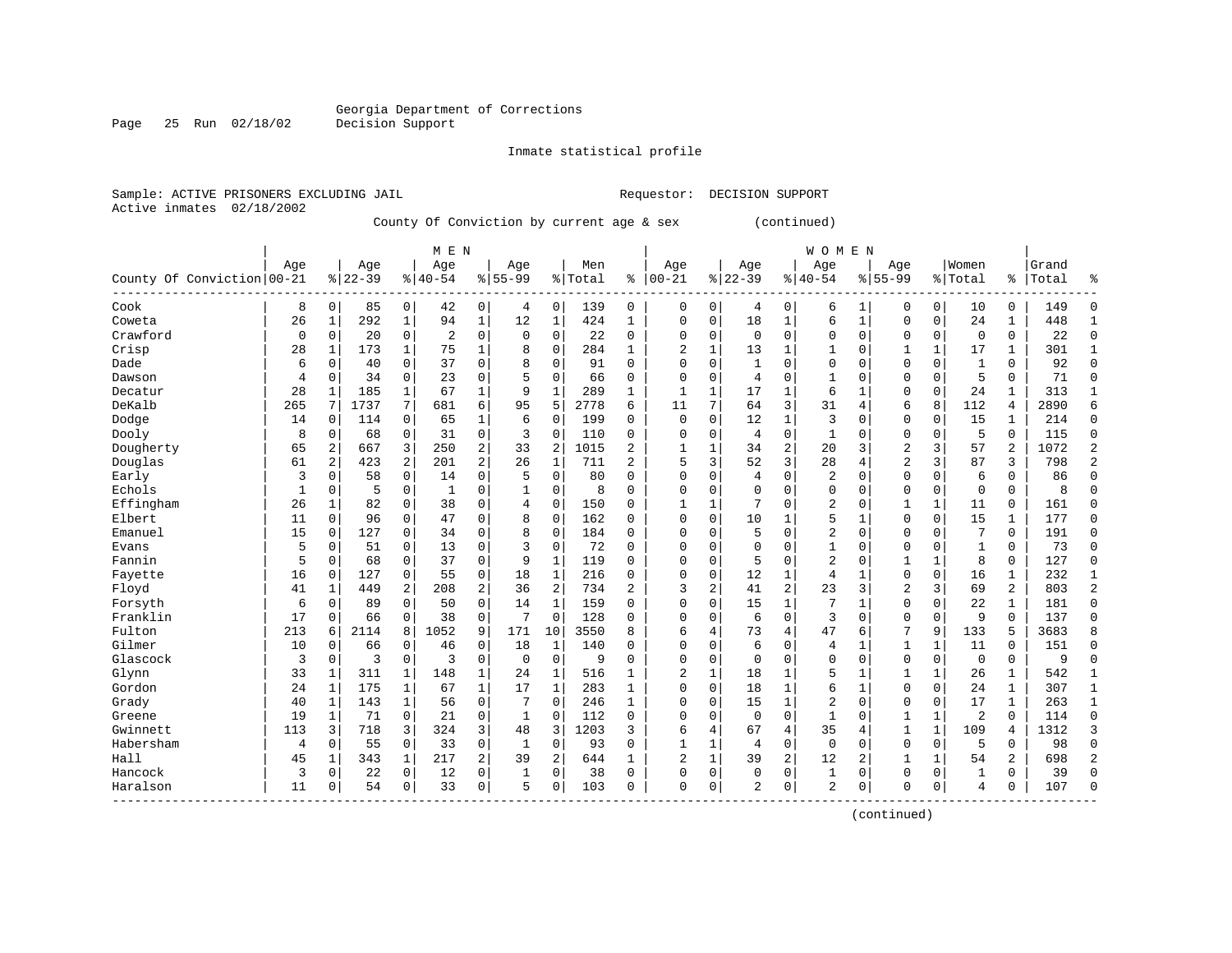Georgia Department of Corrections
Decision Support

Inmate statistical profile

Sample: ACTIVE PRISONERS EXCLUDING JAIL
Active inmates 02/18/2002

Requestor: DECISION SUPPORT

County Of Conviction by current age & sex (continued)

| County Of Conviction | MEN Age 00-21 | % | Age 22-39 | % | Age 40-54 | % | Age 55-99 | % | Men Total | % | WOMEN Age 00-21 | % | Age 22-39 | % | Age 40-54 | % | Age 55-99 | % | Women Total | % | Grand Total | % |
|---|---|---|---|---|---|---|---|---|---|---|---|---|---|---|---|---|---|---|---|---|---|---|
| Cook | 8 | 0 | 85 | 0 | 42 | 0 | 4 | 0 | 139 | 0 | 0 | 0 | 4 | 0 | 6 | 1 | 0 | 0 | 10 | 0 | 149 | 0 |
| Coweta | 26 | 1 | 292 | 1 | 94 | 1 | 12 | 1 | 424 | 1 | 0 | 0 | 18 | 1 | 6 | 1 | 0 | 0 | 24 | 1 | 448 | 1 |
| Crawford | 0 | 0 | 20 | 0 | 2 | 0 | 0 | 0 | 22 | 0 | 0 | 0 | 0 | 0 | 0 | 0 | 0 | 0 | 0 | 0 | 22 | 0 |
| Crisp | 28 | 1 | 173 | 1 | 75 | 1 | 8 | 0 | 284 | 1 | 2 | 1 | 13 | 1 | 1 | 0 | 1 | 1 | 17 | 1 | 301 | 1 |
| Dade | 6 | 0 | 40 | 0 | 37 | 0 | 8 | 0 | 91 | 0 | 0 | 0 | 1 | 0 | 0 | 0 | 0 | 0 | 1 | 0 | 92 | 0 |
| Dawson | 4 | 0 | 34 | 0 | 23 | 0 | 5 | 0 | 66 | 0 | 0 | 0 | 4 | 0 | 1 | 0 | 0 | 0 | 5 | 0 | 71 | 0 |
| Decatur | 28 | 1 | 185 | 1 | 67 | 1 | 9 | 1 | 289 | 1 | 1 | 1 | 17 | 1 | 6 | 1 | 0 | 0 | 24 | 1 | 313 | 1 |
| DeKalb | 265 | 7 | 1737 | 7 | 681 | 6 | 95 | 5 | 2778 | 6 | 11 | 7 | 64 | 3 | 31 | 4 | 6 | 8 | 112 | 4 | 2890 | 6 |
| Dodge | 14 | 0 | 114 | 0 | 65 | 1 | 6 | 0 | 199 | 0 | 0 | 0 | 12 | 1 | 3 | 0 | 0 | 0 | 15 | 1 | 214 | 0 |
| Dooly | 8 | 0 | 68 | 0 | 31 | 0 | 3 | 0 | 110 | 0 | 0 | 0 | 4 | 0 | 1 | 0 | 0 | 0 | 5 | 0 | 115 | 0 |
| Dougherty | 65 | 2 | 667 | 3 | 250 | 2 | 33 | 2 | 1015 | 2 | 1 | 1 | 34 | 2 | 20 | 3 | 2 | 3 | 57 | 2 | 1072 | 2 |
| Douglas | 61 | 2 | 423 | 2 | 201 | 2 | 26 | 1 | 711 | 2 | 5 | 3 | 52 | 3 | 28 | 4 | 2 | 3 | 87 | 3 | 798 | 2 |
| Early | 3 | 0 | 58 | 0 | 14 | 0 | 5 | 0 | 80 | 0 | 0 | 0 | 4 | 0 | 2 | 0 | 0 | 0 | 6 | 0 | 86 | 0 |
| Echols | 1 | 0 | 5 | 0 | 1 | 0 | 1 | 0 | 8 | 0 | 0 | 0 | 0 | 0 | 0 | 0 | 0 | 0 | 0 | 0 | 8 | 0 |
| Effingham | 26 | 1 | 82 | 0 | 38 | 0 | 4 | 0 | 150 | 0 | 1 | 1 | 7 | 0 | 2 | 0 | 1 | 1 | 11 | 0 | 161 | 0 |
| Elbert | 11 | 0 | 96 | 0 | 47 | 0 | 8 | 0 | 162 | 0 | 0 | 0 | 10 | 1 | 5 | 1 | 0 | 0 | 15 | 1 | 177 | 0 |
| Emanuel | 15 | 0 | 127 | 0 | 34 | 0 | 8 | 0 | 184 | 0 | 0 | 0 | 5 | 0 | 2 | 0 | 0 | 0 | 7 | 0 | 191 | 0 |
| Evans | 5 | 0 | 51 | 0 | 13 | 0 | 3 | 0 | 72 | 0 | 0 | 0 | 0 | 0 | 1 | 0 | 0 | 0 | 1 | 0 | 73 | 0 |
| Fannin | 5 | 0 | 68 | 0 | 37 | 0 | 9 | 1 | 119 | 0 | 0 | 0 | 5 | 0 | 2 | 0 | 1 | 1 | 8 | 0 | 127 | 0 |
| Fayette | 16 | 0 | 127 | 0 | 55 | 0 | 18 | 1 | 216 | 0 | 0 | 0 | 12 | 1 | 4 | 1 | 0 | 0 | 16 | 1 | 232 | 1 |
| Floyd | 41 | 1 | 449 | 2 | 208 | 2 | 36 | 2 | 734 | 2 | 3 | 2 | 41 | 2 | 23 | 3 | 2 | 3 | 69 | 2 | 803 | 2 |
| Forsyth | 6 | 0 | 89 | 0 | 50 | 0 | 14 | 1 | 159 | 0 | 0 | 0 | 15 | 1 | 7 | 1 | 0 | 0 | 22 | 1 | 181 | 0 |
| Franklin | 17 | 0 | 66 | 0 | 38 | 0 | 7 | 0 | 128 | 0 | 0 | 0 | 6 | 0 | 3 | 0 | 0 | 0 | 9 | 0 | 137 | 0 |
| Fulton | 213 | 6 | 2114 | 8 | 1052 | 9 | 171 | 10 | 3550 | 8 | 6 | 4 | 73 | 4 | 47 | 6 | 7 | 9 | 133 | 5 | 3683 | 8 |
| Gilmer | 10 | 0 | 66 | 0 | 46 | 0 | 18 | 1 | 140 | 0 | 0 | 0 | 6 | 0 | 4 | 1 | 1 | 1 | 11 | 0 | 151 | 0 |
| Glascock | 3 | 0 | 3 | 0 | 3 | 0 | 0 | 0 | 9 | 0 | 0 | 0 | 0 | 0 | 0 | 0 | 0 | 0 | 0 | 0 | 9 | 0 |
| Glynn | 33 | 1 | 311 | 1 | 148 | 1 | 24 | 1 | 516 | 1 | 2 | 1 | 18 | 1 | 5 | 1 | 1 | 1 | 26 | 1 | 542 | 1 |
| Gordon | 24 | 1 | 175 | 1 | 67 | 1 | 17 | 1 | 283 | 1 | 0 | 0 | 18 | 1 | 6 | 1 | 0 | 0 | 24 | 1 | 307 | 1 |
| Grady | 40 | 1 | 143 | 1 | 56 | 0 | 7 | 0 | 246 | 1 | 0 | 0 | 15 | 1 | 2 | 0 | 0 | 0 | 17 | 1 | 263 | 1 |
| Greene | 19 | 1 | 71 | 0 | 21 | 0 | 1 | 0 | 112 | 0 | 0 | 0 | 0 | 0 | 1 | 0 | 1 | 1 | 2 | 0 | 114 | 0 |
| Gwinnett | 113 | 3 | 718 | 3 | 324 | 3 | 48 | 3 | 1203 | 3 | 6 | 4 | 67 | 4 | 35 | 4 | 1 | 1 | 109 | 4 | 1312 | 3 |
| Habersham | 4 | 0 | 55 | 0 | 33 | 0 | 1 | 0 | 93 | 0 | 1 | 1 | 4 | 0 | 0 | 0 | 0 | 0 | 5 | 0 | 98 | 0 |
| Hall | 45 | 1 | 343 | 1 | 217 | 2 | 39 | 2 | 644 | 1 | 2 | 1 | 39 | 2 | 12 | 2 | 1 | 1 | 54 | 2 | 698 | 2 |
| Hancock | 3 | 0 | 22 | 0 | 12 | 0 | 1 | 0 | 38 | 0 | 0 | 0 | 0 | 0 | 1 | 0 | 0 | 0 | 1 | 0 | 39 | 0 |
| Haralson | 11 | 0 | 54 | 0 | 33 | 0 | 5 | 0 | 103 | 0 | 0 | 0 | 2 | 0 | 2 | 0 | 0 | 0 | 4 | 0 | 107 | 0 |

(continued)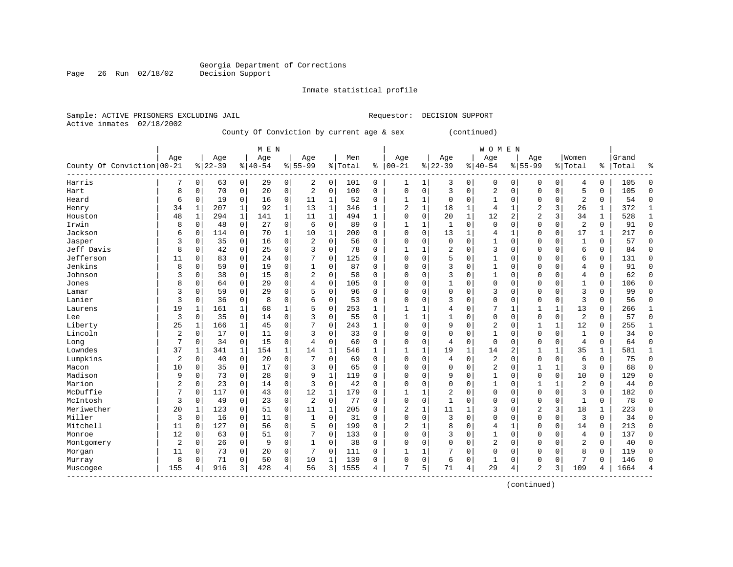Georgia Department of Corrections
Decision Support

Inmate statistical profile

Sample: ACTIVE PRISONERS EXCLUDING JAIL          Requestor: DECISION SUPPORT
Active inmates 02/18/2002

County Of Conviction by current age & sex (continued)

| County Of Conviction | MEN Age 00-21 | % | Age 22-39 | % | Age 40-54 | % | Age 55-99 | % | Men Total | % | WOMEN Age 00-21 | % | Age 22-39 | % | Age 40-54 | % | Age 55-99 | % | Women Total | % | Grand Total | % |
|---|---|---|---|---|---|---|---|---|---|---|---|---|---|---|---|---|---|---|---|---|---|---|
| Harris | 7 | 0 | 63 | 0 | 29 | 0 | 2 | 0 | 101 | 0 | 1 | 1 | 3 | 0 | 0 | 0 | 0 | 0 | 4 | 0 | 105 | 0 |
| Hart | 8 | 0 | 70 | 0 | 20 | 0 | 2 | 0 | 100 | 0 | 0 | 0 | 3 | 0 | 2 | 0 | 0 | 0 | 5 | 0 | 105 | 0 |
| Heard | 6 | 0 | 19 | 0 | 16 | 0 | 11 | 1 | 52 | 0 | 1 | 1 | 0 | 0 | 1 | 0 | 0 | 0 | 2 | 0 | 54 | 0 |
| Henry | 34 | 1 | 207 | 1 | 92 | 1 | 13 | 1 | 346 | 1 | 2 | 1 | 18 | 1 | 4 | 1 | 2 | 3 | 26 | 1 | 372 | 1 |
| Houston | 48 | 1 | 294 | 1 | 141 | 1 | 11 | 1 | 494 | 1 | 0 | 0 | 20 | 1 | 12 | 2 | 2 | 3 | 34 | 1 | 528 | 1 |
| Irwin | 8 | 0 | 48 | 0 | 27 | 0 | 6 | 0 | 89 | 0 | 1 | 1 | 1 | 0 | 0 | 0 | 0 | 0 | 2 | 0 | 91 | 0 |
| Jackson | 6 | 0 | 114 | 0 | 70 | 1 | 10 | 1 | 200 | 0 | 0 | 0 | 13 | 1 | 4 | 1 | 0 | 0 | 17 | 1 | 217 | 0 |
| Jasper | 3 | 0 | 35 | 0 | 16 | 0 | 2 | 0 | 56 | 0 | 0 | 0 | 0 | 0 | 1 | 0 | 0 | 0 | 1 | 0 | 57 | 0 |
| Jeff Davis | 8 | 0 | 42 | 0 | 25 | 0 | 3 | 0 | 78 | 0 | 1 | 1 | 2 | 0 | 3 | 0 | 0 | 0 | 6 | 0 | 84 | 0 |
| Jefferson | 11 | 0 | 83 | 0 | 24 | 0 | 7 | 0 | 125 | 0 | 0 | 0 | 5 | 0 | 1 | 0 | 0 | 0 | 6 | 0 | 131 | 0 |
| Jenkins | 8 | 0 | 59 | 0 | 19 | 0 | 1 | 0 | 87 | 0 | 0 | 0 | 3 | 0 | 1 | 0 | 0 | 0 | 4 | 0 | 91 | 0 |
| Johnson | 3 | 0 | 38 | 0 | 15 | 0 | 2 | 0 | 58 | 0 | 0 | 0 | 3 | 0 | 1 | 0 | 0 | 0 | 4 | 0 | 62 | 0 |
| Jones | 8 | 0 | 64 | 0 | 29 | 0 | 4 | 0 | 105 | 0 | 0 | 0 | 1 | 0 | 0 | 0 | 0 | 0 | 1 | 0 | 106 | 0 |
| Lamar | 3 | 0 | 59 | 0 | 29 | 0 | 5 | 0 | 96 | 0 | 0 | 0 | 0 | 0 | 3 | 0 | 0 | 0 | 3 | 0 | 99 | 0 |
| Lanier | 3 | 0 | 36 | 0 | 8 | 0 | 6 | 0 | 53 | 0 | 0 | 0 | 3 | 0 | 0 | 0 | 0 | 0 | 3 | 0 | 56 | 0 |
| Laurens | 19 | 1 | 161 | 1 | 68 | 1 | 5 | 0 | 253 | 1 | 1 | 1 | 4 | 0 | 7 | 1 | 1 | 1 | 13 | 0 | 266 | 1 |
| Lee | 3 | 0 | 35 | 0 | 14 | 0 | 3 | 0 | 55 | 0 | 1 | 1 | 1 | 0 | 0 | 0 | 0 | 0 | 2 | 0 | 57 | 0 |
| Liberty | 25 | 1 | 166 | 1 | 45 | 0 | 7 | 0 | 243 | 1 | 0 | 0 | 9 | 0 | 2 | 0 | 1 | 1 | 12 | 0 | 255 | 1 |
| Lincoln | 2 | 0 | 17 | 0 | 11 | 0 | 3 | 0 | 33 | 0 | 0 | 0 | 0 | 0 | 1 | 0 | 0 | 0 | 1 | 0 | 34 | 0 |
| Long | 7 | 0 | 34 | 0 | 15 | 0 | 4 | 0 | 60 | 0 | 0 | 0 | 4 | 0 | 0 | 0 | 0 | 0 | 4 | 0 | 64 | 0 |
| Lowndes | 37 | 1 | 341 | 1 | 154 | 1 | 14 | 1 | 546 | 1 | 1 | 1 | 19 | 1 | 14 | 2 | 1 | 1 | 35 | 1 | 581 | 1 |
| Lumpkins | 2 | 0 | 40 | 0 | 20 | 0 | 7 | 0 | 69 | 0 | 0 | 0 | 4 | 0 | 2 | 0 | 0 | 0 | 6 | 0 | 75 | 0 |
| Macon | 10 | 0 | 35 | 0 | 17 | 0 | 3 | 0 | 65 | 0 | 0 | 0 | 0 | 0 | 2 | 0 | 1 | 1 | 3 | 0 | 68 | 0 |
| Madison | 9 | 0 | 73 | 0 | 28 | 0 | 9 | 1 | 119 | 0 | 0 | 0 | 9 | 0 | 1 | 0 | 0 | 0 | 10 | 0 | 129 | 0 |
| Marion | 2 | 0 | 23 | 0 | 14 | 0 | 3 | 0 | 42 | 0 | 0 | 0 | 0 | 0 | 1 | 0 | 1 | 1 | 2 | 0 | 44 | 0 |
| McDuffie | 7 | 0 | 117 | 0 | 43 | 0 | 12 | 1 | 179 | 0 | 1 | 1 | 2 | 0 | 0 | 0 | 0 | 0 | 3 | 0 | 182 | 0 |
| McIntosh | 3 | 0 | 49 | 0 | 23 | 0 | 2 | 0 | 77 | 0 | 0 | 0 | 1 | 0 | 0 | 0 | 0 | 0 | 1 | 0 | 78 | 0 |
| Meriwether | 20 | 1 | 123 | 0 | 51 | 0 | 11 | 1 | 205 | 0 | 2 | 1 | 11 | 1 | 3 | 0 | 2 | 3 | 18 | 1 | 223 | 0 |
| Miller | 3 | 0 | 16 | 0 | 11 | 0 | 1 | 0 | 31 | 0 | 0 | 0 | 3 | 0 | 0 | 0 | 0 | 0 | 3 | 0 | 34 | 0 |
| Mitchell | 11 | 0 | 127 | 0 | 56 | 0 | 5 | 0 | 199 | 0 | 2 | 1 | 8 | 0 | 4 | 1 | 0 | 0 | 14 | 0 | 213 | 0 |
| Monroe | 12 | 0 | 63 | 0 | 51 | 0 | 7 | 0 | 133 | 0 | 0 | 0 | 3 | 0 | 1 | 0 | 0 | 0 | 4 | 0 | 137 | 0 |
| Montgomery | 2 | 0 | 26 | 0 | 9 | 0 | 1 | 0 | 38 | 0 | 0 | 0 | 0 | 0 | 2 | 0 | 0 | 0 | 2 | 0 | 40 | 0 |
| Morgan | 11 | 0 | 73 | 0 | 20 | 0 | 7 | 0 | 111 | 0 | 1 | 1 | 7 | 0 | 0 | 0 | 0 | 0 | 8 | 0 | 119 | 0 |
| Murray | 8 | 0 | 71 | 0 | 50 | 0 | 10 | 1 | 139 | 0 | 0 | 0 | 6 | 0 | 1 | 0 | 0 | 0 | 7 | 0 | 146 | 0 |
| Muscogee | 155 | 4 | 916 | 3 | 428 | 4 | 56 | 3 | 1555 | 4 | 7 | 5 | 71 | 4 | 29 | 4 | 2 | 3 | 109 | 4 | 1664 | 4 |

(continued)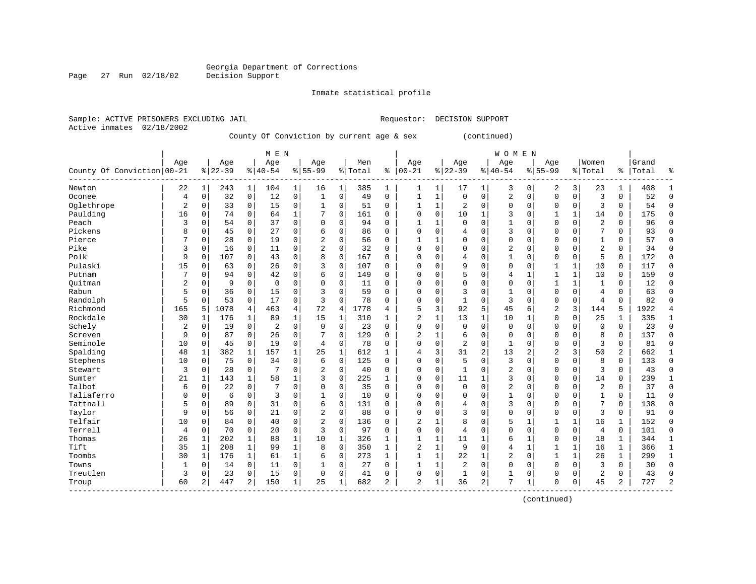Georgia Department of Corrections
Decision Support

Inmate statistical profile

Sample: ACTIVE PRISONERS EXCLUDING JAIL    Requestor: DECISION SUPPORT
Active inmates 02/18/2002

County Of Conviction by current age & sex (continued)

| County Of Conviction | MEN Age 00-21 | % | Age 22-39 | % | Age 40-54 | % | Age 55-99 | % | Men Total | % | WOMEN Age 00-21 | % | Age 22-39 | % | Age 40-54 | % | Age 55-99 | % | Women Total | % | Grand Total | % |
|---|---|---|---|---|---|---|---|---|---|---|---|---|---|---|---|---|---|---|---|---|---|---|
| Newton | 22 | 1 | 243 | 1 | 104 | 1 | 16 | 1 | 385 | 1 | 1 | 1 | 17 | 1 | 3 | 0 | 2 | 3 | 23 | 1 | 408 | 1 |
| Oconee | 4 | 0 | 32 | 0 | 12 | 0 | 1 | 0 | 49 | 0 | 1 | 1 | 0 | 0 | 2 | 0 | 0 | 0 | 3 | 0 | 52 | 0 |
| Oglethrope | 2 | 0 | 33 | 0 | 15 | 0 | 1 | 0 | 51 | 0 | 1 | 1 | 2 | 0 | 0 | 0 | 0 | 0 | 3 | 0 | 54 | 0 |
| Paulding | 16 | 0 | 74 | 0 | 64 | 1 | 7 | 0 | 161 | 0 | 0 | 0 | 10 | 1 | 3 | 0 | 1 | 1 | 14 | 0 | 175 | 0 |
| Peach | 3 | 0 | 54 | 0 | 37 | 0 | 0 | 0 | 94 | 0 | 1 | 1 | 0 | 0 | 1 | 0 | 0 | 0 | 2 | 0 | 96 | 0 |
| Pickens | 8 | 0 | 45 | 0 | 27 | 0 | 6 | 0 | 86 | 0 | 0 | 0 | 4 | 0 | 3 | 0 | 0 | 0 | 7 | 0 | 93 | 0 |
| Pierce | 7 | 0 | 28 | 0 | 19 | 0 | 2 | 0 | 56 | 0 | 1 | 1 | 0 | 0 | 0 | 0 | 0 | 0 | 1 | 0 | 57 | 0 |
| Pike | 3 | 0 | 16 | 0 | 11 | 0 | 2 | 0 | 32 | 0 | 0 | 0 | 0 | 0 | 2 | 0 | 0 | 0 | 2 | 0 | 34 | 0 |
| Polk | 9 | 0 | 107 | 0 | 43 | 0 | 8 | 0 | 167 | 0 | 0 | 0 | 4 | 0 | 1 | 0 | 0 | 0 | 5 | 0 | 172 | 0 |
| Pulaski | 15 | 0 | 63 | 0 | 26 | 0 | 3 | 0 | 107 | 0 | 0 | 0 | 9 | 0 | 0 | 0 | 1 | 1 | 10 | 0 | 117 | 0 |
| Putnam | 7 | 0 | 94 | 0 | 42 | 0 | 6 | 0 | 149 | 0 | 0 | 0 | 5 | 0 | 4 | 1 | 1 | 1 | 10 | 0 | 159 | 0 |
| Quitman | 2 | 0 | 9 | 0 | 0 | 0 | 0 | 0 | 11 | 0 | 0 | 0 | 0 | 0 | 0 | 0 | 1 | 1 | 1 | 0 | 12 | 0 |
| Rabun | 5 | 0 | 36 | 0 | 15 | 0 | 3 | 0 | 59 | 0 | 0 | 0 | 3 | 0 | 1 | 0 | 0 | 0 | 4 | 0 | 63 | 0 |
| Randolph | 5 | 0 | 53 | 0 | 17 | 0 | 3 | 0 | 78 | 0 | 0 | 0 | 1 | 0 | 3 | 0 | 0 | 0 | 4 | 0 | 82 | 0 |
| Richmond | 165 | 5 | 1078 | 4 | 463 | 4 | 72 | 4 | 1778 | 4 | 5 | 3 | 92 | 5 | 45 | 6 | 2 | 3 | 144 | 5 | 1922 | 4 |
| Rockdale | 30 | 1 | 176 | 1 | 89 | 1 | 15 | 1 | 310 | 1 | 2 | 1 | 13 | 1 | 10 | 1 | 0 | 0 | 25 | 1 | 335 | 1 |
| Schely | 2 | 0 | 19 | 0 | 2 | 0 | 0 | 0 | 23 | 0 | 0 | 0 | 0 | 0 | 0 | 0 | 0 | 0 | 0 | 0 | 23 | 0 |
| Screven | 9 | 0 | 87 | 0 | 26 | 0 | 7 | 0 | 129 | 0 | 2 | 1 | 6 | 0 | 0 | 0 | 0 | 0 | 8 | 0 | 137 | 0 |
| Seminole | 10 | 0 | 45 | 0 | 19 | 0 | 4 | 0 | 78 | 0 | 0 | 0 | 2 | 0 | 1 | 0 | 0 | 0 | 3 | 0 | 81 | 0 |
| Spalding | 48 | 1 | 382 | 1 | 157 | 1 | 25 | 1 | 612 | 1 | 4 | 3 | 31 | 2 | 13 | 2 | 2 | 3 | 50 | 2 | 662 | 1 |
| Stephens | 10 | 0 | 75 | 0 | 34 | 0 | 6 | 0 | 125 | 0 | 0 | 0 | 5 | 0 | 3 | 0 | 0 | 0 | 8 | 0 | 133 | 0 |
| Stewart | 3 | 0 | 28 | 0 | 7 | 0 | 2 | 0 | 40 | 0 | 0 | 0 | 1 | 0 | 2 | 0 | 0 | 0 | 3 | 0 | 43 | 0 |
| Sumter | 21 | 1 | 143 | 1 | 58 | 1 | 3 | 0 | 225 | 1 | 0 | 0 | 11 | 1 | 3 | 0 | 0 | 0 | 14 | 0 | 239 | 1 |
| Talbot | 6 | 0 | 22 | 0 | 7 | 0 | 0 | 0 | 35 | 0 | 0 | 0 | 0 | 0 | 2 | 0 | 0 | 0 | 2 | 0 | 37 | 0 |
| Taliaferro | 0 | 0 | 6 | 0 | 3 | 0 | 1 | 0 | 10 | 0 | 0 | 0 | 0 | 0 | 1 | 0 | 0 | 0 | 1 | 0 | 11 | 0 |
| Tattnall | 5 | 0 | 89 | 0 | 31 | 0 | 6 | 0 | 131 | 0 | 0 | 0 | 4 | 0 | 3 | 0 | 0 | 0 | 7 | 0 | 138 | 0 |
| Taylor | 9 | 0 | 56 | 0 | 21 | 0 | 2 | 0 | 88 | 0 | 0 | 0 | 3 | 0 | 0 | 0 | 0 | 0 | 3 | 0 | 91 | 0 |
| Telfair | 10 | 0 | 84 | 0 | 40 | 0 | 2 | 0 | 136 | 0 | 2 | 1 | 8 | 0 | 5 | 1 | 1 | 1 | 16 | 1 | 152 | 0 |
| Terrell | 4 | 0 | 70 | 0 | 20 | 0 | 3 | 0 | 97 | 0 | 0 | 0 | 4 | 0 | 0 | 0 | 0 | 0 | 4 | 0 | 101 | 0 |
| Thomas | 26 | 1 | 202 | 1 | 88 | 1 | 10 | 1 | 326 | 1 | 1 | 1 | 11 | 1 | 6 | 1 | 0 | 0 | 18 | 1 | 344 | 1 |
| Tift | 35 | 1 | 208 | 1 | 99 | 1 | 8 | 0 | 350 | 1 | 2 | 1 | 9 | 0 | 4 | 1 | 1 | 1 | 16 | 1 | 366 | 1 |
| Toombs | 30 | 1 | 176 | 1 | 61 | 1 | 6 | 0 | 273 | 1 | 1 | 1 | 22 | 1 | 2 | 0 | 1 | 1 | 26 | 1 | 299 | 1 |
| Towns | 1 | 0 | 14 | 0 | 11 | 0 | 1 | 0 | 27 | 0 | 1 | 1 | 2 | 0 | 0 | 0 | 0 | 0 | 3 | 0 | 30 | 0 |
| Treutlen | 3 | 0 | 23 | 0 | 15 | 0 | 0 | 0 | 41 | 0 | 0 | 0 | 1 | 0 | 1 | 0 | 0 | 0 | 2 | 0 | 43 | 0 |
| Troup | 60 | 2 | 447 | 2 | 150 | 1 | 25 | 1 | 682 | 2 | 2 | 1 | 36 | 2 | 7 | 1 | 0 | 0 | 45 | 2 | 727 | 2 |

(continued)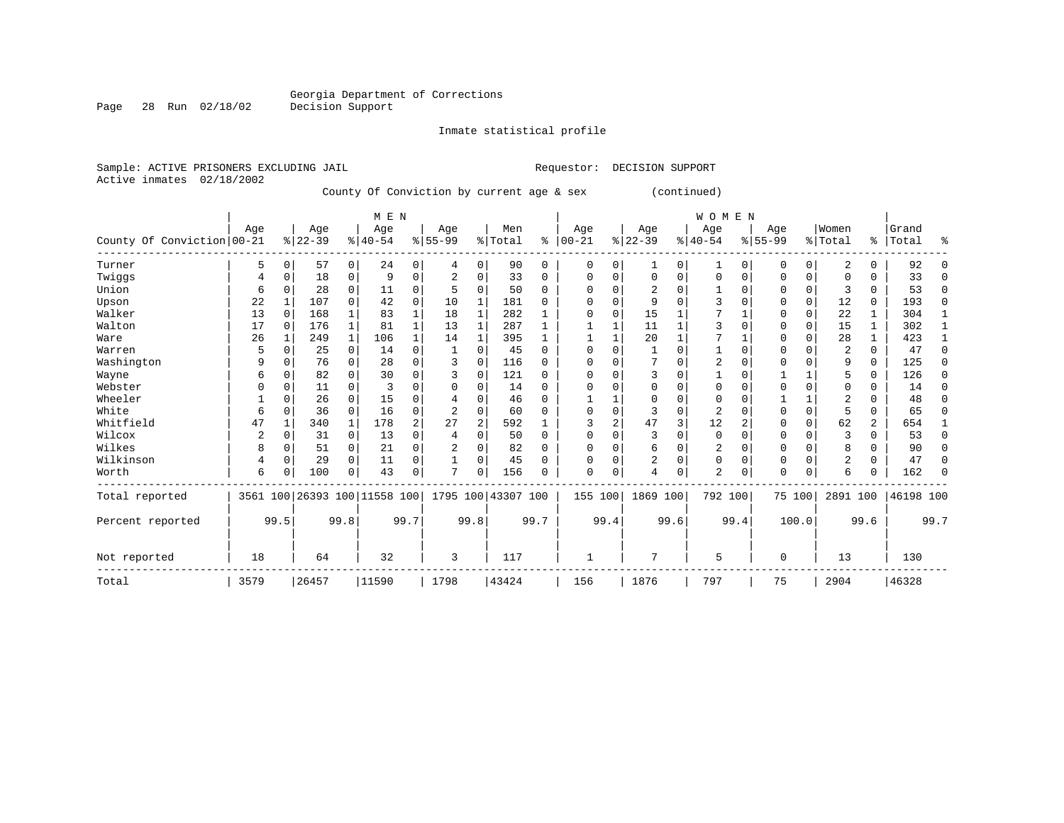Georgia Department of Corrections
Decision Support

Inmate statistical profile

Sample: ACTIVE PRISONERS EXCLUDING JAIL                                Requestor: DECISION SUPPORT
Active inmates 02/18/2002

County Of Conviction by current age & sex (continued)

| County Of Conviction | MEN Age 00-21 | % | Age 22-39 | % | Age 40-54 | % | Age 55-99 | % | Men Total | % | WOMEN Age 00-21 | % | Age 22-39 | % | Age 40-54 | % | Age 55-99 | % | Women Total | % | Grand Total | % |
|---|---|---|---|---|---|---|---|---|---|---|---|---|---|---|---|---|---|---|---|---|---|---|
| Turner | 5 | 0 | 57 | 0 | 24 | 0 | 4 | 0 | 90 | 0 | 0 | 0 | 1 | 0 | 1 | 0 | 0 | 0 | 2 | 0 | 92 | 0 |
| Twiggs | 4 | 0 | 18 | 0 | 9 | 0 | 2 | 0 | 33 | 0 | 0 | 0 | 0 | 0 | 0 | 0 | 0 | 0 | 0 | 0 | 33 | 0 |
| Union | 6 | 0 | 28 | 0 | 11 | 0 | 5 | 0 | 50 | 0 | 0 | 0 | 2 | 0 | 1 | 0 | 0 | 0 | 3 | 0 | 53 | 0 |
| Upson | 22 | 1 | 107 | 0 | 42 | 0 | 10 | 1 | 181 | 0 | 0 | 0 | 9 | 0 | 3 | 0 | 0 | 0 | 12 | 0 | 193 | 0 |
| Walker | 13 | 0 | 168 | 1 | 83 | 1 | 18 | 1 | 282 | 1 | 0 | 0 | 15 | 1 | 7 | 1 | 0 | 0 | 22 | 1 | 304 | 1 |
| Walton | 17 | 0 | 176 | 1 | 81 | 1 | 13 | 1 | 287 | 1 | 1 | 1 | 11 | 1 | 3 | 0 | 0 | 0 | 15 | 1 | 302 | 1 |
| Ware | 26 | 1 | 249 | 1 | 106 | 1 | 14 | 1 | 395 | 1 | 1 | 1 | 20 | 1 | 7 | 1 | 0 | 0 | 28 | 1 | 423 | 1 |
| Warren | 5 | 0 | 25 | 0 | 14 | 0 | 1 | 0 | 45 | 0 | 0 | 0 | 1 | 0 | 1 | 0 | 0 | 0 | 2 | 0 | 47 | 0 |
| Washington | 9 | 0 | 76 | 0 | 28 | 0 | 3 | 0 | 116 | 0 | 0 | 0 | 7 | 0 | 2 | 0 | 0 | 0 | 9 | 0 | 125 | 0 |
| Wayne | 6 | 0 | 82 | 0 | 30 | 0 | 3 | 0 | 121 | 0 | 0 | 0 | 3 | 0 | 1 | 0 | 1 | 1 | 5 | 0 | 126 | 0 |
| Webster | 0 | 0 | 11 | 0 | 3 | 0 | 0 | 0 | 14 | 0 | 0 | 0 | 0 | 0 | 0 | 0 | 0 | 0 | 0 | 0 | 14 | 0 |
| Wheeler | 1 | 0 | 26 | 0 | 15 | 0 | 4 | 0 | 46 | 0 | 1 | 1 | 0 | 0 | 0 | 0 | 1 | 1 | 2 | 0 | 48 | 0 |
| White | 6 | 0 | 36 | 0 | 16 | 0 | 2 | 0 | 60 | 0 | 0 | 0 | 3 | 0 | 2 | 0 | 0 | 0 | 5 | 0 | 65 | 0 |
| Whitfield | 47 | 1 | 340 | 1 | 178 | 2 | 27 | 2 | 592 | 1 | 3 | 2 | 47 | 3 | 12 | 2 | 0 | 0 | 62 | 2 | 654 | 1 |
| Wilcox | 2 | 0 | 31 | 0 | 13 | 0 | 4 | 0 | 50 | 0 | 0 | 0 | 3 | 0 | 0 | 0 | 0 | 0 | 3 | 0 | 53 | 0 |
| Wilkes | 8 | 0 | 51 | 0 | 21 | 0 | 2 | 0 | 82 | 0 | 0 | 0 | 6 | 0 | 2 | 0 | 0 | 0 | 8 | 0 | 90 | 0 |
| Wilkinson | 4 | 0 | 29 | 0 | 11 | 0 | 1 | 0 | 45 | 0 | 0 | 0 | 2 | 0 | 0 | 0 | 0 | 0 | 2 | 0 | 47 | 0 |
| Worth | 6 | 0 | 100 | 0 | 43 | 0 | 7 | 0 | 156 | 0 | 0 | 0 | 4 | 0 | 2 | 0 | 0 | 0 | 6 | 0 | 162 | 0 |
| Total reported | 3561 | 100 | 26393 | 100 | 11558 | 100 | 1795 | 100 | 43307 | 100 | 155 | 100 | 1869 | 100 | 792 | 100 | 75 | 100 | 2891 | 100 | 46198 | 100 |
| Percent reported | | 99.5 | | 99.8 | | 99.7 | | 99.8 | | 99.7 | | 99.4 | | 99.6 | | 99.4 | | 100.0 | | 99.6 | | 99.7 |
| Not reported | 18 | | 64 | | 32 | | 3 | | 117 | | 1 | | 7 | | 5 | | 0 | | 13 | | 130 | |
| Total | 3579 | | 26457 | | 11590 | | 1798 | | 43424 | | 156 | | 1876 | | 797 | | 75 | | 2904 | | 46328 | |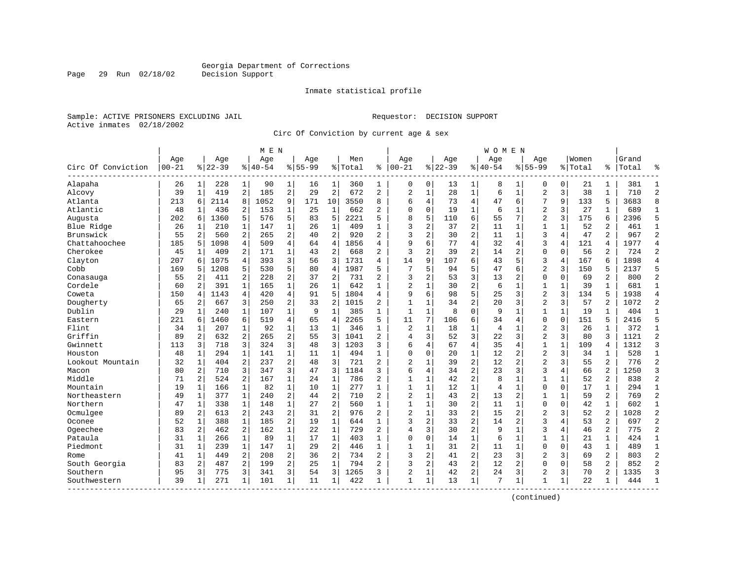Georgia Department of Corrections
Decision Support

Inmate statistical profile

Sample: ACTIVE PRISONERS EXCLUDING JAIL

Requestor: DECISION SUPPORT

Active inmates 02/18/2002

Circ Of Conviction by current age & sex

| Circ Of Conviction | MEN Age 00-21 | % | Age 22-39 | % | Age 40-54 | % | Age 55-99 | % | Men Total | % | WOMEN Age 00-21 | % | Age 22-39 | % | Age 40-54 | % | Age 55-99 | % | Women Total | % | Grand Total | % |
|---|---|---|---|---|---|---|---|---|---|---|---|---|---|---|---|---|---|---|---|---|---|---|
| Alapaha | 26 | 1 | 228 | 1 | 90 | 1 | 16 | 1 | 360 | 1 | 0 | 0 | 13 | 1 | 8 | 1 | 0 | 0 | 21 | 1 | 381 | 1 |
| Alcovy | 39 | 1 | 419 | 2 | 185 | 2 | 29 | 2 | 672 | 2 | 2 | 1 | 28 | 1 | 6 | 1 | 2 | 3 | 38 | 1 | 710 | 2 |
| Atlanta | 213 | 6 | 2114 | 8 | 1052 | 9 | 171 | 10 | 3550 | 8 | 6 | 4 | 73 | 4 | 47 | 6 | 7 | 9 | 133 | 5 | 3683 | 8 |
| Atlantic | 48 | 1 | 436 | 2 | 153 | 1 | 25 | 1 | 662 | 2 | 0 | 0 | 19 | 1 | 6 | 1 | 2 | 3 | 27 | 1 | 689 | 1 |
| Augusta | 202 | 6 | 1360 | 5 | 576 | 5 | 83 | 5 | 2221 | 5 | 8 | 5 | 110 | 6 | 55 | 7 | 2 | 3 | 175 | 6 | 2396 | 5 |
| Blue Ridge | 26 | 1 | 210 | 1 | 147 | 1 | 26 | 1 | 409 | 1 | 3 | 2 | 37 | 2 | 11 | 1 | 1 | 1 | 52 | 2 | 461 | 1 |
| Brunswick | 55 | 2 | 560 | 2 | 265 | 2 | 40 | 2 | 920 | 2 | 3 | 2 | 30 | 2 | 11 | 1 | 3 | 4 | 47 | 2 | 967 | 2 |
| Chattahoochee | 185 | 5 | 1098 | 4 | 509 | 4 | 64 | 4 | 1856 | 4 | 9 | 6 | 77 | 4 | 32 | 4 | 3 | 4 | 121 | 4 | 1977 | 4 |
| Cherokee | 45 | 1 | 409 | 2 | 171 | 1 | 43 | 2 | 668 | 2 | 3 | 2 | 39 | 2 | 14 | 2 | 0 | 0 | 56 | 2 | 724 | 2 |
| Clayton | 207 | 6 | 1075 | 4 | 393 | 3 | 56 | 3 | 1731 | 4 | 14 | 9 | 107 | 6 | 43 | 5 | 3 | 4 | 167 | 6 | 1898 | 4 |
| Cobb | 169 | 5 | 1208 | 5 | 530 | 5 | 80 | 4 | 1987 | 5 | 7 | 5 | 94 | 5 | 47 | 6 | 2 | 3 | 150 | 5 | 2137 | 5 |
| Conasauga | 55 | 2 | 411 | 2 | 228 | 2 | 37 | 2 | 731 | 2 | 3 | 2 | 53 | 3 | 13 | 2 | 0 | 0 | 69 | 2 | 800 | 2 |
| Cordele | 60 | 2 | 391 | 1 | 165 | 1 | 26 | 1 | 642 | 1 | 2 | 1 | 30 | 2 | 6 | 1 | 1 | 1 | 39 | 1 | 681 | 1 |
| Coweta | 150 | 4 | 1143 | 4 | 420 | 4 | 91 | 5 | 1804 | 4 | 9 | 6 | 98 | 5 | 25 | 3 | 2 | 3 | 134 | 5 | 1938 | 4 |
| Dougherty | 65 | 2 | 667 | 3 | 250 | 2 | 33 | 2 | 1015 | 2 | 1 | 1 | 34 | 2 | 20 | 3 | 2 | 3 | 57 | 2 | 1072 | 2 |
| Dublin | 29 | 1 | 240 | 1 | 107 | 1 | 9 | 1 | 385 | 1 | 1 | 1 | 8 | 0 | 9 | 1 | 1 | 1 | 19 | 1 | 404 | 1 |
| Eastern | 221 | 6 | 1460 | 6 | 519 | 4 | 65 | 4 | 2265 | 5 | 11 | 7 | 106 | 6 | 34 | 4 | 0 | 0 | 151 | 5 | 2416 | 5 |
| Flint | 34 | 1 | 207 | 1 | 92 | 1 | 13 | 1 | 346 | 1 | 2 | 1 | 18 | 1 | 4 | 1 | 2 | 3 | 26 | 1 | 372 | 1 |
| Griffin | 89 | 2 | 632 | 2 | 265 | 2 | 55 | 3 | 1041 | 2 | 4 | 3 | 52 | 3 | 22 | 3 | 2 | 3 | 80 | 3 | 1121 | 2 |
| Gwinnett | 113 | 3 | 718 | 3 | 324 | 3 | 48 | 3 | 1203 | 3 | 6 | 4 | 67 | 4 | 35 | 4 | 1 | 1 | 109 | 4 | 1312 | 3 |
| Houston | 48 | 1 | 294 | 1 | 141 | 1 | 11 | 1 | 494 | 1 | 0 | 0 | 20 | 1 | 12 | 2 | 2 | 3 | 34 | 1 | 528 | 1 |
| Lookout Mountain | 32 | 1 | 404 | 2 | 237 | 2 | 48 | 3 | 721 | 2 | 2 | 1 | 39 | 2 | 12 | 2 | 2 | 3 | 55 | 2 | 776 | 2 |
| Macon | 80 | 2 | 710 | 3 | 347 | 3 | 47 | 3 | 1184 | 3 | 6 | 4 | 34 | 2 | 23 | 3 | 3 | 4 | 66 | 2 | 1250 | 3 |
| Middle | 71 | 2 | 524 | 2 | 167 | 1 | 24 | 1 | 786 | 2 | 1 | 1 | 42 | 2 | 8 | 1 | 1 | 1 | 52 | 2 | 838 | 2 |
| Mountain | 19 | 1 | 166 | 1 | 82 | 1 | 10 | 1 | 277 | 1 | 1 | 1 | 12 | 1 | 4 | 1 | 0 | 0 | 17 | 1 | 294 | 1 |
| Northeastern | 49 | 1 | 377 | 1 | 240 | 2 | 44 | 2 | 710 | 2 | 2 | 1 | 43 | 2 | 13 | 2 | 1 | 1 | 59 | 2 | 769 | 2 |
| Northern | 47 | 1 | 338 | 1 | 148 | 1 | 27 | 2 | 560 | 1 | 1 | 1 | 30 | 2 | 11 | 1 | 0 | 0 | 42 | 1 | 602 | 1 |
| Ocmulgee | 89 | 2 | 613 | 2 | 243 | 2 | 31 | 2 | 976 | 2 | 2 | 1 | 33 | 2 | 15 | 2 | 2 | 3 | 52 | 2 | 1028 | 2 |
| Oconee | 52 | 1 | 388 | 1 | 185 | 2 | 19 | 1 | 644 | 1 | 3 | 2 | 33 | 2 | 14 | 2 | 3 | 4 | 53 | 2 | 697 | 2 |
| Ogeechee | 83 | 2 | 462 | 2 | 162 | 1 | 22 | 1 | 729 | 2 | 4 | 3 | 30 | 2 | 9 | 1 | 3 | 4 | 46 | 2 | 775 | 2 |
| Pataula | 31 | 1 | 266 | 1 | 89 | 1 | 17 | 1 | 403 | 1 | 0 | 0 | 14 | 1 | 6 | 1 | 1 | 1 | 21 | 1 | 424 | 1 |
| Piedmont | 31 | 1 | 239 | 1 | 147 | 1 | 29 | 2 | 446 | 1 | 1 | 1 | 31 | 2 | 11 | 1 | 0 | 0 | 43 | 1 | 489 | 1 |
| Rome | 41 | 1 | 449 | 2 | 208 | 2 | 36 | 2 | 734 | 2 | 3 | 2 | 41 | 2 | 23 | 3 | 2 | 3 | 69 | 2 | 803 | 2 |
| South Georgia | 83 | 2 | 487 | 2 | 199 | 2 | 25 | 1 | 794 | 2 | 3 | 2 | 43 | 2 | 12 | 2 | 0 | 0 | 58 | 2 | 852 | 2 |
| Southern | 95 | 3 | 775 | 3 | 341 | 3 | 54 | 3 | 1265 | 3 | 2 | 1 | 42 | 2 | 24 | 3 | 2 | 3 | 70 | 2 | 1335 | 3 |
| Southwestern | 39 | 1 | 271 | 1 | 101 | 1 | 11 | 1 | 422 | 1 | 1 | 1 | 13 | 1 | 7 | 1 | 1 | 1 | 22 | 1 | 444 | 1 |

(continued)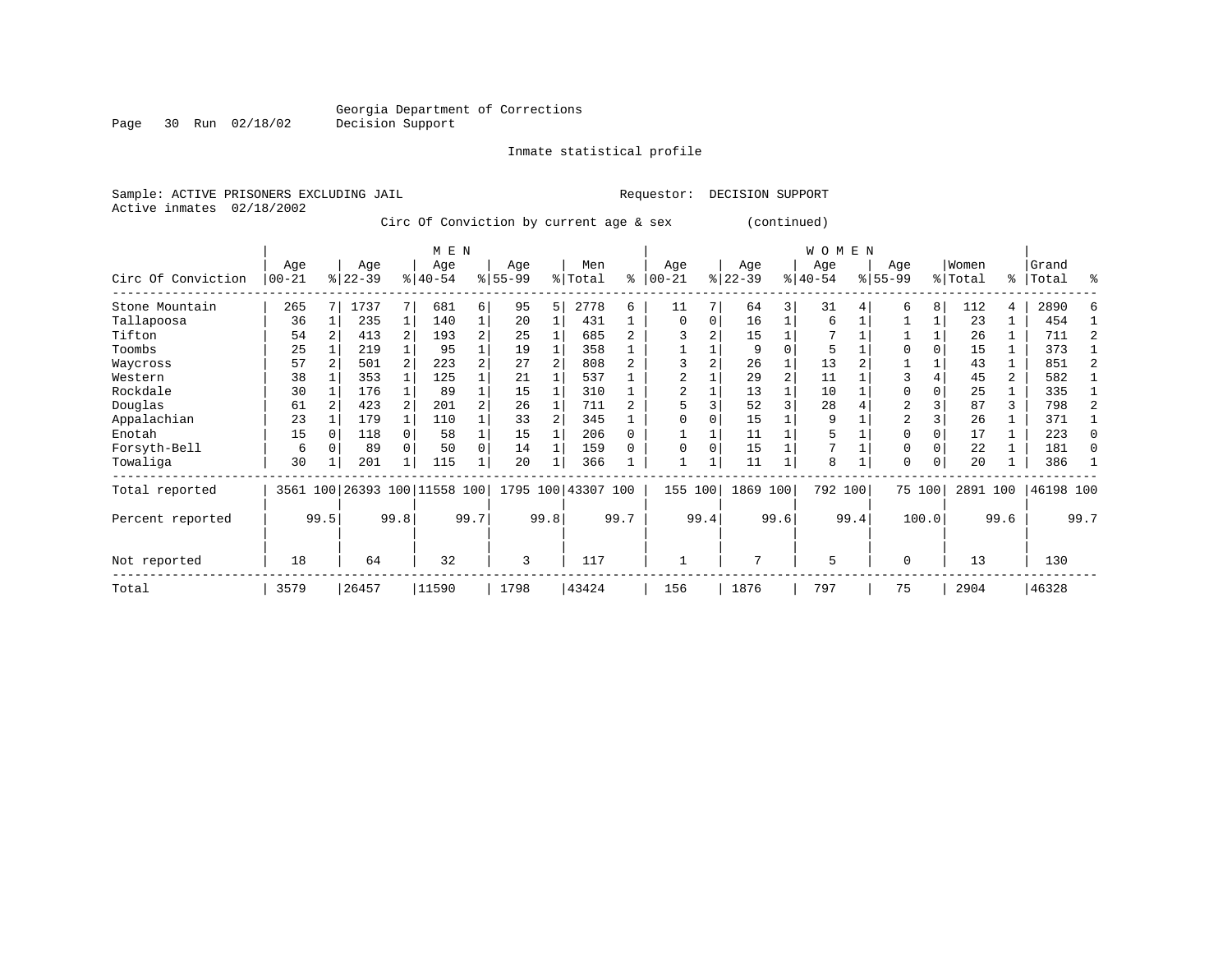Georgia Department of Corrections
Decision Support

Inmate statistical profile

Sample: ACTIVE PRISONERS EXCLUDING JAIL
Active inmates 02/18/2002

Requestor: DECISION SUPPORT

Circ Of Conviction by current age & sex (continued)

| Circ Of Conviction | MEN Age 00-21 | % | Age 22-39 | % | Age 40-54 | % | Age 55-99 | % | Men Total | % | WOMEN Age 00-21 | % | Age 22-39 | % | Age 40-54 | % | Age 55-99 | % | Women Total | % | Grand Total | % |
|---|---|---|---|---|---|---|---|---|---|---|---|---|---|---|---|---|---|---|---|---|---|---|
| Stone Mountain | 265 | 7 | 1737 | 7 | 681 | 6 | 95 | 5 | 2778 | 6 | 11 | 7 | 64 | 3 | 31 | 4 | 6 | 8 | 112 | 4 | 2890 | 6 |
| Tallapoosa | 36 | 1 | 235 | 1 | 140 | 1 | 20 | 1 | 431 | 1 | 0 | 0 | 16 | 1 | 6 | 1 | 1 | 1 | 23 | 1 | 454 | 1 |
| Tifton | 54 | 2 | 413 | 2 | 193 | 2 | 25 | 1 | 685 | 2 | 3 | 2 | 15 | 1 | 7 | 1 | 1 | 1 | 26 | 1 | 711 | 2 |
| Toombs | 25 | 1 | 219 | 1 | 95 | 1 | 19 | 1 | 358 | 1 | 1 | 1 | 9 | 0 | 5 | 1 | 0 | 0 | 15 | 1 | 373 | 1 |
| Waycross | 57 | 2 | 501 | 2 | 223 | 2 | 27 | 2 | 808 | 2 | 3 | 2 | 26 | 1 | 13 | 2 | 1 | 1 | 43 | 1 | 851 | 2 |
| Western | 38 | 1 | 353 | 1 | 125 | 1 | 21 | 1 | 537 | 1 | 2 | 1 | 29 | 2 | 11 | 1 | 3 | 4 | 45 | 2 | 582 | 1 |
| Rockdale | 30 | 1 | 176 | 1 | 89 | 1 | 15 | 1 | 310 | 1 | 2 | 1 | 13 | 1 | 10 | 1 | 0 | 0 | 25 | 1 | 335 | 1 |
| Douglas | 61 | 2 | 423 | 2 | 201 | 2 | 26 | 1 | 711 | 2 | 5 | 3 | 52 | 3 | 28 | 4 | 2 | 3 | 87 | 3 | 798 | 2 |
| Appalachian | 23 | 1 | 179 | 1 | 110 | 1 | 33 | 2 | 345 | 1 | 0 | 0 | 15 | 1 | 9 | 1 | 2 | 3 | 26 | 1 | 371 | 1 |
| Enotah | 15 | 0 | 118 | 0 | 58 | 1 | 15 | 1 | 206 | 0 | 1 | 1 | 11 | 1 | 5 | 1 | 0 | 0 | 17 | 1 | 223 | 0 |
| Forsyth-Bell | 6 | 0 | 89 | 0 | 50 | 0 | 14 | 1 | 159 | 0 | 0 | 0 | 15 | 1 | 7 | 1 | 0 | 0 | 22 | 1 | 181 | 0 |
| Towaliga | 30 | 1 | 201 | 1 | 115 | 1 | 20 | 1 | 366 | 1 | 1 | 1 | 11 | 1 | 8 | 1 | 0 | 0 | 20 | 1 | 386 | 1 |
| Total reported | 3561 | 100 | 26393 | 100 | 11558 | 100 | 1795 | 100 | 43307 | 100 | 155 | 100 | 1869 | 100 | 792 | 100 | 75 | 100 | 2891 | 100 | 46198 | 100 |
| Percent reported | | 99.5 | | 99.8 | | 99.7 | | 99.8 | | 99.7 | | 99.4 | | 99.6 | | 99.4 | | 100.0 | | 99.6 | | 99.7 |
| Not reported | 18 | | 64 | | 32 | | 3 | | 117 | | 1 | | 7 | | 5 | | 0 | | 13 | | 130 | |
| Total | 3579 | | 26457 | | 11590 | | 1798 | | 43424 | | 156 | | 1876 | | 797 | | 75 | | 2904 | | 46328 | |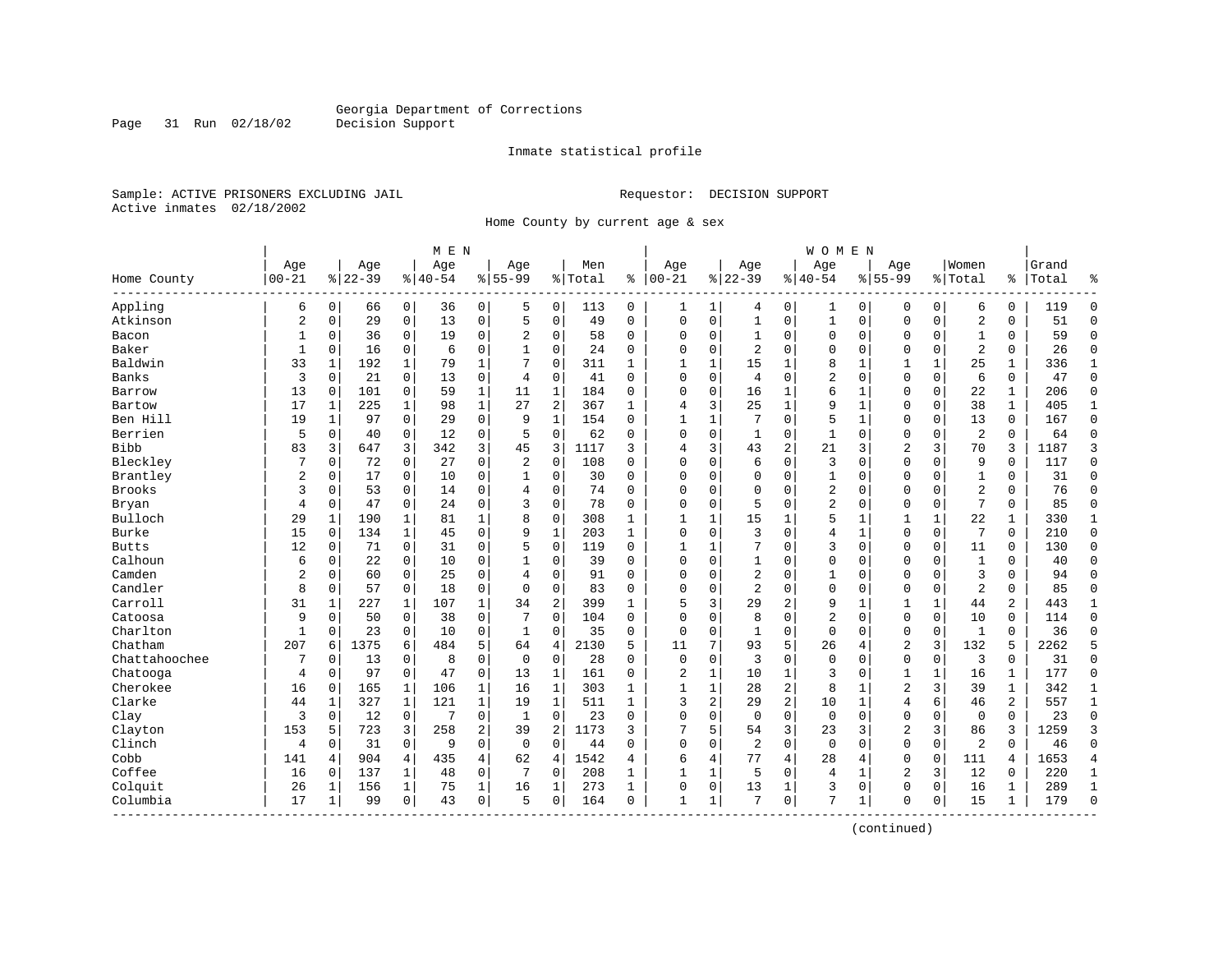Georgia Department of Corrections
Decision Support

Inmate statistical profile

Sample: ACTIVE PRISONERS EXCLUDING JAIL                Requestor: DECISION SUPPORT
Active inmates 02/18/2002

Home County by current age & sex

| Home County | MEN Age 00-21 | % | Age 22-39 | % | Age 40-54 | % | Age 55-99 | % | Men Total | % | WOMEN Age 00-21 | % | Age 22-39 | % | Age 40-54 | % | Age 55-99 | % | Women Total | % | Grand Total | % |
|---|---|---|---|---|---|---|---|---|---|---|---|---|---|---|---|---|---|---|---|---|---|---|
| Appling | 6 | 0 | 66 | 0 | 36 | 0 | 5 | 0 | 113 | 0 | 1 | 1 | 4 | 0 | 1 | 0 | 0 | 0 | 6 | 0 | 119 | 0 |
| Atkinson | 2 | 0 | 29 | 0 | 13 | 0 | 5 | 0 | 49 | 0 | 0 | 0 | 1 | 0 | 1 | 0 | 0 | 0 | 2 | 0 | 51 | 0 |
| Bacon | 1 | 0 | 36 | 0 | 19 | 0 | 2 | 0 | 58 | 0 | 0 | 0 | 1 | 0 | 0 | 0 | 0 | 0 | 1 | 0 | 59 | 0 |
| Baker | 1 | 0 | 16 | 0 | 6 | 0 | 1 | 0 | 24 | 0 | 0 | 0 | 2 | 0 | 0 | 0 | 0 | 0 | 2 | 0 | 26 | 0 |
| Baldwin | 33 | 1 | 192 | 1 | 79 | 1 | 7 | 0 | 311 | 1 | 1 | 1 | 15 | 1 | 8 | 1 | 1 | 1 | 25 | 1 | 336 | 1 |
| Banks | 3 | 0 | 21 | 0 | 13 | 0 | 4 | 0 | 41 | 0 | 0 | 0 | 4 | 0 | 2 | 0 | 0 | 0 | 6 | 0 | 47 | 0 |
| Barrow | 13 | 0 | 101 | 0 | 59 | 1 | 11 | 1 | 184 | 0 | 0 | 0 | 16 | 1 | 6 | 1 | 0 | 0 | 22 | 1 | 206 | 0 |
| Bartow | 17 | 1 | 225 | 1 | 98 | 1 | 27 | 2 | 367 | 1 | 4 | 3 | 25 | 1 | 9 | 1 | 0 | 0 | 38 | 1 | 405 | 1 |
| Ben Hill | 19 | 1 | 97 | 0 | 29 | 0 | 9 | 1 | 154 | 0 | 1 | 1 | 7 | 0 | 5 | 1 | 0 | 0 | 13 | 0 | 167 | 0 |
| Berrien | 5 | 0 | 40 | 0 | 12 | 0 | 5 | 0 | 62 | 0 | 0 | 0 | 1 | 0 | 1 | 0 | 0 | 0 | 2 | 0 | 64 | 0 |
| Bibb | 83 | 3 | 647 | 3 | 342 | 3 | 45 | 3 | 1117 | 3 | 4 | 3 | 43 | 2 | 21 | 3 | 2 | 3 | 70 | 3 | 1187 | 3 |
| Bleckley | 7 | 0 | 72 | 0 | 27 | 0 | 2 | 0 | 108 | 0 | 0 | 0 | 6 | 0 | 3 | 0 | 0 | 0 | 9 | 0 | 117 | 0 |
| Brantley | 2 | 0 | 17 | 0 | 10 | 0 | 1 | 0 | 30 | 0 | 0 | 0 | 0 | 0 | 1 | 0 | 0 | 0 | 1 | 0 | 31 | 0 |
| Brooks | 3 | 0 | 53 | 0 | 14 | 0 | 4 | 0 | 74 | 0 | 0 | 0 | 0 | 0 | 2 | 0 | 0 | 0 | 2 | 0 | 76 | 0 |
| Bryan | 4 | 0 | 47 | 0 | 24 | 0 | 3 | 0 | 78 | 0 | 0 | 0 | 5 | 0 | 2 | 0 | 0 | 0 | 7 | 0 | 85 | 0 |
| Bulloch | 29 | 1 | 190 | 1 | 81 | 1 | 8 | 0 | 308 | 1 | 1 | 1 | 15 | 1 | 5 | 1 | 1 | 1 | 22 | 1 | 330 | 1 |
| Burke | 15 | 0 | 134 | 1 | 45 | 0 | 9 | 1 | 203 | 1 | 0 | 0 | 3 | 0 | 4 | 1 | 0 | 0 | 7 | 0 | 210 | 0 |
| Butts | 12 | 0 | 71 | 0 | 31 | 0 | 5 | 0 | 119 | 0 | 1 | 1 | 7 | 0 | 3 | 0 | 0 | 0 | 11 | 0 | 130 | 0 |
| Calhoun | 6 | 0 | 22 | 0 | 10 | 0 | 1 | 0 | 39 | 0 | 0 | 0 | 1 | 0 | 0 | 0 | 0 | 0 | 1 | 0 | 40 | 0 |
| Camden | 2 | 0 | 60 | 0 | 25 | 0 | 4 | 0 | 91 | 0 | 0 | 0 | 2 | 0 | 1 | 0 | 0 | 0 | 3 | 0 | 94 | 0 |
| Candler | 8 | 0 | 57 | 0 | 18 | 0 | 0 | 0 | 83 | 0 | 0 | 0 | 2 | 0 | 0 | 0 | 0 | 0 | 2 | 0 | 85 | 0 |
| Carroll | 31 | 1 | 227 | 1 | 107 | 1 | 34 | 2 | 399 | 1 | 5 | 3 | 29 | 2 | 9 | 1 | 1 | 1 | 44 | 2 | 443 | 1 |
| Catoosa | 9 | 0 | 50 | 0 | 38 | 0 | 7 | 0 | 104 | 0 | 0 | 0 | 8 | 0 | 2 | 0 | 0 | 0 | 10 | 0 | 114 | 0 |
| Charlton | 1 | 0 | 23 | 0 | 10 | 0 | 1 | 0 | 35 | 0 | 0 | 0 | 1 | 0 | 0 | 0 | 0 | 0 | 1 | 0 | 36 | 0 |
| Chatham | 207 | 6 | 1375 | 6 | 484 | 5 | 64 | 4 | 2130 | 5 | 11 | 7 | 93 | 5 | 26 | 4 | 2 | 3 | 132 | 5 | 2262 | 5 |
| Chattahoochee | 7 | 0 | 13 | 0 | 8 | 0 | 0 | 0 | 28 | 0 | 0 | 0 | 3 | 0 | 0 | 0 | 0 | 0 | 3 | 0 | 31 | 0 |
| Chatooga | 4 | 0 | 97 | 0 | 47 | 0 | 13 | 1 | 161 | 0 | 2 | 1 | 10 | 1 | 3 | 0 | 1 | 1 | 16 | 1 | 177 | 0 |
| Cherokee | 16 | 0 | 165 | 1 | 106 | 1 | 16 | 1 | 303 | 1 | 1 | 1 | 28 | 2 | 8 | 1 | 2 | 3 | 39 | 1 | 342 | 1 |
| Clarke | 44 | 1 | 327 | 1 | 121 | 1 | 19 | 1 | 511 | 1 | 3 | 2 | 29 | 2 | 10 | 1 | 4 | 6 | 46 | 2 | 557 | 1 |
| Clay | 3 | 0 | 12 | 0 | 7 | 0 | 1 | 0 | 23 | 0 | 0 | 0 | 0 | 0 | 0 | 0 | 0 | 0 | 0 | 0 | 23 | 0 |
| Clayton | 153 | 5 | 723 | 3 | 258 | 2 | 39 | 2 | 1173 | 3 | 7 | 5 | 54 | 3 | 23 | 3 | 2 | 3 | 86 | 3 | 1259 | 3 |
| Clinch | 4 | 0 | 31 | 0 | 9 | 0 | 0 | 0 | 44 | 0 | 0 | 0 | 2 | 0 | 0 | 0 | 0 | 0 | 2 | 0 | 46 | 0 |
| Cobb | 141 | 4 | 904 | 4 | 435 | 4 | 62 | 4 | 1542 | 4 | 6 | 4 | 77 | 4 | 28 | 4 | 0 | 0 | 111 | 4 | 1653 | 4 |
| Coffee | 16 | 0 | 137 | 1 | 48 | 0 | 7 | 0 | 208 | 1 | 1 | 1 | 5 | 0 | 4 | 1 | 2 | 3 | 12 | 0 | 220 | 1 |
| Colquit | 26 | 1 | 156 | 1 | 75 | 1 | 16 | 1 | 273 | 1 | 0 | 0 | 13 | 1 | 3 | 0 | 0 | 0 | 16 | 1 | 289 | 1 |
| Columbia | 17 | 1 | 99 | 0 | 43 | 0 | 5 | 0 | 164 | 0 | 1 | 1 | 7 | 0 | 7 | 1 | 0 | 0 | 15 | 1 | 179 | 0 |

(continued)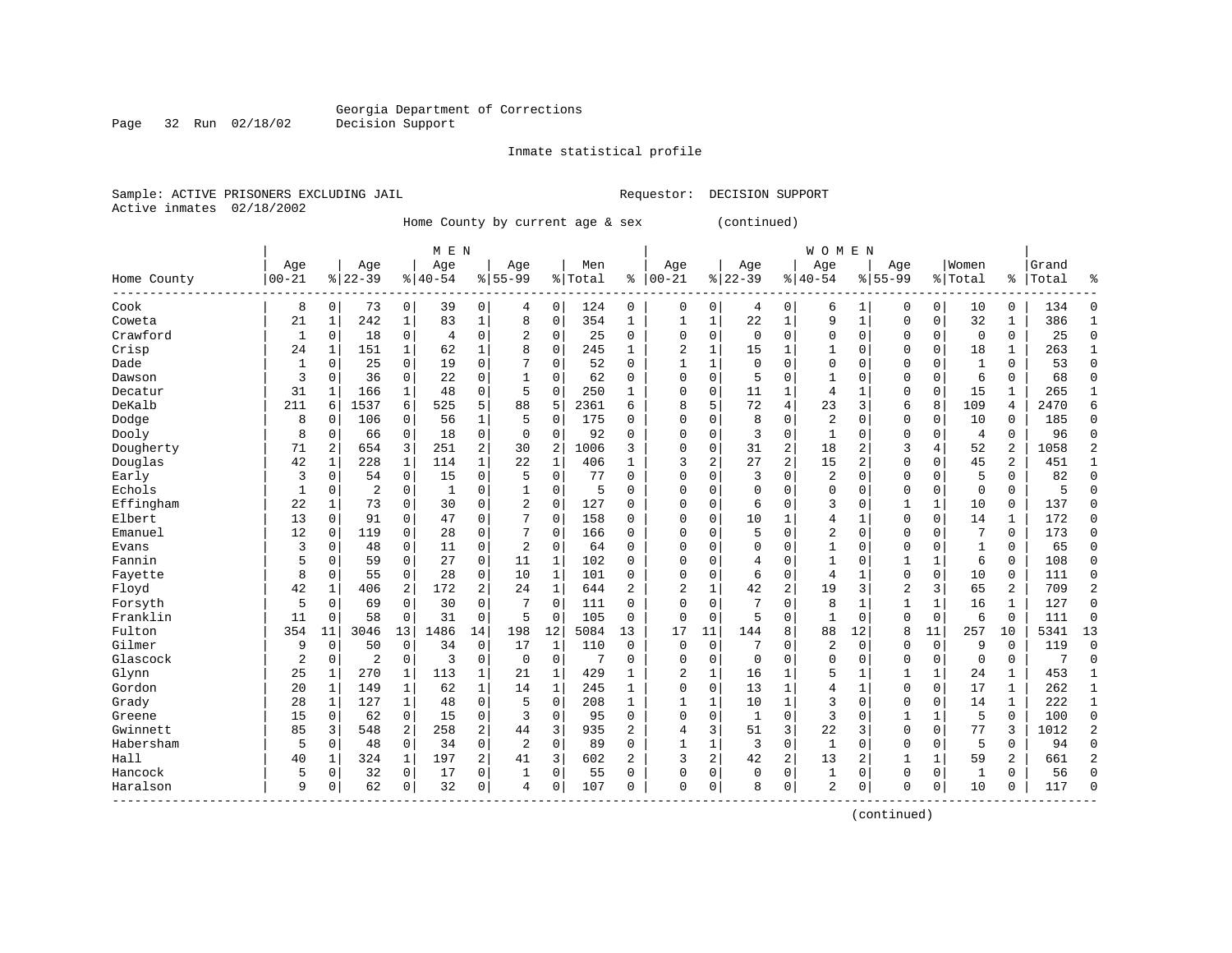Georgia Department of Corrections
Decision Support

Inmate statistical profile

Sample: ACTIVE PRISONERS EXCLUDING JAIL                Requestor: DECISION SUPPORT
Active inmates 02/18/2002

Home County by current age & sex (continued)

| Home County | MEN Age 00-21 | % | Age 22-39 | % | Age 40-54 | % | Age 55-99 | % | Men Total | % | WOMEN Age 00-21 | % | Age 22-39 | % | Age 40-54 | % | Age 55-99 | % | Women Total | % | Grand Total | % |
|---|---|---|---|---|---|---|---|---|---|---|---|---|---|---|---|---|---|---|---|---|---|---|
| Cook | 8 | 0 | 73 | 0 | 39 | 0 | 4 | 0 | 124 | 0 | 0 | 0 | 4 | 0 | 6 | 1 | 0 | 0 | 10 | 0 | 134 | 0 |
| Coweta | 21 | 1 | 242 | 1 | 83 | 1 | 8 | 0 | 354 | 1 | 1 | 1 | 22 | 1 | 9 | 1 | 0 | 0 | 32 | 1 | 386 | 1 |
| Crawford | 1 | 0 | 18 | 0 | 4 | 0 | 2 | 0 | 25 | 0 | 0 | 0 | 0 | 0 | 0 | 0 | 0 | 0 | 0 | 0 | 25 | 0 |
| Crisp | 24 | 1 | 151 | 1 | 62 | 1 | 8 | 0 | 245 | 1 | 2 | 1 | 15 | 1 | 1 | 0 | 0 | 0 | 18 | 1 | 263 | 1 |
| Dade | 1 | 0 | 25 | 0 | 19 | 0 | 7 | 0 | 52 | 0 | 1 | 1 | 0 | 0 | 0 | 0 | 0 | 0 | 1 | 0 | 53 | 0 |
| Dawson | 3 | 0 | 36 | 0 | 22 | 0 | 1 | 0 | 62 | 0 | 0 | 0 | 5 | 0 | 1 | 0 | 0 | 0 | 6 | 0 | 68 | 0 |
| Decatur | 31 | 1 | 166 | 1 | 48 | 0 | 5 | 0 | 250 | 1 | 0 | 0 | 11 | 1 | 4 | 1 | 0 | 0 | 15 | 1 | 265 | 1 |
| DeKalb | 211 | 6 | 1537 | 6 | 525 | 5 | 88 | 5 | 2361 | 6 | 8 | 5 | 72 | 4 | 23 | 3 | 6 | 8 | 109 | 4 | 2470 | 6 |
| Dodge | 8 | 0 | 106 | 0 | 56 | 1 | 5 | 0 | 175 | 0 | 0 | 0 | 8 | 0 | 2 | 0 | 0 | 0 | 10 | 0 | 185 | 0 |
| Dooly | 8 | 0 | 66 | 0 | 18 | 0 | 0 | 0 | 92 | 0 | 0 | 0 | 3 | 0 | 1 | 0 | 0 | 0 | 4 | 0 | 96 | 0 |
| Dougherty | 71 | 2 | 654 | 3 | 251 | 2 | 30 | 2 | 1006 | 3 | 0 | 0 | 31 | 2 | 18 | 2 | 3 | 4 | 52 | 2 | 1058 | 2 |
| Douglas | 42 | 1 | 228 | 1 | 114 | 1 | 22 | 1 | 406 | 1 | 3 | 2 | 27 | 2 | 15 | 2 | 0 | 0 | 45 | 2 | 451 | 1 |
| Early | 3 | 0 | 54 | 0 | 15 | 0 | 5 | 0 | 77 | 0 | 0 | 0 | 3 | 0 | 2 | 0 | 0 | 0 | 5 | 0 | 82 | 0 |
| Echols | 1 | 0 | 2 | 0 | 1 | 0 | 1 | 0 | 5 | 0 | 0 | 0 | 0 | 0 | 0 | 0 | 0 | 0 | 0 | 0 | 5 | 0 |
| Effingham | 22 | 1 | 73 | 0 | 30 | 0 | 2 | 0 | 127 | 0 | 0 | 0 | 6 | 0 | 3 | 0 | 1 | 1 | 10 | 0 | 137 | 0 |
| Elbert | 13 | 0 | 91 | 0 | 47 | 0 | 7 | 0 | 158 | 0 | 0 | 0 | 10 | 1 | 4 | 1 | 0 | 0 | 14 | 1 | 172 | 0 |
| Emanuel | 12 | 0 | 119 | 0 | 28 | 0 | 7 | 0 | 166 | 0 | 0 | 0 | 5 | 0 | 2 | 0 | 0 | 0 | 7 | 0 | 173 | 0 |
| Evans | 3 | 0 | 48 | 0 | 11 | 0 | 2 | 0 | 64 | 0 | 0 | 0 | 0 | 0 | 1 | 0 | 0 | 0 | 1 | 0 | 65 | 0 |
| Fannin | 5 | 0 | 59 | 0 | 27 | 0 | 11 | 1 | 102 | 0 | 0 | 0 | 4 | 0 | 1 | 0 | 1 | 1 | 6 | 0 | 108 | 0 |
| Fayette | 8 | 0 | 55 | 0 | 28 | 0 | 10 | 1 | 101 | 0 | 0 | 0 | 6 | 0 | 4 | 1 | 0 | 0 | 10 | 0 | 111 | 0 |
| Floyd | 42 | 1 | 406 | 2 | 172 | 2 | 24 | 1 | 644 | 2 | 2 | 1 | 42 | 2 | 19 | 3 | 2 | 3 | 65 | 2 | 709 | 2 |
| Forsyth | 5 | 0 | 69 | 0 | 30 | 0 | 7 | 0 | 111 | 0 | 0 | 0 | 7 | 0 | 8 | 1 | 1 | 1 | 16 | 1 | 127 | 0 |
| Franklin | 11 | 0 | 58 | 0 | 31 | 0 | 5 | 0 | 105 | 0 | 0 | 0 | 5 | 0 | 1 | 0 | 0 | 0 | 6 | 0 | 111 | 0 |
| Fulton | 354 | 11 | 3046 | 13 | 1486 | 14 | 198 | 12 | 5084 | 13 | 17 | 11 | 144 | 8 | 88 | 12 | 8 | 11 | 257 | 10 | 5341 | 13 |
| Gilmer | 9 | 0 | 50 | 0 | 34 | 0 | 17 | 1 | 110 | 0 | 0 | 0 | 7 | 0 | 2 | 0 | 0 | 0 | 9 | 0 | 119 | 0 |
| Glascock | 2 | 0 | 2 | 0 | 3 | 0 | 0 | 0 | 7 | 0 | 0 | 0 | 0 | 0 | 0 | 0 | 0 | 0 | 0 | 0 | 7 | 0 |
| Glynn | 25 | 1 | 270 | 1 | 113 | 1 | 21 | 1 | 429 | 1 | 2 | 1 | 16 | 1 | 5 | 1 | 1 | 1 | 24 | 1 | 453 | 1 |
| Gordon | 20 | 1 | 149 | 1 | 62 | 1 | 14 | 1 | 245 | 1 | 0 | 0 | 13 | 1 | 4 | 1 | 0 | 0 | 17 | 1 | 262 | 1 |
| Grady | 28 | 1 | 127 | 1 | 48 | 0 | 5 | 0 | 208 | 1 | 1 | 1 | 10 | 1 | 3 | 0 | 0 | 0 | 14 | 1 | 222 | 1 |
| Greene | 15 | 0 | 62 | 0 | 15 | 0 | 3 | 0 | 95 | 0 | 0 | 0 | 1 | 0 | 3 | 0 | 1 | 1 | 5 | 0 | 100 | 0 |
| Gwinnett | 85 | 3 | 548 | 2 | 258 | 2 | 44 | 3 | 935 | 2 | 4 | 3 | 51 | 3 | 22 | 3 | 0 | 0 | 77 | 3 | 1012 | 2 |
| Habersham | 5 | 0 | 48 | 0 | 34 | 0 | 2 | 0 | 89 | 0 | 1 | 1 | 3 | 0 | 1 | 0 | 0 | 0 | 5 | 0 | 94 | 0 |
| Hall | 40 | 1 | 324 | 1 | 197 | 2 | 41 | 3 | 602 | 2 | 3 | 2 | 42 | 2 | 13 | 2 | 1 | 1 | 59 | 2 | 661 | 2 |
| Hancock | 5 | 0 | 32 | 0 | 17 | 0 | 1 | 0 | 55 | 0 | 0 | 0 | 0 | 0 | 1 | 0 | 0 | 0 | 1 | 0 | 56 | 0 |
| Haralson | 9 | 0 | 62 | 0 | 32 | 0 | 4 | 0 | 107 | 0 | 0 | 0 | 8 | 0 | 2 | 0 | 0 | 0 | 10 | 0 | 117 | 0 |

(continued)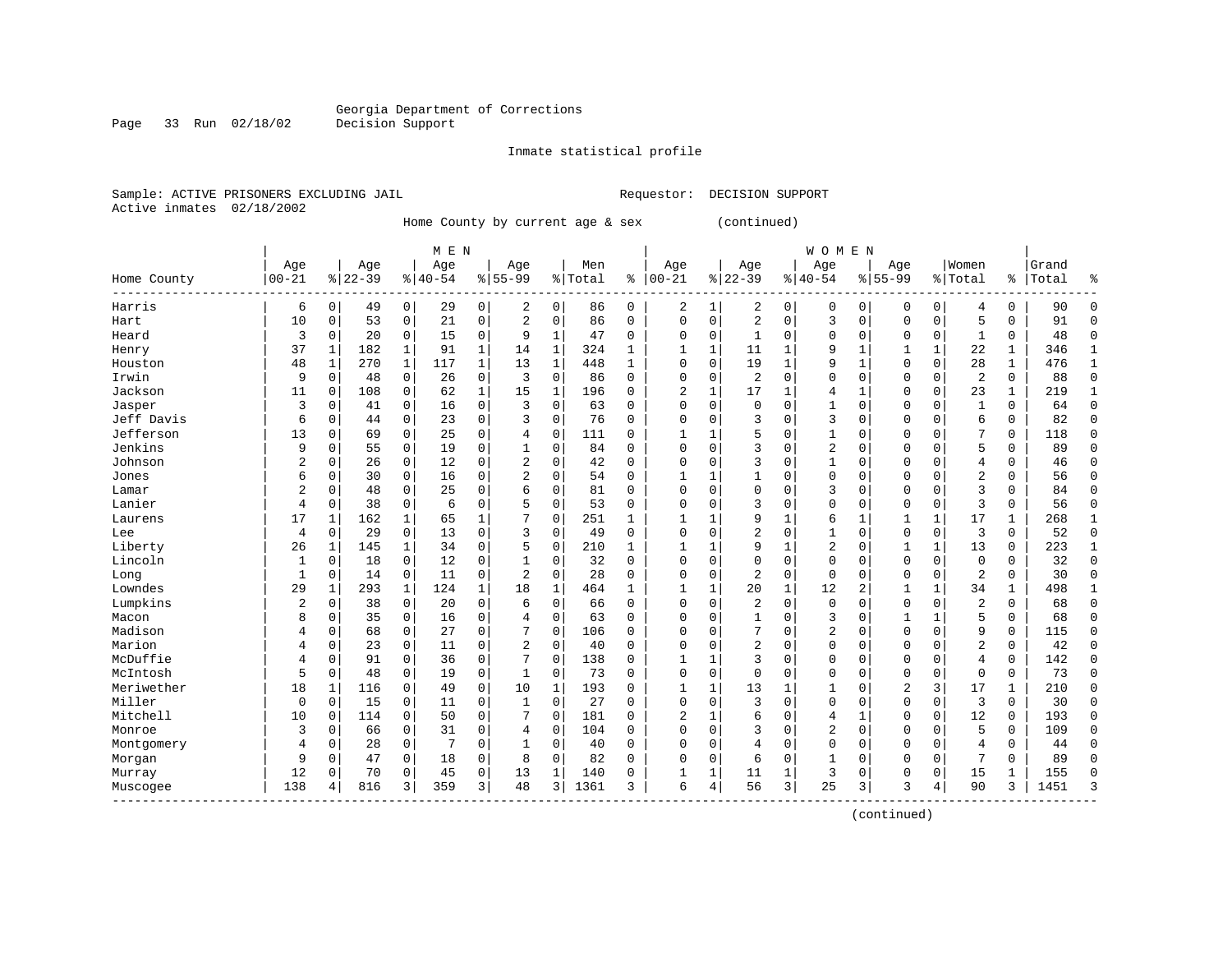Georgia Department of Corrections
Decision Support

Inmate statistical profile

Sample: ACTIVE PRISONERS EXCLUDING JAIL	Requestor: DECISION SUPPORT
Active inmates 02/18/2002

Home County by current age & sex (continued)

| Home County | MEN Age 00-21 | % | Age 22-39 | % | Age 40-54 | % | Age 55-99 | % | Men Total | % | WOMEN Age 00-21 | % | Age 22-39 | % | Age 40-54 | % | Age 55-99 | % | Women Total | % | Grand Total | % |
|---|---|---|---|---|---|---|---|---|---|---|---|---|---|---|---|---|---|---|---|---|---|---|
| Harris | 6 | 0 | 49 | 0 | 29 | 0 | 2 | 0 | 86 | 0 | 2 | 1 | 2 | 0 | 0 | 0 | 0 | 0 | 4 | 0 | 90 | 0 |
| Hart | 10 | 0 | 53 | 0 | 21 | 0 | 2 | 0 | 86 | 0 | 0 | 0 | 2 | 0 | 3 | 0 | 0 | 0 | 5 | 0 | 91 | 0 |
| Heard | 3 | 0 | 20 | 0 | 15 | 0 | 9 | 1 | 47 | 0 | 0 | 0 | 1 | 0 | 0 | 0 | 0 | 0 | 1 | 0 | 48 | 0 |
| Henry | 37 | 1 | 182 | 1 | 91 | 1 | 14 | 1 | 324 | 1 | 1 | 1 | 11 | 1 | 9 | 1 | 1 | 1 | 22 | 1 | 346 | 1 |
| Houston | 48 | 1 | 270 | 1 | 117 | 1 | 13 | 1 | 448 | 1 | 0 | 0 | 19 | 1 | 9 | 1 | 0 | 0 | 28 | 1 | 476 | 1 |
| Irwin | 9 | 0 | 48 | 0 | 26 | 0 | 3 | 0 | 86 | 0 | 0 | 0 | 2 | 0 | 0 | 0 | 0 | 0 | 2 | 0 | 88 | 0 |
| Jackson | 11 | 0 | 108 | 0 | 62 | 1 | 15 | 1 | 196 | 0 | 2 | 1 | 17 | 1 | 4 | 1 | 0 | 0 | 23 | 1 | 219 | 1 |
| Jasper | 3 | 0 | 41 | 0 | 16 | 0 | 3 | 0 | 63 | 0 | 0 | 0 | 0 | 0 | 1 | 0 | 0 | 0 | 1 | 0 | 64 | 0 |
| Jeff Davis | 6 | 0 | 44 | 0 | 23 | 0 | 3 | 0 | 76 | 0 | 0 | 0 | 3 | 0 | 3 | 0 | 0 | 0 | 6 | 0 | 82 | 0 |
| Jefferson | 13 | 0 | 69 | 0 | 25 | 0 | 4 | 0 | 111 | 0 | 1 | 1 | 5 | 0 | 1 | 0 | 0 | 0 | 7 | 0 | 118 | 0 |
| Jenkins | 9 | 0 | 55 | 0 | 19 | 0 | 1 | 0 | 84 | 0 | 0 | 0 | 3 | 0 | 2 | 0 | 0 | 0 | 5 | 0 | 89 | 0 |
| Johnson | 2 | 0 | 26 | 0 | 12 | 0 | 2 | 0 | 42 | 0 | 0 | 0 | 3 | 0 | 1 | 0 | 0 | 0 | 4 | 0 | 46 | 0 |
| Jones | 6 | 0 | 30 | 0 | 16 | 0 | 2 | 0 | 54 | 0 | 1 | 1 | 1 | 0 | 0 | 0 | 0 | 0 | 2 | 0 | 56 | 0 |
| Lamar | 2 | 0 | 48 | 0 | 25 | 0 | 6 | 0 | 81 | 0 | 0 | 0 | 0 | 0 | 3 | 0 | 0 | 0 | 3 | 0 | 84 | 0 |
| Lanier | 4 | 0 | 38 | 0 | 6 | 0 | 5 | 0 | 53 | 0 | 0 | 0 | 3 | 0 | 0 | 0 | 0 | 0 | 3 | 0 | 56 | 0 |
| Laurens | 17 | 1 | 162 | 1 | 65 | 1 | 7 | 0 | 251 | 1 | 1 | 1 | 9 | 1 | 6 | 1 | 1 | 1 | 17 | 1 | 268 | 1 |
| Lee | 4 | 0 | 29 | 0 | 13 | 0 | 3 | 0 | 49 | 0 | 0 | 0 | 2 | 0 | 1 | 0 | 0 | 0 | 3 | 0 | 52 | 0 |
| Liberty | 26 | 1 | 145 | 1 | 34 | 0 | 5 | 0 | 210 | 1 | 1 | 1 | 9 | 1 | 2 | 0 | 1 | 1 | 13 | 0 | 223 | 1 |
| Lincoln | 1 | 0 | 18 | 0 | 12 | 0 | 1 | 0 | 32 | 0 | 0 | 0 | 0 | 0 | 0 | 0 | 0 | 0 | 0 | 0 | 32 | 0 |
| Long | 1 | 0 | 14 | 0 | 11 | 0 | 2 | 0 | 28 | 0 | 0 | 0 | 2 | 0 | 0 | 0 | 0 | 0 | 2 | 0 | 30 | 0 |
| Lowndes | 29 | 1 | 293 | 1 | 124 | 1 | 18 | 1 | 464 | 1 | 1 | 1 | 20 | 1 | 12 | 2 | 1 | 1 | 34 | 1 | 498 | 1 |
| Lumpkins | 2 | 0 | 38 | 0 | 20 | 0 | 6 | 0 | 66 | 0 | 0 | 0 | 2 | 0 | 0 | 0 | 0 | 0 | 2 | 0 | 68 | 0 |
| Macon | 8 | 0 | 35 | 0 | 16 | 0 | 4 | 0 | 63 | 0 | 0 | 0 | 1 | 0 | 3 | 0 | 1 | 1 | 5 | 0 | 68 | 0 |
| Madison | 4 | 0 | 68 | 0 | 27 | 0 | 7 | 0 | 106 | 0 | 0 | 0 | 7 | 0 | 2 | 0 | 0 | 0 | 9 | 0 | 115 | 0 |
| Marion | 4 | 0 | 23 | 0 | 11 | 0 | 2 | 0 | 40 | 0 | 0 | 0 | 2 | 0 | 0 | 0 | 0 | 0 | 2 | 0 | 42 | 0 |
| McDuffie | 4 | 0 | 91 | 0 | 36 | 0 | 7 | 0 | 138 | 0 | 1 | 1 | 3 | 0 | 0 | 0 | 0 | 0 | 4 | 0 | 142 | 0 |
| McIntosh | 5 | 0 | 48 | 0 | 19 | 0 | 1 | 0 | 73 | 0 | 0 | 0 | 0 | 0 | 0 | 0 | 0 | 0 | 0 | 0 | 73 | 0 |
| Meriwether | 18 | 1 | 116 | 0 | 49 | 0 | 10 | 1 | 193 | 0 | 1 | 1 | 13 | 1 | 1 | 0 | 2 | 3 | 17 | 1 | 210 | 0 |
| Miller | 0 | 0 | 15 | 0 | 11 | 0 | 1 | 0 | 27 | 0 | 0 | 0 | 3 | 0 | 0 | 0 | 0 | 0 | 3 | 0 | 30 | 0 |
| Mitchell | 10 | 0 | 114 | 0 | 50 | 0 | 7 | 0 | 181 | 0 | 2 | 1 | 6 | 0 | 4 | 1 | 0 | 0 | 12 | 0 | 193 | 0 |
| Monroe | 3 | 0 | 66 | 0 | 31 | 0 | 4 | 0 | 104 | 0 | 0 | 0 | 3 | 0 | 2 | 0 | 0 | 0 | 5 | 0 | 109 | 0 |
| Montgomery | 4 | 0 | 28 | 0 | 7 | 0 | 1 | 0 | 40 | 0 | 0 | 0 | 4 | 0 | 0 | 0 | 0 | 0 | 4 | 0 | 44 | 0 |
| Morgan | 9 | 0 | 47 | 0 | 18 | 0 | 8 | 0 | 82 | 0 | 0 | 0 | 6 | 0 | 1 | 0 | 0 | 0 | 7 | 0 | 89 | 0 |
| Murray | 12 | 0 | 70 | 0 | 45 | 0 | 13 | 1 | 140 | 0 | 1 | 1 | 11 | 1 | 3 | 0 | 0 | 0 | 15 | 1 | 155 | 0 |
| Muscogee | 138 | 4 | 816 | 3 | 359 | 3 | 48 | 3 | 1361 | 3 | 6 | 4 | 56 | 3 | 25 | 3 | 3 | 4 | 90 | 3 | 1451 | 3 |

(continued)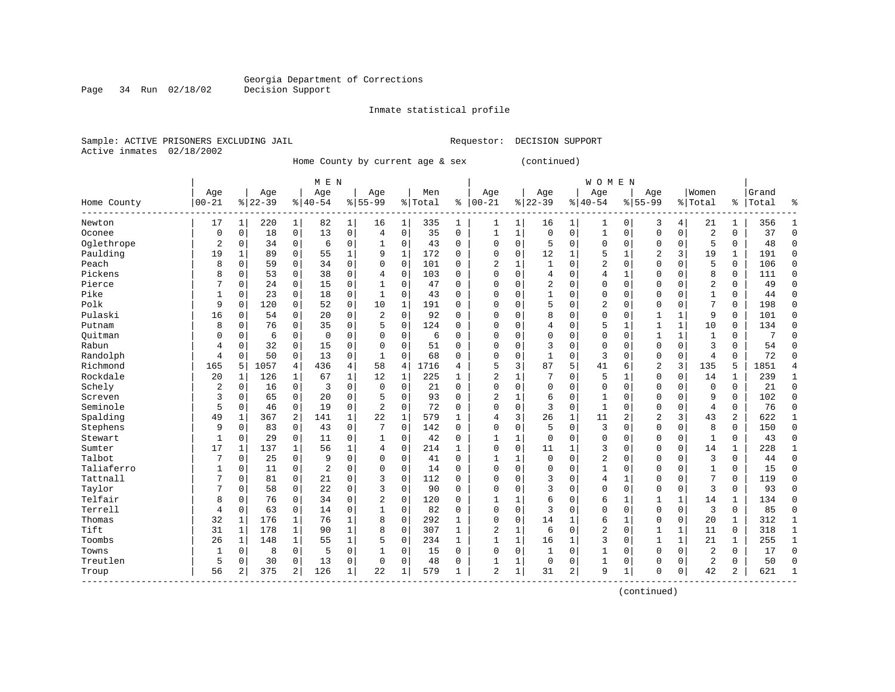Georgia Department of Corrections
Decision Support

Inmate statistical profile

Sample: ACTIVE PRISONERS EXCLUDING JAIL    Requestor: DECISION SUPPORT
Active inmates 02/18/2002

Home County by current age & sex (continued)

| Home County | MEN Age 00-21 | % | Age 22-39 | % | Age 40-54 | % | Age 55-99 | % | Men Total | % | WOMEN Age 00-21 | % | Age 22-39 | % | Age 40-54 | % | Age 55-99 | % | Women Total | % | Grand Total | % |
|---|---|---|---|---|---|---|---|---|---|---|---|---|---|---|---|---|---|---|---|---|---|---|
| Newton | 17 | 1 | 220 | 1 | 82 | 1 | 16 | 1 | 335 | 1 | 1 | 1 | 16 | 1 | 1 | 0 | 3 | 4 | 21 | 1 | 356 | 1 |
| Oconee | 0 | 0 | 18 | 0 | 13 | 0 | 4 | 0 | 35 | 0 | 1 | 1 | 0 | 0 | 1 | 0 | 0 | 0 | 2 | 0 | 37 | 0 |
| Oglethrope | 2 | 0 | 34 | 0 | 6 | 0 | 1 | 0 | 43 | 0 | 0 | 0 | 5 | 0 | 0 | 0 | 0 | 0 | 5 | 0 | 48 | 0 |
| Paulding | 19 | 1 | 89 | 0 | 55 | 1 | 9 | 1 | 172 | 0 | 0 | 0 | 12 | 1 | 5 | 1 | 2 | 3 | 19 | 1 | 191 | 0 |
| Peach | 8 | 0 | 59 | 0 | 34 | 0 | 0 | 0 | 101 | 0 | 2 | 1 | 1 | 0 | 2 | 0 | 0 | 0 | 5 | 0 | 106 | 0 |
| Pickens | 8 | 0 | 53 | 0 | 38 | 0 | 4 | 0 | 103 | 0 | 0 | 0 | 4 | 0 | 4 | 1 | 0 | 0 | 8 | 0 | 111 | 0 |
| Pierce | 7 | 0 | 24 | 0 | 15 | 0 | 1 | 0 | 47 | 0 | 0 | 0 | 2 | 0 | 0 | 0 | 0 | 0 | 2 | 0 | 49 | 0 |
| Pike | 1 | 0 | 23 | 0 | 18 | 0 | 1 | 0 | 43 | 0 | 0 | 0 | 1 | 0 | 0 | 0 | 0 | 0 | 1 | 0 | 44 | 0 |
| Polk | 9 | 0 | 120 | 0 | 52 | 0 | 10 | 1 | 191 | 0 | 0 | 0 | 5 | 0 | 2 | 0 | 0 | 0 | 7 | 0 | 198 | 0 |
| Pulaski | 16 | 0 | 54 | 0 | 20 | 0 | 2 | 0 | 92 | 0 | 0 | 0 | 8 | 0 | 0 | 0 | 1 | 1 | 9 | 0 | 101 | 0 |
| Putnam | 8 | 0 | 76 | 0 | 35 | 0 | 5 | 0 | 124 | 0 | 0 | 0 | 4 | 0 | 5 | 1 | 1 | 1 | 10 | 0 | 134 | 0 |
| Quitman | 0 | 0 | 6 | 0 | 0 | 0 | 0 | 0 | 6 | 0 | 0 | 0 | 0 | 0 | 0 | 0 | 1 | 1 | 1 | 0 | 7 | 0 |
| Rabun | 4 | 0 | 32 | 0 | 15 | 0 | 0 | 0 | 51 | 0 | 0 | 0 | 3 | 0 | 0 | 0 | 0 | 0 | 3 | 0 | 54 | 0 |
| Randolph | 4 | 0 | 50 | 0 | 13 | 0 | 1 | 0 | 68 | 0 | 0 | 0 | 1 | 0 | 3 | 0 | 0 | 0 | 4 | 0 | 72 | 0 |
| Richmond | 165 | 5 | 1057 | 4 | 436 | 4 | 58 | 4 | 1716 | 4 | 5 | 3 | 87 | 5 | 41 | 6 | 2 | 3 | 135 | 5 | 1851 | 4 |
| Rockdale | 20 | 1 | 126 | 1 | 67 | 1 | 12 | 1 | 225 | 1 | 2 | 1 | 7 | 0 | 5 | 1 | 0 | 0 | 14 | 1 | 239 | 1 |
| Schely | 2 | 0 | 16 | 0 | 3 | 0 | 0 | 0 | 21 | 0 | 0 | 0 | 0 | 0 | 0 | 0 | 0 | 0 | 0 | 0 | 21 | 0 |
| Screven | 3 | 0 | 65 | 0 | 20 | 0 | 5 | 0 | 93 | 0 | 2 | 1 | 6 | 0 | 1 | 0 | 0 | 0 | 9 | 0 | 102 | 0 |
| Seminole | 5 | 0 | 46 | 0 | 19 | 0 | 2 | 0 | 72 | 0 | 0 | 0 | 3 | 0 | 1 | 0 | 0 | 0 | 4 | 0 | 76 | 0 |
| Spalding | 49 | 1 | 367 | 2 | 141 | 1 | 22 | 1 | 579 | 1 | 4 | 3 | 26 | 1 | 11 | 2 | 2 | 3 | 43 | 2 | 622 | 1 |
| Stephens | 9 | 0 | 83 | 0 | 43 | 0 | 7 | 0 | 142 | 0 | 0 | 0 | 5 | 0 | 3 | 0 | 0 | 0 | 8 | 0 | 150 | 0 |
| Stewart | 1 | 0 | 29 | 0 | 11 | 0 | 1 | 0 | 42 | 0 | 1 | 1 | 0 | 0 | 0 | 0 | 0 | 0 | 1 | 0 | 43 | 0 |
| Sumter | 17 | 1 | 137 | 1 | 56 | 1 | 4 | 0 | 214 | 1 | 0 | 0 | 11 | 1 | 3 | 0 | 0 | 0 | 14 | 1 | 228 | 1 |
| Talbot | 7 | 0 | 25 | 0 | 9 | 0 | 0 | 0 | 41 | 0 | 1 | 1 | 0 | 0 | 2 | 0 | 0 | 0 | 3 | 0 | 44 | 0 |
| Taliaferro | 1 | 0 | 11 | 0 | 2 | 0 | 0 | 0 | 14 | 0 | 0 | 0 | 0 | 0 | 1 | 0 | 0 | 0 | 1 | 0 | 15 | 0 |
| Tattnall | 7 | 0 | 81 | 0 | 21 | 0 | 3 | 0 | 112 | 0 | 0 | 0 | 3 | 0 | 4 | 1 | 0 | 0 | 7 | 0 | 119 | 0 |
| Taylor | 7 | 0 | 58 | 0 | 22 | 0 | 3 | 0 | 90 | 0 | 0 | 0 | 3 | 0 | 0 | 0 | 0 | 0 | 3 | 0 | 93 | 0 |
| Telfair | 8 | 0 | 76 | 0 | 34 | 0 | 2 | 0 | 120 | 0 | 1 | 1 | 6 | 0 | 6 | 1 | 1 | 1 | 14 | 1 | 134 | 0 |
| Terrell | 4 | 0 | 63 | 0 | 14 | 0 | 1 | 0 | 82 | 0 | 0 | 0 | 3 | 0 | 0 | 0 | 0 | 0 | 3 | 0 | 85 | 0 |
| Thomas | 32 | 1 | 176 | 1 | 76 | 1 | 8 | 0 | 292 | 1 | 0 | 0 | 14 | 1 | 6 | 1 | 0 | 0 | 20 | 1 | 312 | 1 |
| Tift | 31 | 1 | 178 | 1 | 90 | 1 | 8 | 0 | 307 | 1 | 2 | 1 | 6 | 0 | 2 | 0 | 1 | 1 | 11 | 0 | 318 | 1 |
| Toombs | 26 | 1 | 148 | 1 | 55 | 1 | 5 | 0 | 234 | 1 | 1 | 1 | 16 | 1 | 3 | 0 | 1 | 1 | 21 | 1 | 255 | 1 |
| Towns | 1 | 0 | 8 | 0 | 5 | 0 | 1 | 0 | 15 | 0 | 0 | 0 | 1 | 0 | 1 | 0 | 0 | 0 | 2 | 0 | 17 | 0 |
| Treutlen | 5 | 0 | 30 | 0 | 13 | 0 | 0 | 0 | 48 | 0 | 1 | 1 | 0 | 0 | 1 | 0 | 0 | 0 | 2 | 0 | 50 | 0 |
| Troup | 56 | 2 | 375 | 2 | 126 | 1 | 22 | 1 | 579 | 1 | 2 | 1 | 31 | 2 | 9 | 1 | 0 | 0 | 42 | 2 | 621 | 1 |

(continued)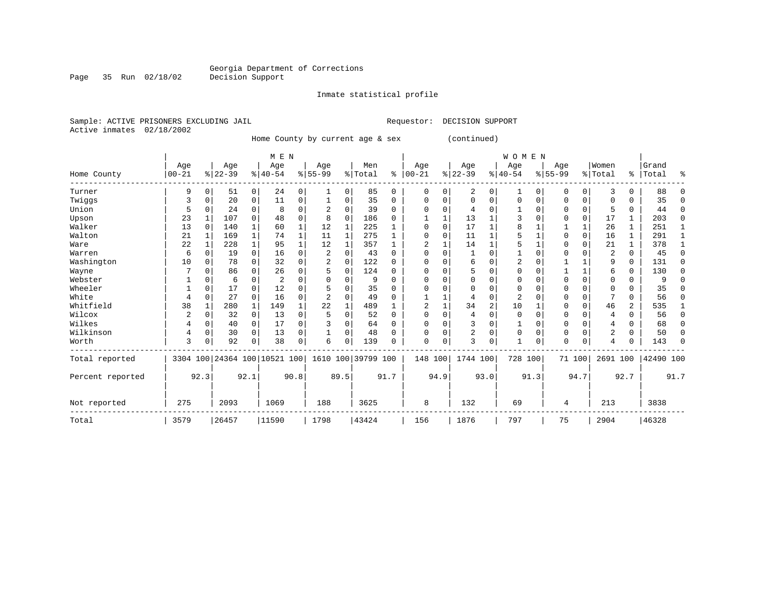Georgia Department of Corrections
Decision Support

Inmate statistical profile

Sample: ACTIVE PRISONERS EXCLUDING JAIL  Requestor: DECISION SUPPORT
Active inmates 02/18/2002

Home County by current age & sex (continued)

| Home County | MEN Age 00-21 | % | Age 22-39 | % | Age 40-54 | % | Age 55-99 | % | Men Total | % | WOMEN Age 00-21 | % | Age 22-39 | % | Age 40-54 | % | Age 55-99 | % | Women Total | % | Grand Total | % |
|---|---|---|---|---|---|---|---|---|---|---|---|---|---|---|---|---|---|---|---|---|---|---|
| Turner | 9 | 0 | 51 | 0 | 24 | 0 | 1 | 0 | 85 | 0 | 0 | 0 | 2 | 0 | 1 | 0 | 0 | 0 | 3 | 0 | 88 | 0 |
| Twiggs | 3 | 0 | 20 | 0 | 11 | 0 | 1 | 0 | 35 | 0 | 0 | 0 | 0 | 0 | 0 | 0 | 0 | 0 | 0 | 0 | 35 | 0 |
| Union | 5 | 0 | 24 | 0 | 8 | 0 | 2 | 0 | 39 | 0 | 0 | 0 | 4 | 0 | 1 | 0 | 0 | 0 | 5 | 0 | 44 | 0 |
| Upson | 23 | 1 | 107 | 0 | 48 | 0 | 8 | 0 | 186 | 0 | 1 | 1 | 13 | 1 | 3 | 0 | 0 | 0 | 17 | 1 | 203 | 0 |
| Walker | 13 | 0 | 140 | 1 | 60 | 1 | 12 | 1 | 225 | 1 | 0 | 0 | 17 | 1 | 8 | 1 | 1 | 1 | 26 | 1 | 251 | 1 |
| Walton | 21 | 1 | 169 | 1 | 74 | 1 | 11 | 1 | 275 | 1 | 0 | 0 | 11 | 1 | 5 | 1 | 0 | 0 | 16 | 1 | 291 | 1 |
| Ware | 22 | 1 | 228 | 1 | 95 | 1 | 12 | 1 | 357 | 1 | 2 | 1 | 14 | 1 | 5 | 1 | 0 | 0 | 21 | 1 | 378 | 1 |
| Warren | 6 | 0 | 19 | 0 | 16 | 0 | 2 | 0 | 43 | 0 | 0 | 0 | 1 | 0 | 1 | 0 | 0 | 0 | 2 | 0 | 45 | 0 |
| Washington | 10 | 0 | 78 | 0 | 32 | 0 | 2 | 0 | 122 | 0 | 0 | 0 | 6 | 0 | 2 | 0 | 1 | 1 | 9 | 0 | 131 | 0 |
| Wayne | 7 | 0 | 86 | 0 | 26 | 0 | 5 | 0 | 124 | 0 | 0 | 0 | 5 | 0 | 0 | 0 | 1 | 1 | 6 | 0 | 130 | 0 |
| Webster | 1 | 0 | 6 | 0 | 2 | 0 | 0 | 0 | 9 | 0 | 0 | 0 | 0 | 0 | 0 | 0 | 0 | 0 | 0 | 0 | 9 | 0 |
| Wheeler | 1 | 0 | 17 | 0 | 12 | 0 | 5 | 0 | 35 | 0 | 0 | 0 | 0 | 0 | 0 | 0 | 0 | 0 | 0 | 0 | 35 | 0 |
| White | 4 | 0 | 27 | 0 | 16 | 0 | 2 | 0 | 49 | 0 | 1 | 1 | 4 | 0 | 2 | 0 | 0 | 0 | 7 | 0 | 56 | 0 |
| Whitfield | 38 | 1 | 280 | 1 | 149 | 1 | 22 | 1 | 489 | 1 | 2 | 1 | 34 | 2 | 10 | 1 | 0 | 0 | 46 | 2 | 535 | 1 |
| Wilcox | 2 | 0 | 32 | 0 | 13 | 0 | 5 | 0 | 52 | 0 | 0 | 0 | 4 | 0 | 0 | 0 | 0 | 0 | 4 | 0 | 56 | 0 |
| Wilkes | 4 | 0 | 40 | 0 | 17 | 0 | 3 | 0 | 64 | 0 | 0 | 0 | 3 | 0 | 1 | 0 | 0 | 0 | 4 | 0 | 68 | 0 |
| Wilkinson | 4 | 0 | 30 | 0 | 13 | 0 | 1 | 0 | 48 | 0 | 0 | 0 | 2 | 0 | 0 | 0 | 0 | 0 | 2 | 0 | 50 | 0 |
| Worth | 3 | 0 | 92 | 0 | 38 | 0 | 6 | 0 | 139 | 0 | 0 | 0 | 3 | 0 | 1 | 0 | 0 | 0 | 4 | 0 | 143 | 0 |
| Total reported | 3304 | 100 | 24364 | 100 | 10521 | 100 | 1610 | 100 | 39799 | 100 | 148 | 100 | 1744 | 100 | 728 | 100 | 71 | 100 | 2691 | 100 | 42490 | 100 |
| Percent reported | | 92.3 | | 92.1 | | 90.8 | | 89.5 | | 91.7 | | 94.9 | | 93.0 | | 91.3 | | 94.7 | | 92.7 | | 91.7 |
| Not reported | 275 | | 2093 | | 1069 | | 188 | | 3625 | | 8 | | 132 | | 69 | | 4 | | 213 | | 3838 | |
| Total | 3579 | | 26457 | | 11590 | | 1798 | | 43424 | | 156 | | 1876 | | 797 | | 75 | | 2904 | | 46328 | |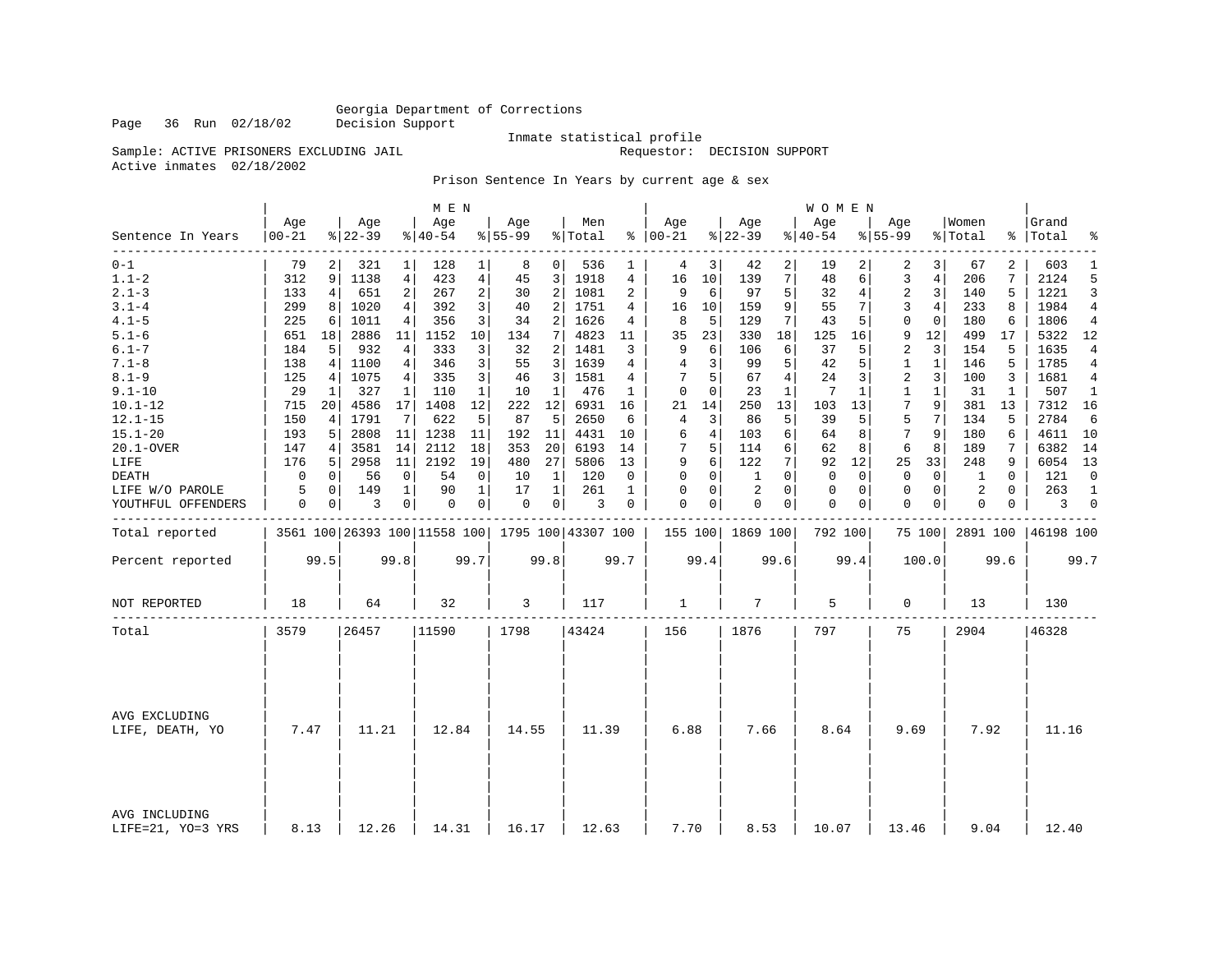Georgia Department of Corrections
Decision Support

Inmate statistical profile

Sample: ACTIVE PRISONERS EXCLUDING JAIL    Requestor: DECISION SUPPORT
Active inmates 02/18/2002

Prison Sentence In Years by current age & sex

| Sentence In Years | MEN Age 00-21 | % | Age 22-39 | % | Age 40-54 | % | Age 55-99 | % | Men Total | % | WOMEN Age 00-21 | % | Age 22-39 | % | Age 40-54 | % | Age 55-99 | % | Women Total | % | Grand Total | % |
|---|---|---|---|---|---|---|---|---|---|---|---|---|---|---|---|---|---|---|---|---|---|---|
| 0-1 | 79 | 2 | 321 | 1 | 128 | 1 | 8 | 0 | 536 | 1 | 4 | 3 | 42 | 2 | 19 | 2 | 2 | 3 | 67 | 2 | 603 | 1 |
| 1.1-2 | 312 | 9 | 1138 | 4 | 423 | 4 | 45 | 3 | 1918 | 4 | 16 | 10 | 139 | 7 | 48 | 6 | 3 | 4 | 206 | 7 | 2124 | 5 |
| 2.1-3 | 133 | 4 | 651 | 2 | 267 | 2 | 30 | 2 | 1081 | 2 | 9 | 6 | 97 | 5 | 32 | 4 | 2 | 3 | 140 | 5 | 1221 | 3 |
| 3.1-4 | 299 | 8 | 1020 | 4 | 392 | 3 | 40 | 2 | 1751 | 4 | 16 | 10 | 159 | 9 | 55 | 7 | 3 | 4 | 233 | 8 | 1984 | 4 |
| 4.1-5 | 225 | 6 | 1011 | 4 | 356 | 3 | 34 | 2 | 1626 | 4 | 8 | 5 | 129 | 7 | 43 | 5 | 0 | 0 | 180 | 6 | 1806 | 4 |
| 5.1-6 | 651 | 18 | 2886 | 11 | 1152 | 10 | 134 | 7 | 4823 | 11 | 35 | 23 | 330 | 18 | 125 | 16 | 9 | 12 | 499 | 17 | 5322 | 12 |
| 6.1-7 | 184 | 5 | 932 | 4 | 333 | 3 | 32 | 2 | 1481 | 3 | 9 | 6 | 106 | 6 | 37 | 5 | 2 | 3 | 154 | 5 | 1635 | 4 |
| 7.1-8 | 138 | 4 | 1100 | 4 | 346 | 3 | 55 | 3 | 1639 | 4 | 4 | 3 | 99 | 5 | 42 | 5 | 1 | 1 | 146 | 5 | 1785 | 4 |
| 8.1-9 | 125 | 4 | 1075 | 4 | 335 | 3 | 46 | 3 | 1581 | 4 | 7 | 5 | 67 | 4 | 24 | 3 | 2 | 3 | 100 | 3 | 1681 | 4 |
| 9.1-10 | 29 | 1 | 327 | 1 | 110 | 1 | 10 | 1 | 476 | 1 | 0 | 0 | 23 | 1 | 7 | 1 | 1 | 1 | 31 | 1 | 507 | 1 |
| 10.1-12 | 715 | 20 | 4586 | 17 | 1408 | 12 | 222 | 12 | 6931 | 16 | 21 | 14 | 250 | 13 | 103 | 13 | 7 | 9 | 381 | 13 | 7312 | 16 |
| 12.1-15 | 150 | 4 | 1791 | 7 | 622 | 5 | 87 | 5 | 2650 | 6 | 4 | 3 | 86 | 5 | 39 | 5 | 5 | 7 | 134 | 5 | 2784 | 6 |
| 15.1-20 | 193 | 5 | 2808 | 11 | 1238 | 11 | 192 | 11 | 4431 | 10 | 6 | 4 | 103 | 6 | 64 | 8 | 7 | 9 | 180 | 6 | 4611 | 10 |
| 20.1-OVER | 147 | 4 | 3581 | 14 | 2112 | 18 | 353 | 20 | 6193 | 14 | 7 | 5 | 114 | 6 | 62 | 8 | 6 | 8 | 189 | 7 | 6382 | 14 |
| LIFE | 176 | 5 | 2958 | 11 | 2192 | 19 | 480 | 27 | 5806 | 13 | 9 | 6 | 122 | 7 | 92 | 12 | 25 | 33 | 248 | 9 | 6054 | 13 |
| DEATH | 0 | 0 | 56 | 0 | 54 | 0 | 10 | 1 | 120 | 0 | 0 | 0 | 1 | 0 | 0 | 0 | 0 | 0 | 1 | 0 | 121 | 0 |
| LIFE W/O PAROLE | 5 | 0 | 149 | 1 | 90 | 1 | 17 | 1 | 261 | 1 | 0 | 0 | 2 | 0 | 0 | 0 | 0 | 0 | 2 | 0 | 263 | 1 |
| YOUTHFUL OFFENDERS | 0 | 0 | 3 | 0 | 0 | 0 | 0 | 0 | 3 | 0 | 0 | 0 | 0 | 0 | 0 | 0 | 0 | 0 | 0 | 0 | 3 | 0 |
| Total reported | 3561 | 100 | 26393 | 100 | 11558 | 100 | 1795 | 100 | 43307 | 100 | 155 | 100 | 1869 | 100 | 792 | 100 | 75 | 100 | 2891 | 100 | 46198 | 100 |
| Percent reported | 99.5 | | 99.8 | | 99.7 | | 99.8 | | 99.7 | | 99.4 | | 99.6 | | 99.4 | | 100.0 | | 99.6 | | 99.7 | |
| NOT REPORTED | 18 | | 64 | | 32 | | 3 | | 117 | | 1 | | 7 | | 5 | | 0 | | 13 | | 130 | |
| Total | 3579 | | 26457 | | 11590 | | 1798 | | 43424 | | 156 | | 1876 | | 797 | | 75 | | 2904 | | 46328 | |
| AVG EXCLUDING LIFE, DEATH, YO | 7.47 | | 11.21 | | 12.84 | | 14.55 | | 11.39 | | 6.88 | | 7.66 | | 8.64 | | 9.69 | | 7.92 | | 11.16 | |
| AVG INCLUDING LIFE=21, YO=3 YRS | 8.13 | | 12.26 | | 14.31 | | 16.17 | | 12.63 | | 7.70 | | 8.53 | | 10.07 | | 13.46 | | 9.04 | | 12.40 | |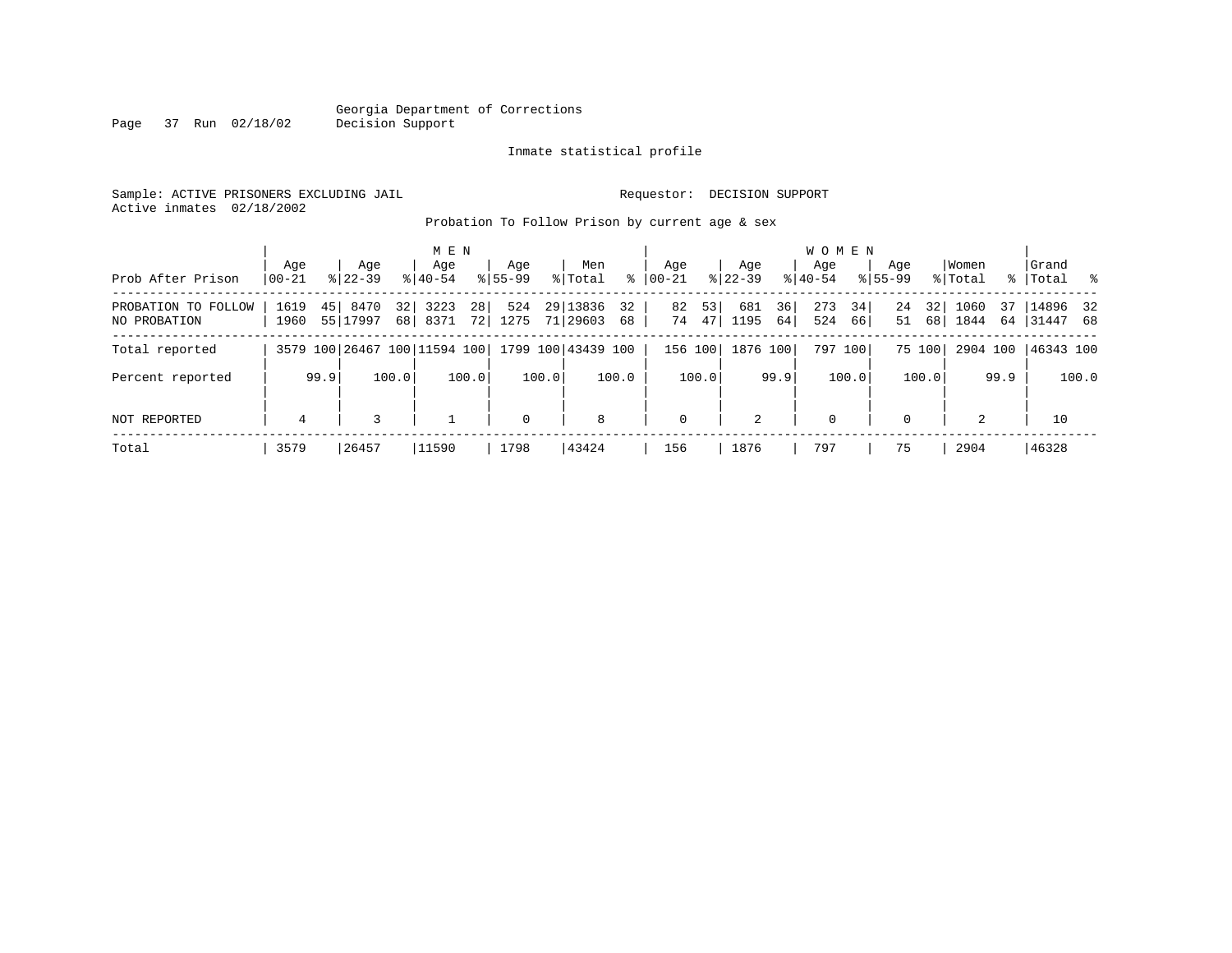Georgia Department of Corrections
Decision Support

Inmate statistical profile

Sample: ACTIVE PRISONERS EXCLUDING JAIL                Requestor: DECISION SUPPORT
Active inmates 02/18/2002

Probation To Follow Prison by current age & sex

| Prob After Prison | MEN Age 00-21 | % | MEN Age 22-39 | % | MEN Age 40-54 | % | MEN Age 55-99 | % | Men Total | % | WOMEN Age 00-21 | % | WOMEN Age 22-39 | % | WOMEN Age 40-54 | % | WOMEN Age 55-99 | % | Women Total | % | Grand Total | % |
|---|---|---|---|---|---|---|---|---|---|---|---|---|---|---|---|---|---|---|---|---|---|---|
| PROBATION TO FOLLOW | 1619 | 45 | 8470 | 32 | 3223 | 28 | 524 | 29 | 13836 | 32 | 82 | 53 | 681 | 36 | 273 | 34 | 24 | 32 | 1060 | 37 | 14896 | 32 |
| NO PROBATION | 1960 | 55 | 17997 | 68 | 8371 | 72 | 1275 | 71 | 29603 | 68 | 74 | 47 | 1195 | 64 | 524 | 66 | 51 | 68 | 1844 | 64 | 31447 | 68 |
| Total reported | 3579 | 100 | 26467 | 100 | 11594 | 100 | 1799 | 100 | 43439 | 100 | 156 | 100 | 1876 | 100 | 797 | 100 | 75 | 100 | 2904 | 100 | 46343 | 100 |
| Percent reported | | 99.9 | | 100.0 | | 100.0 | | 100.0 | | 100.0 | | 100.0 | | 99.9 | | 100.0 | | 100.0 | | 99.9 | | 100.0 |
| NOT REPORTED | 4 | | 3 | | 1 | | 0 | | 8 | | 0 | | 2 | | 0 | | 0 | | 2 | | 10 | |
| Total | 3579 | | 26457 | | 11590 | | 1798 | | 43424 | | 156 | | 1876 | | 797 | | 75 | | 2904 | | 46328 | |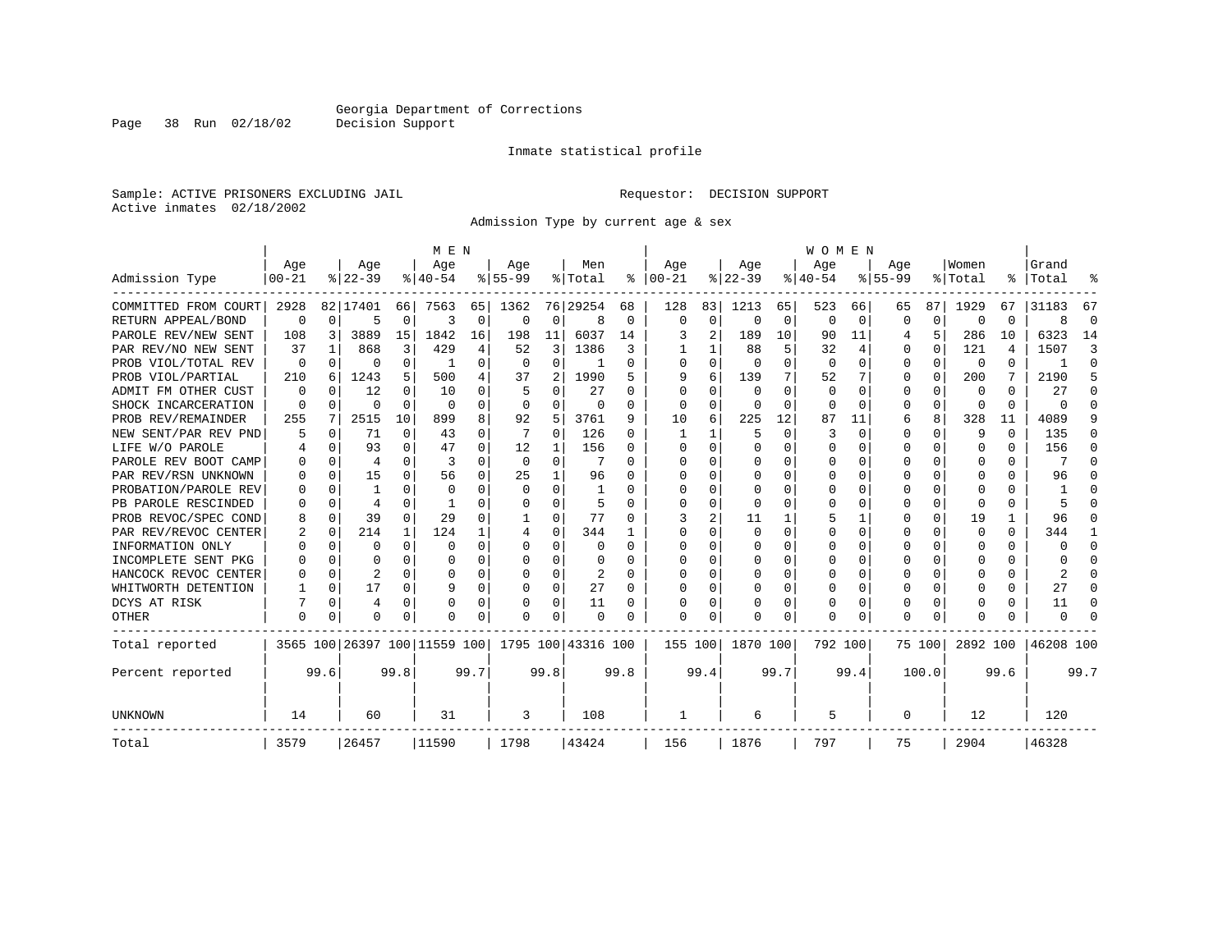Georgia Department of Corrections
Decision Support

Inmate statistical profile

Sample: ACTIVE PRISONERS EXCLUDING JAIL
Requestor: DECISION SUPPORT
Active inmates 02/18/2002

Admission Type by current age & sex

| Admission Type | MEN Age 00-21 | % | Age 22-39 | % | Age 40-54 | % | Age 55-99 | % | Men Total | % | WOMEN Age 00-21 | % | Age 22-39 | % | Age 40-54 | % | Age 55-99 | % | Women Total | % | Grand Total | % |
|---|---|---|---|---|---|---|---|---|---|---|---|---|---|---|---|---|---|---|---|---|---|---|
| COMMITTED FROM COURT | 2928 | 82 | 17401 | 66 | 7563 | 65 | 1362 | 76 | 29254 | 68 | 128 | 83 | 1213 | 65 | 523 | 66 | 65 | 87 | 1929 | 67 | 31183 | 67 |
| RETURN APPEAL/BOND | 0 | 0 | 5 | 0 | 3 | 0 | 0 | 0 | 8 | 0 | 0 | 0 | 0 | 0 | 0 | 0 | 0 | 0 | 0 | 0 | 8 | 0 |
| PAROLE REV/NEW SENT | 108 | 3 | 3889 | 15 | 1842 | 16 | 198 | 11 | 6037 | 14 | 3 | 2 | 189 | 10 | 90 | 11 | 4 | 5 | 286 | 10 | 6323 | 14 |
| PAR REV/NO NEW SENT | 37 | 1 | 868 | 3 | 429 | 4 | 52 | 3 | 1386 | 3 | 1 | 1 | 88 | 5 | 32 | 4 | 0 | 0 | 121 | 4 | 1507 | 3 |
| PROB VIOL/TOTAL REV | 0 | 0 | 0 | 0 | 1 | 0 | 0 | 0 | 1 | 0 | 0 | 0 | 0 | 0 | 0 | 0 | 0 | 0 | 0 | 0 | 1 | 0 |
| PROB VIOL/PARTIAL | 210 | 6 | 1243 | 5 | 500 | 4 | 37 | 2 | 1990 | 5 | 9 | 6 | 139 | 7 | 52 | 7 | 0 | 0 | 200 | 7 | 2190 | 5 |
| ADMIT FM OTHER CUST | 0 | 0 | 12 | 0 | 10 | 0 | 5 | 0 | 27 | 0 | 0 | 0 | 0 | 0 | 0 | 0 | 0 | 0 | 0 | 0 | 27 | 0 |
| SHOCK INCARCERATION | 0 | 0 | 0 | 0 | 0 | 0 | 0 | 0 | 0 | 0 | 0 | 0 | 0 | 0 | 0 | 0 | 0 | 0 | 0 | 0 | 0 | 0 |
| PROB REV/REMAINDER | 255 | 7 | 2515 | 10 | 899 | 8 | 92 | 5 | 3761 | 9 | 10 | 6 | 225 | 12 | 87 | 11 | 6 | 8 | 328 | 11 | 4089 | 9 |
| NEW SENT/PAR REV PND | 5 | 0 | 71 | 0 | 43 | 0 | 7 | 0 | 126 | 0 | 1 | 1 | 5 | 0 | 3 | 0 | 0 | 0 | 9 | 0 | 135 | 0 |
| LIFE W/O PAROLE | 4 | 0 | 93 | 0 | 47 | 0 | 12 | 1 | 156 | 0 | 0 | 0 | 0 | 0 | 0 | 0 | 0 | 0 | 0 | 0 | 156 | 0 |
| PAROLE REV BOOT CAMP | 0 | 0 | 4 | 0 | 3 | 0 | 0 | 0 | 7 | 0 | 0 | 0 | 0 | 0 | 0 | 0 | 0 | 0 | 0 | 0 | 7 | 0 |
| PAR REV/RSN UNKNOWN | 0 | 0 | 15 | 0 | 56 | 0 | 25 | 1 | 96 | 0 | 0 | 0 | 0 | 0 | 0 | 0 | 0 | 0 | 0 | 0 | 96 | 0 |
| PROBATION/PAROLE REV | 0 | 0 | 1 | 0 | 0 | 0 | 0 | 0 | 1 | 0 | 0 | 0 | 0 | 0 | 0 | 0 | 0 | 0 | 0 | 0 | 1 | 0 |
| PB PAROLE RESCINDED | 0 | 0 | 4 | 0 | 1 | 0 | 0 | 0 | 5 | 0 | 0 | 0 | 0 | 0 | 0 | 0 | 0 | 0 | 0 | 0 | 5 | 0 |
| PROB REVOC/SPEC COND | 8 | 0 | 39 | 0 | 29 | 0 | 1 | 0 | 77 | 0 | 3 | 2 | 11 | 1 | 5 | 1 | 0 | 0 | 19 | 1 | 96 | 0 |
| PAR REV/REVOC CENTER | 2 | 0 | 214 | 1 | 124 | 1 | 4 | 0 | 344 | 1 | 0 | 0 | 0 | 0 | 0 | 0 | 0 | 0 | 0 | 0 | 344 | 1 |
| INFORMATION ONLY | 0 | 0 | 0 | 0 | 0 | 0 | 0 | 0 | 0 | 0 | 0 | 0 | 0 | 0 | 0 | 0 | 0 | 0 | 0 | 0 | 0 | 0 |
| INCOMPLETE SENT PKG | 0 | 0 | 0 | 0 | 0 | 0 | 0 | 0 | 0 | 0 | 0 | 0 | 0 | 0 | 0 | 0 | 0 | 0 | 0 | 0 | 0 | 0 |
| HANCOCK REVOC CENTER | 0 | 0 | 2 | 0 | 0 | 0 | 0 | 0 | 2 | 0 | 0 | 0 | 0 | 0 | 0 | 0 | 0 | 0 | 0 | 0 | 2 | 0 |
| WHITWORTH DETENTION | 1 | 0 | 17 | 0 | 9 | 0 | 0 | 0 | 27 | 0 | 0 | 0 | 0 | 0 | 0 | 0 | 0 | 0 | 0 | 0 | 27 | 0 |
| DCYS AT RISK | 7 | 0 | 4 | 0 | 0 | 0 | 0 | 0 | 11 | 0 | 0 | 0 | 0 | 0 | 0 | 0 | 0 | 0 | 0 | 0 | 11 | 0 |
| OTHER | 0 | 0 | 0 | 0 | 0 | 0 | 0 | 0 | 0 | 0 | 0 | 0 | 0 | 0 | 0 | 0 | 0 | 0 | 0 | 0 | 0 | 0 |
| Total reported | 3565 | 100 | 26397 | 100 | 11559 | 100 | 1795 | 100 | 43316 | 100 | 155 | 100 | 1870 | 100 | 792 | 100 | 75 | 100 | 2892 | 100 | 46208 | 100 |
| Percent reported | | 99.6 | | 99.8 | | 99.7 | | 99.8 | | 99.8 | | 99.4 | | 99.7 | | 99.4 | | 100.0 | | 99.6 | | 99.7 |
| UNKNOWN | 14 | | 60 | | 31 | | 3 | | 108 | | 1 | | 6 | | 5 | | 0 | | 12 | | 120 | |
| Total | 3579 | | 26457 | | 11590 | | 1798 | | 43424 | | 156 | | 1876 | | 797 | | 75 | | 2904 | | 46328 | |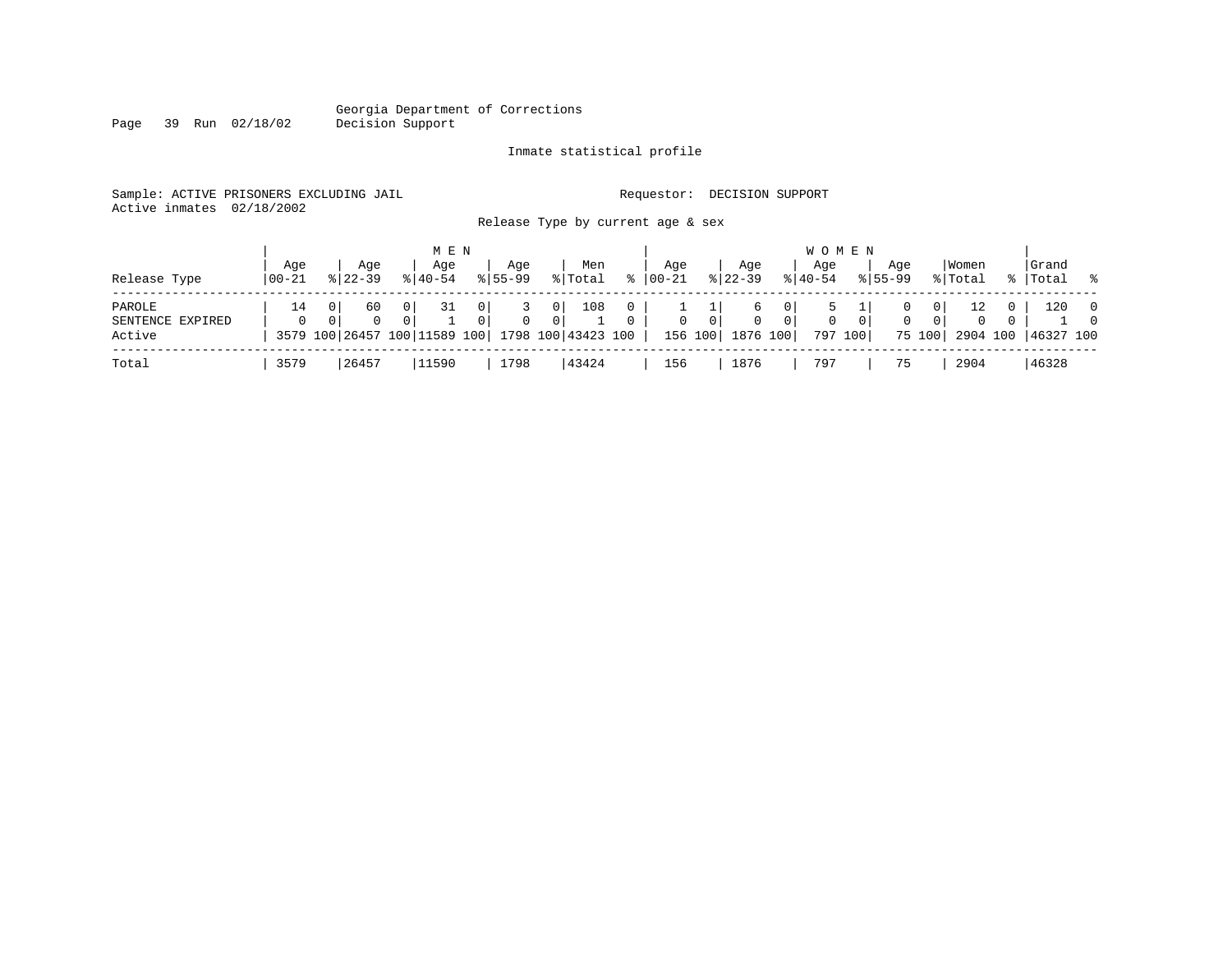Georgia Department of Corrections
Decision Support

Inmate statistical profile

Sample: ACTIVE PRISONERS EXCLUDING JAIL　　　Requestor: DECISION SUPPORT
Active inmates 02/18/2002

Release Type by current age & sex

| Release Type | MEN Age 00-21 | % | Age 22-39 | % | Age 40-54 | % | Age 55-99 | % | Men Total | % | WOMEN Age 00-21 | % | Age 22-39 | % | Age 40-54 | % | Age 55-99 | % | Women Total | % | Grand Total | % |
|---|---|---|---|---|---|---|---|---|---|---|---|---|---|---|---|---|---|---|---|---|---|---|
| PAROLE | 14 | 0 | 60 | 0 | 31 | 0 | 3 | 0 | 108 | 0 | 1 | 1 | 6 | 0 | 5 | 1 | 0 | 0 | 12 | 0 | 120 | 0 |
| SENTENCE EXPIRED | 0 | 0 | 0 | 0 | 1 | 0 | 0 | 0 | 1 | 0 | 0 | 0 | 0 | 0 | 0 | 0 | 0 | 0 | 0 | 0 | 1 | 0 |
| Active | 3579 | 100 | 26457 | 100 | 11589 | 100 | 1798 | 100 | 43423 | 100 | 156 | 100 | 1876 | 100 | 797 | 100 | 75 | 100 | 2904 | 100 | 46327 | 100 |
| Total | 3579 | | 26457 | | 11590 | | 1798 | | 43424 | | 156 | | 1876 | | 797 | | 75 | | 2904 | | 46328 | |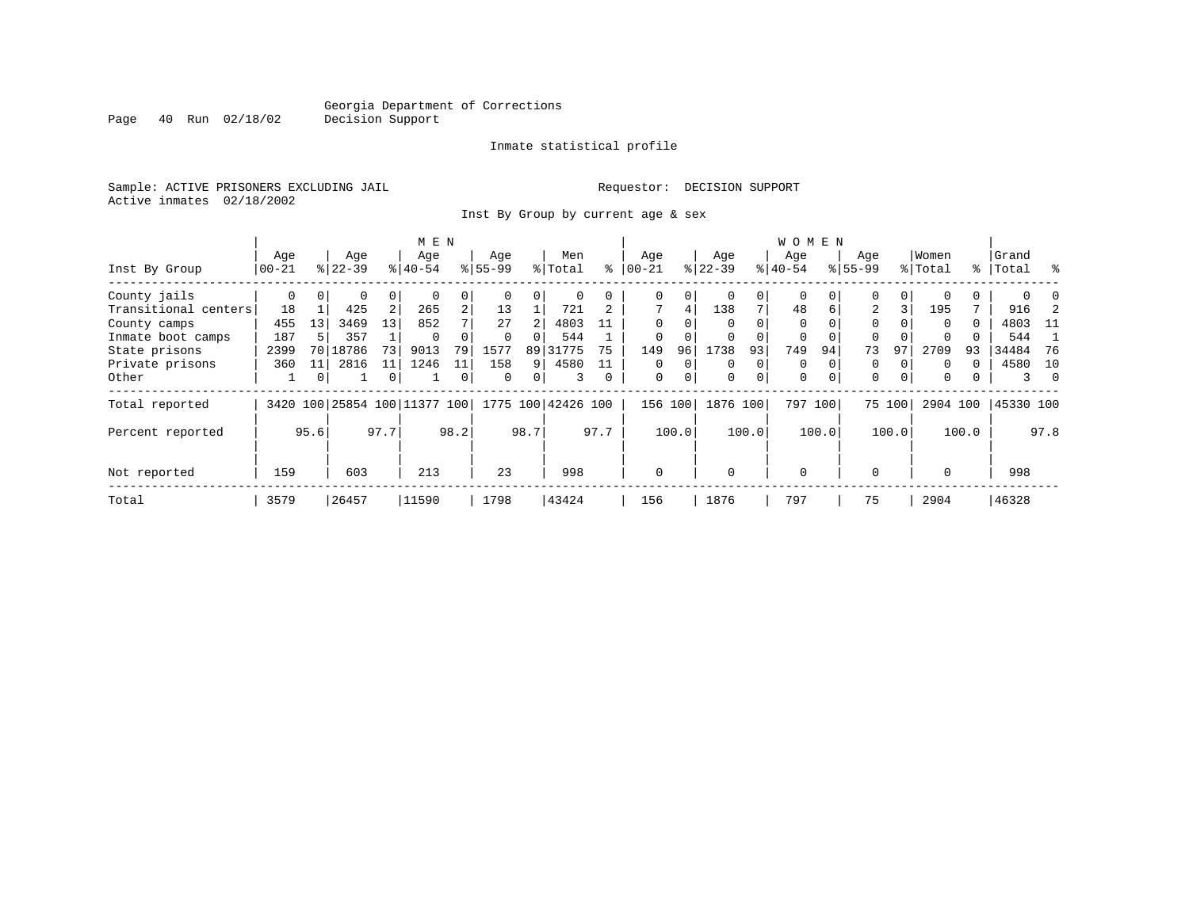Georgia Department of Corrections
Decision Support

Inmate statistical profile

Sample: ACTIVE PRISONERS EXCLUDING JAIL

Requestor: DECISION SUPPORT

Active inmates 02/18/2002

Inst By Group by current age & sex

| Inst By Group | MEN Age 00-21 | % | Age 22-39 | % | Age 40-54 | % | Age 55-99 | % | Men Total | % | WOMEN Age 00-21 | % | Age 22-39 | % | Age 40-54 | % | Age 55-99 | % | Women Total | % | Grand Total | % |
|---|---|---|---|---|---|---|---|---|---|---|---|---|---|---|---|---|---|---|---|---|---|---|
| County jails | 0 | 0 | 0 | 0 | 0 | 0 | 0 | 0 | 0 | 0 | 0 | 0 | 0 | 0 | 0 | 0 | 0 | 0 | 0 | 0 | 0 | 0 |
| Transitional centers | 18 | 1 | 425 | 2 | 265 | 2 | 13 | 1 | 721 | 2 | 7 | 4 | 138 | 7 | 48 | 6 | 2 | 3 | 195 | 7 | 916 | 2 |
| County camps | 455 | 13 | 3469 | 13 | 852 | 7 | 27 | 2 | 4803 | 11 | 0 | 0 | 0 | 0 | 0 | 0 | 0 | 0 | 0 | 0 | 4803 | 11 |
| Inmate boot camps | 187 | 5 | 357 | 1 | 0 | 0 | 0 | 0 | 544 | 1 | 0 | 0 | 0 | 0 | 0 | 0 | 0 | 0 | 0 | 0 | 544 | 1 |
| State prisons | 2399 | 70 | 18786 | 73 | 9013 | 79 | 1577 | 89 | 31775 | 75 | 149 | 96 | 1738 | 93 | 749 | 94 | 73 | 97 | 2709 | 93 | 34484 | 76 |
| Private prisons | 360 | 11 | 2816 | 11 | 1246 | 11 | 158 | 9 | 4580 | 11 | 0 | 0 | 0 | 0 | 0 | 0 | 0 | 0 | 0 | 0 | 4580 | 10 |
| Other | 1 | 0 | 1 | 0 | 1 | 0 | 0 | 0 | 3 | 0 | 0 | 0 | 0 | 0 | 0 | 0 | 0 | 0 | 0 | 0 | 3 | 0 |
| Total reported | 3420 | 100 | 25854 | 100 | 11377 | 100 | 1775 | 100 | 42426 | 100 | 156 | 100 | 1876 | 100 | 797 | 100 | 75 | 100 | 2904 | 100 | 45330 | 100 |
| Percent reported | | 95.6 | | 97.7 | | 98.2 | | 98.7 | | 97.7 | | 100.0 | | 100.0 | | 100.0 | | 100.0 | | 100.0 | | 97.8 |
| Not reported | 159 | | 603 | | 213 | | 23 | | 998 | | 0 | | 0 | | 0 | | 0 | | 0 | | 998 | |
| Total | 3579 | | 26457 | | 11590 | | 1798 | | 43424 | | 156 | | 1876 | | 797 | | 75 | | 2904 | | 46328 | |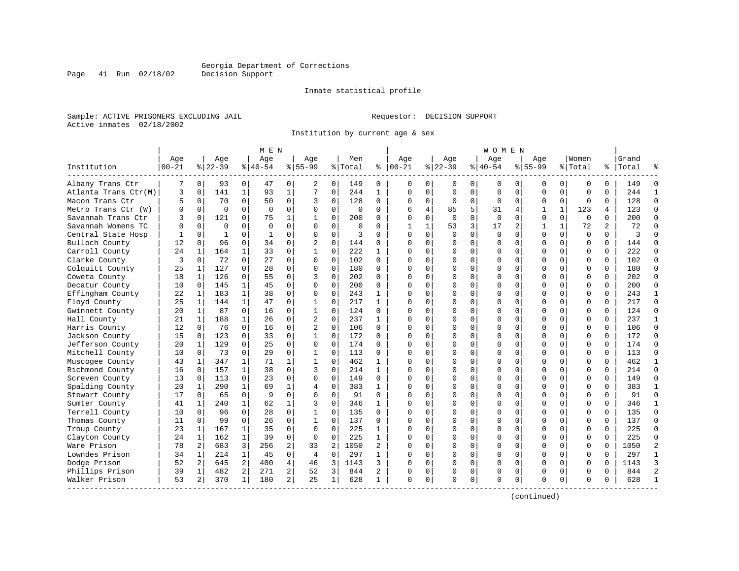Georgia Department of Corrections
Decision Support

Inmate statistical profile

Sample: ACTIVE PRISONERS EXCLUDING JAIL          Requestor: DECISION SUPPORT
Active inmates 02/18/2002

Institution by current age & sex

| Institution | MEN Age 00-21 | % | Age 22-39 | % | Age 40-54 | % | Age 55-99 | % | Men Total | % | WOMEN Age 00-21 | % | Age 22-39 | % | Age 40-54 | % | Age 55-99 | % | Women Total | % | Grand Total | % |
|---|---|---|---|---|---|---|---|---|---|---|---|---|---|---|---|---|---|---|---|---|---|---|
| Albany Trans Ctr | 7 | 0 | 93 | 0 | 47 | 0 | 2 | 0 | 149 | 0 | 0 | 0 | 0 | 0 | 0 | 0 | 0 | 0 | 0 | 0 | 149 | 0 |
| Atlanta Trans Ctr(M) | 3 | 0 | 141 | 1 | 93 | 1 | 7 | 0 | 244 | 1 | 0 | 0 | 0 | 0 | 0 | 0 | 0 | 0 | 0 | 0 | 244 | 1 |
| Macon Trans Ctr | 5 | 0 | 70 | 0 | 50 | 0 | 3 | 0 | 128 | 0 | 0 | 0 | 0 | 0 | 0 | 0 | 0 | 0 | 0 | 0 | 128 | 0 |
| Metro Trans Ctr (W) | 0 | 0 | 0 | 0 | 0 | 0 | 0 | 0 | 0 | 0 | 6 | 4 | 85 | 5 | 31 | 4 | 1 | 1 | 123 | 4 | 123 | 0 |
| Savannah Trans Ctr | 3 | 0 | 121 | 0 | 75 | 1 | 1 | 0 | 200 | 0 | 0 | 0 | 0 | 0 | 0 | 0 | 0 | 0 | 0 | 0 | 200 | 0 |
| Savannah Womens TC | 0 | 0 | 0 | 0 | 0 | 0 | 0 | 0 | 0 | 0 | 1 | 1 | 53 | 3 | 17 | 2 | 1 | 1 | 72 | 2 | 72 | 0 |
| Central State Hosp | 1 | 0 | 1 | 0 | 1 | 0 | 0 | 0 | 3 | 0 | 0 | 0 | 0 | 0 | 0 | 0 | 0 | 0 | 0 | 0 | 3 | 0 |
| Bulloch County | 12 | 0 | 96 | 0 | 34 | 0 | 2 | 0 | 144 | 0 | 0 | 0 | 0 | 0 | 0 | 0 | 0 | 0 | 0 | 0 | 144 | 0 |
| Carroll County | 24 | 1 | 164 | 1 | 33 | 0 | 1 | 0 | 222 | 1 | 0 | 0 | 0 | 0 | 0 | 0 | 0 | 0 | 0 | 0 | 222 | 0 |
| Clarke County | 3 | 0 | 72 | 0 | 27 | 0 | 0 | 0 | 102 | 0 | 0 | 0 | 0 | 0 | 0 | 0 | 0 | 0 | 0 | 0 | 102 | 0 |
| Colquitt County | 25 | 1 | 127 | 0 | 28 | 0 | 0 | 0 | 180 | 0 | 0 | 0 | 0 | 0 | 0 | 0 | 0 | 0 | 0 | 0 | 180 | 0 |
| Coweta County | 18 | 1 | 126 | 0 | 55 | 0 | 3 | 0 | 202 | 0 | 0 | 0 | 0 | 0 | 0 | 0 | 0 | 0 | 0 | 0 | 202 | 0 |
| Decatur County | 10 | 0 | 145 | 1 | 45 | 0 | 0 | 0 | 200 | 0 | 0 | 0 | 0 | 0 | 0 | 0 | 0 | 0 | 0 | 0 | 200 | 0 |
| Effingham County | 22 | 1 | 183 | 1 | 38 | 0 | 0 | 0 | 243 | 1 | 0 | 0 | 0 | 0 | 0 | 0 | 0 | 0 | 0 | 0 | 243 | 1 |
| Floyd County | 25 | 1 | 144 | 1 | 47 | 0 | 1 | 0 | 217 | 1 | 0 | 0 | 0 | 0 | 0 | 0 | 0 | 0 | 0 | 0 | 217 | 0 |
| Gwinnett County | 20 | 1 | 87 | 0 | 16 | 0 | 1 | 0 | 124 | 0 | 0 | 0 | 0 | 0 | 0 | 0 | 0 | 0 | 0 | 0 | 124 | 0 |
| Hall County | 21 | 1 | 188 | 1 | 26 | 0 | 2 | 0 | 237 | 1 | 0 | 0 | 0 | 0 | 0 | 0 | 0 | 0 | 0 | 0 | 237 | 1 |
| Harris County | 12 | 0 | 76 | 0 | 16 | 0 | 2 | 0 | 106 | 0 | 0 | 0 | 0 | 0 | 0 | 0 | 0 | 0 | 0 | 0 | 106 | 0 |
| Jackson County | 15 | 0 | 123 | 0 | 33 | 0 | 1 | 0 | 172 | 0 | 0 | 0 | 0 | 0 | 0 | 0 | 0 | 0 | 0 | 0 | 172 | 0 |
| Jefferson County | 20 | 1 | 129 | 0 | 25 | 0 | 0 | 0 | 174 | 0 | 0 | 0 | 0 | 0 | 0 | 0 | 0 | 0 | 0 | 0 | 174 | 0 |
| Mitchell County | 10 | 0 | 73 | 0 | 29 | 0 | 1 | 0 | 113 | 0 | 0 | 0 | 0 | 0 | 0 | 0 | 0 | 0 | 0 | 0 | 113 | 0 |
| Muscogee County | 43 | 1 | 347 | 1 | 71 | 1 | 1 | 0 | 462 | 1 | 0 | 0 | 0 | 0 | 0 | 0 | 0 | 0 | 0 | 0 | 462 | 1 |
| Richmond County | 16 | 0 | 157 | 1 | 38 | 0 | 3 | 0 | 214 | 1 | 0 | 0 | 0 | 0 | 0 | 0 | 0 | 0 | 0 | 0 | 214 | 0 |
| Screven County | 13 | 0 | 113 | 0 | 23 | 0 | 0 | 0 | 149 | 0 | 0 | 0 | 0 | 0 | 0 | 0 | 0 | 0 | 0 | 0 | 149 | 0 |
| Spalding County | 20 | 1 | 290 | 1 | 69 | 1 | 4 | 0 | 383 | 1 | 0 | 0 | 0 | 0 | 0 | 0 | 0 | 0 | 0 | 0 | 383 | 1 |
| Stewart County | 17 | 0 | 65 | 0 | 9 | 0 | 0 | 0 | 91 | 0 | 0 | 0 | 0 | 0 | 0 | 0 | 0 | 0 | 0 | 0 | 91 | 0 |
| Sumter County | 41 | 1 | 240 | 1 | 62 | 1 | 3 | 0 | 346 | 1 | 0 | 0 | 0 | 0 | 0 | 0 | 0 | 0 | 0 | 0 | 346 | 1 |
| Terrell County | 10 | 0 | 96 | 0 | 28 | 0 | 1 | 0 | 135 | 0 | 0 | 0 | 0 | 0 | 0 | 0 | 0 | 0 | 0 | 0 | 135 | 0 |
| Thomas County | 11 | 0 | 99 | 0 | 26 | 0 | 1 | 0 | 137 | 0 | 0 | 0 | 0 | 0 | 0 | 0 | 0 | 0 | 0 | 0 | 137 | 0 |
| Troup County | 23 | 1 | 167 | 1 | 35 | 0 | 0 | 0 | 225 | 1 | 0 | 0 | 0 | 0 | 0 | 0 | 0 | 0 | 0 | 0 | 225 | 0 |
| Clayton County | 24 | 1 | 162 | 1 | 39 | 0 | 0 | 0 | 225 | 1 | 0 | 0 | 0 | 0 | 0 | 0 | 0 | 0 | 0 | 0 | 225 | 0 |
| Ware Prison | 78 | 2 | 683 | 3 | 256 | 2 | 33 | 2 | 1050 | 2 | 0 | 0 | 0 | 0 | 0 | 0 | 0 | 0 | 0 | 0 | 1050 | 2 |
| Lowndes Prison | 34 | 1 | 214 | 1 | 45 | 0 | 4 | 0 | 297 | 1 | 0 | 0 | 0 | 0 | 0 | 0 | 0 | 0 | 0 | 0 | 297 | 1 |
| Dodge Prison | 52 | 2 | 645 | 2 | 400 | 4 | 46 | 3 | 1143 | 3 | 0 | 0 | 0 | 0 | 0 | 0 | 0 | 0 | 0 | 0 | 1143 | 3 |
| Phillips Prison | 39 | 1 | 482 | 2 | 271 | 2 | 52 | 3 | 844 | 2 | 0 | 0 | 0 | 0 | 0 | 0 | 0 | 0 | 0 | 0 | 844 | 2 |
| Walker Prison | 53 | 2 | 370 | 1 | 180 | 2 | 25 | 1 | 628 | 1 | 0 | 0 | 0 | 0 | 0 | 0 | 0 | 0 | 0 | 0 | 628 | 1 |

(continued)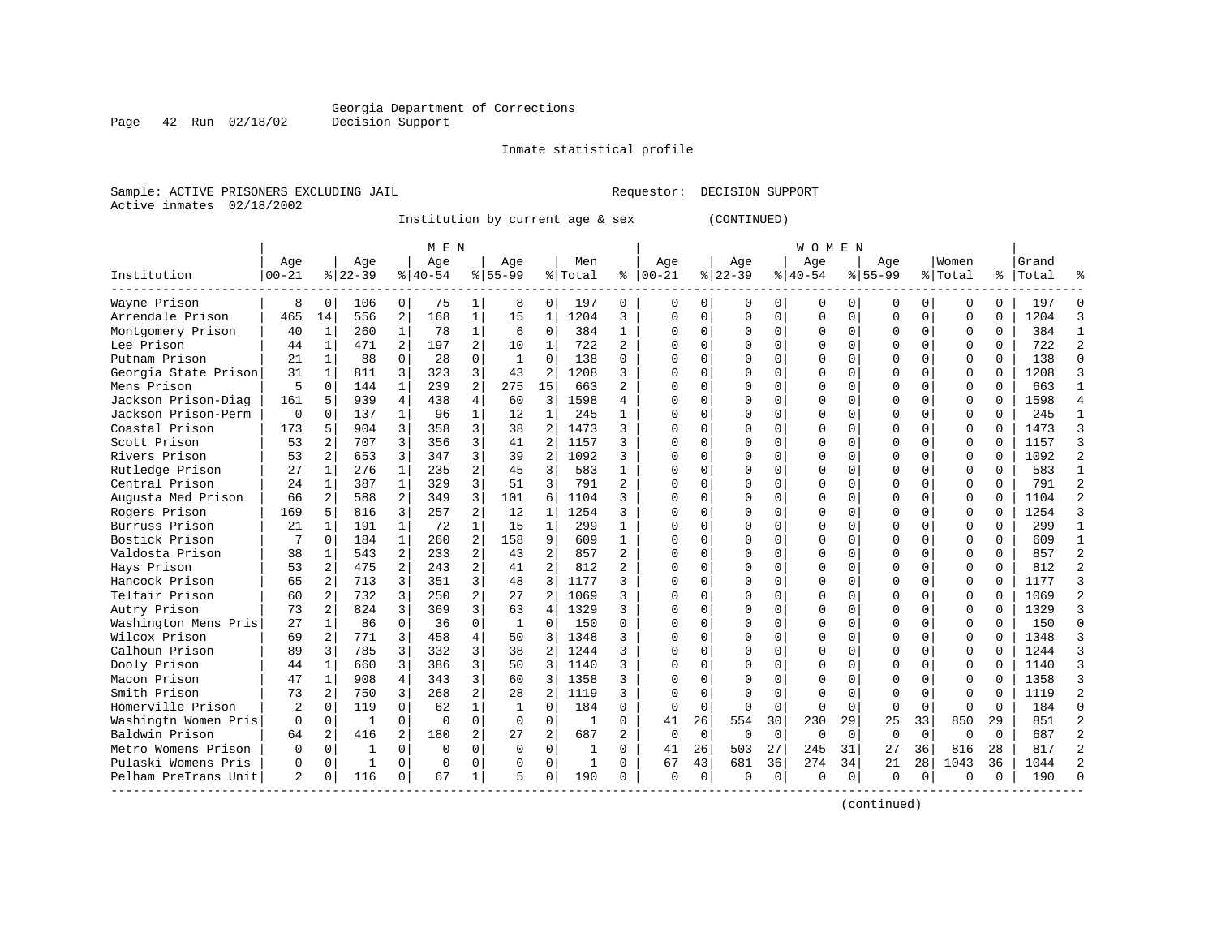Georgia Department of Corrections
Decision Support

Inmate statistical profile

Sample: ACTIVE PRISONERS EXCLUDING JAIL Requestor: DECISION SUPPORT
Active inmates 02/18/2002

Institution by current age & sex (CONTINUED)

| | MEN | | | | | | | | | | | | WOMEN | | | | | | | | | | | | | |
|---|---|---|---|---|---|---|---|---|---|---|---|---|---|---|---|---|---|---|---|---|---|---|---|---|---|---|
| Institution | Age 00-21 | % | Age 22-39 | % | Age 40-54 | % | Age 55-99 | % | Men Total | % | Age 00-21 | % | Age 22-39 | % | Age 40-54 | % | Age 55-99 | % | Women Total | % | Grand Total | % |
| Wayne Prison | 8 | 0 | 106 | 0 | 75 | 1 | 8 | 0 | 197 | 0 | 0 | 0 | 0 | 0 | 0 | 0 | 0 | 0 | 0 | 0 | 197 | 0 |
| Arrendale Prison | 465 | 14 | 556 | 2 | 168 | 1 | 15 | 1 | 1204 | 3 | 0 | 0 | 0 | 0 | 0 | 0 | 0 | 0 | 0 | 0 | 1204 | 3 |
| Montgomery Prison | 40 | 1 | 260 | 1 | 78 | 1 | 6 | 0 | 384 | 1 | 0 | 0 | 0 | 0 | 0 | 0 | 0 | 0 | 0 | 0 | 384 | 1 |
| Lee Prison | 44 | 1 | 471 | 2 | 197 | 2 | 10 | 1 | 722 | 2 | 0 | 0 | 0 | 0 | 0 | 0 | 0 | 0 | 0 | 0 | 722 | 2 |
| Putnam Prison | 21 | 1 | 88 | 0 | 28 | 0 | 1 | 0 | 138 | 0 | 0 | 0 | 0 | 0 | 0 | 0 | 0 | 0 | 0 | 0 | 138 | 0 |
| Georgia State Prison | 31 | 1 | 811 | 3 | 323 | 3 | 43 | 2 | 1208 | 3 | 0 | 0 | 0 | 0 | 0 | 0 | 0 | 0 | 0 | 0 | 1208 | 3 |
| Mens Prison | 5 | 0 | 144 | 1 | 239 | 2 | 275 | 15 | 663 | 2 | 0 | 0 | 0 | 0 | 0 | 0 | 0 | 0 | 0 | 0 | 663 | 1 |
| Jackson Prison-Diag | 161 | 5 | 939 | 4 | 438 | 4 | 60 | 3 | 1598 | 4 | 0 | 0 | 0 | 0 | 0 | 0 | 0 | 0 | 0 | 0 | 1598 | 4 |
| Jackson Prison-Perm | 0 | 0 | 137 | 1 | 96 | 1 | 12 | 1 | 245 | 1 | 0 | 0 | 0 | 0 | 0 | 0 | 0 | 0 | 0 | 0 | 245 | 1 |
| Coastal Prison | 173 | 5 | 904 | 3 | 358 | 3 | 38 | 2 | 1473 | 3 | 0 | 0 | 0 | 0 | 0 | 0 | 0 | 0 | 0 | 0 | 1473 | 3 |
| Scott Prison | 53 | 2 | 707 | 3 | 356 | 3 | 41 | 2 | 1157 | 3 | 0 | 0 | 0 | 0 | 0 | 0 | 0 | 0 | 0 | 0 | 1157 | 3 |
| Rivers Prison | 53 | 2 | 653 | 3 | 347 | 3 | 39 | 2 | 1092 | 3 | 0 | 0 | 0 | 0 | 0 | 0 | 0 | 0 | 0 | 0 | 1092 | 2 |
| Rutledge Prison | 27 | 1 | 276 | 1 | 235 | 2 | 45 | 3 | 583 | 1 | 0 | 0 | 0 | 0 | 0 | 0 | 0 | 0 | 0 | 0 | 583 | 1 |
| Central Prison | 24 | 1 | 387 | 1 | 329 | 3 | 51 | 3 | 791 | 2 | 0 | 0 | 0 | 0 | 0 | 0 | 0 | 0 | 0 | 0 | 791 | 2 |
| Augusta Med Prison | 66 | 2 | 588 | 2 | 349 | 3 | 101 | 6 | 1104 | 3 | 0 | 0 | 0 | 0 | 0 | 0 | 0 | 0 | 0 | 0 | 1104 | 2 |
| Rogers Prison | 169 | 5 | 816 | 3 | 257 | 2 | 12 | 1 | 1254 | 3 | 0 | 0 | 0 | 0 | 0 | 0 | 0 | 0 | 0 | 0 | 1254 | 3 |
| Burruss Prison | 21 | 1 | 191 | 1 | 72 | 1 | 15 | 1 | 299 | 1 | 0 | 0 | 0 | 0 | 0 | 0 | 0 | 0 | 0 | 0 | 299 | 1 |
| Bostick Prison | 7 | 0 | 184 | 1 | 260 | 2 | 158 | 9 | 609 | 1 | 0 | 0 | 0 | 0 | 0 | 0 | 0 | 0 | 0 | 0 | 609 | 1 |
| Valdosta Prison | 38 | 1 | 543 | 2 | 233 | 2 | 43 | 2 | 857 | 2 | 0 | 0 | 0 | 0 | 0 | 0 | 0 | 0 | 0 | 0 | 857 | 2 |
| Hays Prison | 53 | 2 | 475 | 2 | 243 | 2 | 41 | 2 | 812 | 2 | 0 | 0 | 0 | 0 | 0 | 0 | 0 | 0 | 0 | 0 | 812 | 2 |
| Hancock Prison | 65 | 2 | 713 | 3 | 351 | 3 | 48 | 3 | 1177 | 3 | 0 | 0 | 0 | 0 | 0 | 0 | 0 | 0 | 0 | 0 | 1177 | 3 |
| Telfair Prison | 60 | 2 | 732 | 3 | 250 | 2 | 27 | 2 | 1069 | 3 | 0 | 0 | 0 | 0 | 0 | 0 | 0 | 0 | 0 | 0 | 1069 | 2 |
| Autry Prison | 73 | 2 | 824 | 3 | 369 | 3 | 63 | 4 | 1329 | 3 | 0 | 0 | 0 | 0 | 0 | 0 | 0 | 0 | 0 | 0 | 1329 | 3 |
| Washington Mens Pris | 27 | 1 | 86 | 0 | 36 | 0 | 1 | 0 | 150 | 0 | 0 | 0 | 0 | 0 | 0 | 0 | 0 | 0 | 0 | 0 | 150 | 0 |
| Wilcox Prison | 69 | 2 | 771 | 3 | 458 | 4 | 50 | 3 | 1348 | 3 | 0 | 0 | 0 | 0 | 0 | 0 | 0 | 0 | 0 | 0 | 1348 | 3 |
| Calhoun Prison | 89 | 3 | 785 | 3 | 332 | 3 | 38 | 2 | 1244 | 3 | 0 | 0 | 0 | 0 | 0 | 0 | 0 | 0 | 0 | 0 | 1244 | 3 |
| Dooly Prison | 44 | 1 | 660 | 3 | 386 | 3 | 50 | 3 | 1140 | 3 | 0 | 0 | 0 | 0 | 0 | 0 | 0 | 0 | 0 | 0 | 1140 | 3 |
| Macon Prison | 47 | 1 | 908 | 4 | 343 | 3 | 60 | 3 | 1358 | 3 | 0 | 0 | 0 | 0 | 0 | 0 | 0 | 0 | 0 | 0 | 1358 | 3 |
| Smith Prison | 73 | 2 | 750 | 3 | 268 | 2 | 28 | 2 | 1119 | 3 | 0 | 0 | 0 | 0 | 0 | 0 | 0 | 0 | 0 | 0 | 1119 | 2 |
| Homerville Prison | 2 | 0 | 119 | 0 | 62 | 1 | 1 | 0 | 184 | 0 | 0 | 0 | 0 | 0 | 0 | 0 | 0 | 0 | 0 | 0 | 184 | 0 |
| Washingtn Women Pris | 0 | 0 | 1 | 0 | 0 | 0 | 0 | 0 | 1 | 0 | 41 | 26 | 554 | 30 | 230 | 29 | 25 | 33 | 850 | 29 | 851 | 2 |
| Baldwin Prison | 64 | 2 | 416 | 2 | 180 | 2 | 27 | 2 | 687 | 2 | 0 | 0 | 0 | 0 | 0 | 0 | 0 | 0 | 0 | 0 | 687 | 2 |
| Metro Womens Prison | 0 | 0 | 1 | 0 | 0 | 0 | 0 | 0 | 1 | 0 | 41 | 26 | 503 | 27 | 245 | 31 | 27 | 36 | 816 | 28 | 817 | 2 |
| Pulaski Womens Pris | 0 | 0 | 1 | 0 | 0 | 0 | 0 | 0 | 1 | 0 | 67 | 43 | 681 | 36 | 274 | 34 | 21 | 28 | 1043 | 36 | 1044 | 2 |
| Pelham PreTrans Unit | 2 | 0 | 116 | 0 | 67 | 1 | 5 | 0 | 190 | 0 | 0 | 0 | 0 | 0 | 0 | 0 | 0 | 0 | 0 | 0 | 190 | 0 |

(continued)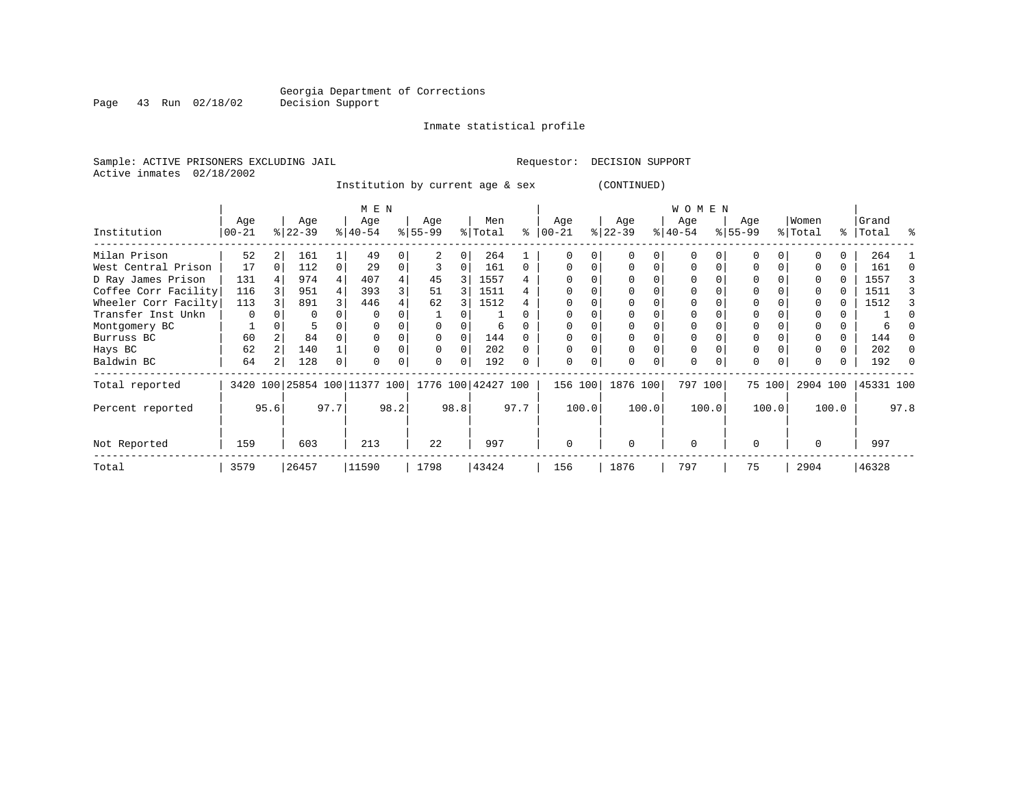Georgia Department of Corrections
Decision Support

Inmate statistical profile

Sample: ACTIVE PRISONERS EXCLUDING JAIL

Requestor: DECISION SUPPORT

Active inmates 02/18/2002

Institution by current age & sex (CONTINUED)

| Institution | MEN Age 00-21 | % | Age 22-39 | % | Age 40-54 | % | Age 55-99 | % | Men Total | % | WOMEN Age 00-21 | % | Age 22-39 | % | Age 40-54 | % | Age 55-99 | % | Women Total | % | Grand Total | % |
|---|---|---|---|---|---|---|---|---|---|---|---|---|---|---|---|---|---|---|---|---|---|---|
| Milan Prison | 52 | 2 | 161 | 1 | 49 | 0 | 2 | 0 | 264 | 1 | 0 | 0 | 0 | 0 | 0 | 0 | 0 | 0 | 0 | 0 | 264 | 1 |
| West Central Prison | 17 | 0 | 112 | 0 | 29 | 0 | 3 | 0 | 161 | 0 | 0 | 0 | 0 | 0 | 0 | 0 | 0 | 0 | 0 | 0 | 161 | 0 |
| D Ray James Prison | 131 | 4 | 974 | 4 | 407 | 4 | 45 | 3 | 1557 | 4 | 0 | 0 | 0 | 0 | 0 | 0 | 0 | 0 | 0 | 0 | 1557 | 3 |
| Coffee Corr Facility | 116 | 3 | 951 | 4 | 393 | 3 | 51 | 3 | 1511 | 4 | 0 | 0 | 0 | 0 | 0 | 0 | 0 | 0 | 0 | 0 | 1511 | 3 |
| Wheeler Corr Facilty | 113 | 3 | 891 | 3 | 446 | 4 | 62 | 3 | 1512 | 4 | 0 | 0 | 0 | 0 | 0 | 0 | 0 | 0 | 0 | 0 | 1512 | 3 |
| Transfer Inst Unkn | 0 | 0 | 0 | 0 | 0 | 0 | 1 | 0 | 1 | 0 | 0 | 0 | 0 | 0 | 0 | 0 | 0 | 0 | 0 | 0 | 1 | 0 |
| Montgomery BC | 1 | 0 | 5 | 0 | 0 | 0 | 0 | 0 | 6 | 0 | 0 | 0 | 0 | 0 | 0 | 0 | 0 | 0 | 0 | 0 | 6 | 0 |
| Burruss BC | 60 | 2 | 84 | 0 | 0 | 0 | 0 | 0 | 144 | 0 | 0 | 0 | 0 | 0 | 0 | 0 | 0 | 0 | 0 | 0 | 144 | 0 |
| Hays BC | 62 | 2 | 140 | 1 | 0 | 0 | 0 | 0 | 202 | 0 | 0 | 0 | 0 | 0 | 0 | 0 | 0 | 0 | 0 | 0 | 202 | 0 |
| Baldwin BC | 64 | 2 | 128 | 0 | 0 | 0 | 0 | 0 | 192 | 0 | 0 | 0 | 0 | 0 | 0 | 0 | 0 | 0 | 0 | 0 | 192 | 0 |
| Total reported | 3420 | 100 | 25854 | 100 | 11377 | 100 | 1776 | 100 | 42427 | 100 | 156 | 100 | 1876 | 100 | 797 | 100 | 75 | 100 | 2904 | 100 | 45331 | 100 |
| Percent reported | | 95.6 | | 97.7 | | 98.2 | | 98.8 | | 97.7 | | 100.0 | | 100.0 | | 100.0 | | 100.0 | | 100.0 | | 97.8 |
| Not Reported | 159 | | 603 | | 213 | | 22 | | 997 | | 0 | | 0 | | 0 | | 0 | | 0 | | 997 | |
| Total | 3579 | | 26457 | | 11590 | | 1798 | | 43424 | | 156 | | 1876 | | 797 | | 75 | | 2904 | | 46328 | |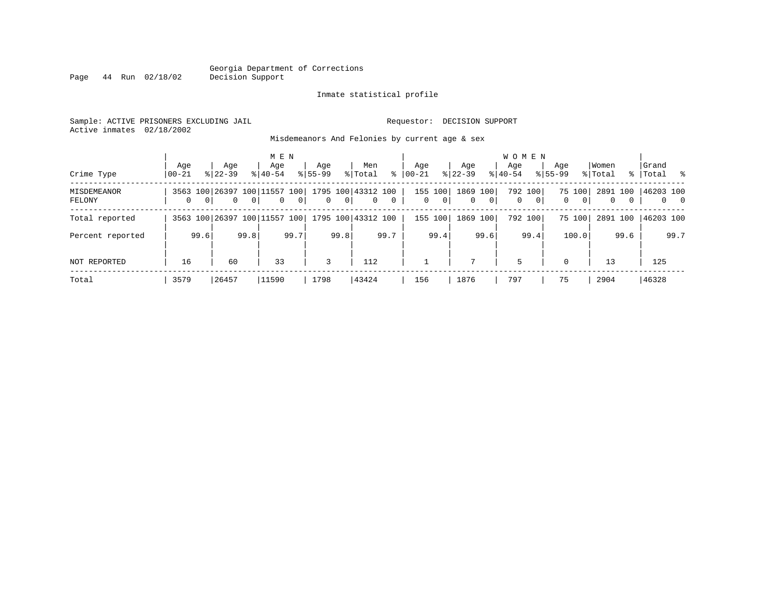Georgia Department of Corrections
Decision Support

Inmate statistical profile

Sample: ACTIVE PRISONERS EXCLUDING JAIL                Requestor: DECISION SUPPORT
Active inmates 02/18/2002

Misdemeanors And Felonies by current age & sex

| Crime Type | MEN Age 00-21 | % | Age 22-39 | % | Age 40-54 | % | Age 55-99 | % | Men Total | % | WOMEN Age 00-21 | % | Age 22-39 | % | Age 40-54 | % | Age 55-99 | % | Women Total | % | Grand Total | % |
|---|---|---|---|---|---|---|---|---|---|---|---|---|---|---|---|---|---|---|---|---|---|---|
| MISDEMEANOR | 3563 | 100 | 26397 | 100 | 11557 | 100 | 1795 | 100 | 43312 | 100 | 155 | 100 | 1869 | 100 | 792 | 100 | 75 | 100 | 2891 | 100 | 46203 | 100 |
| FELONY | 0 | 0 | 0 | 0 | 0 | 0 | 0 | 0 | 0 | 0 | 0 | 0 | 0 | 0 | 0 | 0 | 0 | 0 | 0 | 0 | 0 | 0 |
| Total reported | 3563 | 100 | 26397 | 100 | 11557 | 100 | 1795 | 100 | 43312 | 100 | 155 | 100 | 1869 | 100 | 792 | 100 | 75 | 100 | 2891 | 100 | 46203 | 100 |
| Percent reported | | 99.6 | | 99.8 | | 99.7 | | 99.8 | | 99.7 | | 99.4 | | 99.6 | | 99.4 | | 100.0 | | 99.6 | | 99.7 |
| NOT REPORTED | 16 | | 60 | | 33 | | 3 | | 112 | | 1 | | 7 | | 5 | | 0 | | 13 | | 125 | |
| Total | 3579 | | 26457 | | 11590 | | 1798 | | 43424 | | 156 | | 1876 | | 797 | | 75 | | 2904 | | 46328 | |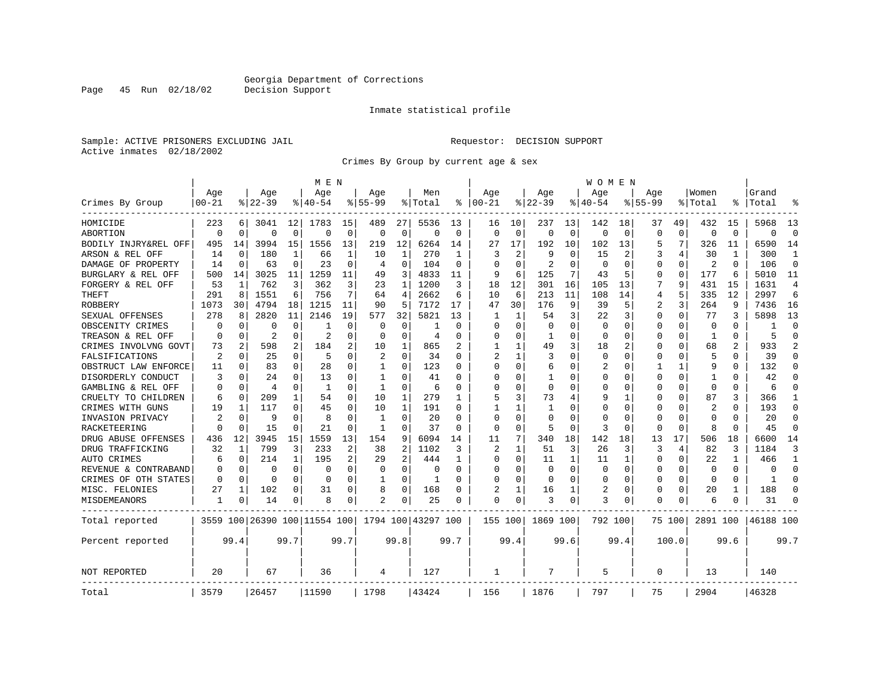Georgia Department of Corrections
Decision Support

Inmate statistical profile

Sample: ACTIVE PRISONERS EXCLUDING JAIL    Requestor: DECISION SUPPORT
Active inmates 02/18/2002

Crimes By Group by current age & sex

| Crimes By Group | MEN Age 00-21 | % | Age 22-39 | % | Age 40-54 | % | Age 55-99 | % | Men Total | % | WOMEN Age 00-21 | % | Age 22-39 | % | Age 40-54 | % | Age 55-99 | % | Women Total | % | Grand Total | % |
|---|---|---|---|---|---|---|---|---|---|---|---|---|---|---|---|---|---|---|---|---|---|---|
| HOMICIDE | 223 | 6 | 3041 | 12 | 1783 | 15 | 489 | 27 | 5536 | 13 | 16 | 10 | 237 | 13 | 142 | 18 | 37 | 49 | 432 | 15 | 5968 | 13 |
| ABORTION | 0 | 0 | 0 | 0 | 0 | 0 | 0 | 0 | 0 | 0 | 0 | 0 | 0 | 0 | 0 | 0 | 0 | 0 | 0 | 0 | 0 | 0 |
| BODILY INJRY&REL OFF | 495 | 14 | 3994 | 15 | 1556 | 13 | 219 | 12 | 6264 | 14 | 27 | 17 | 192 | 10 | 102 | 13 | 5 | 7 | 326 | 11 | 6590 | 14 |
| ARSON & REL OFF | 14 | 0 | 180 | 1 | 66 | 1 | 10 | 1 | 270 | 1 | 3 | 2 | 9 | 0 | 15 | 2 | 3 | 4 | 30 | 1 | 300 | 1 |
| DAMAGE OF PROPERTY | 14 | 0 | 63 | 0 | 23 | 0 | 4 | 0 | 104 | 0 | 0 | 0 | 2 | 0 | 0 | 0 | 0 | 0 | 2 | 0 | 106 | 0 |
| BURGLARY & REL OFF | 500 | 14 | 3025 | 11 | 1259 | 11 | 49 | 3 | 4833 | 11 | 9 | 6 | 125 | 7 | 43 | 5 | 0 | 0 | 177 | 6 | 5010 | 11 |
| FORGERY & REL OFF | 53 | 1 | 762 | 3 | 362 | 3 | 23 | 1 | 1200 | 3 | 18 | 12 | 301 | 16 | 105 | 13 | 7 | 9 | 431 | 15 | 1631 | 4 |
| THEFT | 291 | 8 | 1551 | 6 | 756 | 7 | 64 | 4 | 2662 | 6 | 10 | 6 | 213 | 11 | 108 | 14 | 4 | 5 | 335 | 12 | 2997 | 6 |
| ROBBERY | 1073 | 30 | 4794 | 18 | 1215 | 11 | 90 | 5 | 7172 | 17 | 47 | 30 | 176 | 9 | 39 | 5 | 2 | 3 | 264 | 9 | 7436 | 16 |
| SEXUAL OFFENSES | 278 | 8 | 2820 | 11 | 2146 | 19 | 577 | 32 | 5821 | 13 | 1 | 1 | 54 | 3 | 22 | 3 | 0 | 0 | 77 | 3 | 5898 | 13 |
| OBSCENITY CRIMES | 0 | 0 | 0 | 0 | 1 | 0 | 0 | 0 | 1 | 0 | 0 | 0 | 0 | 0 | 0 | 0 | 0 | 0 | 0 | 0 | 1 | 0 |
| TREASON & REL OFF | 0 | 0 | 2 | 0 | 2 | 0 | 0 | 0 | 4 | 0 | 0 | 0 | 1 | 0 | 0 | 0 | 0 | 0 | 1 | 0 | 5 | 0 |
| CRIMES INVOLVNG GOVT | 73 | 2 | 598 | 2 | 184 | 2 | 10 | 1 | 865 | 2 | 1 | 1 | 49 | 3 | 18 | 2 | 0 | 0 | 68 | 2 | 933 | 2 |
| FALSIFICATIONS | 2 | 0 | 25 | 0 | 5 | 0 | 2 | 0 | 34 | 0 | 2 | 1 | 3 | 0 | 0 | 0 | 0 | 0 | 5 | 0 | 39 | 0 |
| OBSTRUCT LAW ENFORCE | 11 | 0 | 83 | 0 | 28 | 0 | 1 | 0 | 123 | 0 | 0 | 0 | 6 | 0 | 2 | 0 | 1 | 1 | 9 | 0 | 132 | 0 |
| DISORDERLY CONDUCT | 3 | 0 | 24 | 0 | 13 | 0 | 1 | 0 | 41 | 0 | 0 | 0 | 1 | 0 | 0 | 0 | 0 | 0 | 1 | 0 | 42 | 0 |
| GAMBLING & REL OFF | 0 | 0 | 4 | 0 | 1 | 0 | 1 | 0 | 6 | 0 | 0 | 0 | 0 | 0 | 0 | 0 | 0 | 0 | 0 | 0 | 6 | 0 |
| CRUELTY TO CHILDREN | 6 | 0 | 209 | 1 | 54 | 0 | 10 | 1 | 279 | 1 | 5 | 3 | 73 | 4 | 9 | 1 | 0 | 0 | 87 | 3 | 366 | 1 |
| CRIMES WITH GUNS | 19 | 1 | 117 | 0 | 45 | 0 | 10 | 1 | 191 | 0 | 1 | 1 | 1 | 0 | 0 | 0 | 0 | 0 | 2 | 0 | 193 | 0 |
| INVASION PRIVACY | 2 | 0 | 9 | 0 | 8 | 0 | 1 | 0 | 20 | 0 | 0 | 0 | 0 | 0 | 0 | 0 | 0 | 0 | 0 | 0 | 20 | 0 |
| RACKETEERING | 0 | 0 | 15 | 0 | 21 | 0 | 1 | 0 | 37 | 0 | 0 | 0 | 5 | 0 | 3 | 0 | 0 | 0 | 8 | 0 | 45 | 0 |
| DRUG ABUSE OFFENSES | 436 | 12 | 3945 | 15 | 1559 | 13 | 154 | 9 | 6094 | 14 | 11 | 7 | 340 | 18 | 142 | 18 | 13 | 17 | 506 | 18 | 6600 | 14 |
| DRUG TRAFFICKING | 32 | 1 | 799 | 3 | 233 | 2 | 38 | 2 | 1102 | 3 | 2 | 1 | 51 | 3 | 26 | 3 | 3 | 4 | 82 | 3 | 1184 | 3 |
| AUTO CRIMES | 6 | 0 | 214 | 1 | 195 | 2 | 29 | 2 | 444 | 1 | 0 | 0 | 11 | 1 | 11 | 1 | 0 | 0 | 22 | 1 | 466 | 1 |
| REVENUE & CONTRABAND | 0 | 0 | 0 | 0 | 0 | 0 | 0 | 0 | 0 | 0 | 0 | 0 | 0 | 0 | 0 | 0 | 0 | 0 | 0 | 0 | 0 | 0 |
| CRIMES OF OTH STATES | 0 | 0 | 0 | 0 | 0 | 0 | 1 | 0 | 1 | 0 | 0 | 0 | 0 | 0 | 0 | 0 | 0 | 0 | 0 | 0 | 1 | 0 |
| MISC. FELONIES | 27 | 1 | 102 | 0 | 31 | 0 | 8 | 0 | 168 | 0 | 2 | 1 | 16 | 1 | 2 | 0 | 0 | 0 | 20 | 1 | 188 | 0 |
| MISDEMEANORS | 1 | 0 | 14 | 0 | 8 | 0 | 2 | 0 | 25 | 0 | 0 | 0 | 3 | 0 | 3 | 0 | 0 | 0 | 6 | 0 | 31 | 0 |
| Total reported | 3559 | 100 | 26390 | 100 | 11554 | 100 | 1794 | 100 | 43297 | 100 | 155 | 100 | 1869 | 100 | 792 | 100 | 75 | 100 | 2891 | 100 | 46188 | 100 |
| Percent reported | | 99.4 | | 99.7 | | 99.7 | | 99.8 | | 99.7 | | 99.4 | | 99.6 | | 99.4 | | 100.0 | | 99.6 | | 99.7 |
| NOT REPORTED | 20 | | 67 | | 36 | | 4 | | 127 | | 1 | | 7 | | 5 | | 0 | | 13 | | 140 | |
| Total | 3579 | | 26457 | | 11590 | | 1798 | | 43424 | | 156 | | 1876 | | 797 | | 75 | | 2904 | | 46328 | |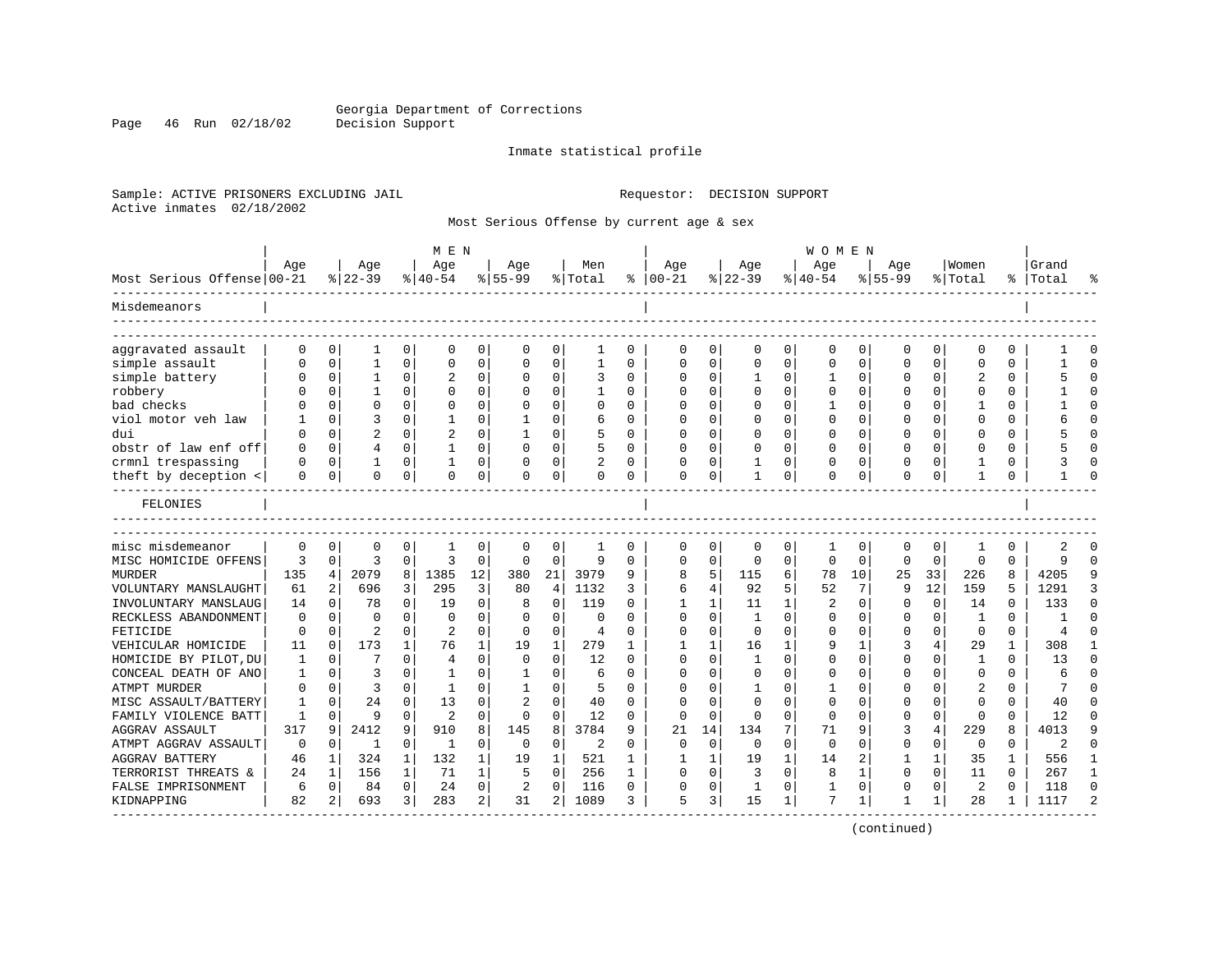Georgia Department of Corrections
Decision Support

Inmate statistical profile

Sample: ACTIVE PRISONERS EXCLUDING JAIL

Requestor: DECISION SUPPORT

Active inmates 02/18/2002

Most Serious Offense by current age & sex

| Most Serious Offense | MEN Age 00-21 | % | Age 22-39 | % | Age 40-54 | % | Age 55-99 | % | Men Total | % | WOMEN Age 00-21 | % | Age 22-39 | % | Age 40-54 | % | Age 55-99 | % | Women Total | % | Grand Total | % |
|---|---|---|---|---|---|---|---|---|---|---|---|---|---|---|---|---|---|---|---|---|---|---|
| **Misdemeanors** | | | | | | | | | | | | | | | | | | | | | | |
| aggravated assault | 0 | 0 | 1 | 0 | 0 | 0 | 0 | 0 | 1 | 0 | 0 | 0 | 0 | 0 | 0 | 0 | 0 | 0 | 0 | 0 | 1 | 0 |
| simple assault | 0 | 0 | 1 | 0 | 0 | 0 | 0 | 0 | 1 | 0 | 0 | 0 | 0 | 0 | 0 | 0 | 0 | 0 | 0 | 0 | 1 | 0 |
| simple battery | 0 | 0 | 1 | 0 | 2 | 0 | 0 | 0 | 3 | 0 | 0 | 0 | 1 | 0 | 1 | 0 | 0 | 0 | 2 | 0 | 5 | 0 |
| robbery | 0 | 0 | 1 | 0 | 0 | 0 | 0 | 0 | 1 | 0 | 0 | 0 | 0 | 0 | 0 | 0 | 0 | 0 | 0 | 0 | 1 | 0 |
| bad checks | 0 | 0 | 0 | 0 | 0 | 0 | 0 | 0 | 0 | 0 | 0 | 0 | 0 | 0 | 1 | 0 | 0 | 0 | 1 | 0 | 1 | 0 |
| viol motor veh law | 1 | 0 | 3 | 0 | 1 | 0 | 1 | 0 | 6 | 0 | 0 | 0 | 0 | 0 | 0 | 0 | 0 | 0 | 0 | 0 | 6 | 0 |
| dui | 0 | 0 | 2 | 0 | 2 | 0 | 1 | 0 | 5 | 0 | 0 | 0 | 0 | 0 | 0 | 0 | 0 | 0 | 0 | 0 | 5 | 0 |
| obstr of law enf off | 0 | 0 | 4 | 0 | 1 | 0 | 0 | 0 | 5 | 0 | 0 | 0 | 0 | 0 | 0 | 0 | 0 | 0 | 0 | 0 | 5 | 0 |
| crmnl trespassing | 0 | 0 | 1 | 0 | 1 | 0 | 0 | 0 | 2 | 0 | 0 | 0 | 1 | 0 | 0 | 0 | 0 | 0 | 1 | 0 | 3 | 0 |
| theft by deception < | 0 | 0 | 0 | 0 | 0 | 0 | 0 | 0 | 0 | 0 | 0 | 0 | 1 | 0 | 0 | 0 | 0 | 0 | 1 | 0 | 1 | 0 |
| **FELONIES** | | | | | | | | | | | | | | | | | | | | | | |
| misc misdemeanor | 0 | 0 | 0 | 0 | 1 | 0 | 0 | 0 | 1 | 0 | 0 | 0 | 0 | 0 | 1 | 0 | 0 | 0 | 1 | 0 | 2 | 0 |
| MISC HOMICIDE OFFENS | 3 | 0 | 3 | 0 | 3 | 0 | 0 | 0 | 9 | 0 | 0 | 0 | 0 | 0 | 0 | 0 | 0 | 0 | 0 | 0 | 9 | 0 |
| MURDER | 135 | 4 | 2079 | 8 | 1385 | 12 | 380 | 21 | 3979 | 9 | 8 | 5 | 115 | 6 | 78 | 10 | 25 | 33 | 226 | 8 | 4205 | 9 |
| VOLUNTARY MANSLAUGHT | 61 | 2 | 696 | 3 | 295 | 3 | 80 | 4 | 1132 | 3 | 6 | 4 | 92 | 5 | 52 | 7 | 9 | 12 | 159 | 5 | 1291 | 3 |
| INVOLUNTARY MANSLAUG | 14 | 0 | 78 | 0 | 19 | 0 | 8 | 0 | 119 | 0 | 1 | 1 | 11 | 1 | 2 | 0 | 0 | 0 | 14 | 0 | 133 | 0 |
| RECKLESS ABANDONMENT | 0 | 0 | 0 | 0 | 0 | 0 | 0 | 0 | 0 | 0 | 0 | 0 | 1 | 0 | 0 | 0 | 0 | 0 | 1 | 0 | 1 | 0 |
| FETICIDE | 0 | 0 | 2 | 0 | 2 | 0 | 0 | 0 | 4 | 0 | 0 | 0 | 0 | 0 | 0 | 0 | 0 | 0 | 0 | 0 | 4 | 0 |
| VEHICULAR HOMICIDE | 11 | 0 | 173 | 1 | 76 | 1 | 19 | 1 | 279 | 1 | 1 | 1 | 16 | 1 | 9 | 1 | 3 | 4 | 29 | 1 | 308 | 1 |
| HOMICIDE BY PILOT,DU | 1 | 0 | 7 | 0 | 4 | 0 | 0 | 0 | 12 | 0 | 0 | 0 | 1 | 0 | 0 | 0 | 0 | 0 | 1 | 0 | 13 | 0 |
| CONCEAL DEATH OF ANO | 1 | 0 | 3 | 0 | 1 | 0 | 1 | 0 | 6 | 0 | 0 | 0 | 0 | 0 | 0 | 0 | 0 | 0 | 0 | 0 | 6 | 0 |
| ATMPT MURDER | 0 | 0 | 3 | 0 | 1 | 0 | 1 | 0 | 5 | 0 | 0 | 0 | 1 | 0 | 1 | 0 | 0 | 0 | 2 | 0 | 7 | 0 |
| MISC ASSAULT/BATTERY | 1 | 0 | 24 | 0 | 13 | 0 | 2 | 0 | 40 | 0 | 0 | 0 | 0 | 0 | 0 | 0 | 0 | 0 | 0 | 0 | 40 | 0 |
| FAMILY VIOLENCE BATT | 1 | 0 | 9 | 0 | 2 | 0 | 0 | 0 | 12 | 0 | 0 | 0 | 0 | 0 | 0 | 0 | 0 | 0 | 0 | 0 | 12 | 0 |
| AGGRAV ASSAULT | 317 | 9 | 2412 | 9 | 910 | 8 | 145 | 8 | 3784 | 9 | 21 | 14 | 134 | 7 | 71 | 9 | 3 | 4 | 229 | 8 | 4013 | 9 |
| ATMPT AGGRAV ASSAULT | 0 | 0 | 1 | 0 | 1 | 0 | 0 | 0 | 2 | 0 | 0 | 0 | 0 | 0 | 0 | 0 | 0 | 0 | 0 | 0 | 2 | 0 |
| AGGRAV BATTERY | 46 | 1 | 324 | 1 | 132 | 1 | 19 | 1 | 521 | 1 | 1 | 1 | 19 | 1 | 14 | 2 | 1 | 1 | 35 | 1 | 556 | 1 |
| TERRORIST THREATS & | 24 | 1 | 156 | 1 | 71 | 1 | 5 | 0 | 256 | 1 | 0 | 0 | 3 | 0 | 8 | 1 | 0 | 0 | 11 | 0 | 267 | 1 |
| FALSE IMPRISONMENT | 6 | 0 | 84 | 0 | 24 | 0 | 2 | 0 | 116 | 0 | 0 | 0 | 1 | 0 | 1 | 0 | 0 | 0 | 2 | 0 | 118 | 0 |
| KIDNAPPING | 82 | 2 | 693 | 3 | 283 | 2 | 31 | 2 | 1089 | 3 | 5 | 3 | 15 | 1 | 7 | 1 | 1 | 1 | 28 | 1 | 1117 | 2 |

(continued)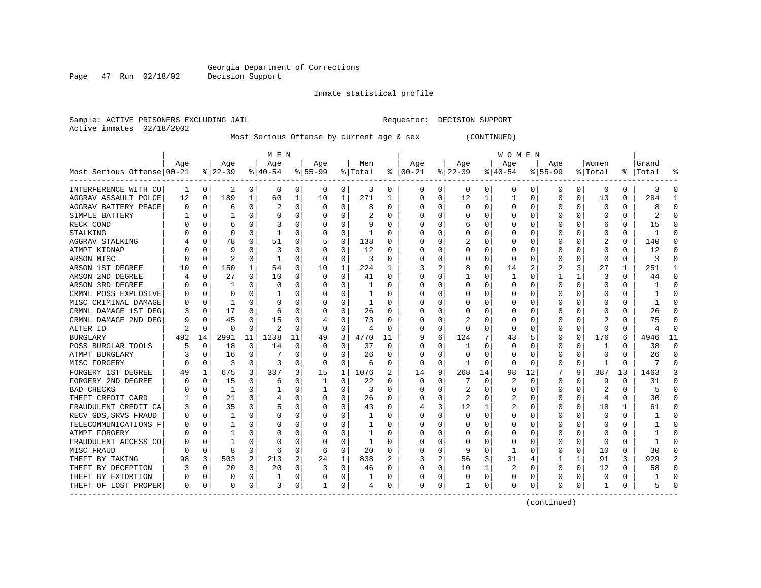Georgia Department of Corrections
Decision Support

Inmate statistical profile

Sample: ACTIVE PRISONERS EXCLUDING JAIL    Requestor: DECISION SUPPORT
Active inmates 02/18/2002

Most Serious Offense by current age & sex (CONTINUED)

| Most Serious Offense | MEN Age 00-21 | % | Age 22-39 | % | Age 40-54 | % | Age 55-99 | % | Men Total | % | WOMEN Age 00-21 | % | Age 22-39 | % | Age 40-54 | % | Age 55-99 | % | Women Total | % | Grand Total | % |
|---|---|---|---|---|---|---|---|---|---|---|---|---|---|---|---|---|---|---|---|---|---|---|
| INTERFERENCE WITH CU | 1 | 0 | 2 | 0 | 0 | 0 | 0 | 0 | 3 | 0 | 0 | 0 | 0 | 0 | 0 | 0 | 0 | 0 | 0 | 0 | 3 | 0 |
| AGGRAV ASSAULT POLCE | 12 | 0 | 189 | 1 | 60 | 1 | 10 | 1 | 271 | 1 | 0 | 0 | 12 | 1 | 1 | 0 | 0 | 0 | 13 | 0 | 284 | 1 |
| AGGRAV BATTERY PEACE | 0 | 0 | 6 | 0 | 2 | 0 | 0 | 0 | 8 | 0 | 0 | 0 | 0 | 0 | 0 | 0 | 0 | 0 | 0 | 0 | 8 | 0 |
| SIMPLE BATTERY | 1 | 0 | 1 | 0 | 0 | 0 | 0 | 0 | 2 | 0 | 0 | 0 | 0 | 0 | 0 | 0 | 0 | 0 | 0 | 0 | 2 | 0 |
| RECK COND | 0 | 0 | 6 | 0 | 3 | 0 | 0 | 0 | 9 | 0 | 0 | 0 | 6 | 0 | 0 | 0 | 0 | 0 | 6 | 0 | 15 | 0 |
| STALKING | 0 | 0 | 0 | 0 | 1 | 0 | 0 | 0 | 1 | 0 | 0 | 0 | 0 | 0 | 0 | 0 | 0 | 0 | 0 | 0 | 1 | 0 |
| AGGRAV STALKING | 4 | 0 | 78 | 0 | 51 | 0 | 5 | 0 | 138 | 0 | 0 | 0 | 2 | 0 | 0 | 0 | 0 | 0 | 2 | 0 | 140 | 0 |
| ATMPT KIDNAP | 0 | 0 | 9 | 0 | 3 | 0 | 0 | 0 | 12 | 0 | 0 | 0 | 0 | 0 | 0 | 0 | 0 | 0 | 0 | 0 | 12 | 0 |
| ARSON MISC | 0 | 0 | 2 | 0 | 1 | 0 | 0 | 0 | 3 | 0 | 0 | 0 | 0 | 0 | 0 | 0 | 0 | 0 | 0 | 0 | 3 | 0 |
| ARSON 1ST DEGREE | 10 | 0 | 150 | 1 | 54 | 0 | 10 | 1 | 224 | 1 | 3 | 2 | 8 | 0 | 14 | 2 | 2 | 3 | 27 | 1 | 251 | 1 |
| ARSON 2ND DEGREE | 4 | 0 | 27 | 0 | 10 | 0 | 0 | 0 | 41 | 0 | 0 | 0 | 1 | 0 | 1 | 0 | 1 | 1 | 3 | 0 | 44 | 0 |
| ARSON 3RD DEGREE | 0 | 0 | 1 | 0 | 0 | 0 | 0 | 0 | 1 | 0 | 0 | 0 | 0 | 0 | 0 | 0 | 0 | 0 | 0 | 0 | 1 | 0 |
| CRMNL POSS EXPLOSIVE | 0 | 0 | 0 | 0 | 1 | 0 | 0 | 0 | 1 | 0 | 0 | 0 | 0 | 0 | 0 | 0 | 0 | 0 | 0 | 0 | 1 | 0 |
| MISC CRIMINAL DAMAGE | 0 | 0 | 1 | 0 | 0 | 0 | 0 | 0 | 1 | 0 | 0 | 0 | 0 | 0 | 0 | 0 | 0 | 0 | 0 | 0 | 1 | 0 |
| CRMNL DAMAGE 1ST DEG | 3 | 0 | 17 | 0 | 6 | 0 | 0 | 0 | 26 | 0 | 0 | 0 | 0 | 0 | 0 | 0 | 0 | 0 | 0 | 0 | 26 | 0 |
| CRMNL DAMAGE 2ND DEG | 9 | 0 | 45 | 0 | 15 | 0 | 4 | 0 | 73 | 0 | 0 | 0 | 2 | 0 | 0 | 0 | 0 | 0 | 2 | 0 | 75 | 0 |
| ALTER ID | 2 | 0 | 0 | 0 | 2 | 0 | 0 | 0 | 4 | 0 | 0 | 0 | 0 | 0 | 0 | 0 | 0 | 0 | 0 | 0 | 4 | 0 |
| BURGLARY | 492 | 14 | 2991 | 11 | 1238 | 11 | 49 | 3 | 4770 | 11 | 9 | 6 | 124 | 7 | 43 | 5 | 0 | 0 | 176 | 6 | 4946 | 11 |
| POSS BURGLAR TOOLS | 5 | 0 | 18 | 0 | 14 | 0 | 0 | 0 | 37 | 0 | 0 | 0 | 1 | 0 | 0 | 0 | 0 | 0 | 1 | 0 | 38 | 0 |
| ATMPT BURGLARY | 3 | 0 | 16 | 0 | 7 | 0 | 0 | 0 | 26 | 0 | 0 | 0 | 0 | 0 | 0 | 0 | 0 | 0 | 0 | 0 | 26 | 0 |
| MISC FORGERY | 0 | 0 | 3 | 0 | 3 | 0 | 0 | 0 | 6 | 0 | 0 | 0 | 1 | 0 | 0 | 0 | 0 | 0 | 1 | 0 | 7 | 0 |
| FORGERY 1ST DEGREE | 49 | 1 | 675 | 3 | 337 | 3 | 15 | 1 | 1076 | 2 | 14 | 9 | 268 | 14 | 98 | 12 | 7 | 9 | 387 | 13 | 1463 | 3 |
| FORGERY 2ND DEGREE | 0 | 0 | 15 | 0 | 6 | 0 | 1 | 0 | 22 | 0 | 0 | 0 | 7 | 0 | 2 | 0 | 0 | 0 | 9 | 0 | 31 | 0 |
| BAD CHECKS | 0 | 0 | 1 | 0 | 1 | 0 | 1 | 0 | 3 | 0 | 0 | 0 | 2 | 0 | 0 | 0 | 0 | 0 | 2 | 0 | 5 | 0 |
| THEFT CREDIT CARD | 1 | 0 | 21 | 0 | 4 | 0 | 0 | 0 | 26 | 0 | 0 | 0 | 2 | 0 | 2 | 0 | 0 | 0 | 4 | 0 | 30 | 0 |
| FRAUDULENT CREDIT CA | 3 | 0 | 35 | 0 | 5 | 0 | 0 | 0 | 43 | 0 | 4 | 3 | 12 | 1 | 2 | 0 | 0 | 0 | 18 | 1 | 61 | 0 |
| RECV GDS,SRVS FRAUD | 0 | 0 | 1 | 0 | 0 | 0 | 0 | 0 | 1 | 0 | 0 | 0 | 0 | 0 | 0 | 0 | 0 | 0 | 0 | 0 | 1 | 0 |
| TELECOMMUNICATIONS F | 0 | 0 | 1 | 0 | 0 | 0 | 0 | 0 | 1 | 0 | 0 | 0 | 0 | 0 | 0 | 0 | 0 | 0 | 0 | 0 | 1 | 0 |
| ATMPT FORGERY | 0 | 0 | 1 | 0 | 0 | 0 | 0 | 0 | 1 | 0 | 0 | 0 | 0 | 0 | 0 | 0 | 0 | 0 | 0 | 0 | 1 | 0 |
| FRAUDULENT ACCESS CO | 0 | 0 | 1 | 0 | 0 | 0 | 0 | 0 | 1 | 0 | 0 | 0 | 0 | 0 | 0 | 0 | 0 | 0 | 0 | 0 | 1 | 0 |
| MISC FRAUD | 0 | 0 | 8 | 0 | 6 | 0 | 6 | 0 | 20 | 0 | 0 | 0 | 9 | 0 | 1 | 0 | 0 | 0 | 10 | 0 | 30 | 0 |
| THEFT BY TAKING | 98 | 3 | 503 | 2 | 213 | 2 | 24 | 1 | 838 | 2 | 3 | 2 | 56 | 3 | 31 | 4 | 1 | 1 | 91 | 3 | 929 | 2 |
| THEFT BY DECEPTION | 3 | 0 | 20 | 0 | 20 | 0 | 3 | 0 | 46 | 0 | 0 | 0 | 10 | 1 | 2 | 0 | 0 | 0 | 12 | 0 | 58 | 0 |
| THEFT BY EXTORTION | 0 | 0 | 0 | 0 | 1 | 0 | 0 | 0 | 1 | 0 | 0 | 0 | 0 | 0 | 0 | 0 | 0 | 0 | 0 | 0 | 1 | 0 |
| THEFT OF LOST PROPER | 0 | 0 | 0 | 0 | 3 | 0 | 1 | 0 | 4 | 0 | 0 | 0 | 1 | 0 | 0 | 0 | 0 | 0 | 1 | 0 | 5 | 0 |

(continued)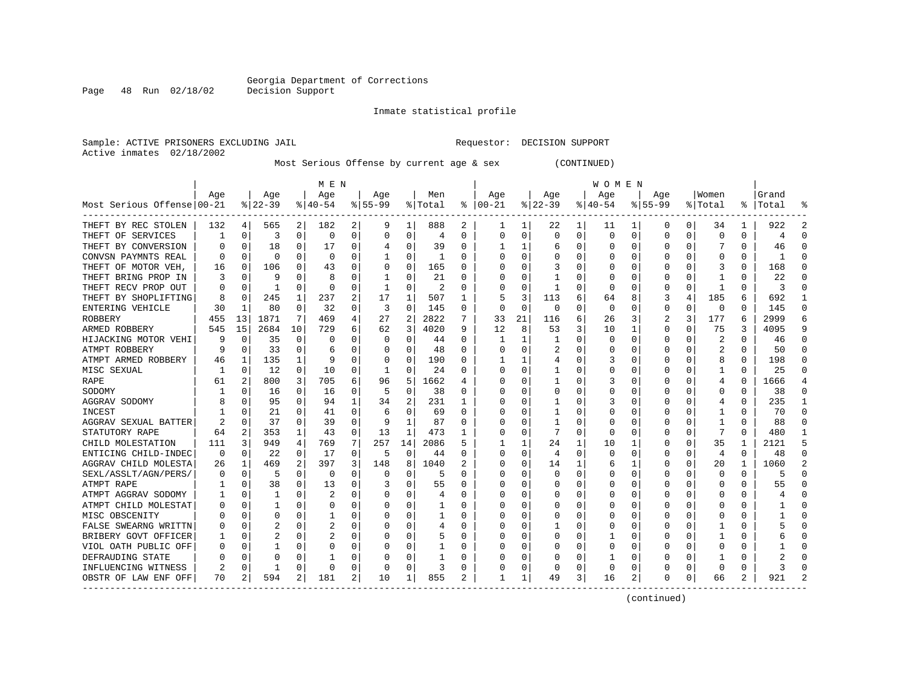Georgia Department of Corrections
Decision Support

Inmate statistical profile

Sample: ACTIVE PRISONERS EXCLUDING JAIL    Requestor: DECISION SUPPORT
Active inmates 02/18/2002

Most Serious Offense by current age & sex (CONTINUED)

| Most Serious Offense | MEN Age 00-21 | % | Age 22-39 | % | Age 40-54 | % | Age 55-99 | % | Men Total | % | WOMEN Age 00-21 | % | Age 22-39 | % | Age 40-54 | % | Age 55-99 | % | Women Total | % | Grand Total | % |
|---|---|---|---|---|---|---|---|---|---|---|---|---|---|---|---|---|---|---|---|---|---|---|
| THEFT BY REC STOLEN | 132 | 4 | 565 | 2 | 182 | 2 | 9 | 1 | 888 | 2 | 1 | 1 | 22 | 1 | 11 | 1 | 0 | 0 | 34 | 1 | 922 | 2 |
| THEFT OF SERVICES | 1 | 0 | 3 | 0 | 0 | 0 | 0 | 0 | 4 | 0 | 0 | 0 | 0 | 0 | 0 | 0 | 0 | 0 | 0 | 0 | 4 | 0 |
| THEFT BY CONVERSION | 0 | 0 | 18 | 0 | 17 | 0 | 4 | 0 | 39 | 0 | 1 | 1 | 6 | 0 | 0 | 0 | 0 | 0 | 7 | 0 | 46 | 0 |
| CONVSN PAYMNTS REAL | 0 | 0 | 0 | 0 | 0 | 0 | 1 | 0 | 1 | 0 | 0 | 0 | 0 | 0 | 0 | 0 | 0 | 0 | 0 | 0 | 1 | 0 |
| THEFT OF MOTOR VEH, | 16 | 0 | 106 | 0 | 43 | 0 | 0 | 0 | 165 | 0 | 0 | 0 | 3 | 0 | 0 | 0 | 0 | 0 | 3 | 0 | 168 | 0 |
| THEFT BRING PROP IN | 3 | 0 | 9 | 0 | 8 | 0 | 1 | 0 | 21 | 0 | 0 | 0 | 1 | 0 | 0 | 0 | 0 | 0 | 1 | 0 | 22 | 0 |
| THEFT RECV PROP OUT | 0 | 0 | 1 | 0 | 0 | 0 | 1 | 0 | 2 | 0 | 0 | 0 | 1 | 0 | 0 | 0 | 0 | 0 | 1 | 0 | 3 | 0 |
| THEFT BY SHOPLIFTING | 8 | 0 | 245 | 1 | 237 | 2 | 17 | 1 | 507 | 1 | 5 | 3 | 113 | 6 | 64 | 8 | 3 | 4 | 185 | 6 | 692 | 1 |
| ENTERING VEHICLE | 30 | 1 | 80 | 0 | 32 | 0 | 3 | 0 | 145 | 0 | 0 | 0 | 0 | 0 | 0 | 0 | 0 | 0 | 0 | 0 | 145 | 0 |
| ROBBERY | 455 | 13 | 1871 | 7 | 469 | 4 | 27 | 2 | 2822 | 7 | 33 | 21 | 116 | 6 | 26 | 3 | 2 | 3 | 177 | 6 | 2999 | 6 |
| ARMED ROBBERY | 545 | 15 | 2684 | 10 | 729 | 6 | 62 | 3 | 4020 | 9 | 12 | 8 | 53 | 3 | 10 | 1 | 0 | 0 | 75 | 3 | 4095 | 9 |
| HIJACKING MOTOR VEHI | 9 | 0 | 35 | 0 | 0 | 0 | 0 | 0 | 44 | 0 | 1 | 1 | 1 | 0 | 0 | 0 | 0 | 0 | 2 | 0 | 46 | 0 |
| ATMPT ROBBERY | 9 | 0 | 33 | 0 | 6 | 0 | 0 | 0 | 48 | 0 | 0 | 0 | 2 | 0 | 0 | 0 | 0 | 0 | 2 | 0 | 50 | 0 |
| ATMPT ARMED ROBBERY | 46 | 1 | 135 | 1 | 9 | 0 | 0 | 0 | 190 | 0 | 1 | 1 | 4 | 0 | 3 | 0 | 0 | 0 | 8 | 0 | 198 | 0 |
| MISC SEXUAL | 1 | 0 | 12 | 0 | 10 | 0 | 1 | 0 | 24 | 0 | 0 | 0 | 1 | 0 | 0 | 0 | 0 | 0 | 1 | 0 | 25 | 0 |
| RAPE | 61 | 2 | 800 | 3 | 705 | 6 | 96 | 5 | 1662 | 4 | 0 | 0 | 1 | 0 | 3 | 0 | 0 | 0 | 4 | 0 | 1666 | 4 |
| SODOMY | 1 | 0 | 16 | 0 | 16 | 0 | 5 | 0 | 38 | 0 | 0 | 0 | 0 | 0 | 0 | 0 | 0 | 0 | 0 | 0 | 38 | 0 |
| AGGRAV SODOMY | 8 | 0 | 95 | 0 | 94 | 1 | 34 | 2 | 231 | 1 | 0 | 0 | 1 | 0 | 3 | 0 | 0 | 0 | 4 | 0 | 235 | 1 |
| INCEST | 1 | 0 | 21 | 0 | 41 | 0 | 6 | 0 | 69 | 0 | 0 | 0 | 1 | 0 | 0 | 0 | 0 | 0 | 1 | 0 | 70 | 0 |
| AGGRAV SEXUAL BATTER | 2 | 0 | 37 | 0 | 39 | 0 | 9 | 1 | 87 | 0 | 0 | 0 | 1 | 0 | 0 | 0 | 0 | 0 | 1 | 0 | 88 | 0 |
| STATUTORY RAPE | 64 | 2 | 353 | 1 | 43 | 0 | 13 | 1 | 473 | 1 | 0 | 0 | 7 | 0 | 0 | 0 | 0 | 0 | 7 | 0 | 480 | 1 |
| CHILD MOLESTATION | 111 | 3 | 949 | 4 | 769 | 7 | 257 | 14 | 2086 | 5 | 1 | 1 | 24 | 1 | 10 | 1 | 0 | 0 | 35 | 1 | 2121 | 5 |
| ENTICING CHILD-INDEC | 0 | 0 | 22 | 0 | 17 | 0 | 5 | 0 | 44 | 0 | 0 | 0 | 4 | 0 | 0 | 0 | 0 | 0 | 4 | 0 | 48 | 0 |
| AGGRAV CHILD MOLESTA | 26 | 1 | 469 | 2 | 397 | 3 | 148 | 8 | 1040 | 2 | 0 | 0 | 14 | 1 | 6 | 1 | 0 | 0 | 20 | 1 | 1060 | 2 |
| SEXL/ASSLT/AGN/PERS/ | 0 | 0 | 5 | 0 | 0 | 0 | 0 | 0 | 5 | 0 | 0 | 0 | 0 | 0 | 0 | 0 | 0 | 0 | 0 | 0 | 5 | 0 |
| ATMPT RAPE | 1 | 0 | 38 | 0 | 13 | 0 | 3 | 0 | 55 | 0 | 0 | 0 | 0 | 0 | 0 | 0 | 0 | 0 | 0 | 0 | 55 | 0 |
| ATMPT AGGRAV SODOMY | 1 | 0 | 1 | 0 | 2 | 0 | 0 | 0 | 4 | 0 | 0 | 0 | 0 | 0 | 0 | 0 | 0 | 0 | 0 | 0 | 4 | 0 |
| ATMPT CHILD MOLESTAT | 0 | 0 | 1 | 0 | 0 | 0 | 0 | 0 | 1 | 0 | 0 | 0 | 0 | 0 | 0 | 0 | 0 | 0 | 0 | 0 | 1 | 0 |
| MISC OBSCENITY | 0 | 0 | 0 | 0 | 1 | 0 | 0 | 0 | 1 | 0 | 0 | 0 | 0 | 0 | 0 | 0 | 0 | 0 | 0 | 0 | 1 | 0 |
| FALSE SWEARNG WRITTN | 0 | 0 | 2 | 0 | 2 | 0 | 0 | 0 | 4 | 0 | 0 | 0 | 1 | 0 | 0 | 0 | 0 | 0 | 1 | 0 | 5 | 0 |
| BRIBERY GOVT OFFICER | 1 | 0 | 2 | 0 | 2 | 0 | 0 | 0 | 5 | 0 | 0 | 0 | 0 | 0 | 1 | 0 | 0 | 0 | 1 | 0 | 6 | 0 |
| VIOL OATH PUBLIC OFF | 0 | 0 | 1 | 0 | 0 | 0 | 0 | 0 | 1 | 0 | 0 | 0 | 0 | 0 | 0 | 0 | 0 | 0 | 0 | 0 | 1 | 0 |
| DEFRAUDING STATE | 0 | 0 | 0 | 0 | 1 | 0 | 0 | 0 | 1 | 0 | 0 | 0 | 0 | 0 | 1 | 0 | 0 | 0 | 1 | 0 | 2 | 0 |
| INFLUENCING WITNESS | 2 | 0 | 1 | 0 | 0 | 0 | 0 | 0 | 3 | 0 | 0 | 0 | 0 | 0 | 0 | 0 | 0 | 0 | 0 | 0 | 3 | 0 |
| OBSTR OF LAW ENF OFF | 70 | 2 | 594 | 2 | 181 | 2 | 10 | 1 | 855 | 2 | 1 | 1 | 49 | 3 | 16 | 2 | 0 | 0 | 66 | 2 | 921 | 2 |

(continued)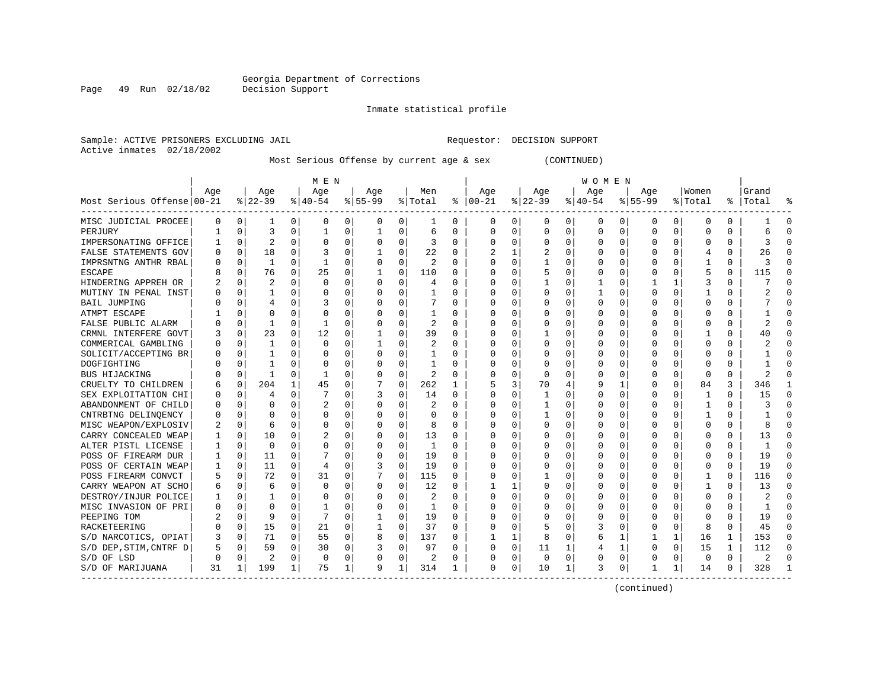Georgia Department of Corrections
Decision Support

Inmate statistical profile

Sample: ACTIVE PRISONERS EXCLUDING JAIL　　　　Requestor: DECISION SUPPORT
Active inmates 02/18/2002

Most Serious Offense by current age & sex　　　　(CONTINUED)

| | MEN | | | | | | | | | | WOMEN | | | | | | | | | | | |
|---|---|---|---|---|---|---|---|---|---|---|---|---|---|---|---|---|---|---|---|---|---|---|
| Most Serious Offense | Age 00-21 | % | Age 22-39 | % | Age 40-54 | % | Age 55-99 | % | Men Total | % | Age 00-21 | % | Age 22-39 | % | Age 40-54 | % | Age 55-99 | % | Women Total | % | Grand Total | % |
| MISC JUDICIAL PROCEE | 0 | 0 | 1 | 0 | 0 | 0 | 0 | 0 | 1 | 0 | 0 | 0 | 0 | 0 | 0 | 0 | 0 | 0 | 0 | 0 | 1 | 0 |
| PERJURY | 1 | 0 | 3 | 0 | 1 | 0 | 1 | 0 | 6 | 0 | 0 | 0 | 0 | 0 | 0 | 0 | 0 | 0 | 0 | 0 | 6 | 0 |
| IMPERSONATING OFFICE | 1 | 0 | 2 | 0 | 0 | 0 | 0 | 0 | 3 | 0 | 0 | 0 | 0 | 0 | 0 | 0 | 0 | 0 | 0 | 0 | 3 | 0 |
| FALSE STATEMENTS GOV | 0 | 0 | 18 | 0 | 3 | 0 | 1 | 0 | 22 | 0 | 2 | 1 | 2 | 0 | 0 | 0 | 0 | 0 | 4 | 0 | 26 | 0 |
| IMPRSNTNG ANTHR RBAL | 0 | 0 | 1 | 0 | 1 | 0 | 0 | 0 | 2 | 0 | 0 | 0 | 1 | 0 | 0 | 0 | 0 | 0 | 1 | 0 | 3 | 0 |
| ESCAPE | 8 | 0 | 76 | 0 | 25 | 0 | 1 | 0 | 110 | 0 | 0 | 0 | 5 | 0 | 0 | 0 | 0 | 0 | 5 | 0 | 115 | 0 |
| HINDERING APPREH OR | 2 | 0 | 2 | 0 | 0 | 0 | 0 | 0 | 4 | 0 | 0 | 0 | 1 | 0 | 1 | 0 | 1 | 1 | 3 | 0 | 7 | 0 |
| MUTINY IN PENAL INST | 0 | 0 | 1 | 0 | 0 | 0 | 0 | 0 | 1 | 0 | 0 | 0 | 0 | 0 | 1 | 0 | 0 | 0 | 1 | 0 | 2 | 0 |
| BAIL JUMPING | 0 | 0 | 4 | 0 | 3 | 0 | 0 | 0 | 7 | 0 | 0 | 0 | 0 | 0 | 0 | 0 | 0 | 0 | 0 | 0 | 7 | 0 |
| ATMPT ESCAPE | 1 | 0 | 0 | 0 | 0 | 0 | 0 | 0 | 1 | 0 | 0 | 0 | 0 | 0 | 0 | 0 | 0 | 0 | 0 | 0 | 1 | 0 |
| FALSE PUBLIC ALARM | 0 | 0 | 1 | 0 | 1 | 0 | 0 | 0 | 2 | 0 | 0 | 0 | 0 | 0 | 0 | 0 | 0 | 0 | 0 | 0 | 2 | 0 |
| CRMNL INTERFERE GOVT | 3 | 0 | 23 | 0 | 12 | 0 | 1 | 0 | 39 | 0 | 0 | 0 | 1 | 0 | 0 | 0 | 0 | 0 | 1 | 0 | 40 | 0 |
| COMMERICAL GAMBLING | 0 | 0 | 1 | 0 | 0 | 0 | 1 | 0 | 2 | 0 | 0 | 0 | 0 | 0 | 0 | 0 | 0 | 0 | 0 | 0 | 2 | 0 |
| SOLICIT/ACCEPTING BR | 0 | 0 | 1 | 0 | 0 | 0 | 0 | 0 | 1 | 0 | 0 | 0 | 0 | 0 | 0 | 0 | 0 | 0 | 0 | 0 | 1 | 0 |
| DOGFIGHTING | 0 | 0 | 1 | 0 | 0 | 0 | 0 | 0 | 1 | 0 | 0 | 0 | 0 | 0 | 0 | 0 | 0 | 0 | 0 | 0 | 1 | 0 |
| BUS HIJACKING | 0 | 0 | 1 | 0 | 1 | 0 | 0 | 0 | 2 | 0 | 0 | 0 | 0 | 0 | 0 | 0 | 0 | 0 | 0 | 0 | 2 | 0 |
| CRUELTY TO CHILDREN | 6 | 0 | 204 | 1 | 45 | 0 | 7 | 0 | 262 | 1 | 5 | 3 | 70 | 4 | 9 | 1 | 0 | 0 | 84 | 3 | 346 | 1 |
| SEX EXPLOITATION CHI | 0 | 0 | 4 | 0 | 7 | 0 | 3 | 0 | 14 | 0 | 0 | 0 | 1 | 0 | 0 | 0 | 0 | 0 | 1 | 0 | 15 | 0 |
| ABANDONMENT OF CHILD | 0 | 0 | 0 | 0 | 2 | 0 | 0 | 0 | 2 | 0 | 0 | 0 | 1 | 0 | 0 | 0 | 0 | 0 | 1 | 0 | 3 | 0 |
| CNTRBTNG DELINQENCY | 0 | 0 | 0 | 0 | 0 | 0 | 0 | 0 | 0 | 0 | 0 | 0 | 1 | 0 | 0 | 0 | 0 | 0 | 1 | 0 | 1 | 0 |
| MISC WEAPON/EXPLOSIV | 2 | 0 | 6 | 0 | 0 | 0 | 0 | 0 | 8 | 0 | 0 | 0 | 0 | 0 | 0 | 0 | 0 | 0 | 0 | 0 | 8 | 0 |
| CARRY CONCEALED WEAP | 1 | 0 | 10 | 0 | 2 | 0 | 0 | 0 | 13 | 0 | 0 | 0 | 0 | 0 | 0 | 0 | 0 | 0 | 0 | 0 | 13 | 0 |
| ALTER PISTL LICENSE | 1 | 0 | 0 | 0 | 0 | 0 | 0 | 0 | 1 | 0 | 0 | 0 | 0 | 0 | 0 | 0 | 0 | 0 | 0 | 0 | 1 | 0 |
| POSS OF FIREARM DUR | 1 | 0 | 11 | 0 | 7 | 0 | 0 | 0 | 19 | 0 | 0 | 0 | 0 | 0 | 0 | 0 | 0 | 0 | 0 | 0 | 19 | 0 |
| POSS OF CERTAIN WEAP | 1 | 0 | 11 | 0 | 4 | 0 | 3 | 0 | 19 | 0 | 0 | 0 | 0 | 0 | 0 | 0 | 0 | 0 | 0 | 0 | 19 | 0 |
| POSS FIREARM CONVCT | 5 | 0 | 72 | 0 | 31 | 0 | 7 | 0 | 115 | 0 | 0 | 0 | 1 | 0 | 0 | 0 | 0 | 0 | 1 | 0 | 116 | 0 |
| CARRY WEAPON AT SCHO | 6 | 0 | 6 | 0 | 0 | 0 | 0 | 0 | 12 | 0 | 1 | 1 | 0 | 0 | 0 | 0 | 0 | 0 | 1 | 0 | 13 | 0 |
| DESTROY/INJUR POLICE | 1 | 0 | 1 | 0 | 0 | 0 | 0 | 0 | 2 | 0 | 0 | 0 | 0 | 0 | 0 | 0 | 0 | 0 | 0 | 0 | 2 | 0 |
| MISC INVASION OF PRI | 0 | 0 | 0 | 0 | 1 | 0 | 0 | 0 | 1 | 0 | 0 | 0 | 0 | 0 | 0 | 0 | 0 | 0 | 0 | 0 | 1 | 0 |
| PEEPING TOM | 2 | 0 | 9 | 0 | 7 | 0 | 1 | 0 | 19 | 0 | 0 | 0 | 0 | 0 | 0 | 0 | 0 | 0 | 0 | 0 | 19 | 0 |
| RACKETEERING | 0 | 0 | 15 | 0 | 21 | 0 | 1 | 0 | 37 | 0 | 0 | 0 | 5 | 0 | 3 | 0 | 0 | 0 | 8 | 0 | 45 | 0 |
| S/D NARCOTICS, OPIAT | 3 | 0 | 71 | 0 | 55 | 0 | 8 | 0 | 137 | 0 | 1 | 1 | 8 | 0 | 6 | 1 | 1 | 1 | 16 | 1 | 153 | 0 |
| S/D DEP,STIM,CNTRF D | 5 | 0 | 59 | 0 | 30 | 0 | 3 | 0 | 97 | 0 | 0 | 0 | 11 | 1 | 4 | 1 | 0 | 0 | 15 | 1 | 112 | 0 |
| S/D OF LSD | 0 | 0 | 2 | 0 | 0 | 0 | 0 | 0 | 2 | 0 | 0 | 0 | 0 | 0 | 0 | 0 | 0 | 0 | 0 | 0 | 2 | 0 |
| S/D OF MARIJUANA | 31 | 1 | 199 | 1 | 75 | 1 | 9 | 1 | 314 | 1 | 0 | 0 | 10 | 1 | 3 | 0 | 1 | 1 | 14 | 0 | 328 | 1 |

(continued)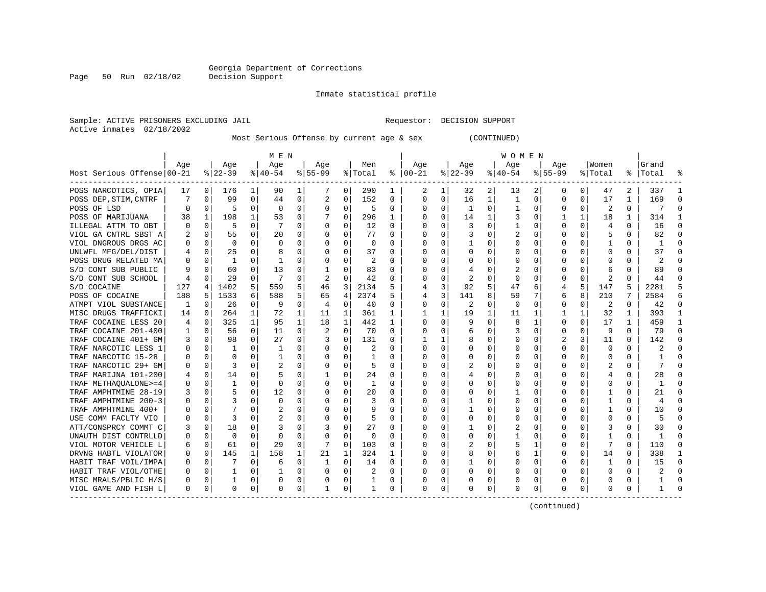Georgia Department of Corrections
Decision Support

Inmate statistical profile

Sample: ACTIVE PRISONERS EXCLUDING JAIL                                Requestor:  DECISION SUPPORT
Active inmates  02/18/2002

Most Serious Offense by current age & sex          (CONTINUED)

| Most Serious Offense | MEN Age 00-21 | % | Age 22-39 | % | Age 40-54 | % | Age 55-99 | % | Men Total | % | WOMEN Age 00-21 | % | Age 22-39 | % | Age 40-54 | % | Age 55-99 | % | Women Total | % | Grand Total | % |
|---|---|---|---|---|---|---|---|---|---|---|---|---|---|---|---|---|---|---|---|---|---|---|
| POSS NARCOTICS, OPIA | 17 | 0 | 176 | 1 | 90 | 1 | 7 | 0 | 290 | 1 | 2 | 1 | 32 | 2 | 13 | 2 | 0 | 0 | 47 | 2 | 337 | 1 |
| POSS DEP,STIM,CNTRF | 7 | 0 | 99 | 0 | 44 | 0 | 2 | 0 | 152 | 0 | 0 | 0 | 16 | 1 | 1 | 0 | 0 | 0 | 17 | 1 | 169 | 0 |
| POSS OF LSD | 0 | 0 | 5 | 0 | 0 | 0 | 0 | 0 | 5 | 0 | 0 | 0 | 1 | 0 | 1 | 0 | 0 | 0 | 2 | 0 | 7 | 0 |
| POSS OF MARIJUANA | 38 | 1 | 198 | 1 | 53 | 0 | 7 | 0 | 296 | 1 | 0 | 0 | 14 | 1 | 3 | 0 | 1 | 1 | 18 | 1 | 314 | 1 |
| ILLEGAL ATTM TO OBT | 0 | 0 | 5 | 0 | 7 | 0 | 0 | 0 | 12 | 0 | 0 | 0 | 3 | 0 | 1 | 0 | 0 | 0 | 4 | 0 | 16 | 0 |
| VIOL GA CNTRL SBST A | 2 | 0 | 55 | 0 | 20 | 0 | 0 | 0 | 77 | 0 | 0 | 0 | 3 | 0 | 2 | 0 | 0 | 0 | 5 | 0 | 82 | 0 |
| VIOL DNGROUS DRGS AC | 0 | 0 | 0 | 0 | 0 | 0 | 0 | 0 | 0 | 0 | 0 | 0 | 1 | 0 | 0 | 0 | 0 | 0 | 1 | 0 | 1 | 0 |
| UNLWFL MFG/DEL/DIST | 4 | 0 | 25 | 0 | 8 | 0 | 0 | 0 | 37 | 0 | 0 | 0 | 0 | 0 | 0 | 0 | 0 | 0 | 0 | 0 | 37 | 0 |
| POSS DRUG RELATED MA | 0 | 0 | 1 | 0 | 1 | 0 | 0 | 0 | 2 | 0 | 0 | 0 | 0 | 0 | 0 | 0 | 0 | 0 | 0 | 0 | 2 | 0 |
| S/D CONT SUB PUBLIC | 9 | 0 | 60 | 0 | 13 | 0 | 1 | 0 | 83 | 0 | 0 | 0 | 4 | 0 | 2 | 0 | 0 | 0 | 6 | 0 | 89 | 0 |
| S/D CONT SUB SCHOOL | 4 | 0 | 29 | 0 | 7 | 0 | 2 | 0 | 42 | 0 | 0 | 0 | 2 | 0 | 0 | 0 | 0 | 0 | 2 | 0 | 44 | 0 |
| S/D COCAINE | 127 | 4 | 1402 | 5 | 559 | 5 | 46 | 3 | 2134 | 5 | 4 | 3 | 92 | 5 | 47 | 6 | 4 | 5 | 147 | 5 | 2281 | 5 |
| POSS OF COCAINE | 188 | 5 | 1533 | 6 | 588 | 5 | 65 | 4 | 2374 | 5 | 4 | 3 | 141 | 8 | 59 | 7 | 6 | 8 | 210 | 7 | 2584 | 6 |
| ATMPT VIOL SUBSTANCE | 1 | 0 | 26 | 0 | 9 | 0 | 4 | 0 | 40 | 0 | 0 | 0 | 2 | 0 | 0 | 0 | 0 | 0 | 2 | 0 | 42 | 0 |
| MISC DRUGS TRAFFICKI | 14 | 0 | 264 | 1 | 72 | 1 | 11 | 1 | 361 | 1 | 1 | 1 | 19 | 1 | 11 | 1 | 1 | 1 | 32 | 1 | 393 | 1 |
| TRAF COCAINE LESS 20 | 4 | 0 | 325 | 1 | 95 | 1 | 18 | 1 | 442 | 1 | 0 | 0 | 9 | 0 | 8 | 1 | 0 | 0 | 17 | 1 | 459 | 1 |
| TRAF COCAINE 201-400 | 1 | 0 | 56 | 0 | 11 | 0 | 2 | 0 | 70 | 0 | 0 | 0 | 6 | 0 | 3 | 0 | 0 | 0 | 9 | 0 | 79 | 0 |
| TRAF COCAINE 401+ GM | 3 | 0 | 98 | 0 | 27 | 0 | 3 | 0 | 131 | 0 | 1 | 1 | 8 | 0 | 0 | 0 | 2 | 3 | 11 | 0 | 142 | 0 |
| TRAF NARCOTIC LESS 1 | 0 | 0 | 1 | 0 | 1 | 0 | 0 | 0 | 2 | 0 | 0 | 0 | 0 | 0 | 0 | 0 | 0 | 0 | 0 | 0 | 2 | 0 |
| TRAF NARCOTIC 15-28 | 0 | 0 | 0 | 0 | 1 | 0 | 0 | 0 | 1 | 0 | 0 | 0 | 0 | 0 | 0 | 0 | 0 | 0 | 0 | 0 | 1 | 0 |
| TRAF NARCOTIC 29+ GM | 0 | 0 | 3 | 0 | 2 | 0 | 0 | 0 | 5 | 0 | 0 | 0 | 2 | 0 | 0 | 0 | 0 | 0 | 2 | 0 | 7 | 0 |
| TRAF MARIJNA 101-200 | 4 | 0 | 14 | 0 | 5 | 0 | 1 | 0 | 24 | 0 | 0 | 0 | 4 | 0 | 0 | 0 | 0 | 0 | 4 | 0 | 28 | 0 |
| TRAF METHAQUALONE>=4 | 0 | 0 | 1 | 0 | 0 | 0 | 0 | 0 | 1 | 0 | 0 | 0 | 0 | 0 | 0 | 0 | 0 | 0 | 0 | 0 | 1 | 0 |
| TRAF AMPHTMINE 28-19 | 3 | 0 | 5 | 0 | 12 | 0 | 0 | 0 | 20 | 0 | 0 | 0 | 0 | 0 | 1 | 0 | 0 | 0 | 1 | 0 | 21 | 0 |
| TRAF AMPHTMINE 200-3 | 0 | 0 | 3 | 0 | 0 | 0 | 0 | 0 | 3 | 0 | 0 | 0 | 1 | 0 | 0 | 0 | 0 | 0 | 1 | 0 | 4 | 0 |
| TRAF AMPHTMINE 400+ | 0 | 0 | 7 | 0 | 2 | 0 | 0 | 0 | 9 | 0 | 0 | 0 | 1 | 0 | 0 | 0 | 0 | 0 | 1 | 0 | 10 | 0 |
| USE COMM FACLTY VIO | 0 | 0 | 3 | 0 | 2 | 0 | 0 | 0 | 5 | 0 | 0 | 0 | 0 | 0 | 0 | 0 | 0 | 0 | 0 | 0 | 5 | 0 |
| ATT/CONSPRCY COMMT C | 3 | 0 | 18 | 0 | 3 | 0 | 3 | 0 | 27 | 0 | 0 | 0 | 1 | 0 | 2 | 0 | 0 | 0 | 3 | 0 | 30 | 0 |
| UNAUTH DIST CONTRLLD | 0 | 0 | 0 | 0 | 0 | 0 | 0 | 0 | 0 | 0 | 0 | 0 | 0 | 0 | 1 | 0 | 0 | 0 | 1 | 0 | 1 | 0 |
| VIOL MOTOR VEHICLE L | 6 | 0 | 61 | 0 | 29 | 0 | 7 | 0 | 103 | 0 | 0 | 0 | 2 | 0 | 5 | 1 | 0 | 0 | 7 | 0 | 110 | 0 |
| DRVNG HABTL VIOLATOR | 0 | 0 | 145 | 1 | 158 | 1 | 21 | 1 | 324 | 1 | 0 | 0 | 8 | 0 | 6 | 1 | 0 | 0 | 14 | 0 | 338 | 1 |
| HABIT TRAF VOIL/IMPA | 0 | 0 | 7 | 0 | 6 | 0 | 1 | 0 | 14 | 0 | 0 | 0 | 1 | 0 | 0 | 0 | 0 | 0 | 1 | 0 | 15 | 0 |
| HABIT TRAF VIOL/OTHE | 0 | 0 | 1 | 0 | 1 | 0 | 0 | 0 | 2 | 0 | 0 | 0 | 0 | 0 | 0 | 0 | 0 | 0 | 0 | 0 | 2 | 0 |
| MISC MRALS/PBLIC H/S | 0 | 0 | 1 | 0 | 0 | 0 | 0 | 0 | 1 | 0 | 0 | 0 | 0 | 0 | 0 | 0 | 0 | 0 | 0 | 0 | 1 | 0 |
| VIOL GAME AND FISH L | 0 | 0 | 0 | 0 | 0 | 0 | 1 | 0 | 1 | 0 | 0 | 0 | 0 | 0 | 0 | 0 | 0 | 0 | 0 | 0 | 1 | 0 |

(continued)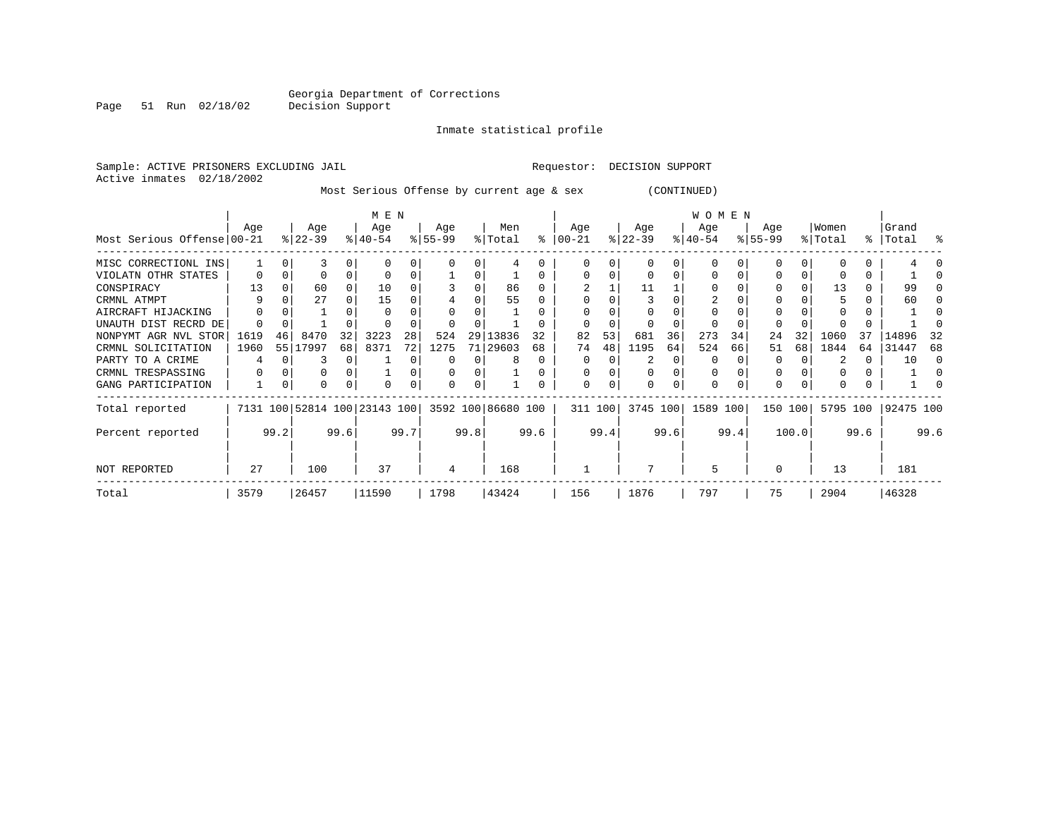Georgia Department of Corrections
Decision Support

Inmate statistical profile

Sample: ACTIVE PRISONERS EXCLUDING JAIL

Requestor: DECISION SUPPORT

Active inmates 02/18/2002

Most Serious Offense by current age & sex (CONTINUED)

| Most Serious Offense | MEN Age 00-21 | % | Age 22-39 | % | Age 40-54 | % | Age 55-99 | % | Men Total | % | WOMEN Age 00-21 | % | Age 22-39 | % | Age 40-54 | % | Age 55-99 | % | Women Total | % | Grand Total | % |
|---|---|---|---|---|---|---|---|---|---|---|---|---|---|---|---|---|---|---|---|---|---|---|
| MISC CORRECTIONL INS | 1 | 0 | 3 | 0 | 0 | 0 | 0 | 0 | 4 | 0 | 0 | 0 | 0 | 0 | 0 | 0 | 0 | 0 | 0 | 0 | 4 | 0 |
| VIOLATN OTHR STATES | 0 | 0 | 0 | 0 | 0 | 0 | 1 | 0 | 1 | 0 | 0 | 0 | 0 | 0 | 0 | 0 | 0 | 0 | 0 | 0 | 1 | 0 |
| CONSPIRACY | 13 | 0 | 60 | 0 | 10 | 0 | 3 | 0 | 86 | 0 | 2 | 1 | 11 | 1 | 0 | 0 | 0 | 0 | 13 | 0 | 99 | 0 |
| CRMNL ATMPT | 9 | 0 | 27 | 0 | 15 | 0 | 4 | 0 | 55 | 0 | 0 | 0 | 3 | 0 | 2 | 0 | 0 | 0 | 5 | 0 | 60 | 0 |
| AIRCRAFT HIJACKING | 0 | 0 | 1 | 0 | 0 | 0 | 0 | 0 | 1 | 0 | 0 | 0 | 0 | 0 | 0 | 0 | 0 | 0 | 0 | 0 | 1 | 0 |
| UNAUTH DIST RECRD DE | 0 | 0 | 1 | 0 | 0 | 0 | 0 | 0 | 1 | 0 | 0 | 0 | 0 | 0 | 0 | 0 | 0 | 0 | 0 | 0 | 1 | 0 |
| NONPYMT AGR NVL STOR | 1619 | 46 | 8470 | 32 | 3223 | 28 | 524 | 29 | 13836 | 32 | 82 | 53 | 681 | 36 | 273 | 34 | 24 | 32 | 1060 | 37 | 14896 | 32 |
| CRMNL SOLICITATION | 1960 | 55 | 17997 | 68 | 8371 | 72 | 1275 | 71 | 29603 | 68 | 74 | 48 | 1195 | 64 | 524 | 66 | 51 | 68 | 1844 | 64 | 31447 | 68 |
| PARTY TO A CRIME | 4 | 0 | 3 | 0 | 1 | 0 | 0 | 0 | 8 | 0 | 0 | 0 | 2 | 0 | 0 | 0 | 0 | 0 | 2 | 0 | 10 | 0 |
| CRMNL TRESPASSING | 0 | 0 | 0 | 0 | 1 | 0 | 0 | 0 | 1 | 0 | 0 | 0 | 0 | 0 | 0 | 0 | 0 | 0 | 0 | 0 | 1 | 0 |
| GANG PARTICIPATION | 1 | 0 | 0 | 0 | 0 | 0 | 0 | 0 | 1 | 0 | 0 | 0 | 0 | 0 | 0 | 0 | 0 | 0 | 0 | 0 | 1 | 0 |
| Total reported | 7131 | 100 | 52814 | 100 | 23143 | 100 | 3592 | 100 | 86680 | 100 | 311 | 100 | 3745 | 100 | 1589 | 100 | 150 | 100 | 5795 | 100 | 92475 | 100 |
| Percent reported | | 99.2 | | 99.6 | | 99.7 | | 99.8 | | 99.6 | | 99.4 | | 99.6 | | 99.4 | | 100.0 | | 99.6 | | 99.6 |
| NOT REPORTED | 27 | | 100 | | 37 | | 4 | | 168 | | 1 | | 7 | | 5 | | 0 | | 13 | | 181 | |
| Total | 3579 | | 26457 | | 11590 | | 1798 | | 43424 | | 156 | | 1876 | | 797 | | 75 | | 2904 | | 46328 | |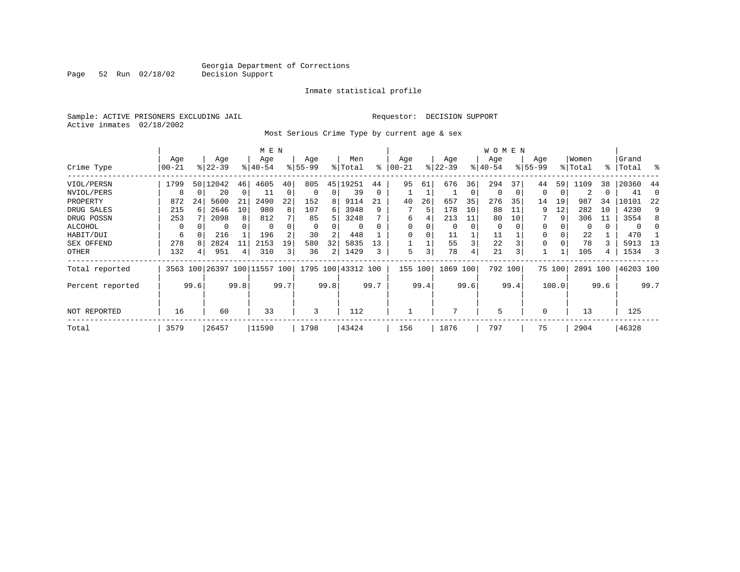Georgia Department of Corrections
Decision Support

Inmate statistical profile

Sample: ACTIVE PRISONERS EXCLUDING JAIL

Requestor: DECISION SUPPORT

Active inmates 02/18/2002

Most Serious Crime Type by current age & sex

| | MEN | | | | | | | | | | WOMEN | | | | | | | | | | | |
|---|---|---|---|---|---|---|---|---|---|---|---|---|---|---|---|---|---|---|---|---|---|---|
| Crime Type | Age 00-21 | % | Age 22-39 | % | Age 40-54 | % | Age 55-99 | % | Men Total | % | Age 00-21 | % | Age 22-39 | % | Age 40-54 | % | Age 55-99 | % | Women Total | % | Grand Total | % |
| VIOL/PERSN | 1799 | 50 | 12042 | 46 | 4605 | 40 | 805 | 45 | 19251 | 44 | 95 | 61 | 676 | 36 | 294 | 37 | 44 | 59 | 1109 | 38 | 20360 | 44 |
| NVIOL/PERS | 8 | 0 | 20 | 0 | 11 | 0 | 0 | 0 | 39 | 0 | 1 | 1 | 1 | 0 | 0 | 0 | 0 | 0 | 2 | 0 | 41 | 0 |
| PROPERTY | 872 | 24 | 5600 | 21 | 2490 | 22 | 152 | 8 | 9114 | 21 | 40 | 26 | 657 | 35 | 276 | 35 | 14 | 19 | 987 | 34 | 10101 | 22 |
| DRUG SALES | 215 | 6 | 2646 | 10 | 980 | 8 | 107 | 6 | 3948 | 9 | 7 | 5 | 178 | 10 | 88 | 11 | 9 | 12 | 282 | 10 | 4230 | 9 |
| DRUG POSSN | 253 | 7 | 2098 | 8 | 812 | 7 | 85 | 5 | 3248 | 7 | 6 | 4 | 213 | 11 | 80 | 10 | 7 | 9 | 306 | 11 | 3554 | 8 |
| ALCOHOL | 0 | 0 | 0 | 0 | 0 | 0 | 0 | 0 | 0 | 0 | 0 | 0 | 0 | 0 | 0 | 0 | 0 | 0 | 0 | 0 | 0 | 0 |
| HABIT/DUI | 6 | 0 | 216 | 1 | 196 | 2 | 30 | 2 | 448 | 1 | 0 | 0 | 11 | 1 | 11 | 1 | 0 | 0 | 22 | 1 | 470 | 1 |
| SEX OFFEND | 278 | 8 | 2824 | 11 | 2153 | 19 | 580 | 32 | 5835 | 13 | 1 | 1 | 55 | 3 | 22 | 3 | 0 | 0 | 78 | 3 | 5913 | 13 |
| OTHER | 132 | 4 | 951 | 4 | 310 | 3 | 36 | 2 | 1429 | 3 | 5 | 3 | 78 | 4 | 21 | 3 | 1 | 1 | 105 | 4 | 1534 | 3 |
| Total reported | 3563 | 100 | 26397 | 100 | 11557 | 100 | 1795 | 100 | 43312 | 100 | 155 | 100 | 1869 | 100 | 792 | 100 | 75 | 100 | 2891 | 100 | 46203 | 100 |
| Percent reported | | 99.6 | | 99.8 | | 99.7 | | 99.8 | | 99.7 | | 99.4 | | 99.6 | | 99.4 | | 100.0 | | 99.6 | | 99.7 |
| NOT REPORTED | 16 | | 60 | | 33 | | 3 | | 112 | | 1 | | 7 | | 5 | | 0 | | 13 | | 125 | |
| Total | 3579 | | 26457 | | 11590 | | 1798 | | 43424 | | 156 | | 1876 | | 797 | | 75 | | 2904 | | 46328 | |